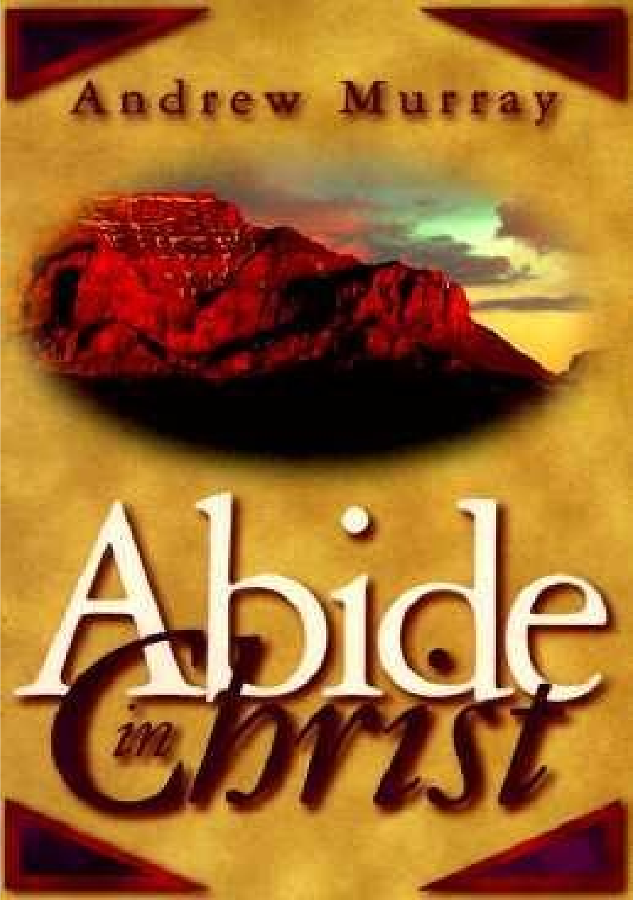Andrew Murray

# Abide in Christ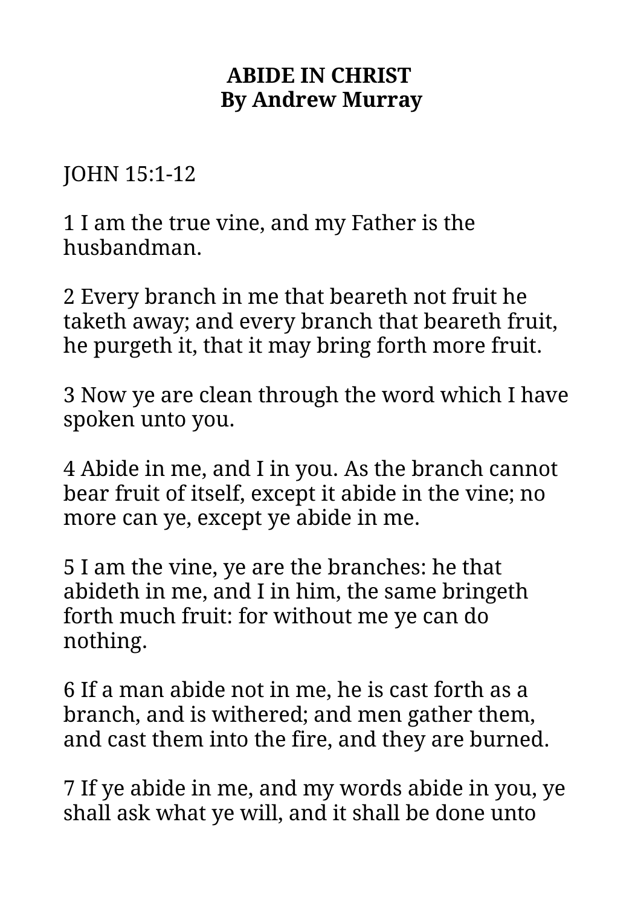**ABIDE IN CHRIST**
**By Andrew Murray**

JOHN 15:1-12

1 I am the true vine, and my Father is the husbandman.

2 Every branch in me that beareth not fruit he taketh away; and every branch that beareth fruit, he purgeth it, that it may bring forth more fruit.

3 Now ye are clean through the word which I have spoken unto you.

4 Abide in me, and I in you. As the branch cannot bear fruit of itself, except it abide in the vine; no more can ye, except ye abide in me.

5 I am the vine, ye are the branches: he that abideth in me, and I in him, the same bringeth forth much fruit: for without me ye can do nothing.

6 If a man abide not in me, he is cast forth as a branch, and is withered; and men gather them, and cast them into the fire, and they are burned.

7 If ye abide in me, and my words abide in you, ye shall ask what ye will, and it shall be done unto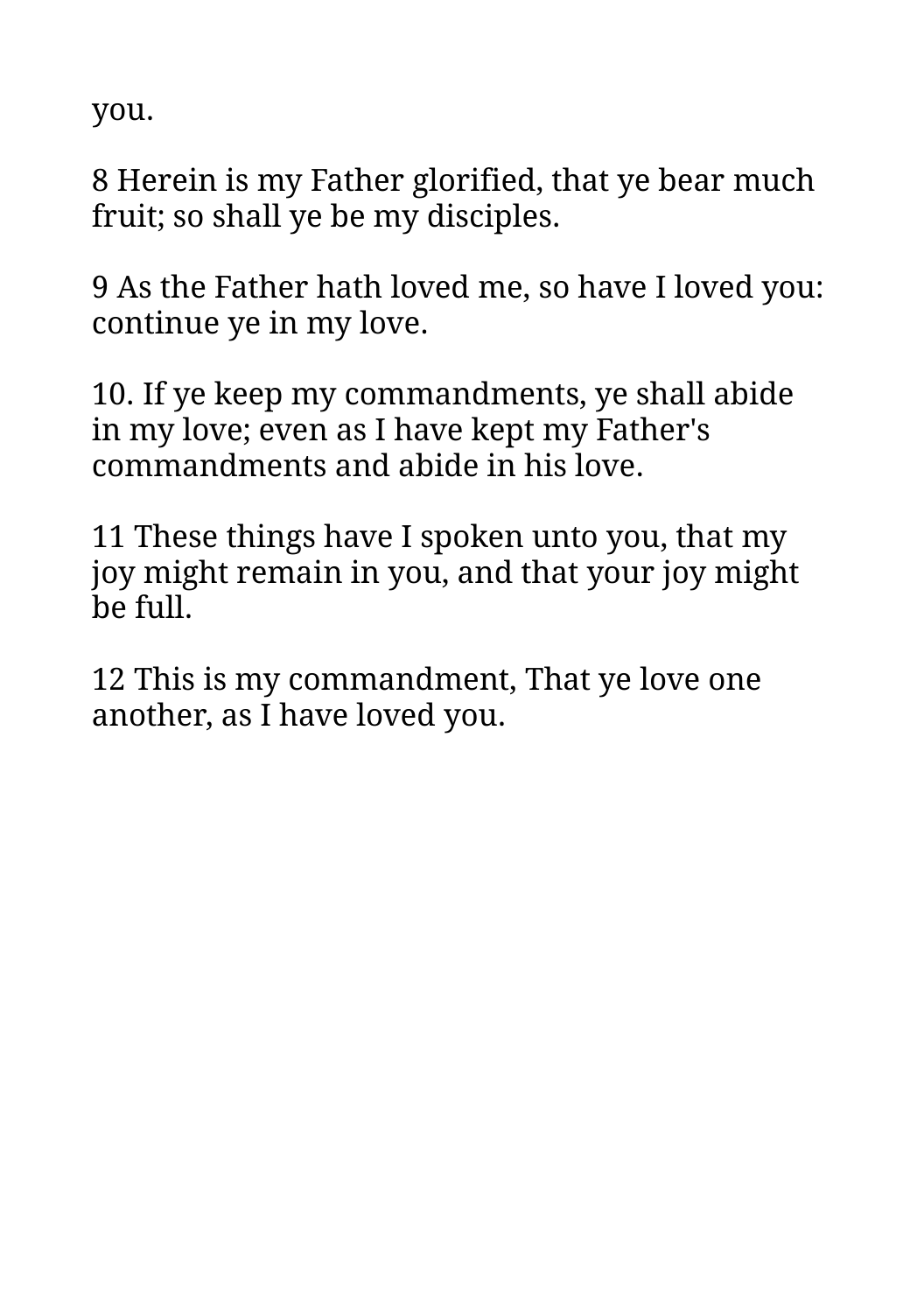you.

8 Herein is my Father glorified, that ye bear much fruit; so shall ye be my disciples.

9 As the Father hath loved me, so have I loved you: continue ye in my love.

10. If ye keep my commandments, ye shall abide in my love; even as I have kept my Father's commandments and abide in his love.

11 These things have I spoken unto you, that my joy might remain in you, and that your joy might be full.

12 This is my commandment, That ye love one another, as I have loved you.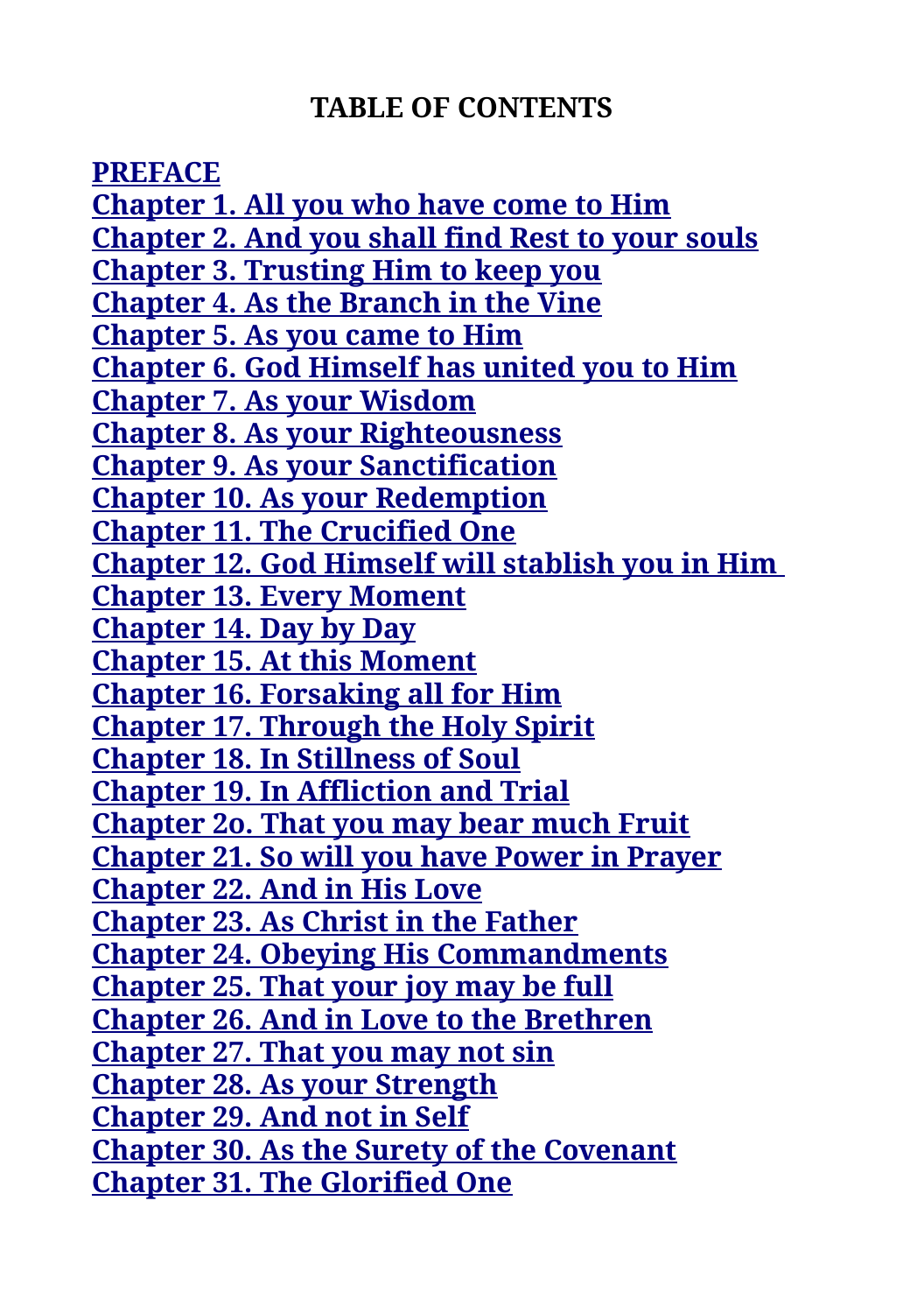## TABLE OF CONTENTS

PREFACE
Chapter 1. All you who have come to Him
Chapter 2. And you shall find Rest to your souls
Chapter 3. Trusting Him to keep you
Chapter 4. As the Branch in the Vine
Chapter 5. As you came to Him
Chapter 6. God Himself has united you to Him
Chapter 7. As your Wisdom
Chapter 8. As your Righteousness
Chapter 9. As your Sanctification
Chapter 10. As your Redemption
Chapter 11. The Crucified One
Chapter 12. God Himself will stablish you in Him
Chapter 13. Every Moment
Chapter 14. Day by Day
Chapter 15. At this Moment
Chapter 16. Forsaking all for Him
Chapter 17. Through the Holy Spirit
Chapter 18. In Stillness of Soul
Chapter 19. In Affliction and Trial
Chapter 2o. That you may bear much Fruit
Chapter 21. So will you have Power in Prayer
Chapter 22. And in His Love
Chapter 23. As Christ in the Father
Chapter 24. Obeying His Commandments
Chapter 25. That your joy may be full
Chapter 26. And in Love to the Brethren
Chapter 27. That you may not sin
Chapter 28. As your Strength
Chapter 29. And not in Self
Chapter 30. As the Surety of the Covenant
Chapter 31. The Glorified One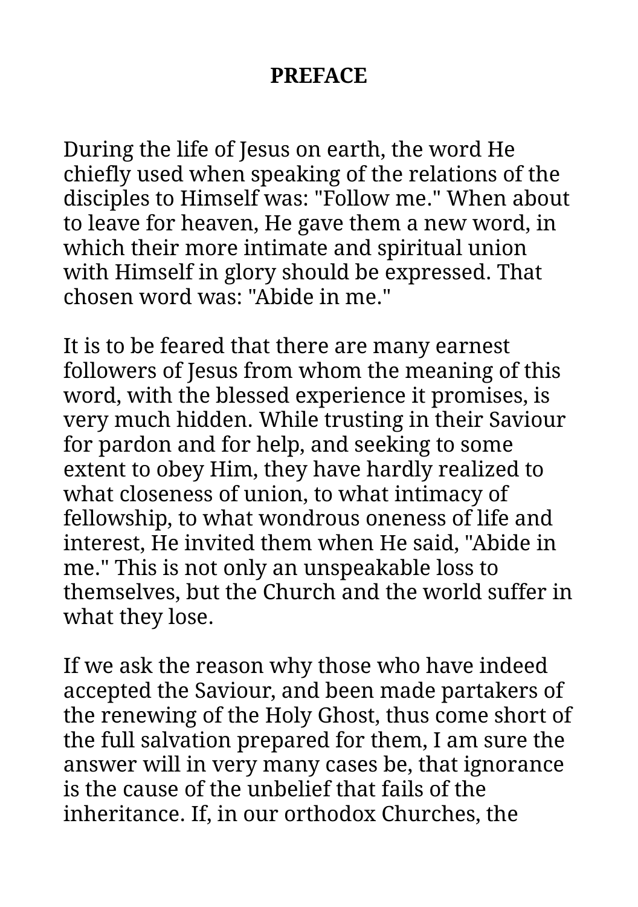# PREFACE

During the life of Jesus on earth, the word He chiefly used when speaking of the relations of the disciples to Himself was: "Follow me." When about to leave for heaven, He gave them a new word, in which their more intimate and spiritual union with Himself in glory should be expressed. That chosen word was: "Abide in me."

It is to be feared that there are many earnest followers of Jesus from whom the meaning of this word, with the blessed experience it promises, is very much hidden. While trusting in their Saviour for pardon and for help, and seeking to some extent to obey Him, they have hardly realized to what closeness of union, to what intimacy of fellowship, to what wondrous oneness of life and interest, He invited them when He said, "Abide in me." This is not only an unspeakable loss to themselves, but the Church and the world suffer in what they lose.

If we ask the reason why those who have indeed accepted the Saviour, and been made partakers of the renewing of the Holy Ghost, thus come short of the full salvation prepared for them, I am sure the answer will in very many cases be, that ignorance is the cause of the unbelief that fails of the inheritance. If, in our orthodox Churches, the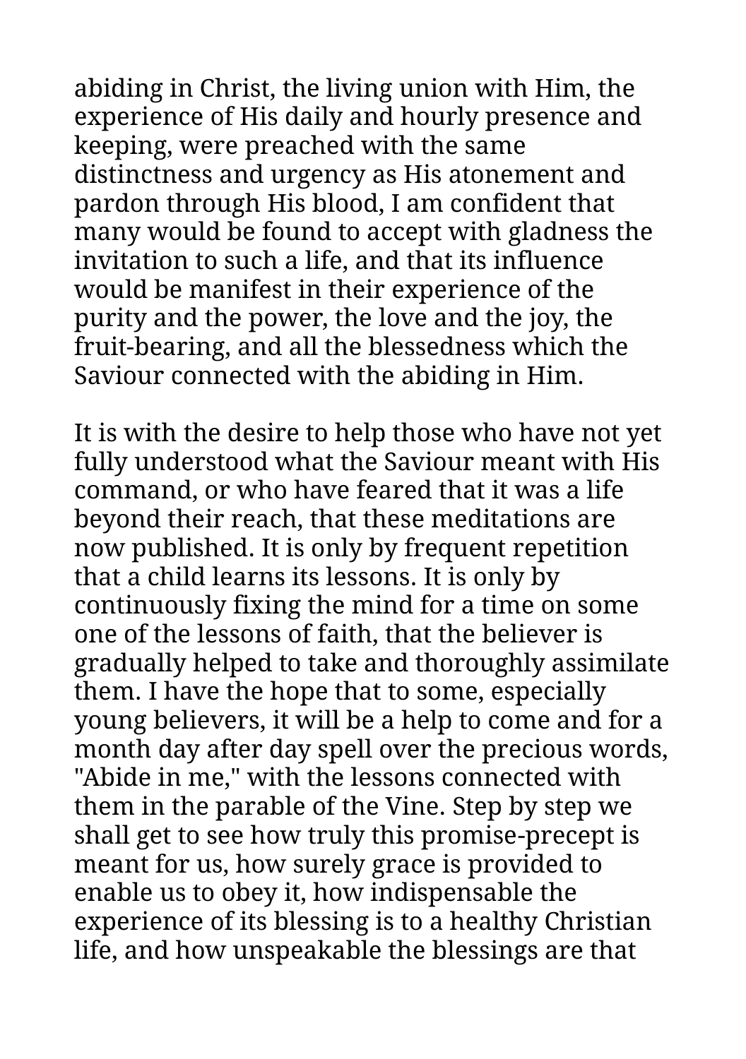abiding in Christ, the living union with Him, the experience of His daily and hourly presence and keeping, were preached with the same distinctness and urgency as His atonement and pardon through His blood, I am confident that many would be found to accept with gladness the invitation to such a life, and that its influence would be manifest in their experience of the purity and the power, the love and the joy, the fruit-bearing, and all the blessedness which the Saviour connected with the abiding in Him.

It is with the desire to help those who have not yet fully understood what the Saviour meant with His command, or who have feared that it was a life beyond their reach, that these meditations are now published. It is only by frequent repetition that a child learns its lessons. It is only by continuously fixing the mind for a time on some one of the lessons of faith, that the believer is gradually helped to take and thoroughly assimilate them. I have the hope that to some, especially young believers, it will be a help to come and for a month day after day spell over the precious words, "Abide in me," with the lessons connected with them in the parable of the Vine. Step by step we shall get to see how truly this promise-precept is meant for us, how surely grace is provided to enable us to obey it, how indispensable the experience of its blessing is to a healthy Christian life, and how unspeakable the blessings are that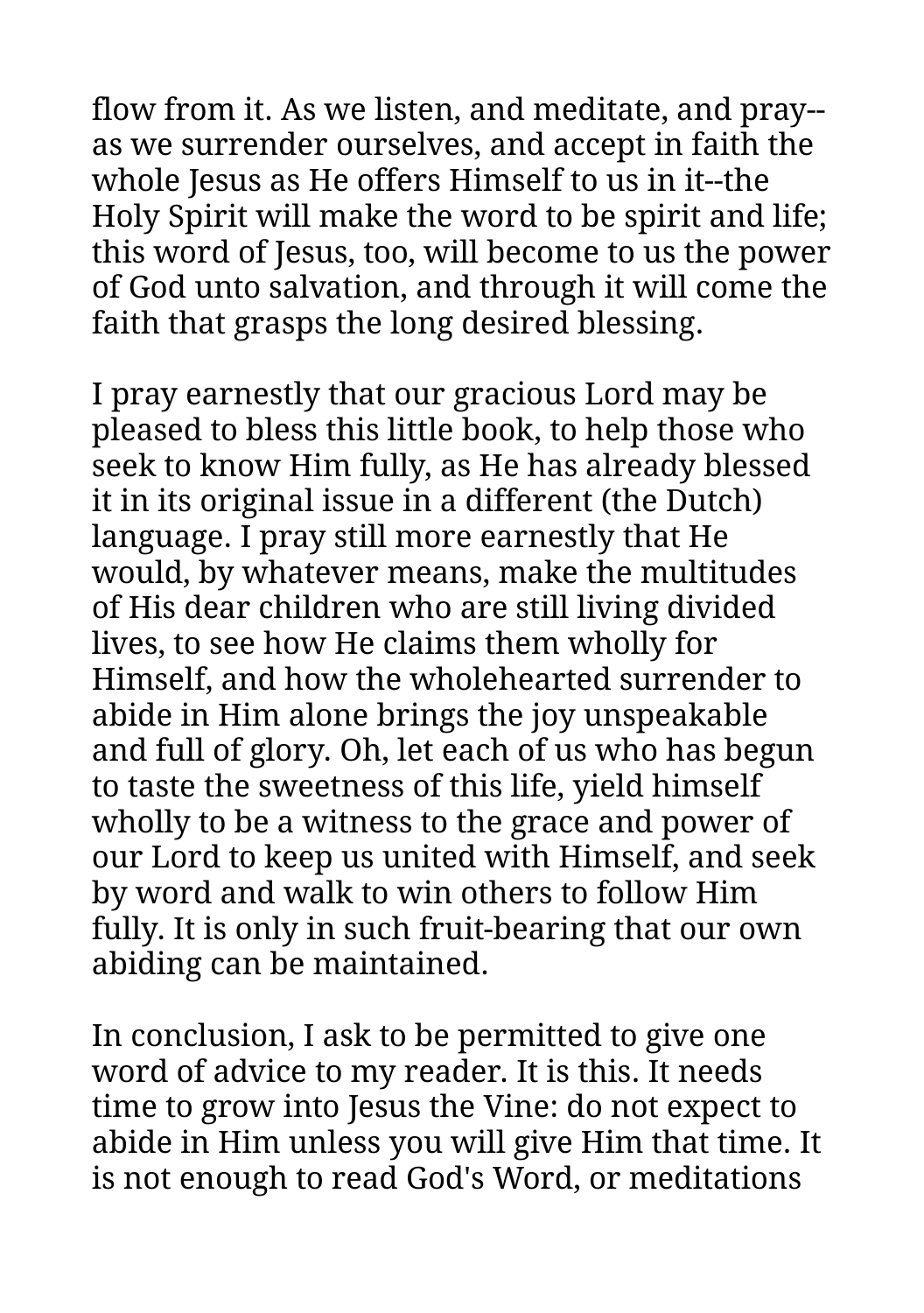flow from it. As we listen, and meditate, and pray--as we surrender ourselves, and accept in faith the whole Jesus as He offers Himself to us in it--the Holy Spirit will make the word to be spirit and life; this word of Jesus, too, will become to us the power of God unto salvation, and through it will come the faith that grasps the long desired blessing.

I pray earnestly that our gracious Lord may be pleased to bless this little book, to help those who seek to know Him fully, as He has already blessed it in its original issue in a different (the Dutch) language. I pray still more earnestly that He would, by whatever means, make the multitudes of His dear children who are still living divided lives, to see how He claims them wholly for Himself, and how the wholehearted surrender to abide in Him alone brings the joy unspeakable and full of glory. Oh, let each of us who has begun to taste the sweetness of this life, yield himself wholly to be a witness to the grace and power of our Lord to keep us united with Himself, and seek by word and walk to win others to follow Him fully. It is only in such fruit-bearing that our own abiding can be maintained.

In conclusion, I ask to be permitted to give one word of advice to my reader. It is this. It needs time to grow into Jesus the Vine: do not expect to abide in Him unless you will give Him that time. It is not enough to read God's Word, or meditations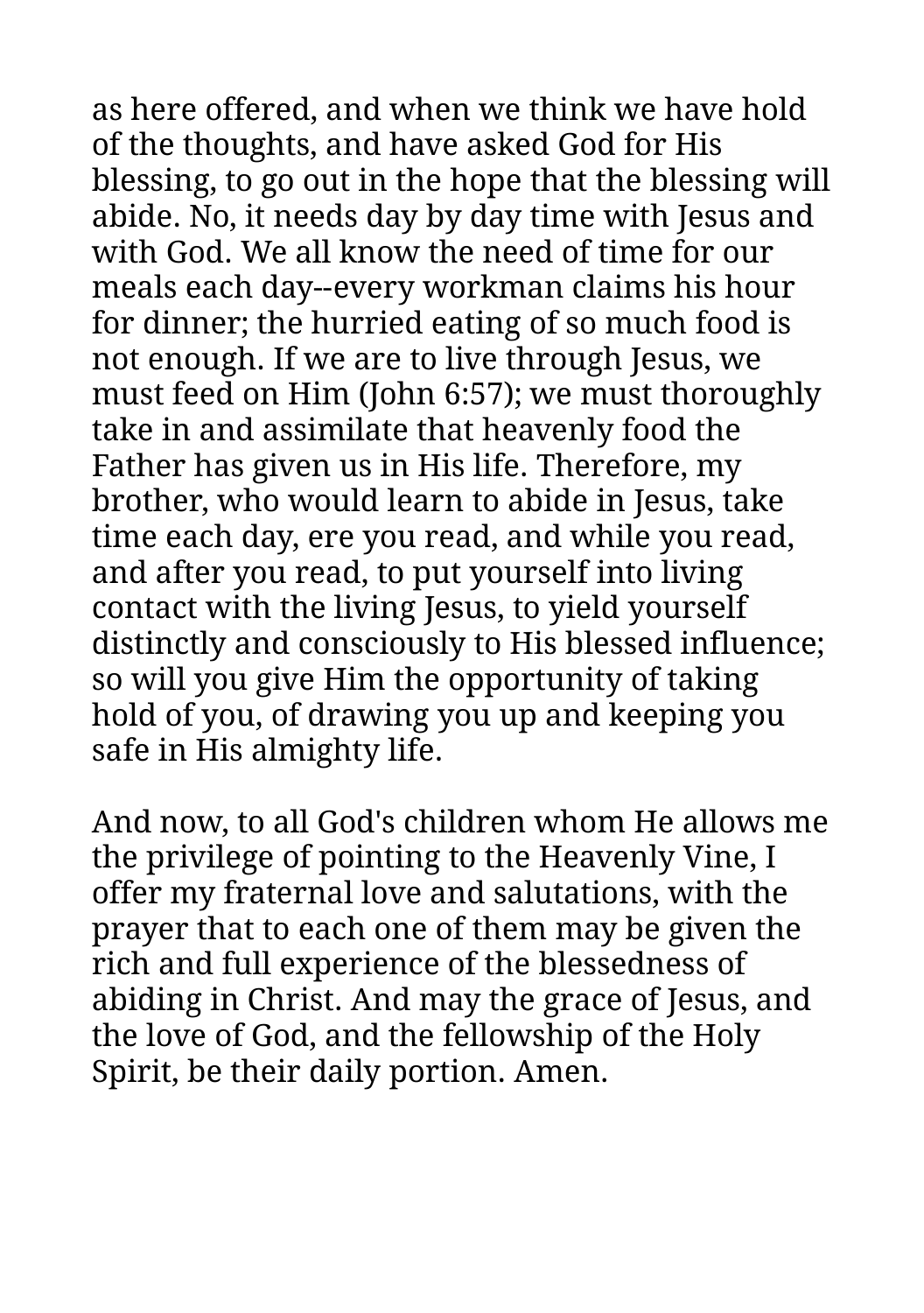as here offered, and when we think we have hold of the thoughts, and have asked God for His blessing, to go out in the hope that the blessing will abide. No, it needs day by day time with Jesus and with God. We all know the need of time for our meals each day--every workman claims his hour for dinner; the hurried eating of so much food is not enough. If we are to live through Jesus, we must feed on Him (John 6:57); we must thoroughly take in and assimilate that heavenly food the Father has given us in His life. Therefore, my brother, who would learn to abide in Jesus, take time each day, ere you read, and while you read, and after you read, to put yourself into living contact with the living Jesus, to yield yourself distinctly and consciously to His blessed influence; so will you give Him the opportunity of taking hold of you, of drawing you up and keeping you safe in His almighty life.

And now, to all God's children whom He allows me the privilege of pointing to the Heavenly Vine, I offer my fraternal love and salutations, with the prayer that to each one of them may be given the rich and full experience of the blessedness of abiding in Christ. And may the grace of Jesus, and the love of God, and the fellowship of the Holy Spirit, be their daily portion. Amen.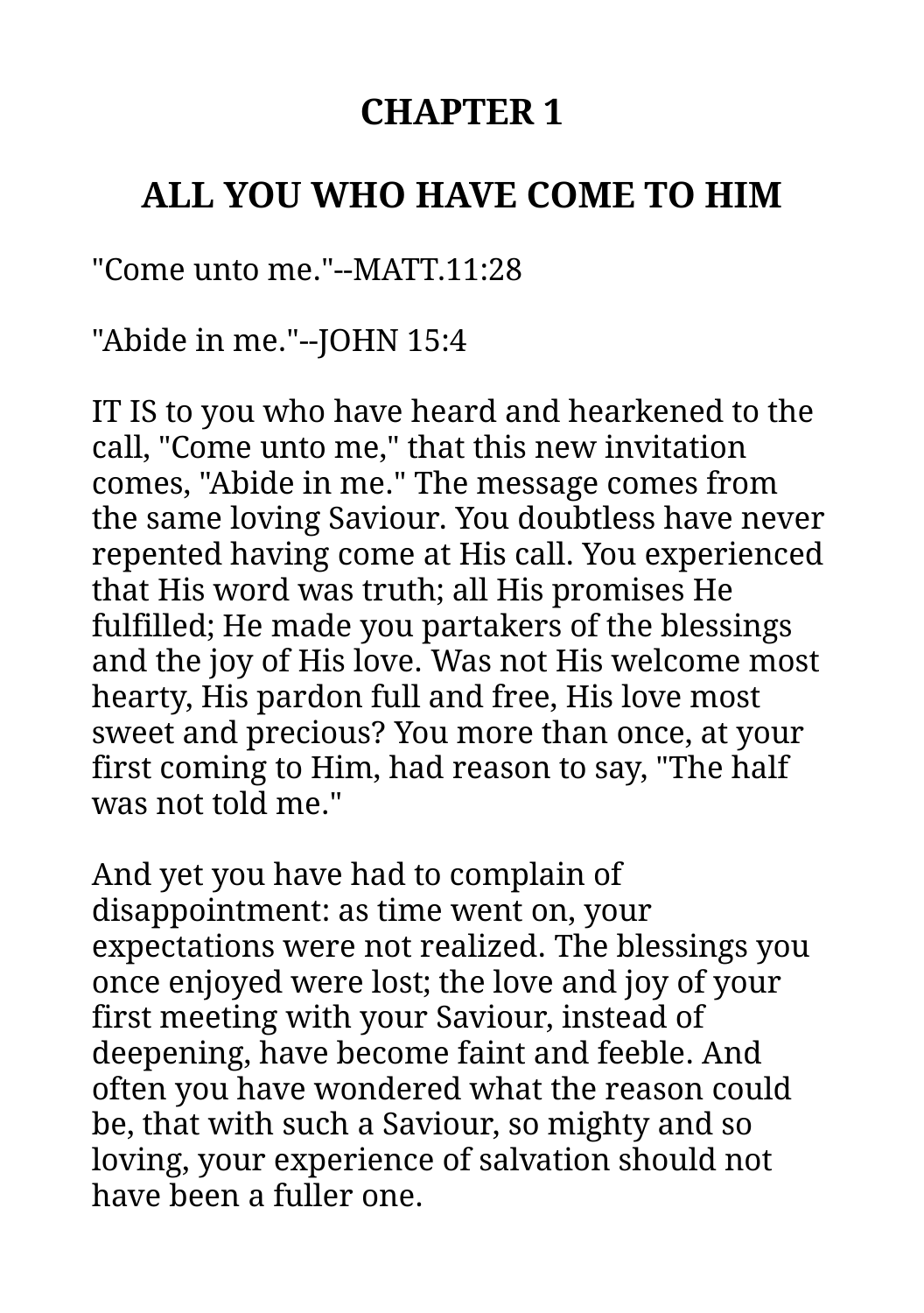# CHAPTER 1

## ALL YOU WHO HAVE COME TO HIM

"Come unto me."--MATT.11:28

"Abide in me."--JOHN 15:4

IT IS to you who have heard and hearkened to the call, "Come unto me," that this new invitation comes, "Abide in me." The message comes from the same loving Saviour. You doubtless have never repented having come at His call. You experienced that His word was truth; all His promises He fulfilled; He made you partakers of the blessings and the joy of His love. Was not His welcome most hearty, His pardon full and free, His love most sweet and precious? You more than once, at your first coming to Him, had reason to say, "The half was not told me."

And yet you have had to complain of disappointment: as time went on, your expectations were not realized. The blessings you once enjoyed were lost; the love and joy of your first meeting with your Saviour, instead of deepening, have become faint and feeble. And often you have wondered what the reason could be, that with such a Saviour, so mighty and so loving, your experience of salvation should not have been a fuller one.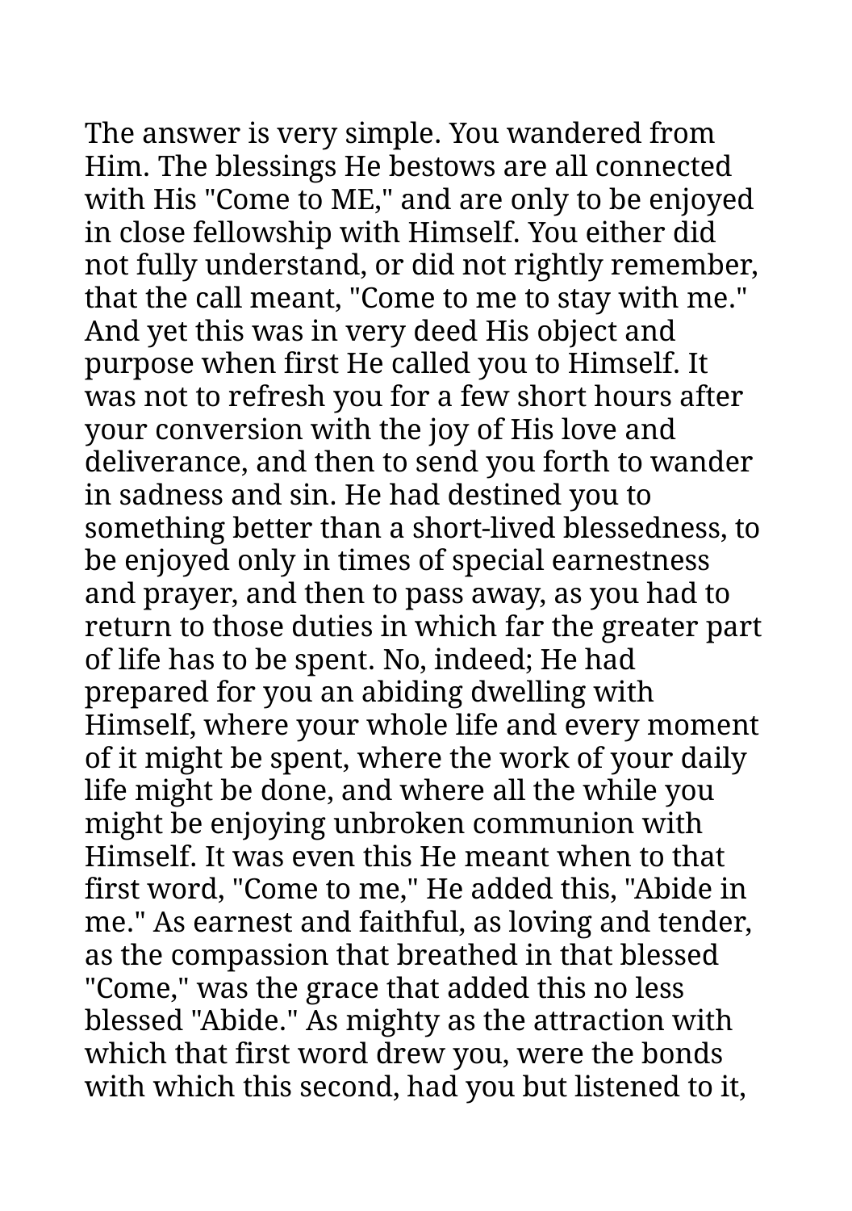The answer is very simple. You wandered from Him. The blessings He bestows are all connected with His "Come to ME," and are only to be enjoyed in close fellowship with Himself. You either did not fully understand, or did not rightly remember, that the call meant, "Come to me to stay with me." And yet this was in very deed His object and purpose when first He called you to Himself. It was not to refresh you for a few short hours after your conversion with the joy of His love and deliverance, and then to send you forth to wander in sadness and sin. He had destined you to something better than a short-lived blessedness, to be enjoyed only in times of special earnestness and prayer, and then to pass away, as you had to return to those duties in which far the greater part of life has to be spent. No, indeed; He had prepared for you an abiding dwelling with Himself, where your whole life and every moment of it might be spent, where the work of your daily life might be done, and where all the while you might be enjoying unbroken communion with Himself. It was even this He meant when to that first word, "Come to me," He added this, "Abide in me." As earnest and faithful, as loving and tender, as the compassion that breathed in that blessed "Come," was the grace that added this no less blessed "Abide." As mighty as the attraction with which that first word drew you, were the bonds with which this second, had you but listened to it,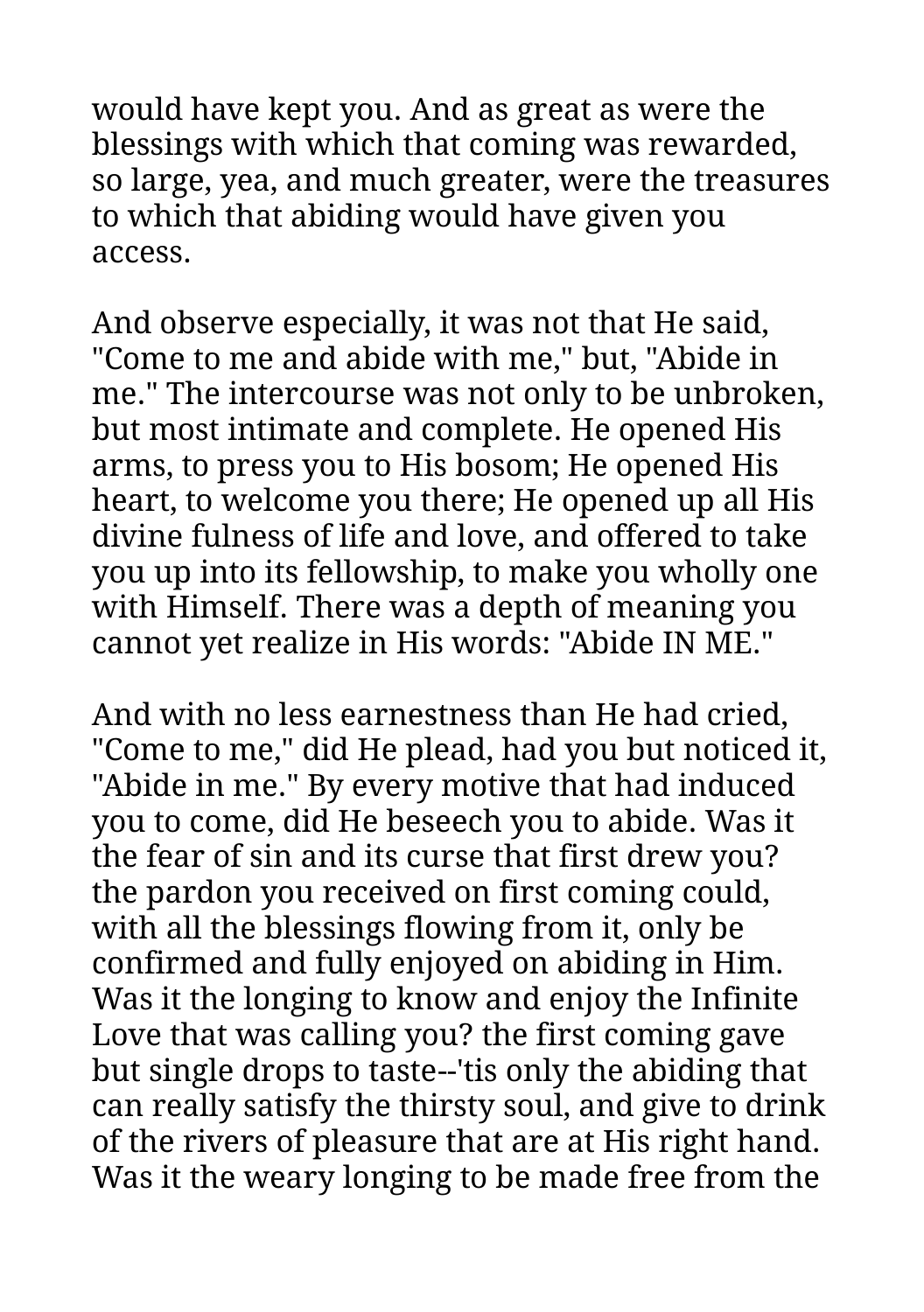would have kept you. And as great as were the blessings with which that coming was rewarded, so large, yea, and much greater, were the treasures to which that abiding would have given you access.

And observe especially, it was not that He said, "Come to me and abide with me," but, "Abide in me." The intercourse was not only to be unbroken, but most intimate and complete. He opened His arms, to press you to His bosom; He opened His heart, to welcome you there; He opened up all His divine fulness of life and love, and offered to take you up into its fellowship, to make you wholly one with Himself. There was a depth of meaning you cannot yet realize in His words: "Abide IN ME."

And with no less earnestness than He had cried, "Come to me," did He plead, had you but noticed it, "Abide in me." By every motive that had induced you to come, did He beseech you to abide. Was it the fear of sin and its curse that first drew you? the pardon you received on first coming could, with all the blessings flowing from it, only be confirmed and fully enjoyed on abiding in Him. Was it the longing to know and enjoy the Infinite Love that was calling you? the first coming gave but single drops to taste--'tis only the abiding that can really satisfy the thirsty soul, and give to drink of the rivers of pleasure that are at His right hand. Was it the weary longing to be made free from the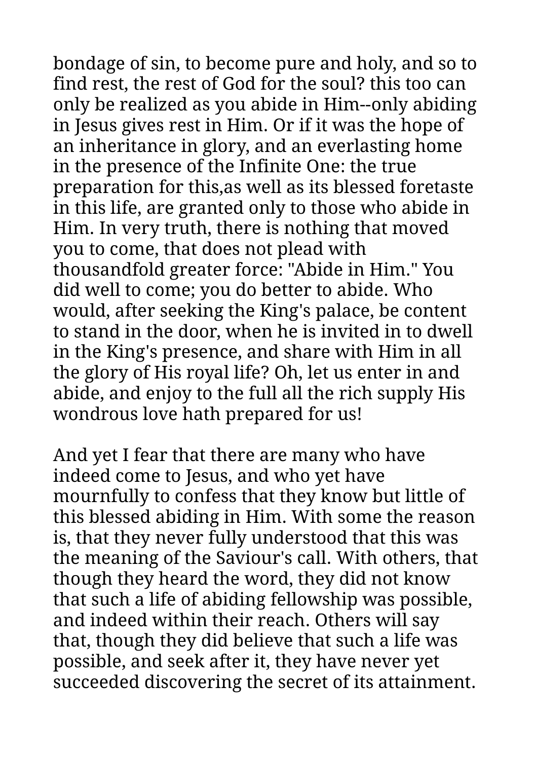bondage of sin, to become pure and holy, and so to find rest, the rest of God for the soul? this too can only be realized as you abide in Him--only abiding in Jesus gives rest in Him. Or if it was the hope of an inheritance in glory, and an everlasting home in the presence of the Infinite One: the true preparation for this,as well as its blessed foretaste in this life, are granted only to those who abide in Him. In very truth, there is nothing that moved you to come, that does not plead with thousandfold greater force: "Abide in Him." You did well to come; you do better to abide. Who would, after seeking the King's palace, be content to stand in the door, when he is invited in to dwell in the King's presence, and share with Him in all the glory of His royal life? Oh, let us enter in and abide, and enjoy to the full all the rich supply His wondrous love hath prepared for us!

And yet I fear that there are many who have indeed come to Jesus, and who yet have mournfully to confess that they know but little of this blessed abiding in Him. With some the reason is, that they never fully understood that this was the meaning of the Saviour's call. With others, that though they heard the word, they did not know that such a life of abiding fellowship was possible, and indeed within their reach. Others will say that, though they did believe that such a life was possible, and seek after it, they have never yet succeeded discovering the secret of its attainment.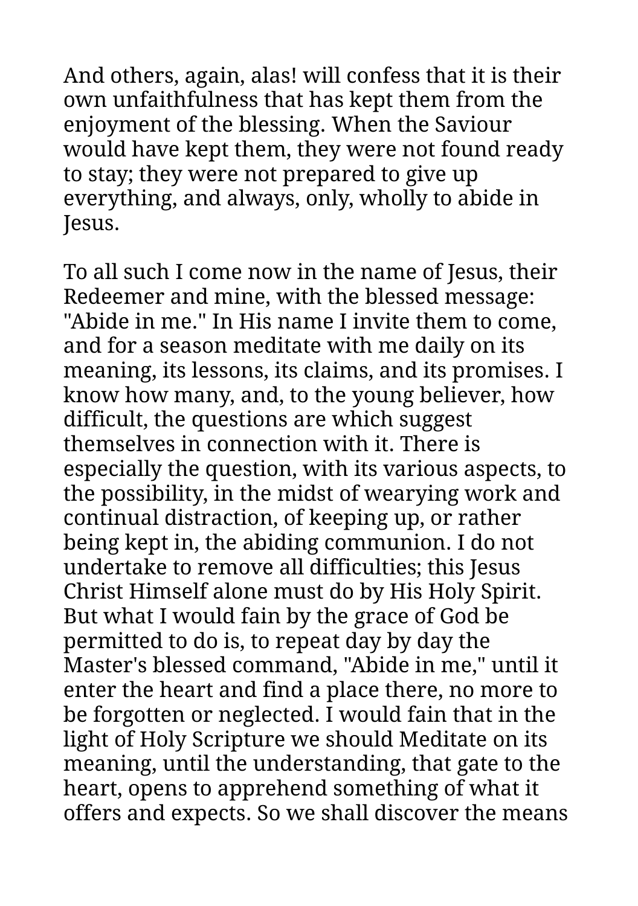And others, again, alas! will confess that it is their own unfaithfulness that has kept them from the enjoyment of the blessing. When the Saviour would have kept them, they were not found ready to stay; they were not prepared to give up everything, and always, only, wholly to abide in Jesus.

To all such I come now in the name of Jesus, their Redeemer and mine, with the blessed message: "Abide in me." In His name I invite them to come, and for a season meditate with me daily on its meaning, its lessons, its claims, and its promises. I know how many, and, to the young believer, how difficult, the questions are which suggest themselves in connection with it. There is especially the question, with its various aspects, to the possibility, in the midst of wearying work and continual distraction, of keeping up, or rather being kept in, the abiding communion. I do not undertake to remove all difficulties; this Jesus Christ Himself alone must do by His Holy Spirit. But what I would fain by the grace of God be permitted to do is, to repeat day by day the Master's blessed command, "Abide in me," until it enter the heart and find a place there, no more to be forgotten or neglected. I would fain that in the light of Holy Scripture we should Meditate on its meaning, until the understanding, that gate to the heart, opens to apprehend something of what it offers and expects. So we shall discover the means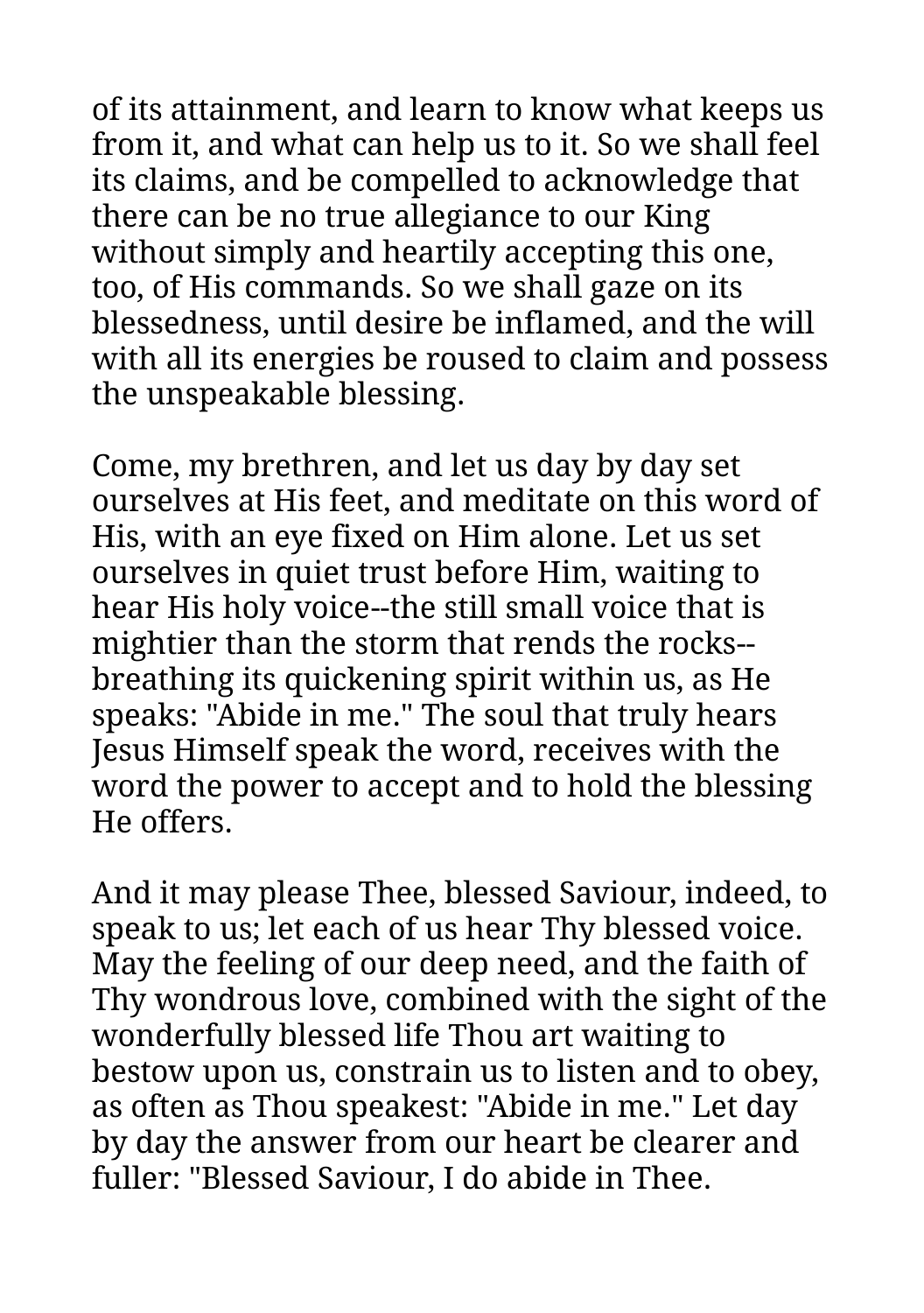of its attainment, and learn to know what keeps us from it, and what can help us to it. So we shall feel its claims, and be compelled to acknowledge that there can be no true allegiance to our King without simply and heartily accepting this one, too, of His commands. So we shall gaze on its blessedness, until desire be inflamed, and the will with all its energies be roused to claim and possess the unspeakable blessing.

Come, my brethren, and let us day by day set ourselves at His feet, and meditate on this word of His, with an eye fixed on Him alone. Let us set ourselves in quiet trust before Him, waiting to hear His holy voice--the still small voice that is mightier than the storm that rends the rocks--breathing its quickening spirit within us, as He speaks: "Abide in me." The soul that truly hears Jesus Himself speak the word, receives with the word the power to accept and to hold the blessing He offers.

And it may please Thee, blessed Saviour, indeed, to speak to us; let each of us hear Thy blessed voice. May the feeling of our deep need, and the faith of Thy wondrous love, combined with the sight of the wonderfully blessed life Thou art waiting to bestow upon us, constrain us to listen and to obey, as often as Thou speakest: "Abide in me." Let day by day the answer from our heart be clearer and fuller: "Blessed Saviour, I do abide in Thee.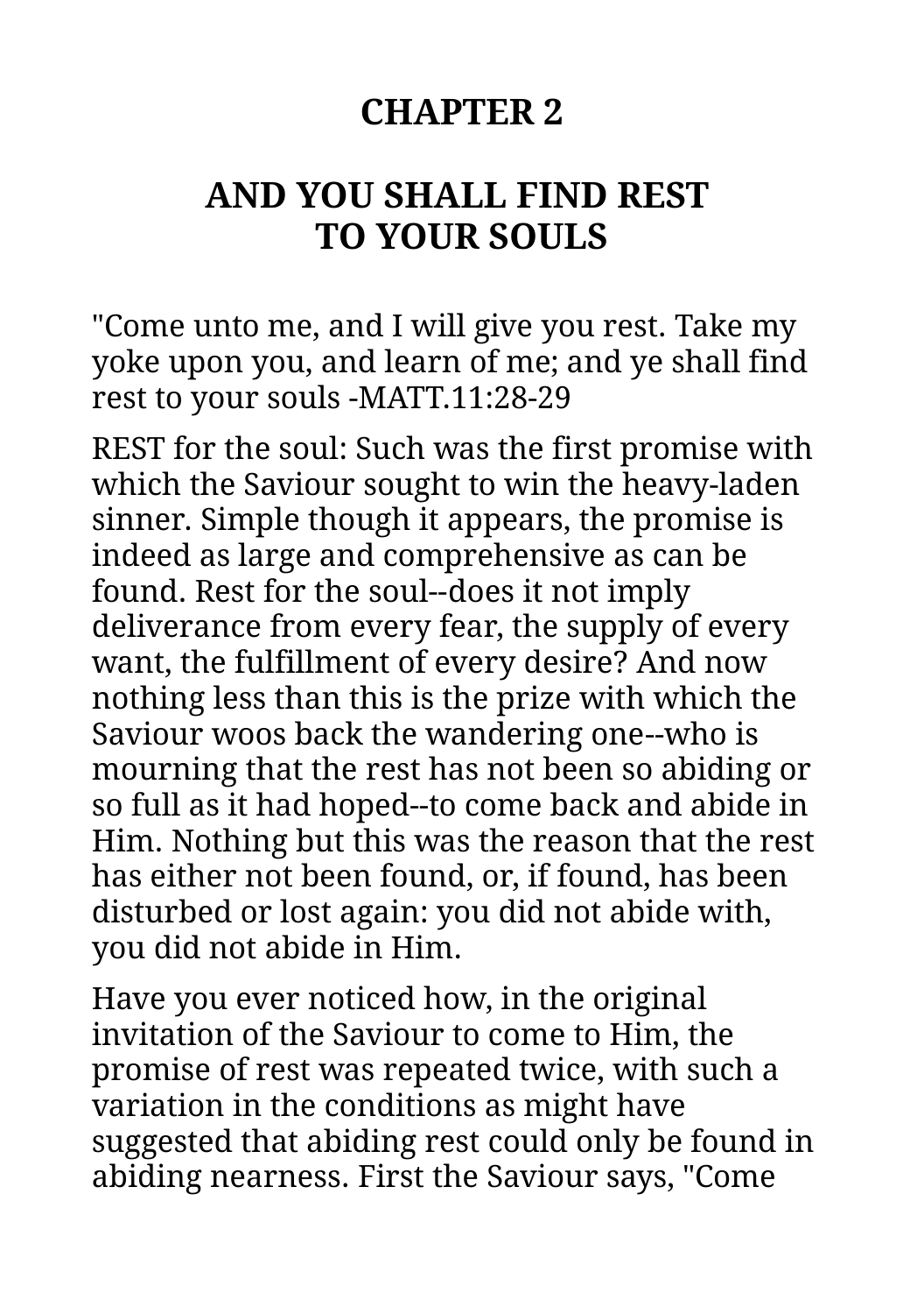# CHAPTER 2

# AND YOU SHALL FIND REST TO YOUR SOULS

"Come unto me, and I will give you rest. Take my yoke upon you, and learn of me; and ye shall find rest to your souls -MATT.11:28-29

REST for the soul: Such was the first promise with which the Saviour sought to win the heavy-laden sinner. Simple though it appears, the promise is indeed as large and comprehensive as can be found. Rest for the soul--does it not imply deliverance from every fear, the supply of every want, the fulfillment of every desire? And now nothing less than this is the prize with which the Saviour woos back the wandering one--who is mourning that the rest has not been so abiding or so full as it had hoped--to come back and abide in Him. Nothing but this was the reason that the rest has either not been found, or, if found, has been disturbed or lost again: you did not abide with, you did not abide in Him.

Have you ever noticed how, in the original invitation of the Saviour to come to Him, the promise of rest was repeated twice, with such a variation in the conditions as might have suggested that abiding rest could only be found in abiding nearness. First the Saviour says, "Come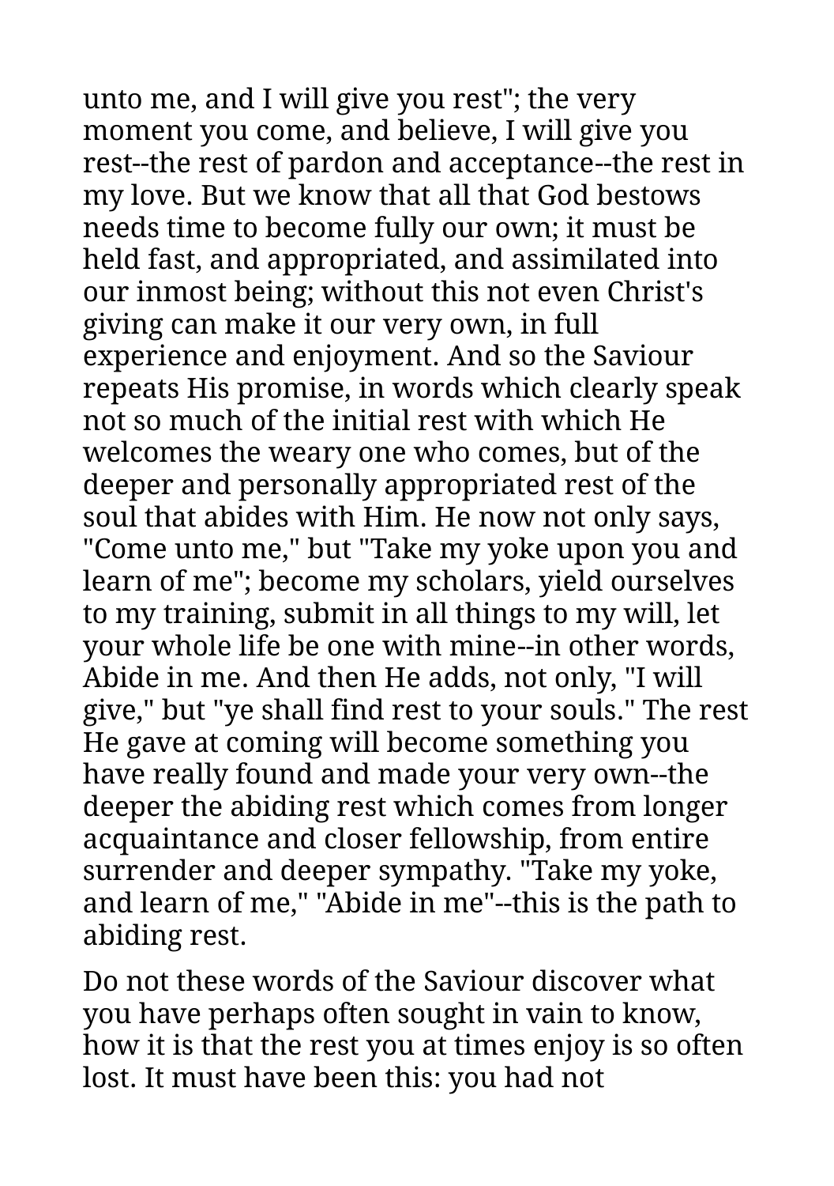unto me, and I will give you rest"; the very moment you come, and believe, I will give you rest--the rest of pardon and acceptance--the rest in my love. But we know that all that God bestows needs time to become fully our own; it must be held fast, and appropriated, and assimilated into our inmost being; without this not even Christ's giving can make it our very own, in full experience and enjoyment. And so the Saviour repeats His promise, in words which clearly speak not so much of the initial rest with which He welcomes the weary one who comes, but of the deeper and personally appropriated rest of the soul that abides with Him. He now not only says, "Come unto me," but "Take my yoke upon you and learn of me"; become my scholars, yield ourselves to my training, submit in all things to my will, let your whole life be one with mine--in other words, Abide in me. And then He adds, not only, "I will give," but "ye shall find rest to your souls." The rest He gave at coming will become something you have really found and made your very own--the deeper the abiding rest which comes from longer acquaintance and closer fellowship, from entire surrender and deeper sympathy. "Take my yoke, and learn of me," "Abide in me"--this is the path to abiding rest.

Do not these words of the Saviour discover what you have perhaps often sought in vain to know, how it is that the rest you at times enjoy is so often lost. It must have been this: you had not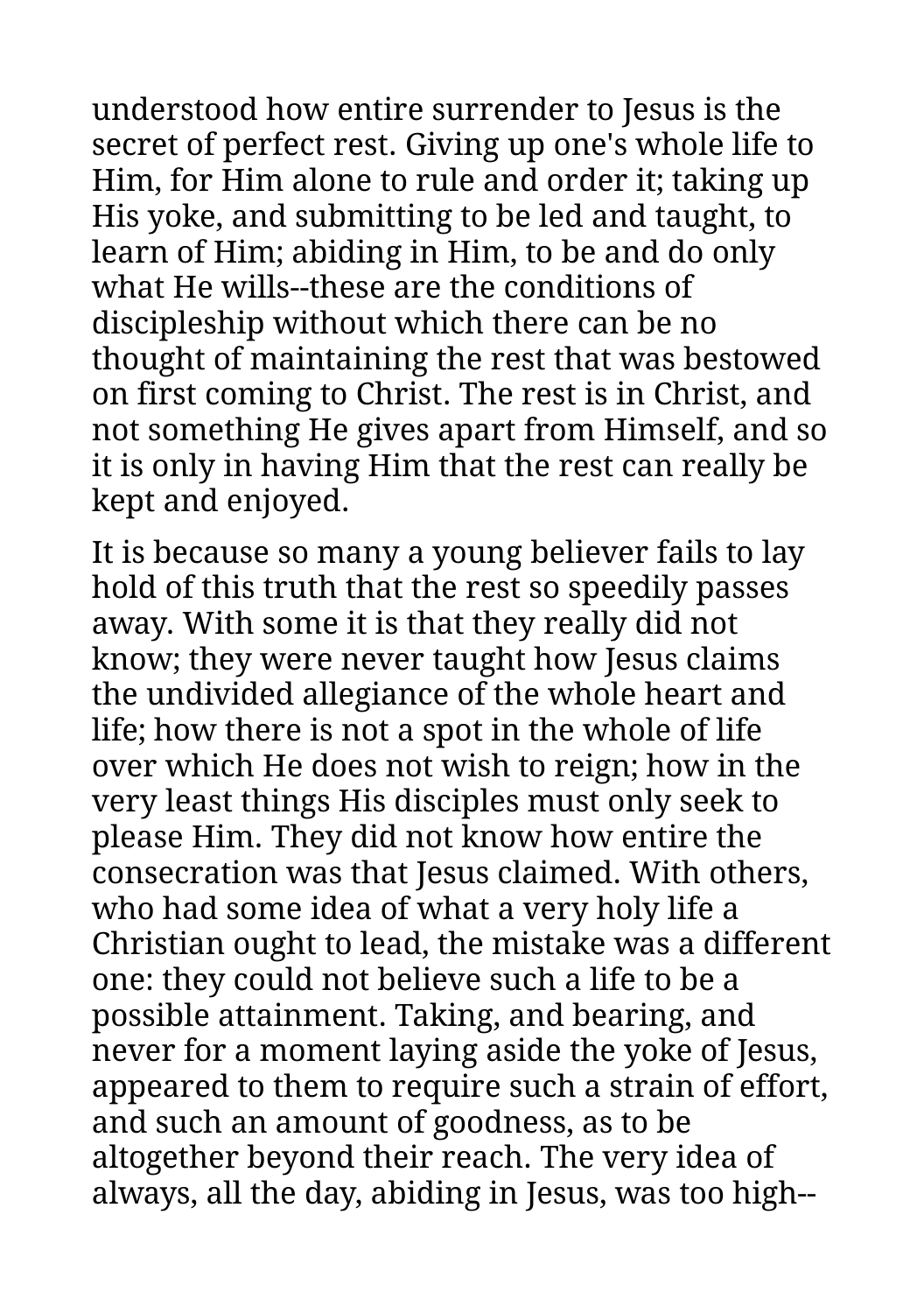understood how entire surrender to Jesus is the secret of perfect rest. Giving up one's whole life to Him, for Him alone to rule and order it; taking up His yoke, and submitting to be led and taught, to learn of Him; abiding in Him, to be and do only what He wills--these are the conditions of discipleship without which there can be no thought of maintaining the rest that was bestowed on first coming to Christ. The rest is in Christ, and not something He gives apart from Himself, and so it is only in having Him that the rest can really be kept and enjoyed.

It is because so many a young believer fails to lay hold of this truth that the rest so speedily passes away. With some it is that they really did not know; they were never taught how Jesus claims the undivided allegiance of the whole heart and life; how there is not a spot in the whole of life over which He does not wish to reign; how in the very least things His disciples must only seek to please Him. They did not know how entire the consecration was that Jesus claimed. With others, who had some idea of what a very holy life a Christian ought to lead, the mistake was a different one: they could not believe such a life to be a possible attainment. Taking, and bearing, and never for a moment laying aside the yoke of Jesus, appeared to them to require such a strain of effort, and such an amount of goodness, as to be altogether beyond their reach. The very idea of always, all the day, abiding in Jesus, was too high--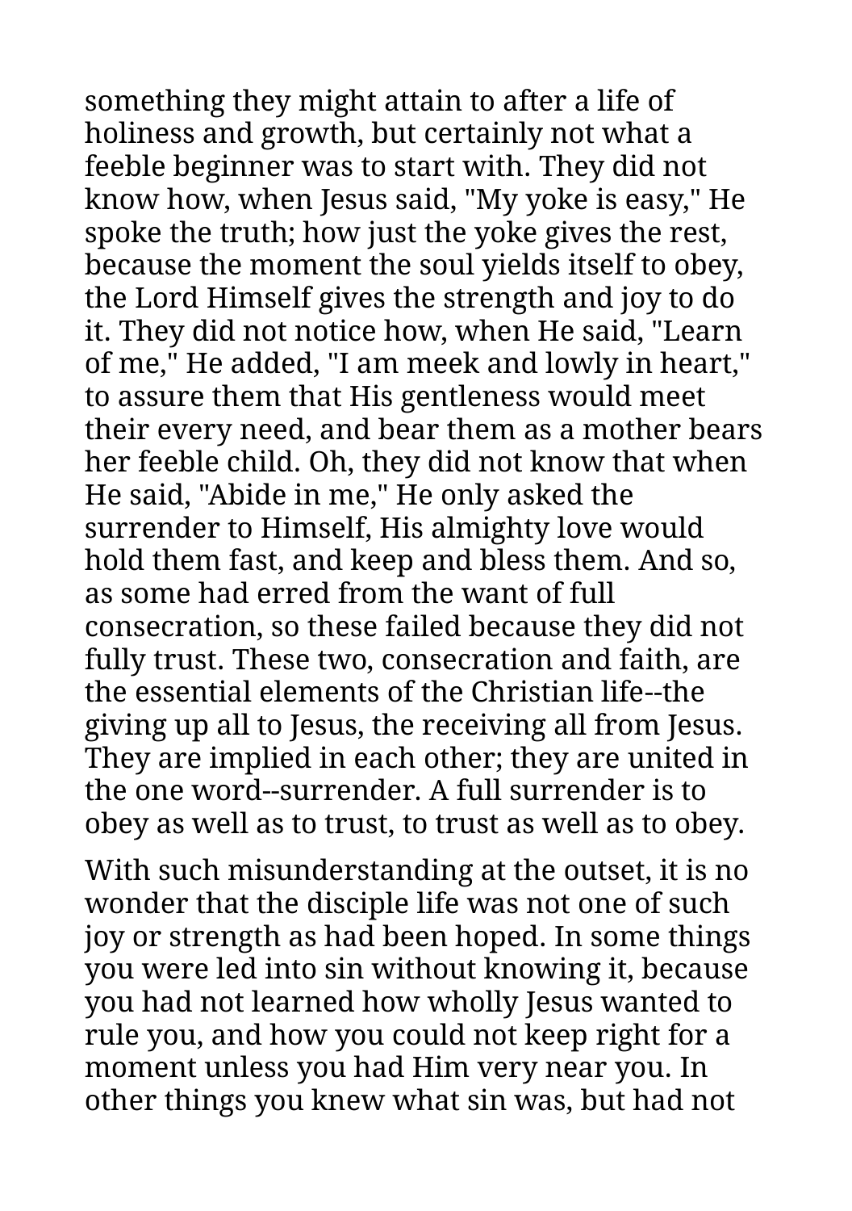something they might attain to after a life of holiness and growth, but certainly not what a feeble beginner was to start with. They did not know how, when Jesus said, "My yoke is easy," He spoke the truth; how just the yoke gives the rest, because the moment the soul yields itself to obey, the Lord Himself gives the strength and joy to do it. They did not notice how, when He said, "Learn of me," He added, "I am meek and lowly in heart," to assure them that His gentleness would meet their every need, and bear them as a mother bears her feeble child. Oh, they did not know that when He said, "Abide in me," He only asked the surrender to Himself, His almighty love would hold them fast, and keep and bless them. And so, as some had erred from the want of full consecration, so these failed because they did not fully trust. These two, consecration and faith, are the essential elements of the Christian life--the giving up all to Jesus, the receiving all from Jesus. They are implied in each other; they are united in the one word--surrender. A full surrender is to obey as well as to trust, to trust as well as to obey.

With such misunderstanding at the outset, it is no wonder that the disciple life was not one of such joy or strength as had been hoped. In some things you were led into sin without knowing it, because you had not learned how wholly Jesus wanted to rule you, and how you could not keep right for a moment unless you had Him very near you. In other things you knew what sin was, but had not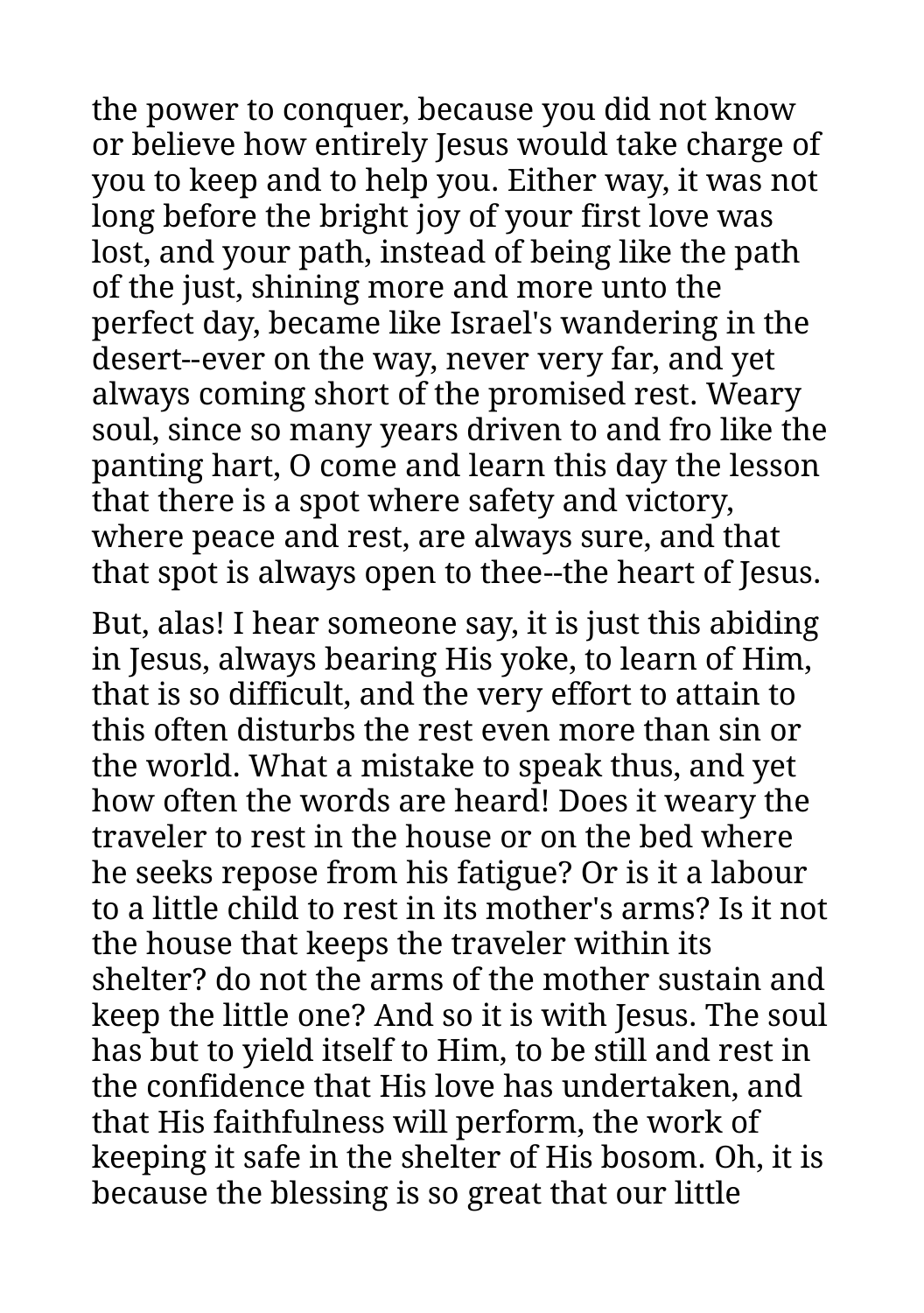the power to conquer, because you did not know or believe how entirely Jesus would take charge of you to keep and to help you. Either way, it was not long before the bright joy of your first love was lost, and your path, instead of being like the path of the just, shining more and more unto the perfect day, became like Israel's wandering in the desert--ever on the way, never very far, and yet always coming short of the promised rest. Weary soul, since so many years driven to and fro like the panting hart, O come and learn this day the lesson that there is a spot where safety and victory, where peace and rest, are always sure, and that that spot is always open to thee--the heart of Jesus.

But, alas! I hear someone say, it is just this abiding in Jesus, always bearing His yoke, to learn of Him, that is so difficult, and the very effort to attain to this often disturbs the rest even more than sin or the world. What a mistake to speak thus, and yet how often the words are heard! Does it weary the traveler to rest in the house or on the bed where he seeks repose from his fatigue? Or is it a labour to a little child to rest in its mother's arms? Is it not the house that keeps the traveler within its shelter? do not the arms of the mother sustain and keep the little one? And so it is with Jesus. The soul has but to yield itself to Him, to be still and rest in the confidence that His love has undertaken, and that His faithfulness will perform, the work of keeping it safe in the shelter of His bosom. Oh, it is because the blessing is so great that our little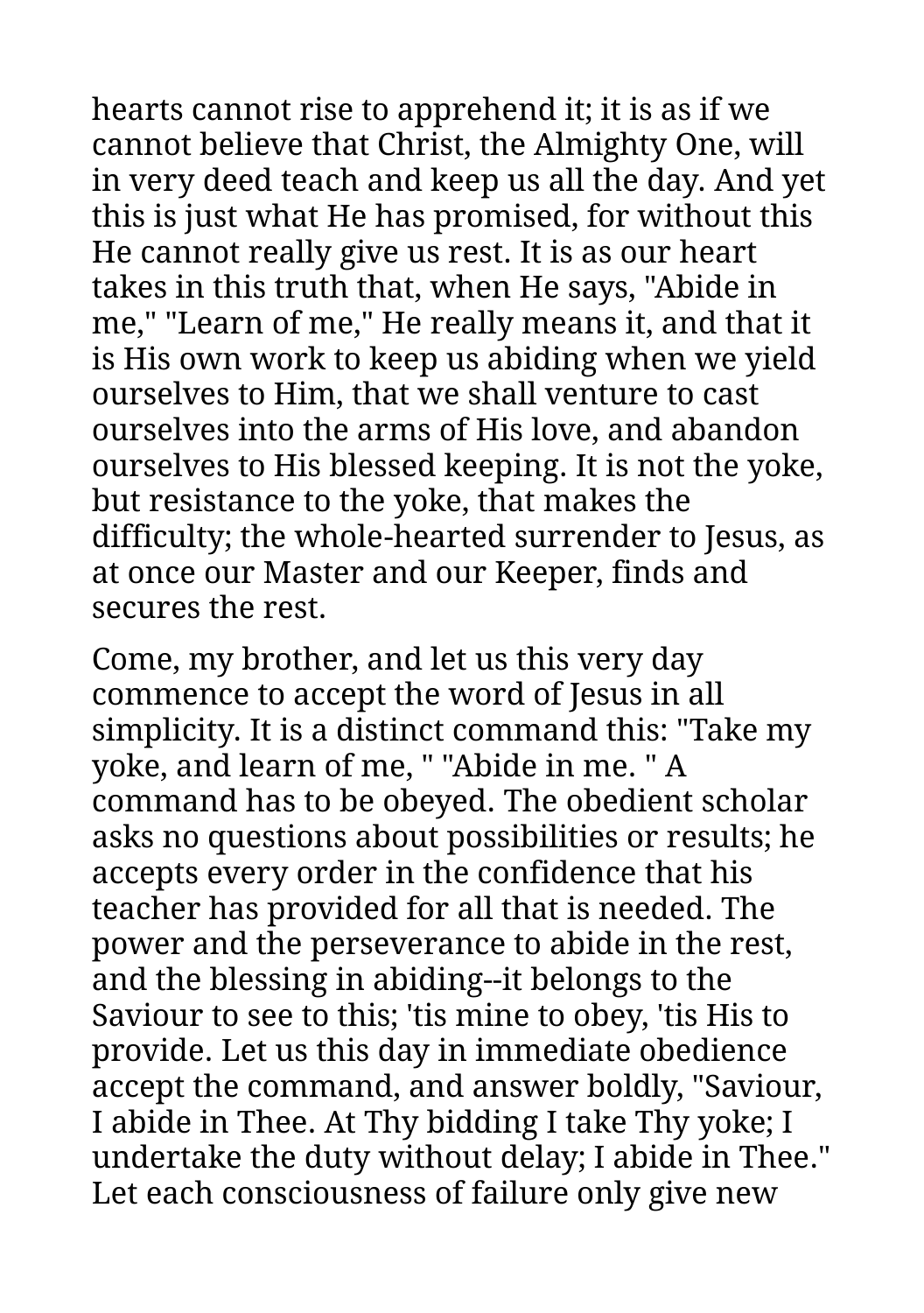hearts cannot rise to apprehend it; it is as if we cannot believe that Christ, the Almighty One, will in very deed teach and keep us all the day. And yet this is just what He has promised, for without this He cannot really give us rest. It is as our heart takes in this truth that, when He says, "Abide in me," "Learn of me," He really means it, and that it is His own work to keep us abiding when we yield ourselves to Him, that we shall venture to cast ourselves into the arms of His love, and abandon ourselves to His blessed keeping. It is not the yoke, but resistance to the yoke, that makes the difficulty; the whole-hearted surrender to Jesus, as at once our Master and our Keeper, finds and secures the rest.

Come, my brother, and let us this very day commence to accept the word of Jesus in all simplicity. It is a distinct command this: "Take my yoke, and learn of me, " "Abide in me. " A command has to be obeyed. The obedient scholar asks no questions about possibilities or results; he accepts every order in the confidence that his teacher has provided for all that is needed. The power and the perseverance to abide in the rest, and the blessing in abiding--it belongs to the Saviour to see to this; 'tis mine to obey, 'tis His to provide. Let us this day in immediate obedience accept the command, and answer boldly, "Saviour, I abide in Thee. At Thy bidding I take Thy yoke; I undertake the duty without delay; I abide in Thee." Let each consciousness of failure only give new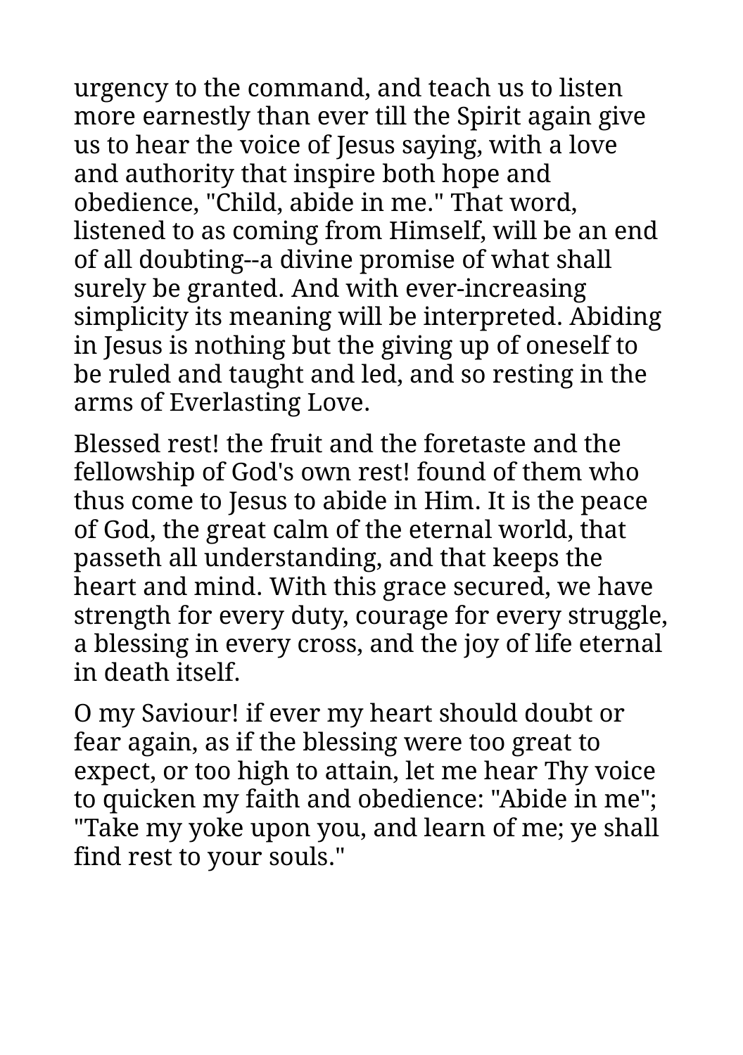urgency to the command, and teach us to listen more earnestly than ever till the Spirit again give us to hear the voice of Jesus saying, with a love and authority that inspire both hope and obedience, "Child, abide in me." That word, listened to as coming from Himself, will be an end of all doubting--a divine promise of what shall surely be granted. And with ever-increasing simplicity its meaning will be interpreted. Abiding in Jesus is nothing but the giving up of oneself to be ruled and taught and led, and so resting in the arms of Everlasting Love.

Blessed rest! the fruit and the foretaste and the fellowship of God's own rest! found of them who thus come to Jesus to abide in Him. It is the peace of God, the great calm of the eternal world, that passeth all understanding, and that keeps the heart and mind. With this grace secured, we have strength for every duty, courage for every struggle, a blessing in every cross, and the joy of life eternal in death itself.

O my Saviour! if ever my heart should doubt or fear again, as if the blessing were too great to expect, or too high to attain, let me hear Thy voice to quicken my faith and obedience: "Abide in me"; "Take my yoke upon you, and learn of me; ye shall find rest to your souls."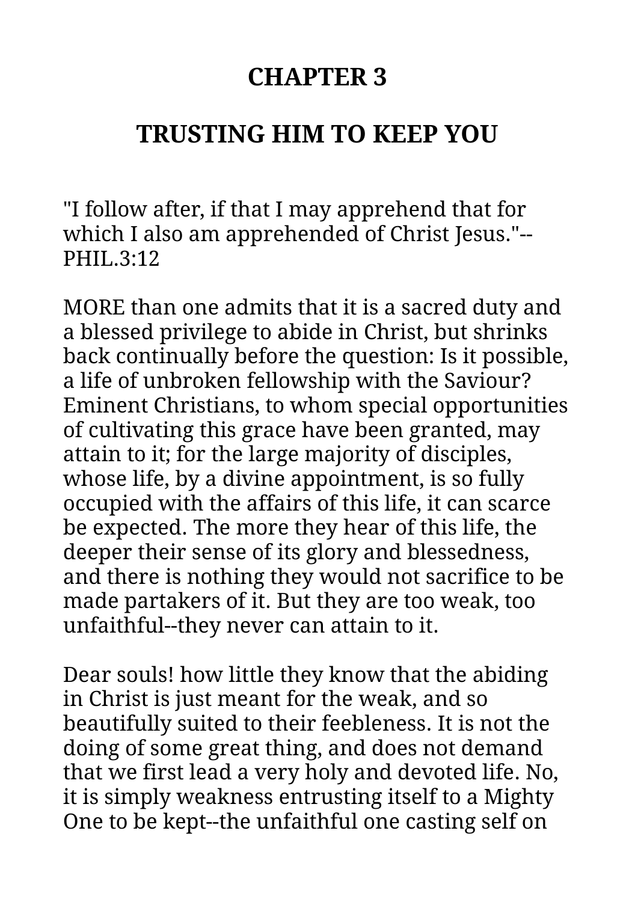# CHAPTER 3

## TRUSTING HIM TO KEEP YOU

"I follow after, if that I may apprehend that for which I also am apprehended of Christ Jesus."--PHIL.3:12

MORE than one admits that it is a sacred duty and a blessed privilege to abide in Christ, but shrinks back continually before the question: Is it possible, a life of unbroken fellowship with the Saviour? Eminent Christians, to whom special opportunities of cultivating this grace have been granted, may attain to it; for the large majority of disciples, whose life, by a divine appointment, is so fully occupied with the affairs of this life, it can scarce be expected. The more they hear of this life, the deeper their sense of its glory and blessedness, and there is nothing they would not sacrifice to be made partakers of it. But they are too weak, too unfaithful--they never can attain to it.

Dear souls! how little they know that the abiding in Christ is just meant for the weak, and so beautifully suited to their feebleness. It is not the doing of some great thing, and does not demand that we first lead a very holy and devoted life. No, it is simply weakness entrusting itself to a Mighty One to be kept--the unfaithful one casting self on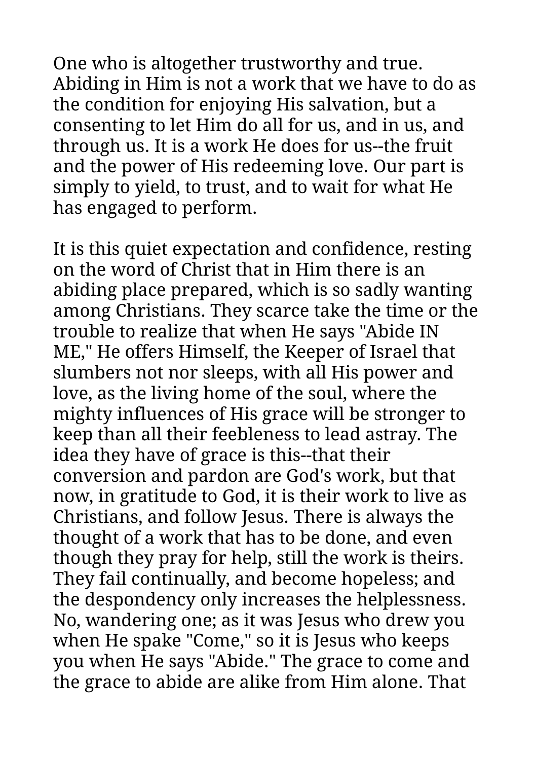One who is altogether trustworthy and true. Abiding in Him is not a work that we have to do as the condition for enjoying His salvation, but a consenting to let Him do all for us, and in us, and through us. It is a work He does for us--the fruit and the power of His redeeming love. Our part is simply to yield, to trust, and to wait for what He has engaged to perform.

It is this quiet expectation and confidence, resting on the word of Christ that in Him there is an abiding place prepared, which is so sadly wanting among Christians. They scarce take the time or the trouble to realize that when He says "Abide IN ME," He offers Himself, the Keeper of Israel that slumbers not nor sleeps, with all His power and love, as the living home of the soul, where the mighty influences of His grace will be stronger to keep than all their feebleness to lead astray. The idea they have of grace is this--that their conversion and pardon are God's work, but that now, in gratitude to God, it is their work to live as Christians, and follow Jesus. There is always the thought of a work that has to be done, and even though they pray for help, still the work is theirs. They fail continually, and become hopeless; and the despondency only increases the helplessness. No, wandering one; as it was Jesus who drew you when He spake "Come," so it is Jesus who keeps you when He says "Abide." The grace to come and the grace to abide are alike from Him alone. That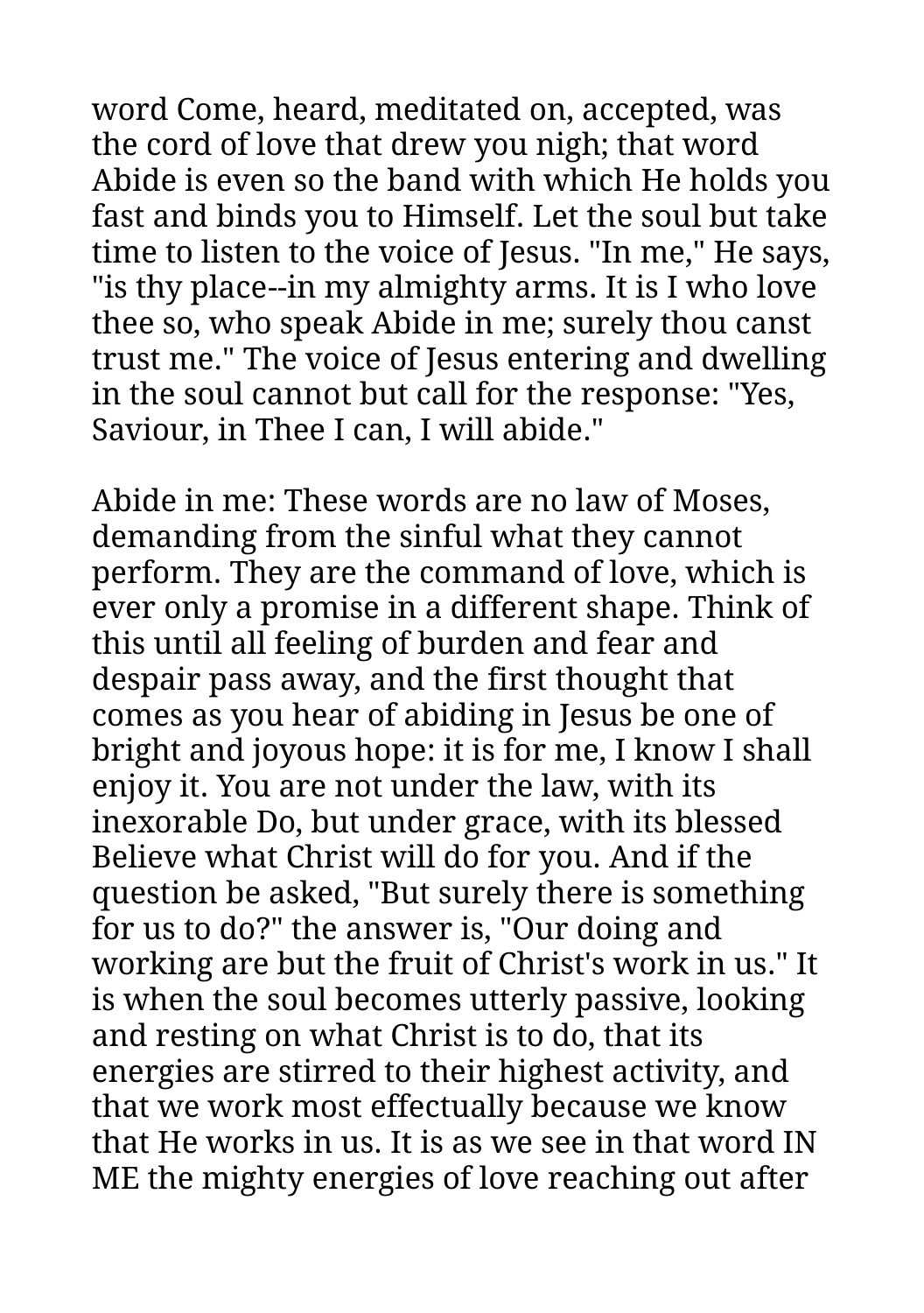word Come, heard, meditated on, accepted, was the cord of love that drew you nigh; that word Abide is even so the band with which He holds you fast and binds you to Himself. Let the soul but take time to listen to the voice of Jesus. "In me," He says, "is thy place--in my almighty arms. It is I who love thee so, who speak Abide in me; surely thou canst trust me." The voice of Jesus entering and dwelling in the soul cannot but call for the response: "Yes, Saviour, in Thee I can, I will abide."

Abide in me: These words are no law of Moses, demanding from the sinful what they cannot perform. They are the command of love, which is ever only a promise in a different shape. Think of this until all feeling of burden and fear and despair pass away, and the first thought that comes as you hear of abiding in Jesus be one of bright and joyous hope: it is for me, I know I shall enjoy it. You are not under the law, with its inexorable Do, but under grace, with its blessed Believe what Christ will do for you. And if the question be asked, "But surely there is something for us to do?" the answer is, "Our doing and working are but the fruit of Christ's work in us." It is when the soul becomes utterly passive, looking and resting on what Christ is to do, that its energies are stirred to their highest activity, and that we work most effectually because we know that He works in us. It is as we see in that word IN ME the mighty energies of love reaching out after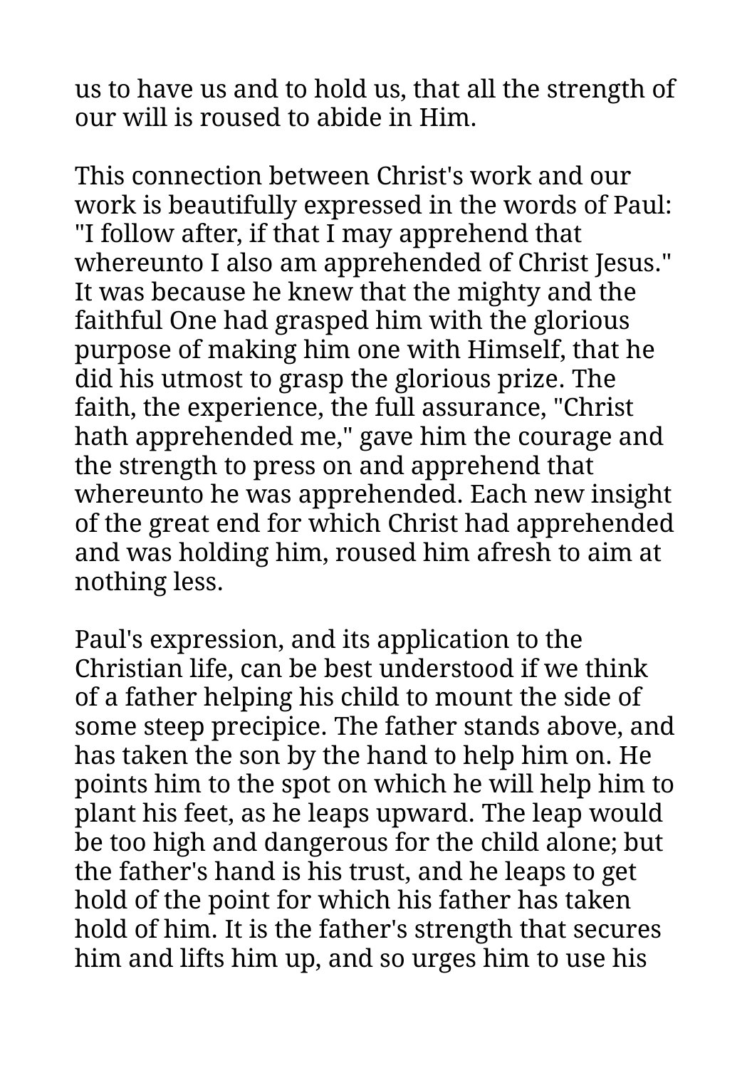us to have us and to hold us, that all the strength of our will is roused to abide in Him.

This connection between Christ's work and our work is beautifully expressed in the words of Paul: "I follow after, if that I may apprehend that whereunto I also am apprehended of Christ Jesus." It was because he knew that the mighty and the faithful One had grasped him with the glorious purpose of making him one with Himself, that he did his utmost to grasp the glorious prize. The faith, the experience, the full assurance, "Christ hath apprehended me," gave him the courage and the strength to press on and apprehend that whereunto he was apprehended. Each new insight of the great end for which Christ had apprehended and was holding him, roused him afresh to aim at nothing less.

Paul's expression, and its application to the Christian life, can be best understood if we think of a father helping his child to mount the side of some steep precipice. The father stands above, and has taken the son by the hand to help him on. He points him to the spot on which he will help him to plant his feet, as he leaps upward. The leap would be too high and dangerous for the child alone; but the father's hand is his trust, and he leaps to get hold of the point for which his father has taken hold of him. It is the father's strength that secures him and lifts him up, and so urges him to use his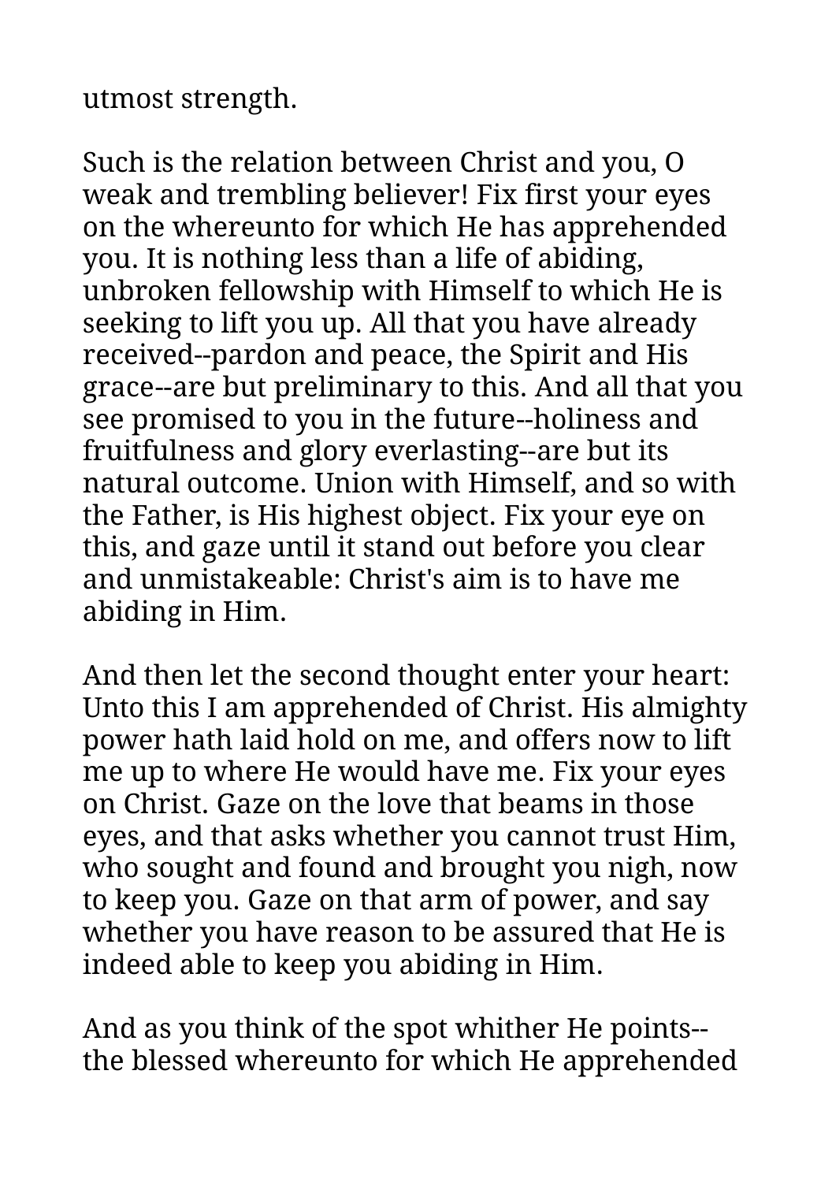utmost strength.

Such is the relation between Christ and you, O weak and trembling believer! Fix first your eyes on the whereunto for which He has apprehended you. It is nothing less than a life of abiding, unbroken fellowship with Himself to which He is seeking to lift you up. All that you have already received--pardon and peace, the Spirit and His grace--are but preliminary to this. And all that you see promised to you in the future--holiness and fruitfulness and glory everlasting--are but its natural outcome. Union with Himself, and so with the Father, is His highest object. Fix your eye on this, and gaze until it stand out before you clear and unmistakeable: Christ's aim is to have me abiding in Him.

And then let the second thought enter your heart: Unto this I am apprehended of Christ. His almighty power hath laid hold on me, and offers now to lift me up to where He would have me. Fix your eyes on Christ. Gaze on the love that beams in those eyes, and that asks whether you cannot trust Him, who sought and found and brought you nigh, now to keep you. Gaze on that arm of power, and say whether you have reason to be assured that He is indeed able to keep you abiding in Him.

And as you think of the spot whither He points--the blessed whereunto for which He apprehended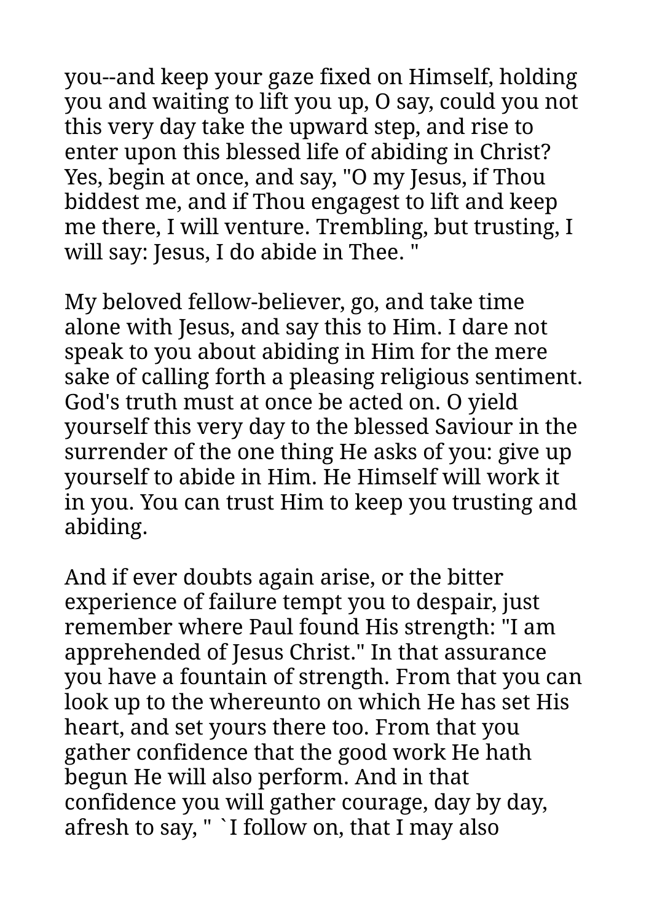you--and keep your gaze fixed on Himself, holding you and waiting to lift you up, O say, could you not this very day take the upward step, and rise to enter upon this blessed life of abiding in Christ? Yes, begin at once, and say, "O my Jesus, if Thou biddest me, and if Thou engagest to lift and keep me there, I will venture. Trembling, but trusting, I will say: Jesus, I do abide in Thee. "

My beloved fellow-believer, go, and take time alone with Jesus, and say this to Him. I dare not speak to you about abiding in Him for the mere sake of calling forth a pleasing religious sentiment. God's truth must at once be acted on. O yield yourself this very day to the blessed Saviour in the surrender of the one thing He asks of you: give up yourself to abide in Him. He Himself will work it in you. You can trust Him to keep you trusting and abiding.

And if ever doubts again arise, or the bitter experience of failure tempt you to despair, just remember where Paul found His strength: "I am apprehended of Jesus Christ." In that assurance you have a fountain of strength. From that you can look up to the whereunto on which He has set His heart, and set yours there too. From that you gather confidence that the good work He hath begun He will also perform. And in that confidence you will gather courage, day by day, afresh to say, " `I follow on, that I may also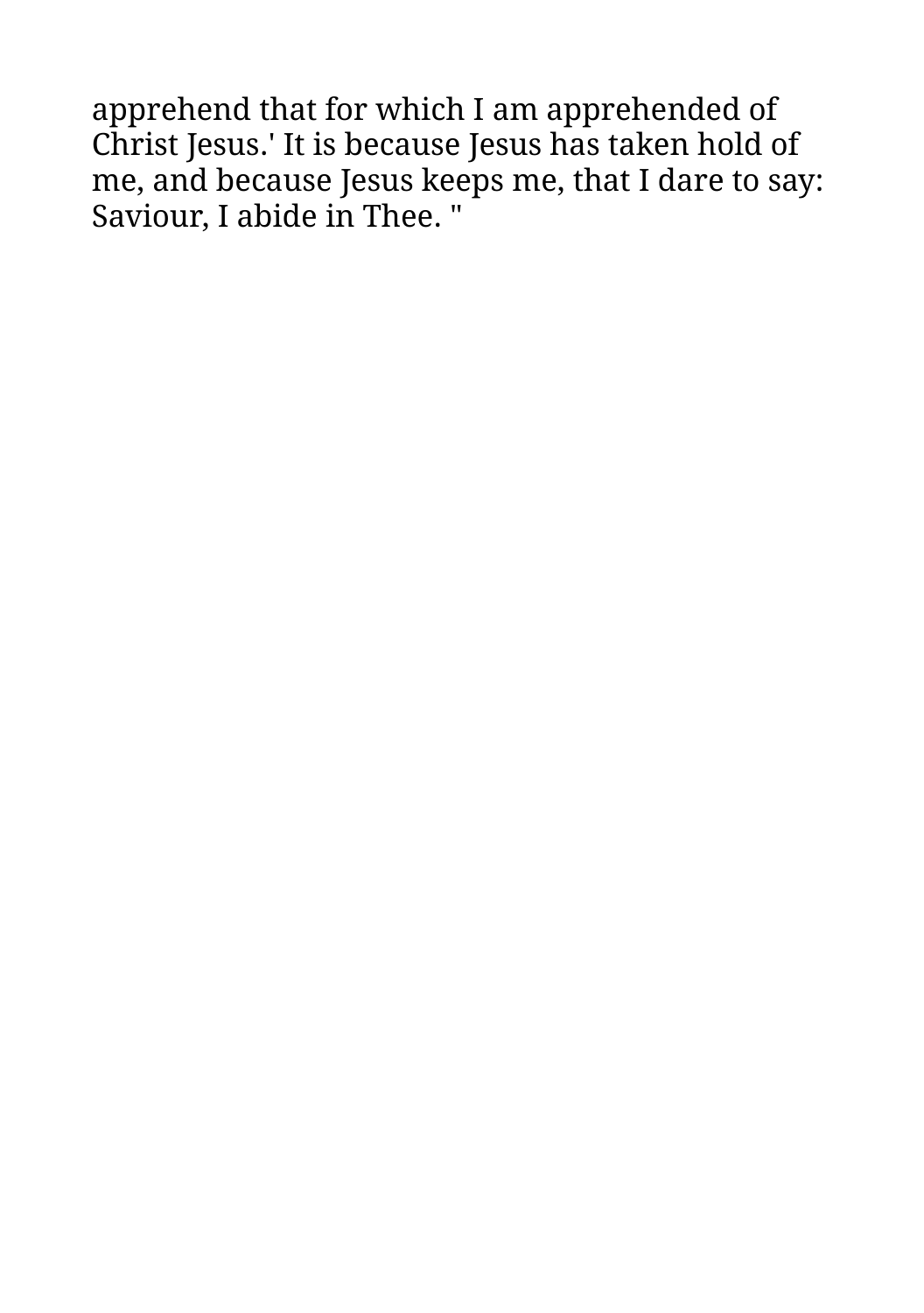apprehend that for which I am apprehended of Christ Jesus.' It is because Jesus has taken hold of me, and because Jesus keeps me, that I dare to say: Saviour, I abide in Thee. "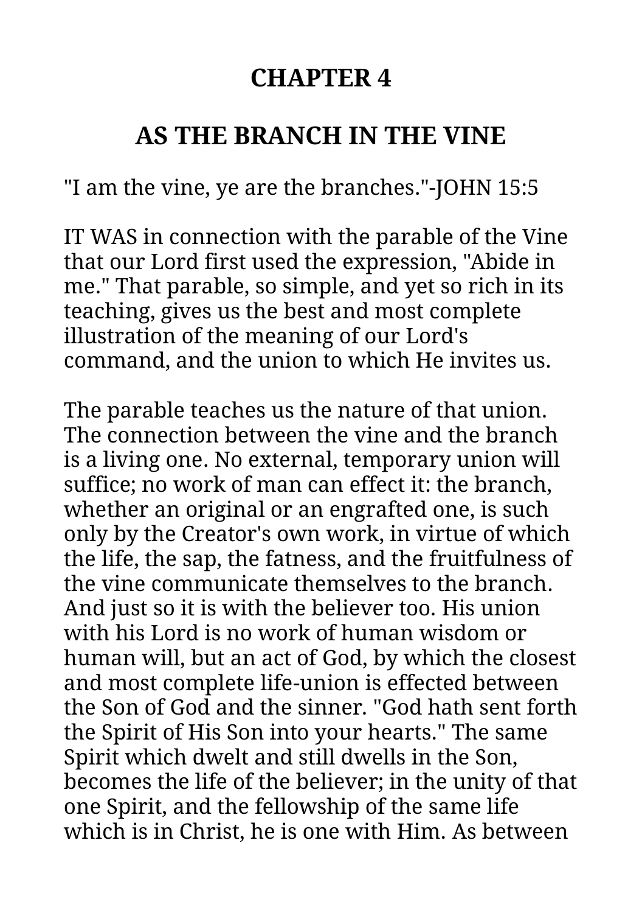# CHAPTER 4

## AS THE BRANCH IN THE VINE

"I am the vine, ye are the branches."-JOHN 15:5

IT WAS in connection with the parable of the Vine that our Lord first used the expression, "Abide in me." That parable, so simple, and yet so rich in its teaching, gives us the best and most complete illustration of the meaning of our Lord's command, and the union to which He invites us.

The parable teaches us the nature of that union. The connection between the vine and the branch is a living one. No external, temporary union will suffice; no work of man can effect it: the branch, whether an original or an engrafted one, is such only by the Creator's own work, in virtue of which the life, the sap, the fatness, and the fruitfulness of the vine communicate themselves to the branch. And just so it is with the believer too. His union with his Lord is no work of human wisdom or human will, but an act of God, by which the closest and most complete life-union is effected between the Son of God and the sinner. "God hath sent forth the Spirit of His Son into your hearts." The same Spirit which dwelt and still dwells in the Son, becomes the life of the believer; in the unity of that one Spirit, and the fellowship of the same life which is in Christ, he is one with Him. As between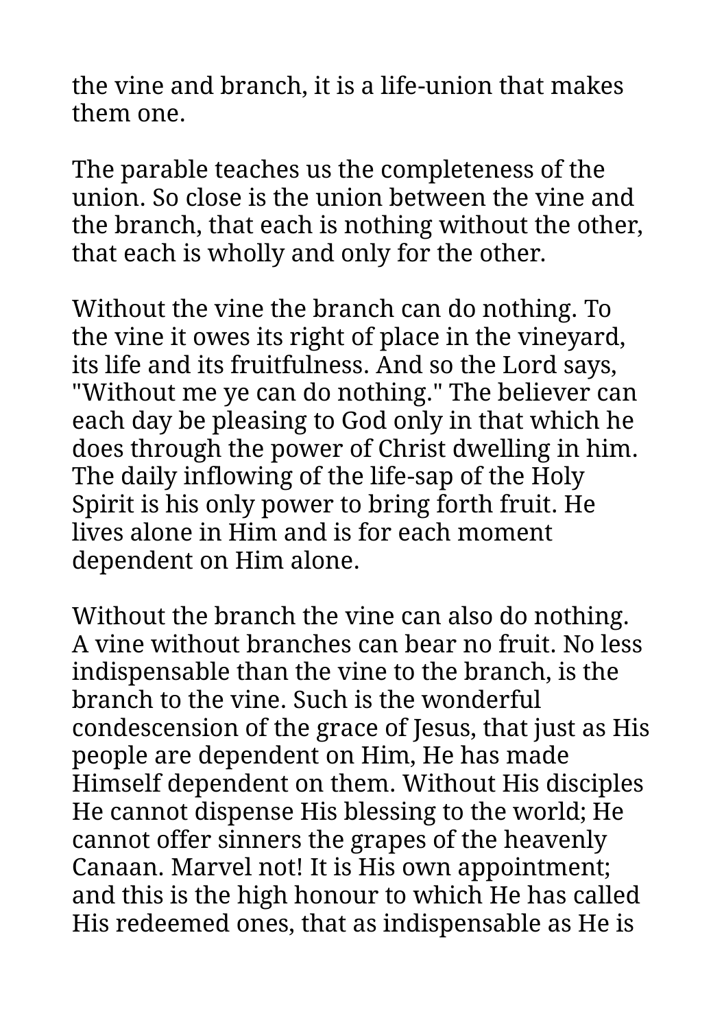the vine and branch, it is a life-union that makes them one.

The parable teaches us the completeness of the union. So close is the union between the vine and the branch, that each is nothing without the other, that each is wholly and only for the other.

Without the vine the branch can do nothing. To the vine it owes its right of place in the vineyard, its life and its fruitfulness. And so the Lord says, "Without me ye can do nothing." The believer can each day be pleasing to God only in that which he does through the power of Christ dwelling in him. The daily inflowing of the life-sap of the Holy Spirit is his only power to bring forth fruit. He lives alone in Him and is for each moment dependent on Him alone.

Without the branch the vine can also do nothing. A vine without branches can bear no fruit. No less indispensable than the vine to the branch, is the branch to the vine. Such is the wonderful condescension of the grace of Jesus, that just as His people are dependent on Him, He has made Himself dependent on them. Without His disciples He cannot dispense His blessing to the world; He cannot offer sinners the grapes of the heavenly Canaan. Marvel not! It is His own appointment; and this is the high honour to which He has called His redeemed ones, that as indispensable as He is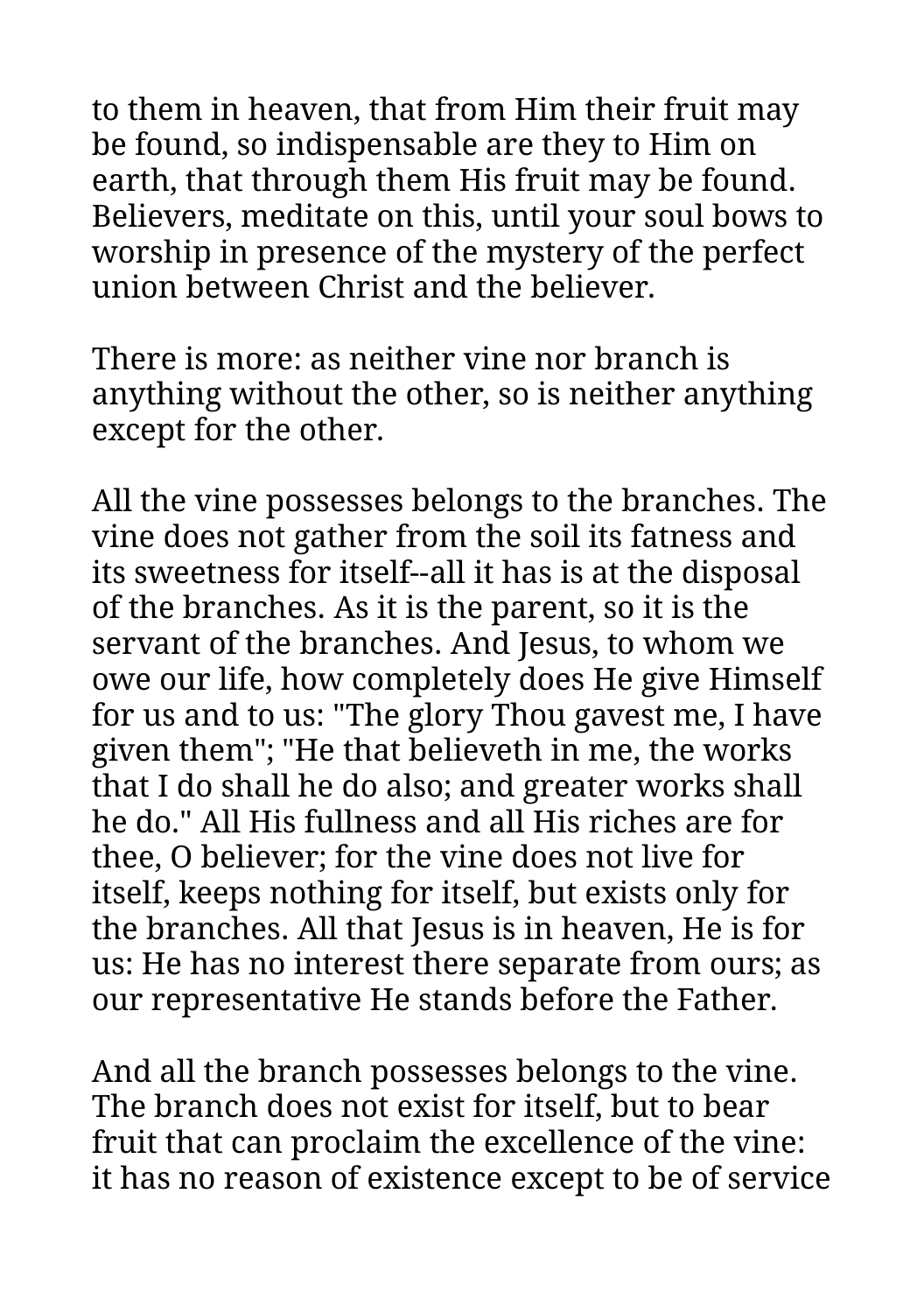to them in heaven, that from Him their fruit may be found, so indispensable are they to Him on earth, that through them His fruit may be found. Believers, meditate on this, until your soul bows to worship in presence of the mystery of the perfect union between Christ and the believer.

There is more: as neither vine nor branch is anything without the other, so is neither anything except for the other.

All the vine possesses belongs to the branches. The vine does not gather from the soil its fatness and its sweetness for itself--all it has is at the disposal of the branches. As it is the parent, so it is the servant of the branches. And Jesus, to whom we owe our life, how completely does He give Himself for us and to us: "The glory Thou gavest me, I have given them"; "He that believeth in me, the works that I do shall he do also; and greater works shall he do." All His fullness and all His riches are for thee, O believer; for the vine does not live for itself, keeps nothing for itself, but exists only for the branches. All that Jesus is in heaven, He is for us: He has no interest there separate from ours; as our representative He stands before the Father.

And all the branch possesses belongs to the vine. The branch does not exist for itself, but to bear fruit that can proclaim the excellence of the vine: it has no reason of existence except to be of service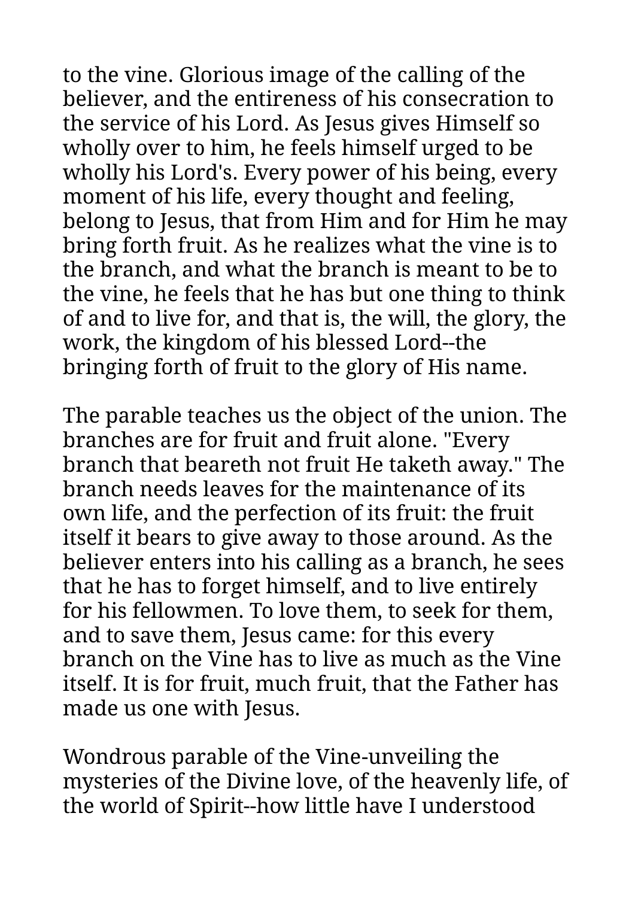to the vine. Glorious image of the calling of the believer, and the entireness of his consecration to the service of his Lord. As Jesus gives Himself so wholly over to him, he feels himself urged to be wholly his Lord's. Every power of his being, every moment of his life, every thought and feeling, belong to Jesus, that from Him and for Him he may bring forth fruit. As he realizes what the vine is to the branch, and what the branch is meant to be to the vine, he feels that he has but one thing to think of and to live for, and that is, the will, the glory, the work, the kingdom of his blessed Lord--the bringing forth of fruit to the glory of His name.

The parable teaches us the object of the union. The branches are for fruit and fruit alone. "Every branch that beareth not fruit He taketh away." The branch needs leaves for the maintenance of its own life, and the perfection of its fruit: the fruit itself it bears to give away to those around. As the believer enters into his calling as a branch, he sees that he has to forget himself, and to live entirely for his fellowmen. To love them, to seek for them, and to save them, Jesus came: for this every branch on the Vine has to live as much as the Vine itself. It is for fruit, much fruit, that the Father has made us one with Jesus.

Wondrous parable of the Vine-unveiling the mysteries of the Divine love, of the heavenly life, of the world of Spirit--how little have I understood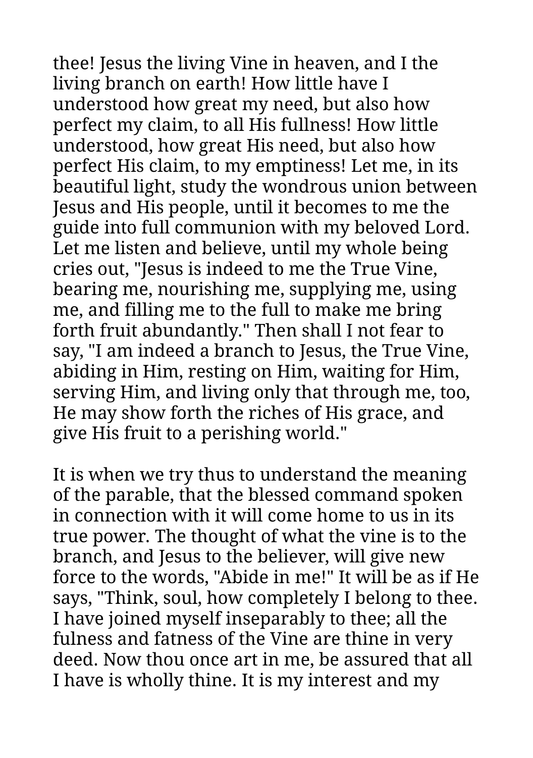thee! Jesus the living Vine in heaven, and I the living branch on earth! How little have I understood how great my need, but also how perfect my claim, to all His fullness! How little understood, how great His need, but also how perfect His claim, to my emptiness! Let me, in its beautiful light, study the wondrous union between Jesus and His people, until it becomes to me the guide into full communion with my beloved Lord. Let me listen and believe, until my whole being cries out, "Jesus is indeed to me the True Vine, bearing me, nourishing me, supplying me, using me, and filling me to the full to make me bring forth fruit abundantly." Then shall I not fear to say, "I am indeed a branch to Jesus, the True Vine, abiding in Him, resting on Him, waiting for Him, serving Him, and living only that through me, too, He may show forth the riches of His grace, and give His fruit to a perishing world."

It is when we try thus to understand the meaning of the parable, that the blessed command spoken in connection with it will come home to us in its true power. The thought of what the vine is to the branch, and Jesus to the believer, will give new force to the words, "Abide in me!" It will be as if He says, "Think, soul, how completely I belong to thee. I have joined myself inseparably to thee; all the fulness and fatness of the Vine are thine in very deed. Now thou once art in me, be assured that all I have is wholly thine. It is my interest and my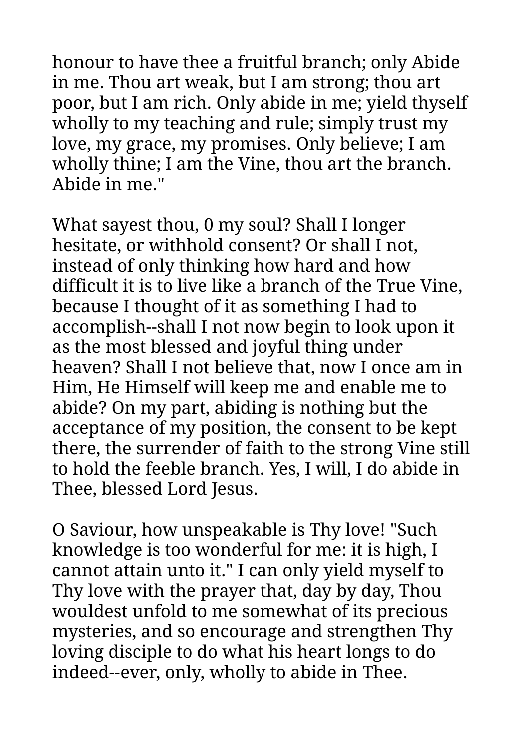honour to have thee a fruitful branch; only Abide in me. Thou art weak, but I am strong; thou art poor, but I am rich. Only abide in me; yield thyself wholly to my teaching and rule; simply trust my love, my grace, my promises. Only believe; I am wholly thine; I am the Vine, thou art the branch. Abide in me."

What sayest thou, 0 my soul? Shall I longer hesitate, or withhold consent? Or shall I not, instead of only thinking how hard and how difficult it is to live like a branch of the True Vine, because I thought of it as something I had to accomplish--shall I not now begin to look upon it as the most blessed and joyful thing under heaven? Shall I not believe that, now I once am in Him, He Himself will keep me and enable me to abide? On my part, abiding is nothing but the acceptance of my position, the consent to be kept there, the surrender of faith to the strong Vine still to hold the feeble branch. Yes, I will, I do abide in Thee, blessed Lord Jesus.

O Saviour, how unspeakable is Thy love! "Such knowledge is too wonderful for me: it is high, I cannot attain unto it." I can only yield myself to Thy love with the prayer that, day by day, Thou wouldest unfold to me somewhat of its precious mysteries, and so encourage and strengthen Thy loving disciple to do what his heart longs to do indeed--ever, only, wholly to abide in Thee.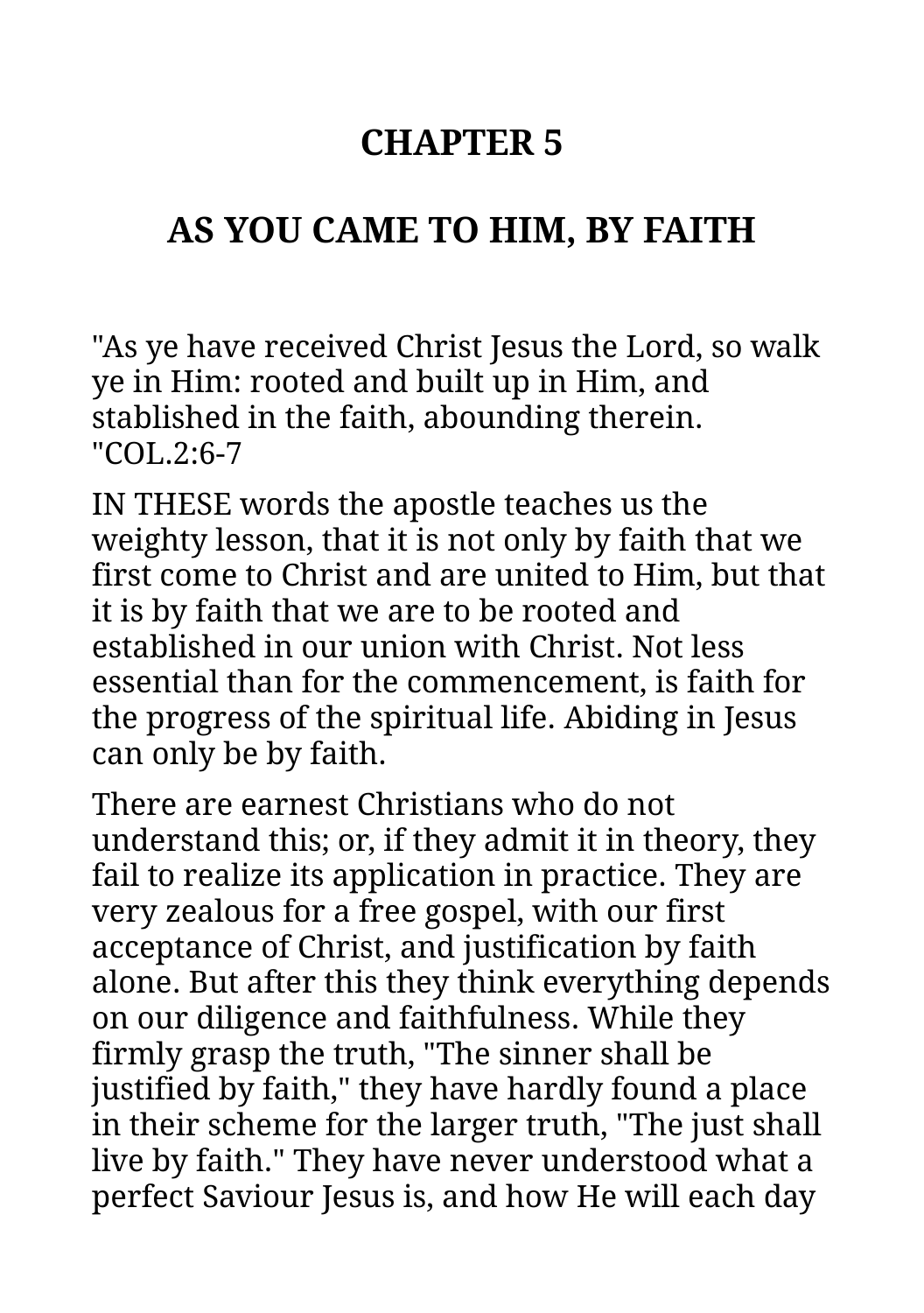# CHAPTER 5

## AS YOU CAME TO HIM, BY FAITH

"As ye have received Christ Jesus the Lord, so walk ye in Him: rooted and built up in Him, and stablished in the faith, abounding therein. "COL.2:6-7

IN THESE words the apostle teaches us the weighty lesson, that it is not only by faith that we first come to Christ and are united to Him, but that it is by faith that we are to be rooted and established in our union with Christ. Not less essential than for the commencement, is faith for the progress of the spiritual life. Abiding in Jesus can only be by faith.

There are earnest Christians who do not understand this; or, if they admit it in theory, they fail to realize its application in practice. They are very zealous for a free gospel, with our first acceptance of Christ, and justification by faith alone. But after this they think everything depends on our diligence and faithfulness. While they firmly grasp the truth, "The sinner shall be justified by faith," they have hardly found a place in their scheme for the larger truth, "The just shall live by faith." They have never understood what a perfect Saviour Jesus is, and how He will each day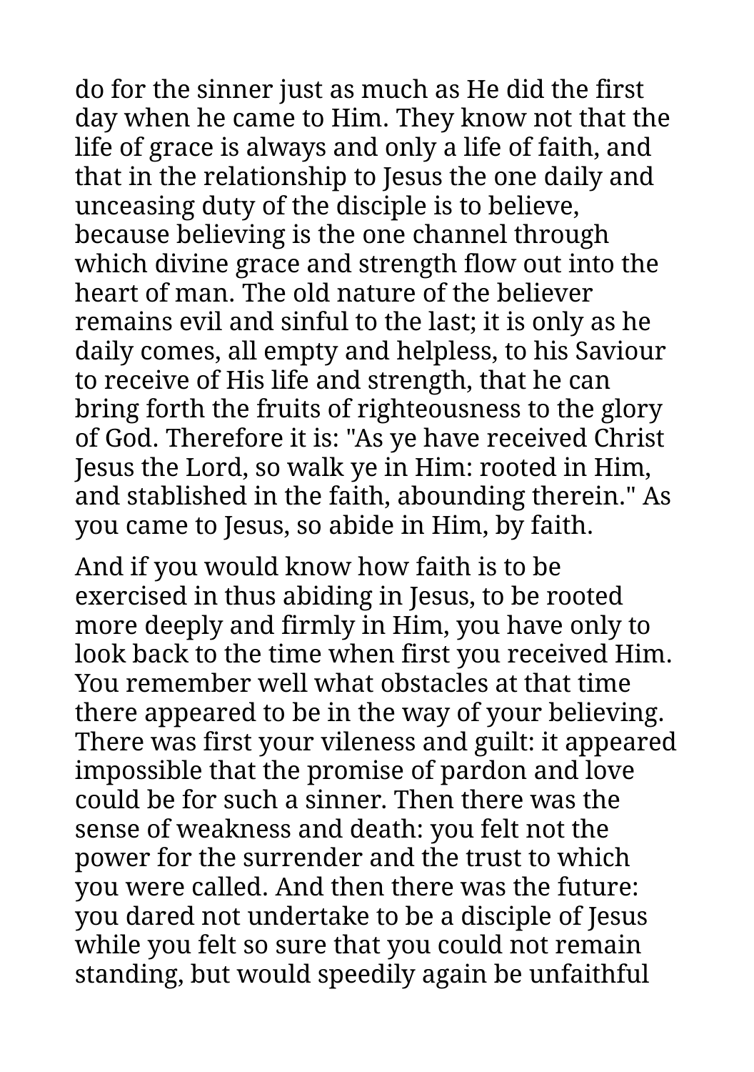do for the sinner just as much as He did the first day when he came to Him. They know not that the life of grace is always and only a life of faith, and that in the relationship to Jesus the one daily and unceasing duty of the disciple is to believe, because believing is the one channel through which divine grace and strength flow out into the heart of man. The old nature of the believer remains evil and sinful to the last; it is only as he daily comes, all empty and helpless, to his Saviour to receive of His life and strength, that he can bring forth the fruits of righteousness to the glory of God. Therefore it is: "As ye have received Christ Jesus the Lord, so walk ye in Him: rooted in Him, and stablished in the faith, abounding therein." As you came to Jesus, so abide in Him, by faith.

And if you would know how faith is to be exercised in thus abiding in Jesus, to be rooted more deeply and firmly in Him, you have only to look back to the time when first you received Him. You remember well what obstacles at that time there appeared to be in the way of your believing. There was first your vileness and guilt: it appeared impossible that the promise of pardon and love could be for such a sinner. Then there was the sense of weakness and death: you felt not the power for the surrender and the trust to which you were called. And then there was the future: you dared not undertake to be a disciple of Jesus while you felt so sure that you could not remain standing, but would speedily again be unfaithful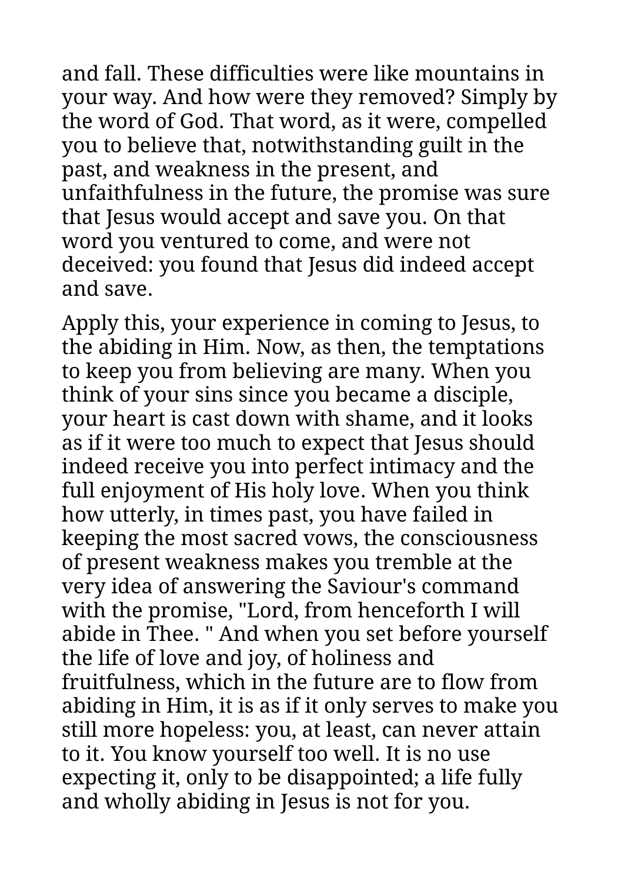and fall. These difficulties were like mountains in your way. And how were they removed? Simply by the word of God. That word, as it were, compelled you to believe that, notwithstanding guilt in the past, and weakness in the present, and unfaithfulness in the future, the promise was sure that Jesus would accept and save you. On that word you ventured to come, and were not deceived: you found that Jesus did indeed accept and save.

Apply this, your experience in coming to Jesus, to the abiding in Him. Now, as then, the temptations to keep you from believing are many. When you think of your sins since you became a disciple, your heart is cast down with shame, and it looks as if it were too much to expect that Jesus should indeed receive you into perfect intimacy and the full enjoyment of His holy love. When you think how utterly, in times past, you have failed in keeping the most sacred vows, the consciousness of present weakness makes you tremble at the very idea of answering the Saviour's command with the promise, "Lord, from henceforth I will abide in Thee. " And when you set before yourself the life of love and joy, of holiness and fruitfulness, which in the future are to flow from abiding in Him, it is as if it only serves to make you still more hopeless: you, at least, can never attain to it. You know yourself too well. It is no use expecting it, only to be disappointed; a life fully and wholly abiding in Jesus is not for you.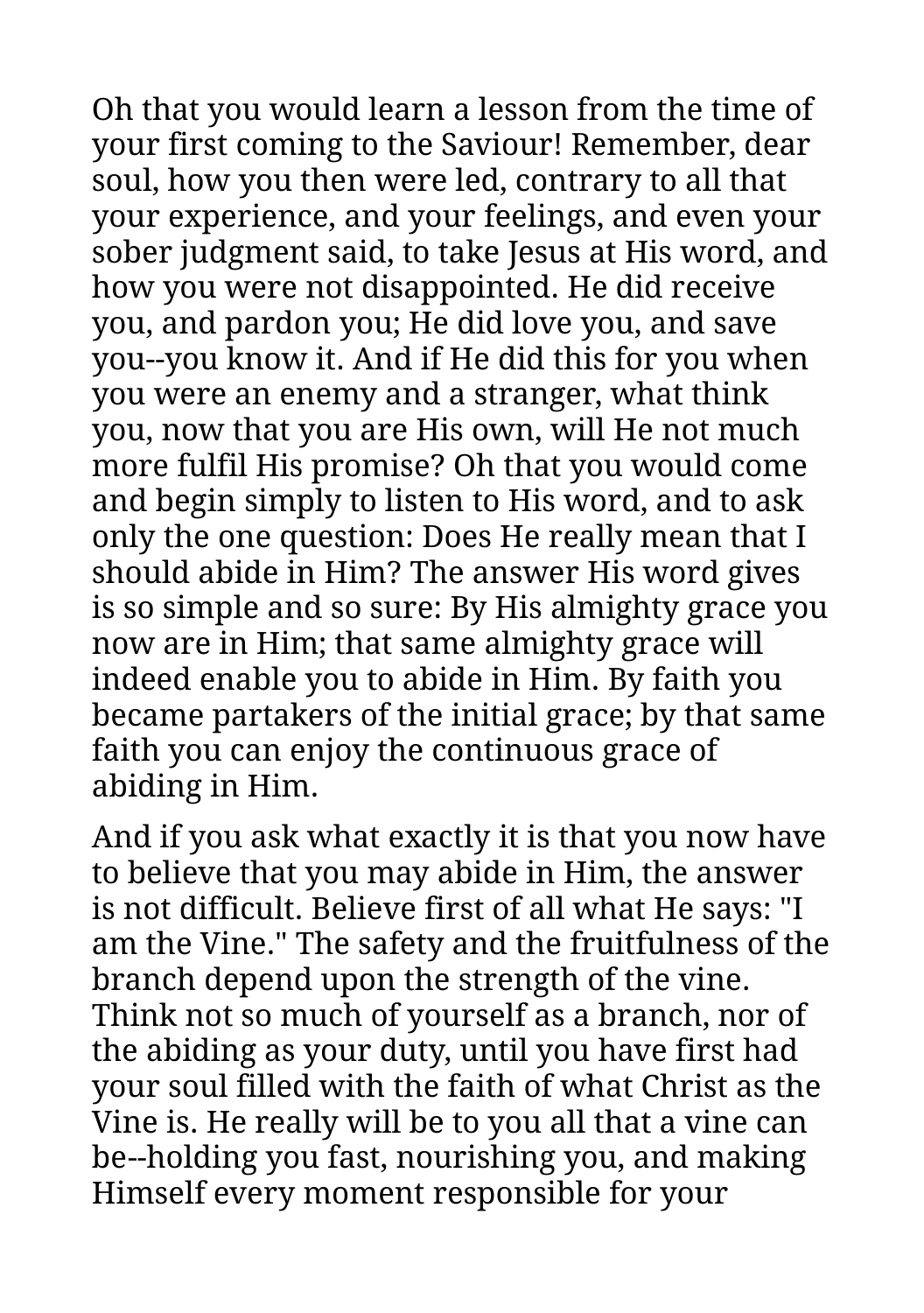Oh that you would learn a lesson from the time of your first coming to the Saviour! Remember, dear soul, how you then were led, contrary to all that your experience, and your feelings, and even your sober judgment said, to take Jesus at His word, and how you were not disappointed. He did receive you, and pardon you; He did love you, and save you--you know it. And if He did this for you when you were an enemy and a stranger, what think you, now that you are His own, will He not much more fulfil His promise? Oh that you would come and begin simply to listen to His word, and to ask only the one question: Does He really mean that I should abide in Him? The answer His word gives is so simple and so sure: By His almighty grace you now are in Him; that same almighty grace will indeed enable you to abide in Him. By faith you became partakers of the initial grace; by that same faith you can enjoy the continuous grace of abiding in Him.

And if you ask what exactly it is that you now have to believe that you may abide in Him, the answer is not difficult. Believe first of all what He says: "I am the Vine." The safety and the fruitfulness of the branch depend upon the strength of the vine. Think not so much of yourself as a branch, nor of the abiding as your duty, until you have first had your soul filled with the faith of what Christ as the Vine is. He really will be to you all that a vine can be--holding you fast, nourishing you, and making Himself every moment responsible for your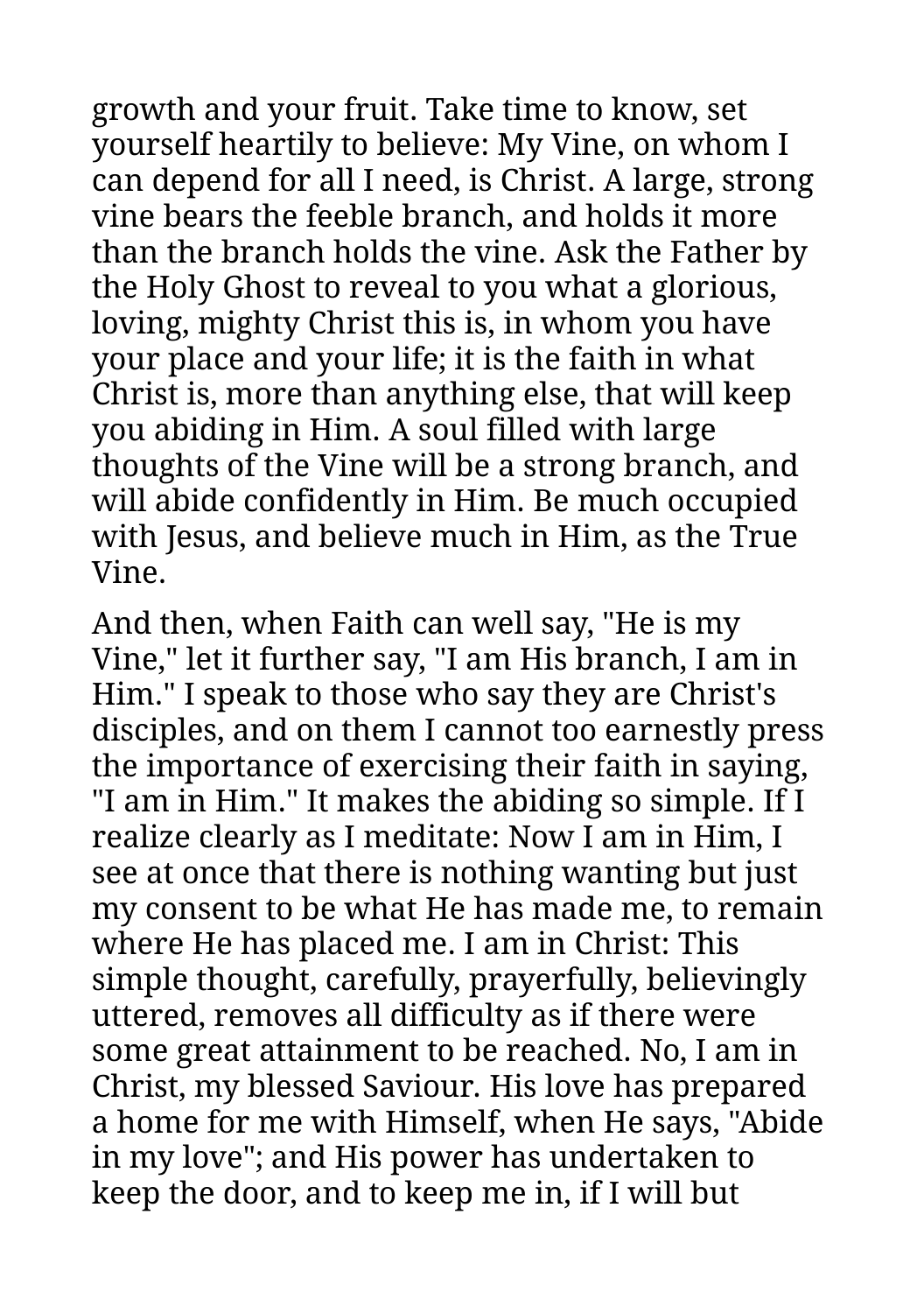growth and your fruit. Take time to know, set yourself heartily to believe: My Vine, on whom I can depend for all I need, is Christ. A large, strong vine bears the feeble branch, and holds it more than the branch holds the vine. Ask the Father by the Holy Ghost to reveal to you what a glorious, loving, mighty Christ this is, in whom you have your place and your life; it is the faith in what Christ is, more than anything else, that will keep you abiding in Him. A soul filled with large thoughts of the Vine will be a strong branch, and will abide confidently in Him. Be much occupied with Jesus, and believe much in Him, as the True Vine.

And then, when Faith can well say, "He is my Vine," let it further say, "I am His branch, I am in Him." I speak to those who say they are Christ's disciples, and on them I cannot too earnestly press the importance of exercising their faith in saying, "I am in Him." It makes the abiding so simple. If I realize clearly as I meditate: Now I am in Him, I see at once that there is nothing wanting but just my consent to be what He has made me, to remain where He has placed me. I am in Christ: This simple thought, carefully, prayerfully, believingly uttered, removes all difficulty as if there were some great attainment to be reached. No, I am in Christ, my blessed Saviour. His love has prepared a home for me with Himself, when He says, "Abide in my love"; and His power has undertaken to keep the door, and to keep me in, if I will but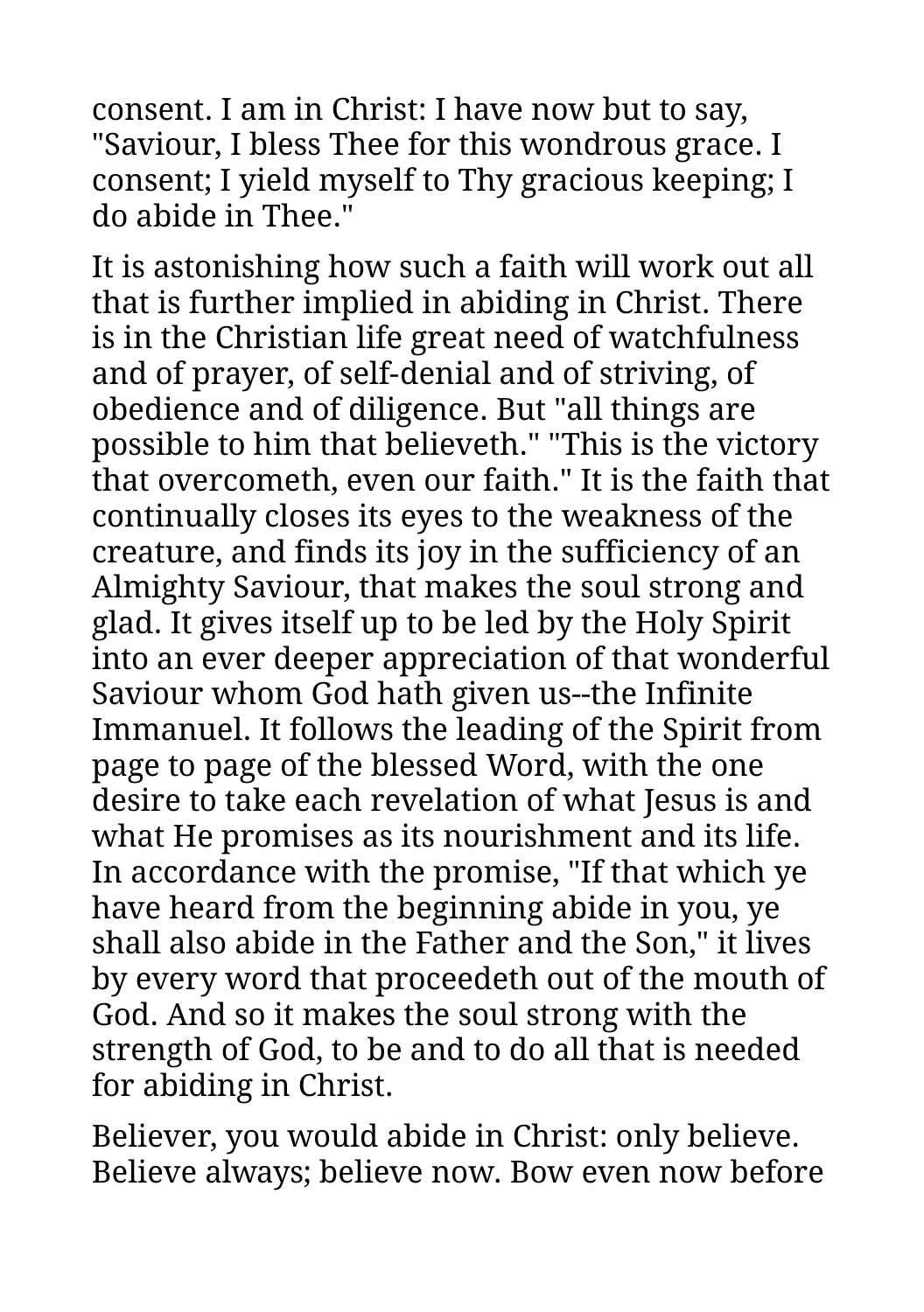consent. I am in Christ: I have now but to say, "Saviour, I bless Thee for this wondrous grace. I consent; I yield myself to Thy gracious keeping; I do abide in Thee."

It is astonishing how such a faith will work out all that is further implied in abiding in Christ. There is in the Christian life great need of watchfulness and of prayer, of self-denial and of striving, of obedience and of diligence. But "all things are possible to him that believeth." "This is the victory that overcometh, even our faith." It is the faith that continually closes its eyes to the weakness of the creature, and finds its joy in the sufficiency of an Almighty Saviour, that makes the soul strong and glad. It gives itself up to be led by the Holy Spirit into an ever deeper appreciation of that wonderful Saviour whom God hath given us--the Infinite Immanuel. It follows the leading of the Spirit from page to page of the blessed Word, with the one desire to take each revelation of what Jesus is and what He promises as its nourishment and its life. In accordance with the promise, "If that which ye have heard from the beginning abide in you, ye shall also abide in the Father and the Son," it lives by every word that proceedeth out of the mouth of God. And so it makes the soul strong with the strength of God, to be and to do all that is needed for abiding in Christ.

Believer, you would abide in Christ: only believe. Believe always; believe now. Bow even now before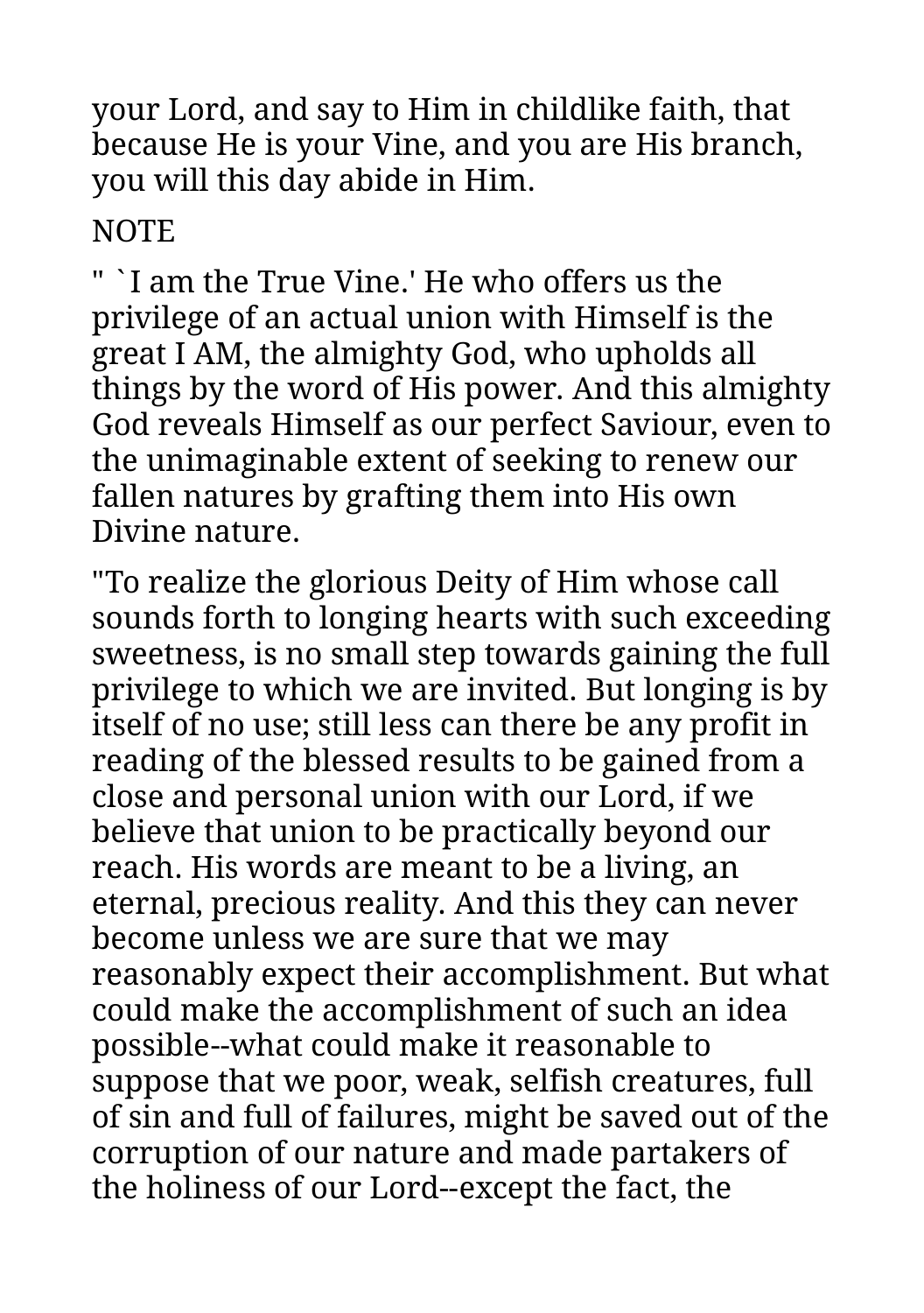your Lord, and say to Him in childlike faith, that because He is your Vine, and you are His branch, you will this day abide in Him.

NOTE

" `I am the True Vine.' He who offers us the privilege of an actual union with Himself is the great I AM, the almighty God, who upholds all things by the word of His power. And this almighty God reveals Himself as our perfect Saviour, even to the unimaginable extent of seeking to renew our fallen natures by grafting them into His own Divine nature.

"To realize the glorious Deity of Him whose call sounds forth to longing hearts with such exceeding sweetness, is no small step towards gaining the full privilege to which we are invited. But longing is by itself of no use; still less can there be any profit in reading of the blessed results to be gained from a close and personal union with our Lord, if we believe that union to be practically beyond our reach. His words are meant to be a living, an eternal, precious reality. And this they can never become unless we are sure that we may reasonably expect their accomplishment. But what could make the accomplishment of such an idea possible--what could make it reasonable to suppose that we poor, weak, selfish creatures, full of sin and full of failures, might be saved out of the corruption of our nature and made partakers of the holiness of our Lord--except the fact, the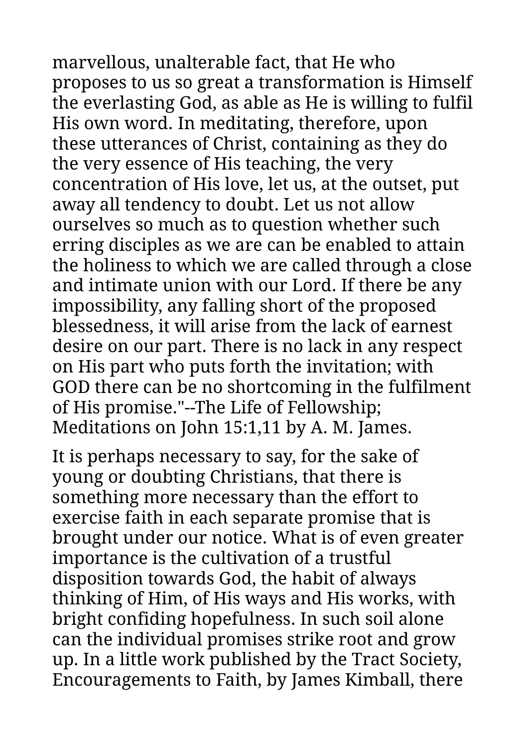marvellous, unalterable fact, that He who proposes to us so great a transformation is Himself the everlasting God, as able as He is willing to fulfil His own word. In meditating, therefore, upon these utterances of Christ, containing as they do the very essence of His teaching, the very concentration of His love, let us, at the outset, put away all tendency to doubt. Let us not allow ourselves so much as to question whether such erring disciples as we are can be enabled to attain the holiness to which we are called through a close and intimate union with our Lord. If there be any impossibility, any falling short of the proposed blessedness, it will arise from the lack of earnest desire on our part. There is no lack in any respect on His part who puts forth the invitation; with GOD there can be no shortcoming in the fulfilment of His promise."--The Life of Fellowship; Meditations on John 15:1,11 by A. M. James.

It is perhaps necessary to say, for the sake of young or doubting Christians, that there is something more necessary than the effort to exercise faith in each separate promise that is brought under our notice. What is of even greater importance is the cultivation of a trustful disposition towards God, the habit of always thinking of Him, of His ways and His works, with bright confiding hopefulness. In such soil alone can the individual promises strike root and grow up. In a little work published by the Tract Society, Encouragements to Faith, by James Kimball, there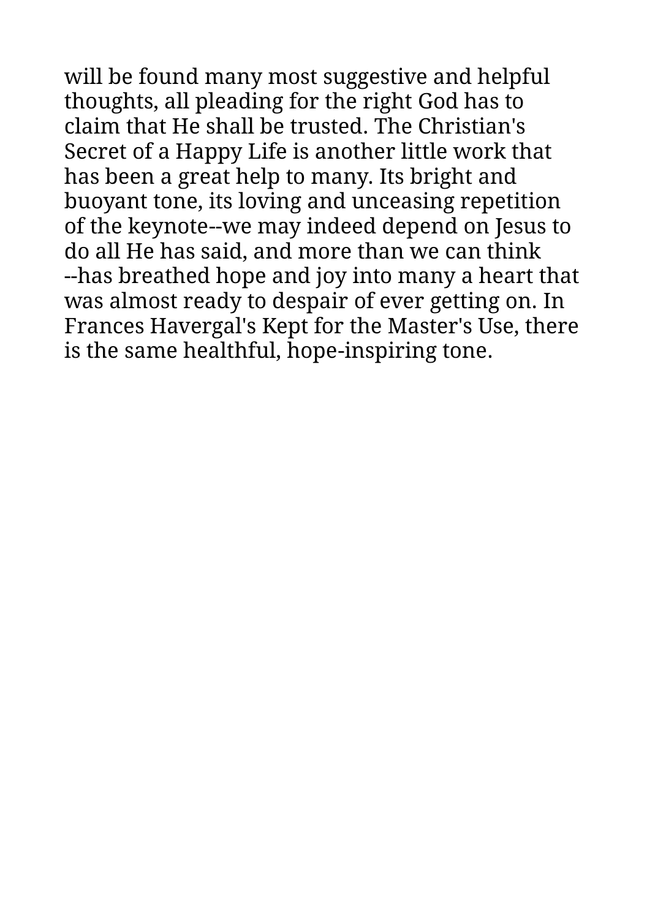will be found many most suggestive and helpful thoughts, all pleading for the right God has to claim that He shall be trusted. The Christian's Secret of a Happy Life is another little work that has been a great help to many. Its bright and buoyant tone, its loving and unceasing repetition of the keynote--we may indeed depend on Jesus to do all He has said, and more than we can think --has breathed hope and joy into many a heart that was almost ready to despair of ever getting on. In Frances Havergal's Kept for the Master's Use, there is the same healthful, hope-inspiring tone.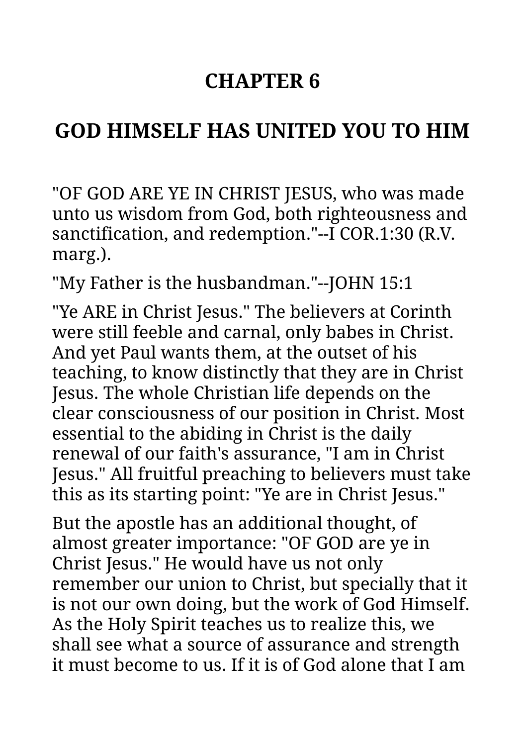# CHAPTER 6

## GOD HIMSELF HAS UNITED YOU TO HIM

"OF GOD ARE YE IN CHRIST JESUS, who was made unto us wisdom from God, both righteousness and sanctification, and redemption."--I COR.1:30 (R.V. marg.).

"My Father is the husbandman."--JOHN 15:1

"Ye ARE in Christ Jesus." The believers at Corinth were still feeble and carnal, only babes in Christ. And yet Paul wants them, at the outset of his teaching, to know distinctly that they are in Christ Jesus. The whole Christian life depends on the clear consciousness of our position in Christ. Most essential to the abiding in Christ is the daily renewal of our faith's assurance, "I am in Christ Jesus." All fruitful preaching to believers must take this as its starting point: "Ye are in Christ Jesus."

But the apostle has an additional thought, of almost greater importance: "OF GOD are ye in Christ Jesus." He would have us not only remember our union to Christ, but specially that it is not our own doing, but the work of God Himself. As the Holy Spirit teaches us to realize this, we shall see what a source of assurance and strength it must become to us. If it is of God alone that I am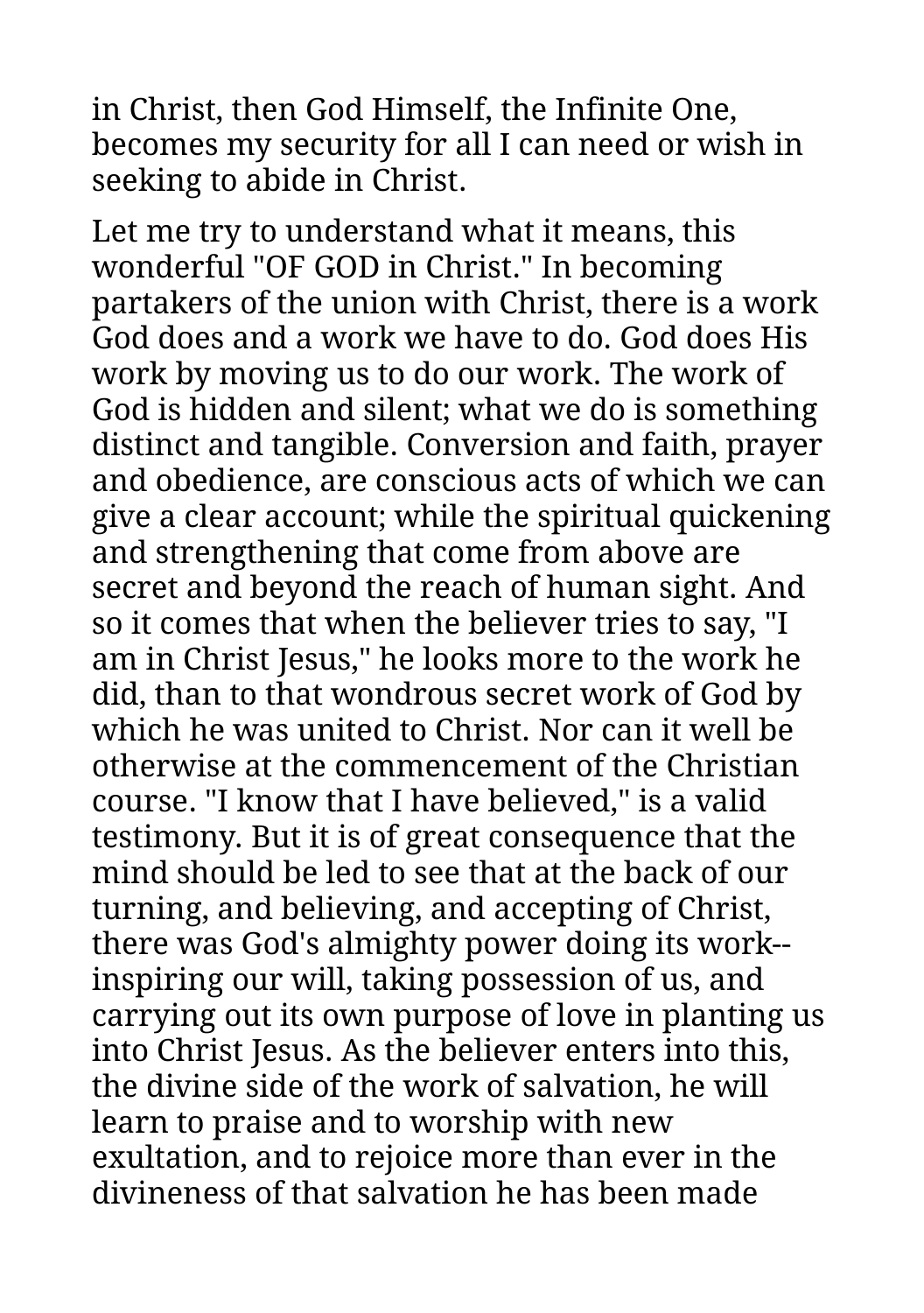in Christ, then God Himself, the Infinite One, becomes my security for all I can need or wish in seeking to abide in Christ.

Let me try to understand what it means, this wonderful "OF GOD in Christ." In becoming partakers of the union with Christ, there is a work God does and a work we have to do. God does His work by moving us to do our work. The work of God is hidden and silent; what we do is something distinct and tangible. Conversion and faith, prayer and obedience, are conscious acts of which we can give a clear account; while the spiritual quickening and strengthening that come from above are secret and beyond the reach of human sight. And so it comes that when the believer tries to say, "I am in Christ Jesus," he looks more to the work he did, than to that wondrous secret work of God by which he was united to Christ. Nor can it well be otherwise at the commencement of the Christian course. "I know that I have believed," is a valid testimony. But it is of great consequence that the mind should be led to see that at the back of our turning, and believing, and accepting of Christ, there was God's almighty power doing its work--inspiring our will, taking possession of us, and carrying out its own purpose of love in planting us into Christ Jesus. As the believer enters into this, the divine side of the work of salvation, he will learn to praise and to worship with new exultation, and to rejoice more than ever in the divineness of that salvation he has been made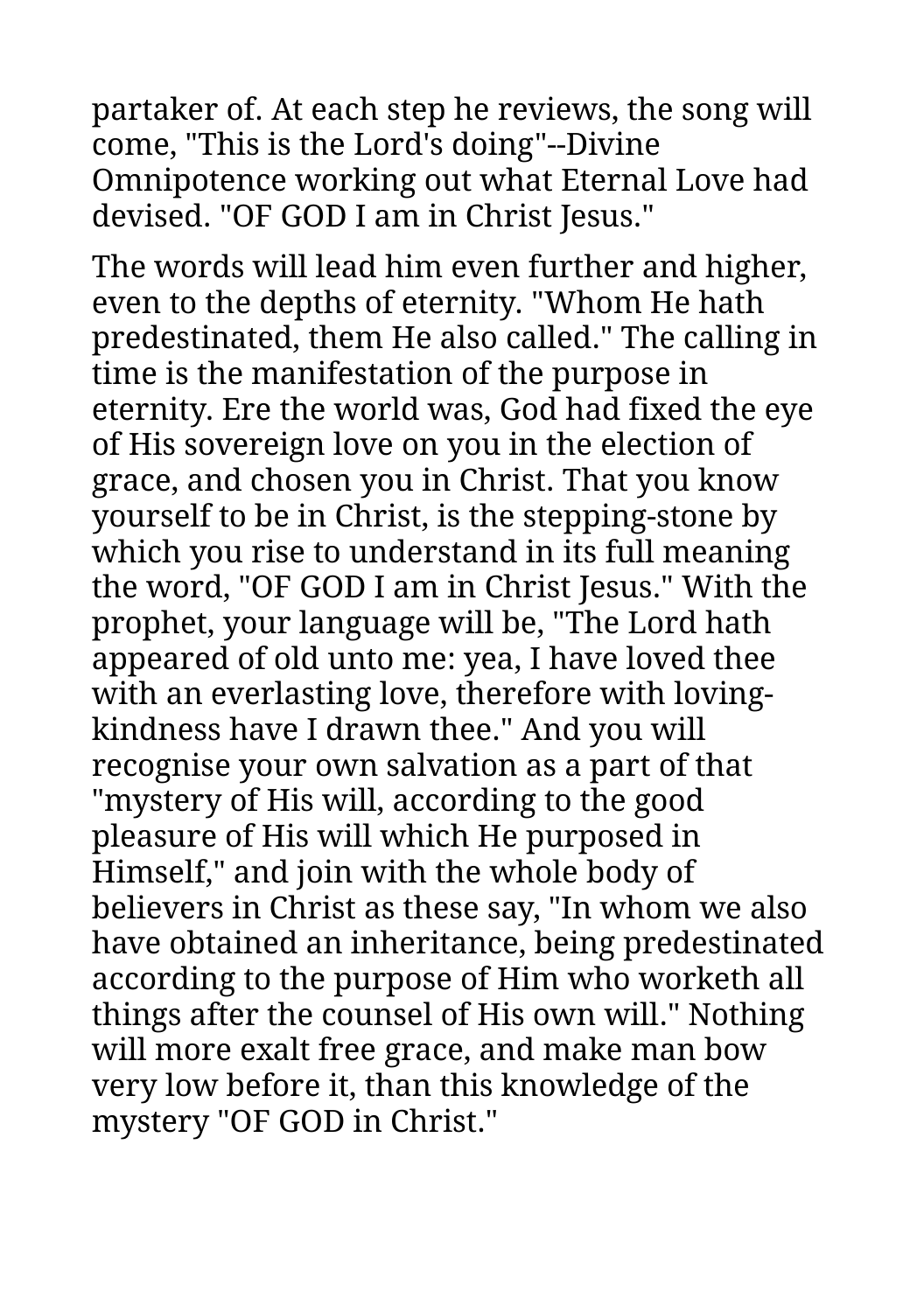partaker of. At each step he reviews, the song will come, "This is the Lord's doing"--Divine Omnipotence working out what Eternal Love had devised. "OF GOD I am in Christ Jesus."

The words will lead him even further and higher, even to the depths of eternity. "Whom He hath predestinated, them He also called." The calling in time is the manifestation of the purpose in eternity. Ere the world was, God had fixed the eye of His sovereign love on you in the election of grace, and chosen you in Christ. That you know yourself to be in Christ, is the stepping-stone by which you rise to understand in its full meaning the word, "OF GOD I am in Christ Jesus." With the prophet, your language will be, "The Lord hath appeared of old unto me: yea, I have loved thee with an everlasting love, therefore with loving-kindness have I drawn thee." And you will recognise your own salvation as a part of that "mystery of His will, according to the good pleasure of His will which He purposed in Himself," and join with the whole body of believers in Christ as these say, "In whom we also have obtained an inheritance, being predestinated according to the purpose of Him who worketh all things after the counsel of His own will." Nothing will more exalt free grace, and make man bow very low before it, than this knowledge of the mystery "OF GOD in Christ."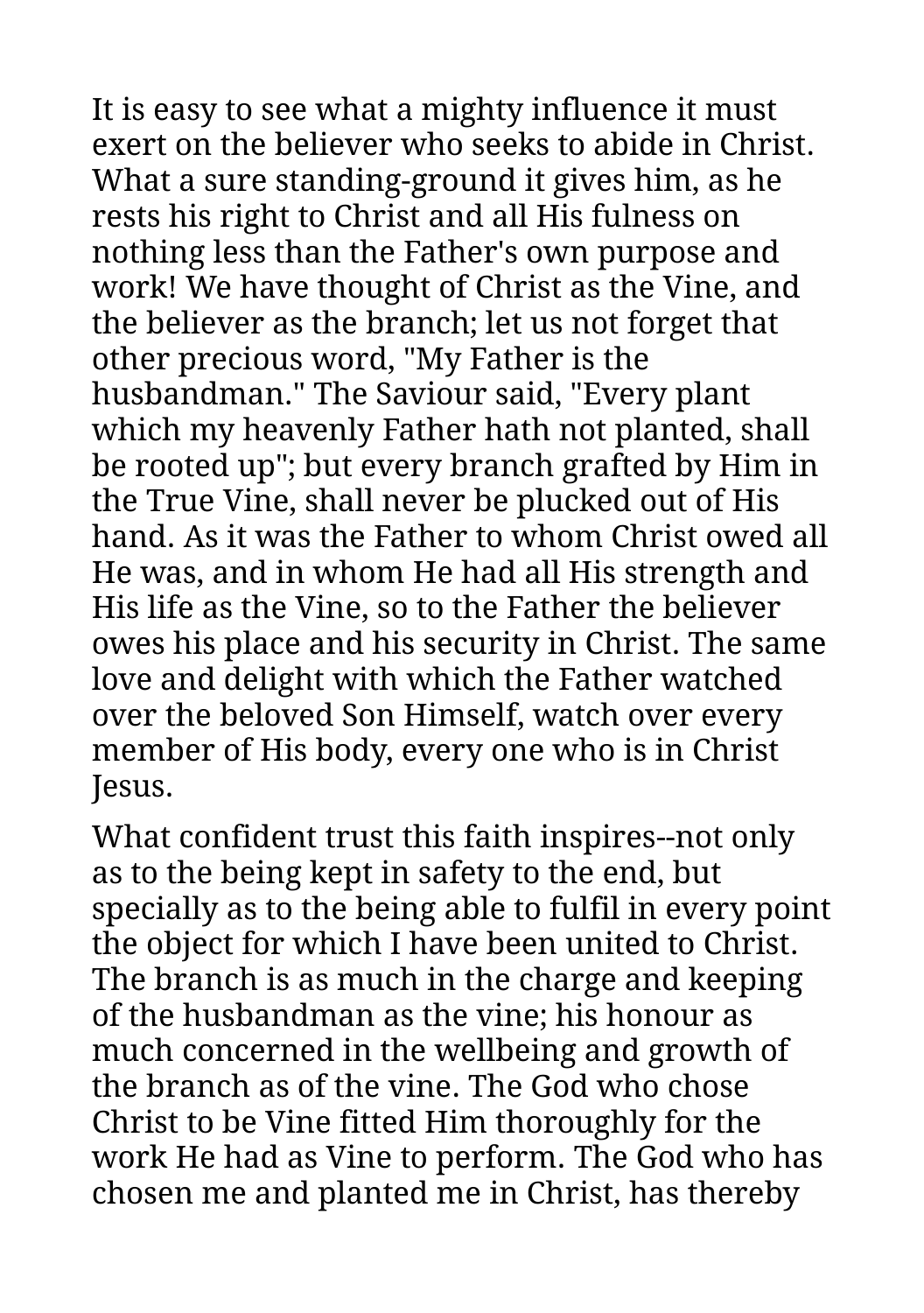It is easy to see what a mighty influence it must exert on the believer who seeks to abide in Christ. What a sure standing-ground it gives him, as he rests his right to Christ and all His fulness on nothing less than the Father's own purpose and work! We have thought of Christ as the Vine, and the believer as the branch; let us not forget that other precious word, "My Father is the husbandman." The Saviour said, "Every plant which my heavenly Father hath not planted, shall be rooted up"; but every branch grafted by Him in the True Vine, shall never be plucked out of His hand. As it was the Father to whom Christ owed all He was, and in whom He had all His strength and His life as the Vine, so to the Father the believer owes his place and his security in Christ. The same love and delight with which the Father watched over the beloved Son Himself, watch over every member of His body, every one who is in Christ Jesus.

What confident trust this faith inspires--not only as to the being kept in safety to the end, but specially as to the being able to fulfil in every point the object for which I have been united to Christ. The branch is as much in the charge and keeping of the husbandman as the vine; his honour as much concerned in the wellbeing and growth of the branch as of the vine. The God who chose Christ to be Vine fitted Him thoroughly for the work He had as Vine to perform. The God who has chosen me and planted me in Christ, has thereby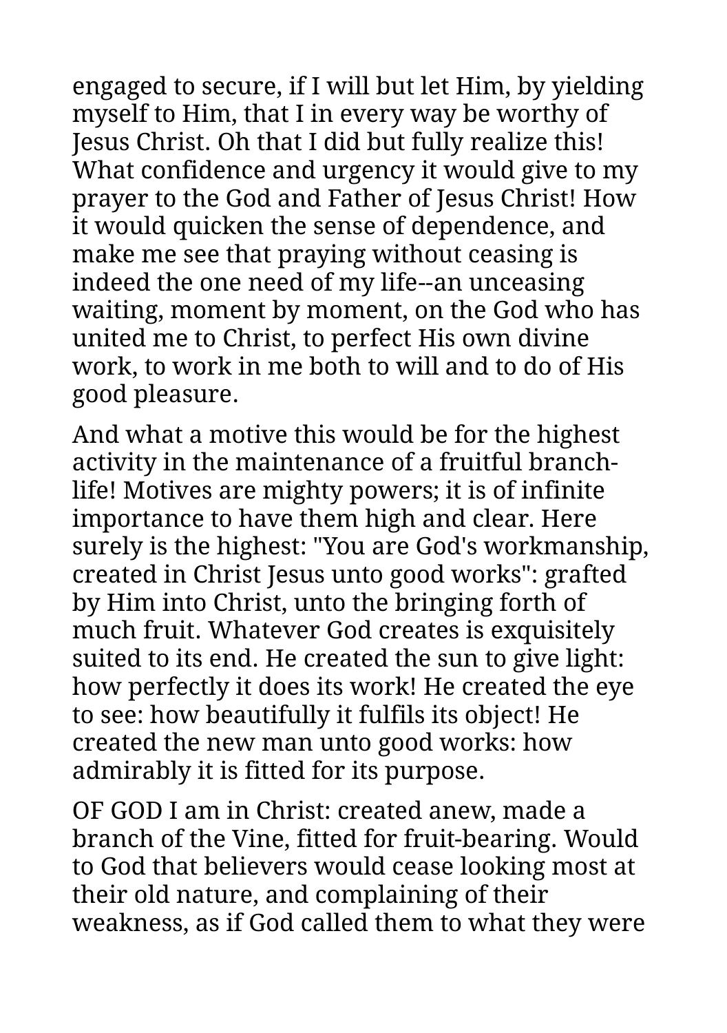engaged to secure, if I will but let Him, by yielding myself to Him, that I in every way be worthy of Jesus Christ. Oh that I did but fully realize this! What confidence and urgency it would give to my prayer to the God and Father of Jesus Christ! How it would quicken the sense of dependence, and make me see that praying without ceasing is indeed the one need of my life--an unceasing waiting, moment by moment, on the God who has united me to Christ, to perfect His own divine work, to work in me both to will and to do of His good pleasure.

And what a motive this would be for the highest activity in the maintenance of a fruitful branch-life! Motives are mighty powers; it is of infinite importance to have them high and clear. Here surely is the highest: "You are God's workmanship, created in Christ Jesus unto good works": grafted by Him into Christ, unto the bringing forth of much fruit. Whatever God creates is exquisitely suited to its end. He created the sun to give light: how perfectly it does its work! He created the eye to see: how beautifully it fulfils its object! He created the new man unto good works: how admirably it is fitted for its purpose.

OF GOD I am in Christ: created anew, made a branch of the Vine, fitted for fruit-bearing. Would to God that believers would cease looking most at their old nature, and complaining of their weakness, as if God called them to what they were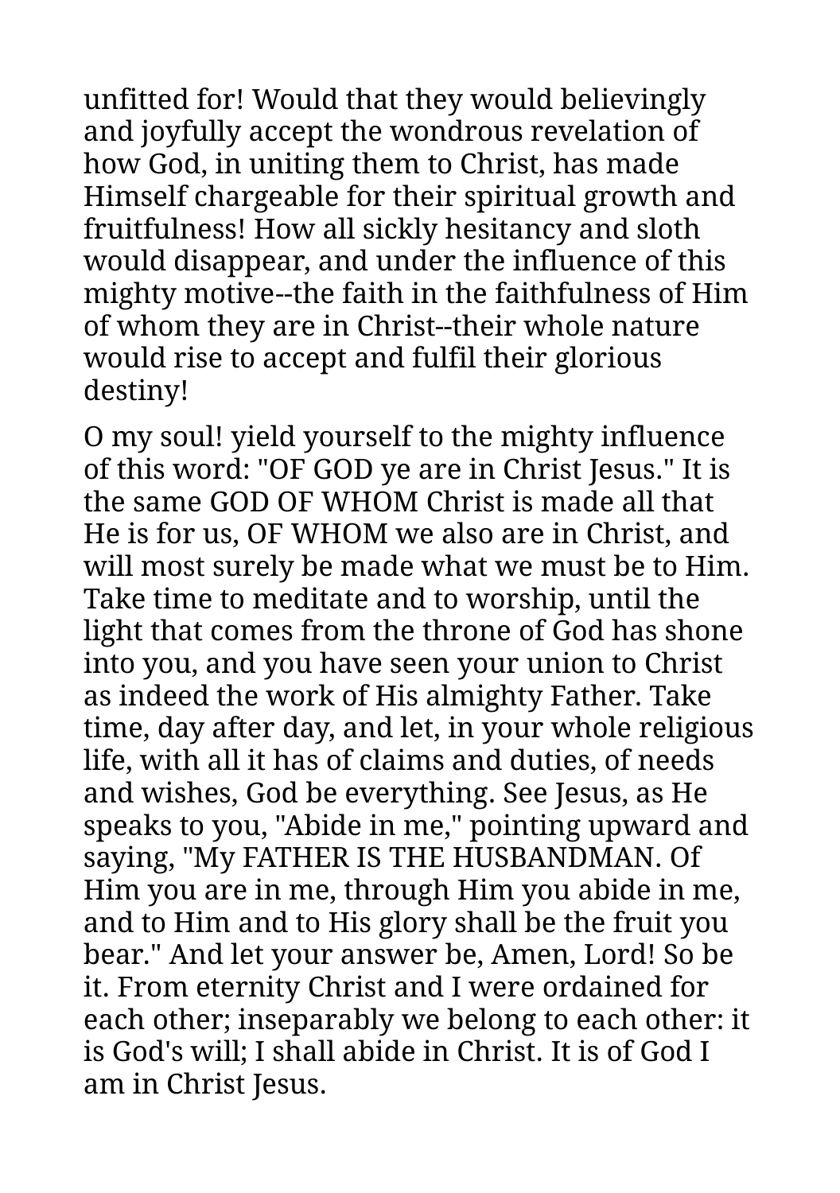unfitted for! Would that they would believingly and joyfully accept the wondrous revelation of how God, in uniting them to Christ, has made Himself chargeable for their spiritual growth and fruitfulness! How all sickly hesitancy and sloth would disappear, and under the influence of this mighty motive--the faith in the faithfulness of Him of whom they are in Christ--their whole nature would rise to accept and fulfil their glorious destiny!

O my soul! yield yourself to the mighty influence of this word: "OF GOD ye are in Christ Jesus." It is the same GOD OF WHOM Christ is made all that He is for us, OF WHOM we also are in Christ, and will most surely be made what we must be to Him. Take time to meditate and to worship, until the light that comes from the throne of God has shone into you, and you have seen your union to Christ as indeed the work of His almighty Father. Take time, day after day, and let, in your whole religious life, with all it has of claims and duties, of needs and wishes, God be everything. See Jesus, as He speaks to you, "Abide in me," pointing upward and saying, "My FATHER IS THE HUSBANDMAN. Of Him you are in me, through Him you abide in me, and to Him and to His glory shall be the fruit you bear." And let your answer be, Amen, Lord! So be it. From eternity Christ and I were ordained for each other; inseparably we belong to each other: it is God's will; I shall abide in Christ. It is of God I am in Christ Jesus.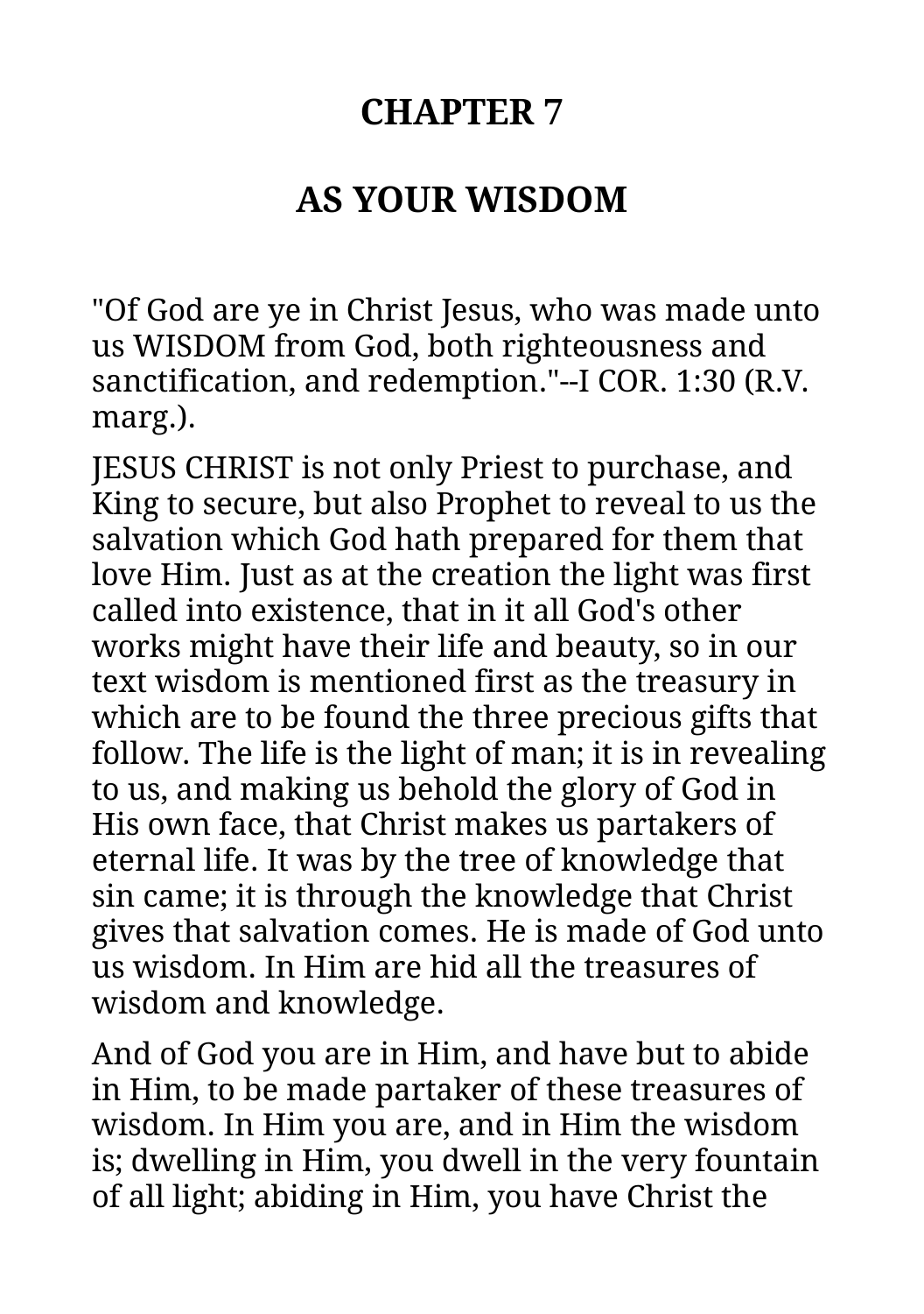# CHAPTER 7

## AS YOUR WISDOM

"Of God are ye in Christ Jesus, who was made unto us WISDOM from God, both righteousness and sanctification, and redemption."--I COR. 1:30 (R.V. marg.).

JESUS CHRIST is not only Priest to purchase, and King to secure, but also Prophet to reveal to us the salvation which God hath prepared for them that love Him. Just as at the creation the light was first called into existence, that in it all God's other works might have their life and beauty, so in our text wisdom is mentioned first as the treasury in which are to be found the three precious gifts that follow. The life is the light of man; it is in revealing to us, and making us behold the glory of God in His own face, that Christ makes us partakers of eternal life. It was by the tree of knowledge that sin came; it is through the knowledge that Christ gives that salvation comes. He is made of God unto us wisdom. In Him are hid all the treasures of wisdom and knowledge.

And of God you are in Him, and have but to abide in Him, to be made partaker of these treasures of wisdom. In Him you are, and in Him the wisdom is; dwelling in Him, you dwell in the very fountain of all light; abiding in Him, you have Christ the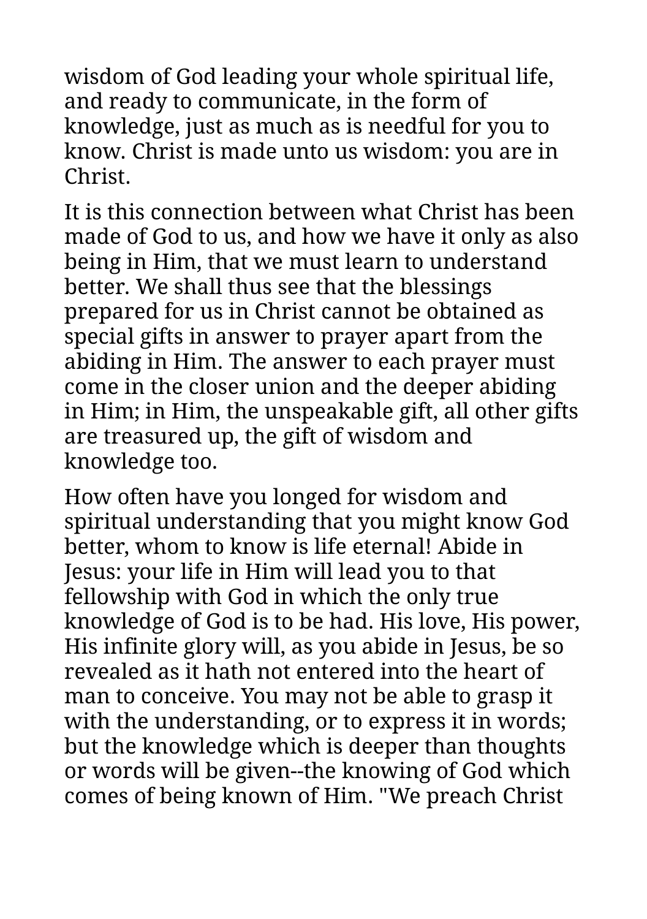wisdom of God leading your whole spiritual life, and ready to communicate, in the form of knowledge, just as much as is needful for you to know. Christ is made unto us wisdom: you are in Christ.

It is this connection between what Christ has been made of God to us, and how we have it only as also being in Him, that we must learn to understand better. We shall thus see that the blessings prepared for us in Christ cannot be obtained as special gifts in answer to prayer apart from the abiding in Him. The answer to each prayer must come in the closer union and the deeper abiding in Him; in Him, the unspeakable gift, all other gifts are treasured up, the gift of wisdom and knowledge too.

How often have you longed for wisdom and spiritual understanding that you might know God better, whom to know is life eternal! Abide in Jesus: your life in Him will lead you to that fellowship with God in which the only true knowledge of God is to be had. His love, His power, His infinite glory will, as you abide in Jesus, be so revealed as it hath not entered into the heart of man to conceive. You may not be able to grasp it with the understanding, or to express it in words; but the knowledge which is deeper than thoughts or words will be given--the knowing of God which comes of being known of Him. "We preach Christ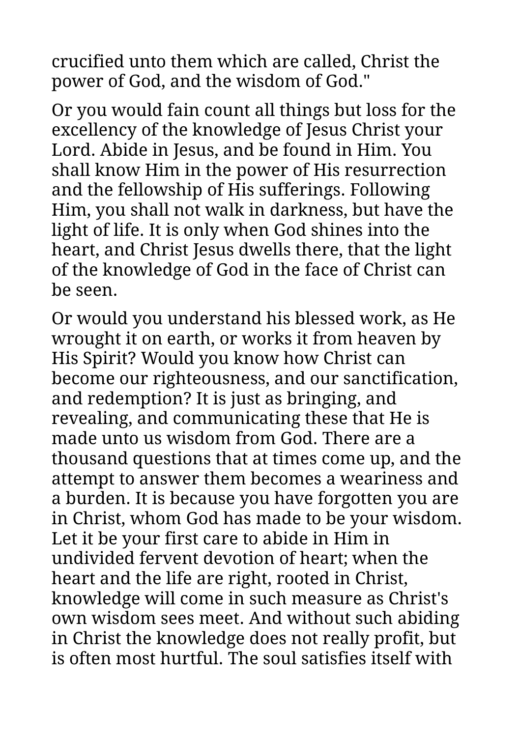crucified unto them which are called, Christ the power of God, and the wisdom of God."

Or you would fain count all things but loss for the excellency of the knowledge of Jesus Christ your Lord. Abide in Jesus, and be found in Him. You shall know Him in the power of His resurrection and the fellowship of His sufferings. Following Him, you shall not walk in darkness, but have the light of life. It is only when God shines into the heart, and Christ Jesus dwells there, that the light of the knowledge of God in the face of Christ can be seen.

Or would you understand his blessed work, as He wrought it on earth, or works it from heaven by His Spirit? Would you know how Christ can become our righteousness, and our sanctification, and redemption? It is just as bringing, and revealing, and communicating these that He is made unto us wisdom from God. There are a thousand questions that at times come up, and the attempt to answer them becomes a weariness and a burden. It is because you have forgotten you are in Christ, whom God has made to be your wisdom. Let it be your first care to abide in Him in undivided fervent devotion of heart; when the heart and the life are right, rooted in Christ, knowledge will come in such measure as Christ's own wisdom sees meet. And without such abiding in Christ the knowledge does not really profit, but is often most hurtful. The soul satisfies itself with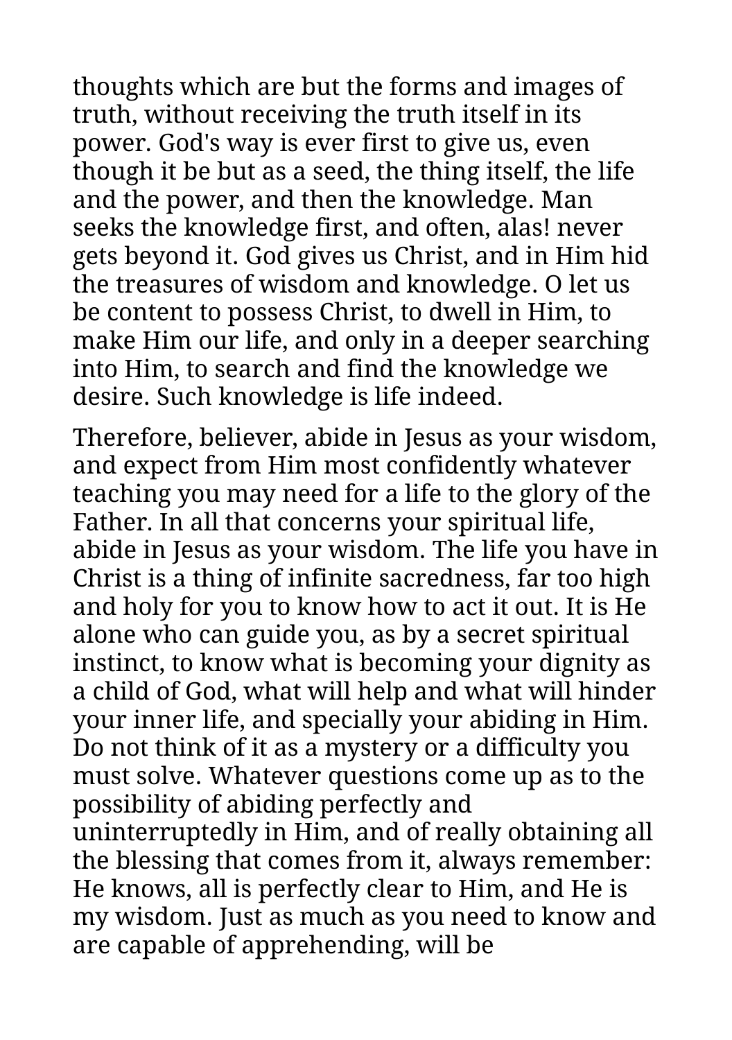thoughts which are but the forms and images of truth, without receiving the truth itself in its power. God's way is ever first to give us, even though it be but as a seed, the thing itself, the life and the power, and then the knowledge. Man seeks the knowledge first, and often, alas! never gets beyond it. God gives us Christ, and in Him hid the treasures of wisdom and knowledge. O let us be content to possess Christ, to dwell in Him, to make Him our life, and only in a deeper searching into Him, to search and find the knowledge we desire. Such knowledge is life indeed.

Therefore, believer, abide in Jesus as your wisdom, and expect from Him most confidently whatever teaching you may need for a life to the glory of the Father. In all that concerns your spiritual life, abide in Jesus as your wisdom. The life you have in Christ is a thing of infinite sacredness, far too high and holy for you to know how to act it out. It is He alone who can guide you, as by a secret spiritual instinct, to know what is becoming your dignity as a child of God, what will help and what will hinder your inner life, and specially your abiding in Him. Do not think of it as a mystery or a difficulty you must solve. Whatever questions come up as to the possibility of abiding perfectly and uninterruptedly in Him, and of really obtaining all the blessing that comes from it, always remember: He knows, all is perfectly clear to Him, and He is my wisdom. Just as much as you need to know and are capable of apprehending, will be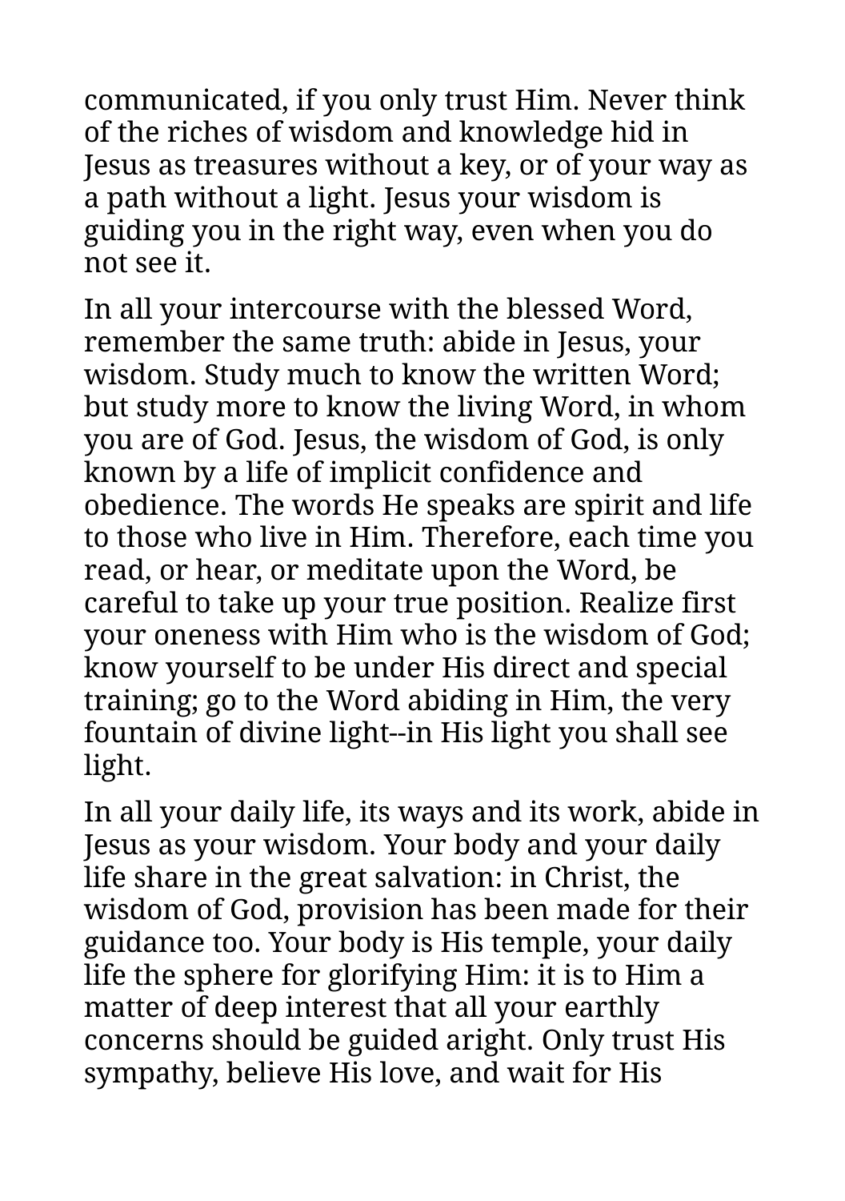communicated, if you only trust Him. Never think of the riches of wisdom and knowledge hid in Jesus as treasures without a key, or of your way as a path without a light. Jesus your wisdom is guiding you in the right way, even when you do not see it.

In all your intercourse with the blessed Word, remember the same truth: abide in Jesus, your wisdom. Study much to know the written Word; but study more to know the living Word, in whom you are of God. Jesus, the wisdom of God, is only known by a life of implicit confidence and obedience. The words He speaks are spirit and life to those who live in Him. Therefore, each time you read, or hear, or meditate upon the Word, be careful to take up your true position. Realize first your oneness with Him who is the wisdom of God; know yourself to be under His direct and special training; go to the Word abiding in Him, the very fountain of divine light--in His light you shall see light.

In all your daily life, its ways and its work, abide in Jesus as your wisdom. Your body and your daily life share in the great salvation: in Christ, the wisdom of God, provision has been made for their guidance too. Your body is His temple, your daily life the sphere for glorifying Him: it is to Him a matter of deep interest that all your earthly concerns should be guided aright. Only trust His sympathy, believe His love, and wait for His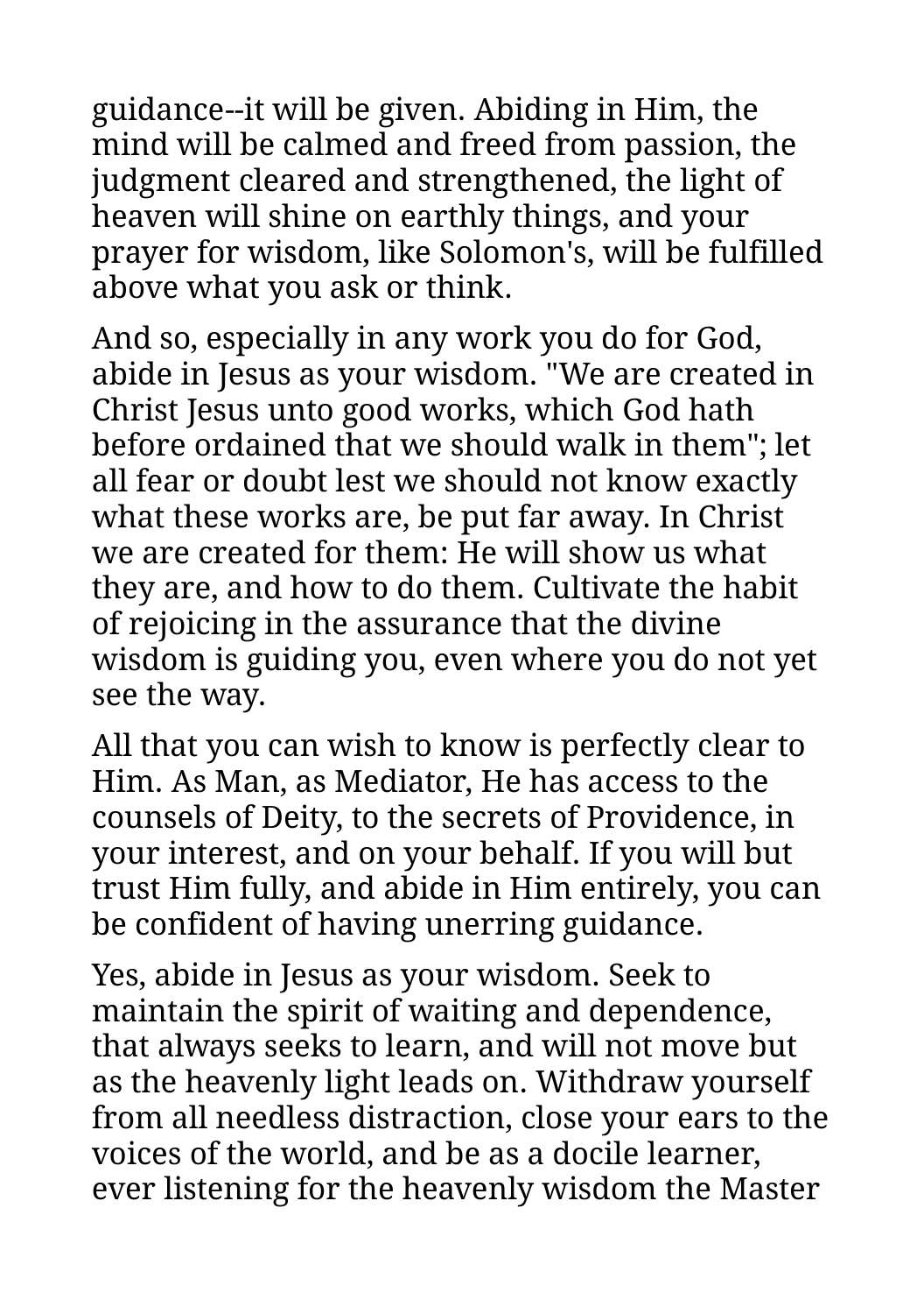guidance--it will be given. Abiding in Him, the mind will be calmed and freed from passion, the judgment cleared and strengthened, the light of heaven will shine on earthly things, and your prayer for wisdom, like Solomon's, will be fulfilled above what you ask or think.

And so, especially in any work you do for God, abide in Jesus as your wisdom. "We are created in Christ Jesus unto good works, which God hath before ordained that we should walk in them"; let all fear or doubt lest we should not know exactly what these works are, be put far away. In Christ we are created for them: He will show us what they are, and how to do them. Cultivate the habit of rejoicing in the assurance that the divine wisdom is guiding you, even where you do not yet see the way.

All that you can wish to know is perfectly clear to Him. As Man, as Mediator, He has access to the counsels of Deity, to the secrets of Providence, in your interest, and on your behalf. If you will but trust Him fully, and abide in Him entirely, you can be confident of having unerring guidance.

Yes, abide in Jesus as your wisdom. Seek to maintain the spirit of waiting and dependence, that always seeks to learn, and will not move but as the heavenly light leads on. Withdraw yourself from all needless distraction, close your ears to the voices of the world, and be as a docile learner, ever listening for the heavenly wisdom the Master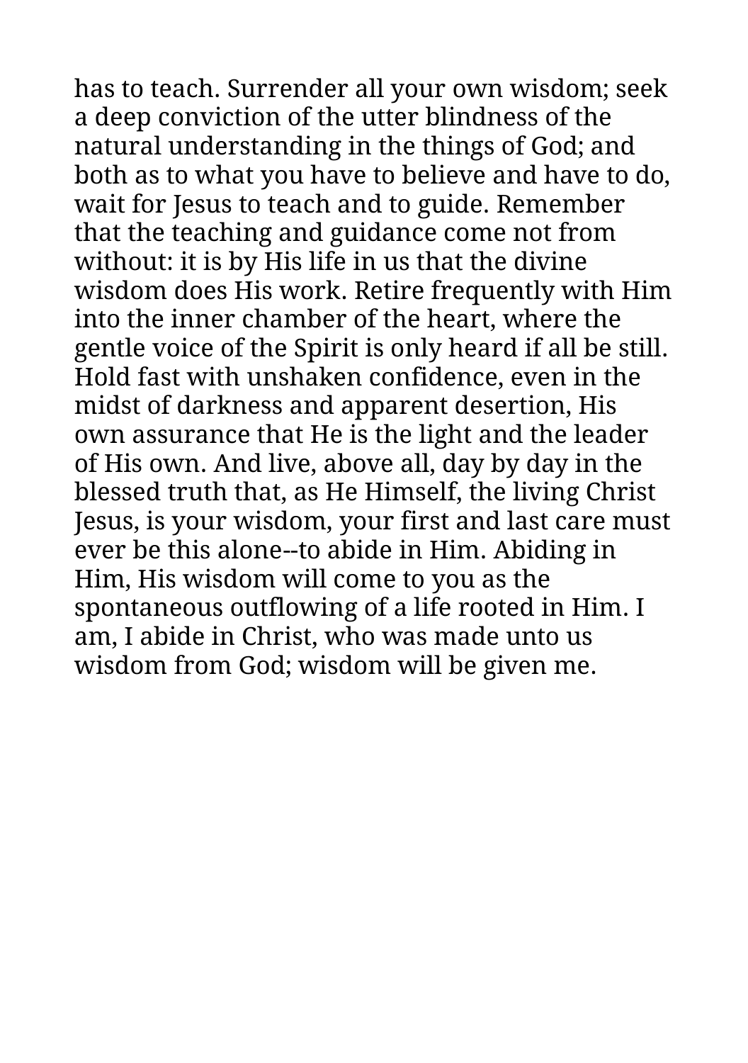has to teach. Surrender all your own wisdom; seek a deep conviction of the utter blindness of the natural understanding in the things of God; and both as to what you have to believe and have to do, wait for Jesus to teach and to guide. Remember that the teaching and guidance come not from without: it is by His life in us that the divine wisdom does His work. Retire frequently with Him into the inner chamber of the heart, where the gentle voice of the Spirit is only heard if all be still. Hold fast with unshaken confidence, even in the midst of darkness and apparent desertion, His own assurance that He is the light and the leader of His own. And live, above all, day by day in the blessed truth that, as He Himself, the living Christ Jesus, is your wisdom, your first and last care must ever be this alone--to abide in Him. Abiding in Him, His wisdom will come to you as the spontaneous outflowing of a life rooted in Him. I am, I abide in Christ, who was made unto us wisdom from God; wisdom will be given me.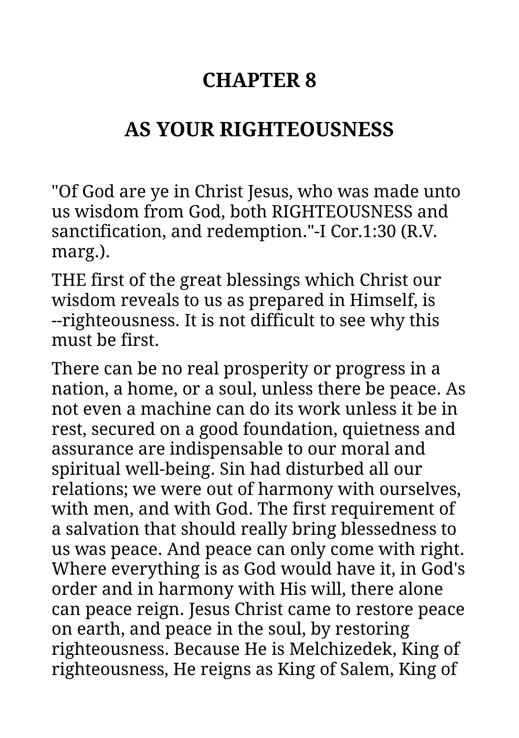# CHAPTER 8

## AS YOUR RIGHTEOUSNESS

"Of God are ye in Christ Jesus, who was made unto us wisdom from God, both RIGHTEOUSNESS and sanctification, and redemption."-I Cor.1:30 (R.V. marg.).

THE first of the great blessings which Christ our wisdom reveals to us as prepared in Himself, is --righteousness. It is not difficult to see why this must be first.

There can be no real prosperity or progress in a nation, a home, or a soul, unless there be peace. As not even a machine can do its work unless it be in rest, secured on a good foundation, quietness and assurance are indispensable to our moral and spiritual well-being. Sin had disturbed all our relations; we were out of harmony with ourselves, with men, and with God. The first requirement of a salvation that should really bring blessedness to us was peace. And peace can only come with right. Where everything is as God would have it, in God's order and in harmony with His will, there alone can peace reign. Jesus Christ came to restore peace on earth, and peace in the soul, by restoring righteousness. Because He is Melchizedek, King of righteousness, He reigns as King of Salem, King of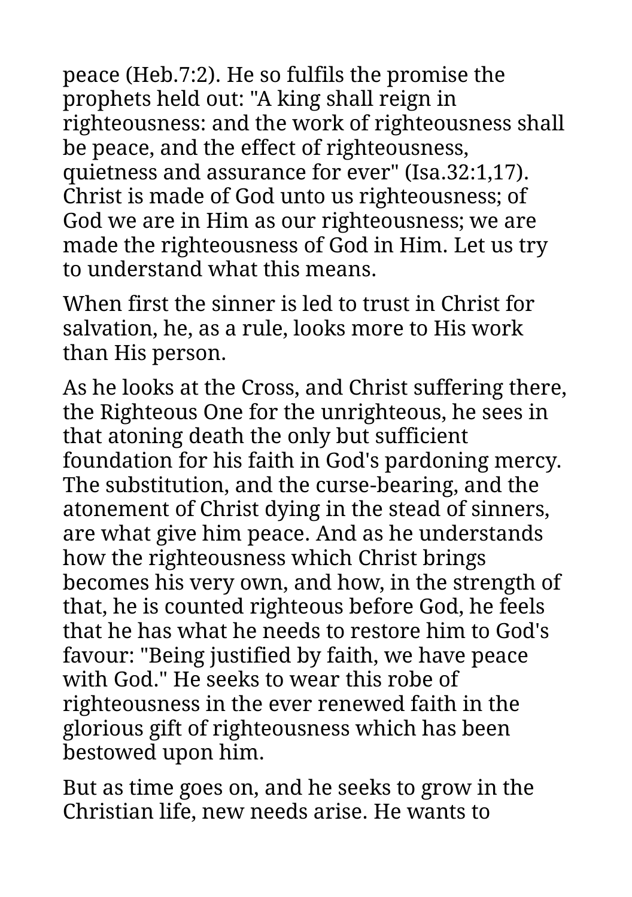peace (Heb.7:2). He so fulfils the promise the prophets held out: "A king shall reign in righteousness: and the work of righteousness shall be peace, and the effect of righteousness, quietness and assurance for ever" (Isa.32:1,17). Christ is made of God unto us righteousness; of God we are in Him as our righteousness; we are made the righteousness of God in Him. Let us try to understand what this means.

When first the sinner is led to trust in Christ for salvation, he, as a rule, looks more to His work than His person.

As he looks at the Cross, and Christ suffering there, the Righteous One for the unrighteous, he sees in that atoning death the only but sufficient foundation for his faith in God's pardoning mercy. The substitution, and the curse-bearing, and the atonement of Christ dying in the stead of sinners, are what give him peace. And as he understands how the righteousness which Christ brings becomes his very own, and how, in the strength of that, he is counted righteous before God, he feels that he has what he needs to restore him to God's favour: "Being justified by faith, we have peace with God." He seeks to wear this robe of righteousness in the ever renewed faith in the glorious gift of righteousness which has been bestowed upon him.

But as time goes on, and he seeks to grow in the Christian life, new needs arise. He wants to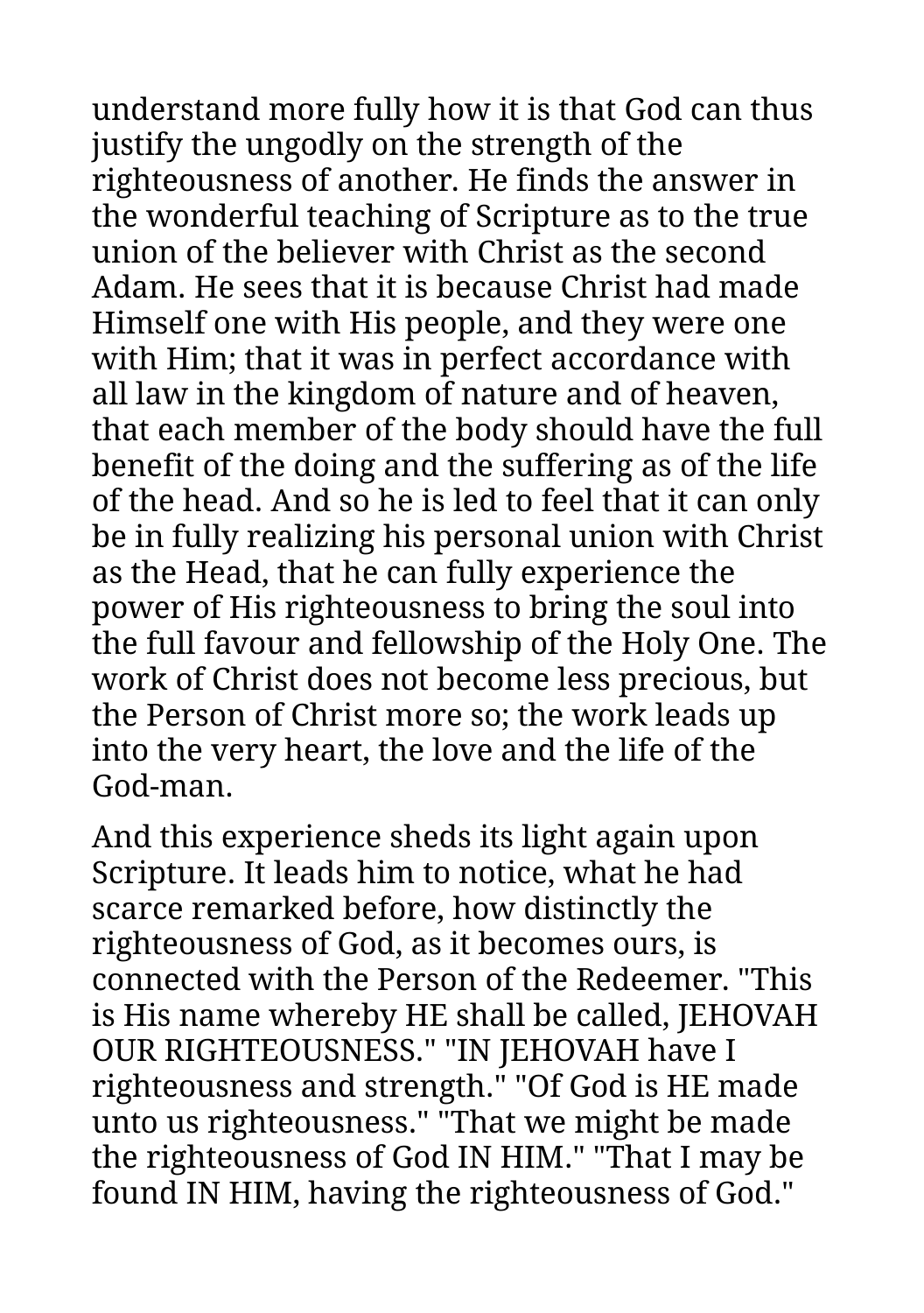understand more fully how it is that God can thus justify the ungodly on the strength of the righteousness of another. He finds the answer in the wonderful teaching of Scripture as to the true union of the believer with Christ as the second Adam. He sees that it is because Christ had made Himself one with His people, and they were one with Him; that it was in perfect accordance with all law in the kingdom of nature and of heaven, that each member of the body should have the full benefit of the doing and the suffering as of the life of the head. And so he is led to feel that it can only be in fully realizing his personal union with Christ as the Head, that he can fully experience the power of His righteousness to bring the soul into the full favour and fellowship of the Holy One. The work of Christ does not become less precious, but the Person of Christ more so; the work leads up into the very heart, the love and the life of the God-man.

And this experience sheds its light again upon Scripture. It leads him to notice, what he had scarce remarked before, how distinctly the righteousness of God, as it becomes ours, is connected with the Person of the Redeemer. "This is His name whereby HE shall be called, JEHOVAH OUR RIGHTEOUSNESS." "IN JEHOVAH have I righteousness and strength." "Of God is HE made unto us righteousness." "That we might be made the righteousness of God IN HIM." "That I may be found IN HIM, having the righteousness of God."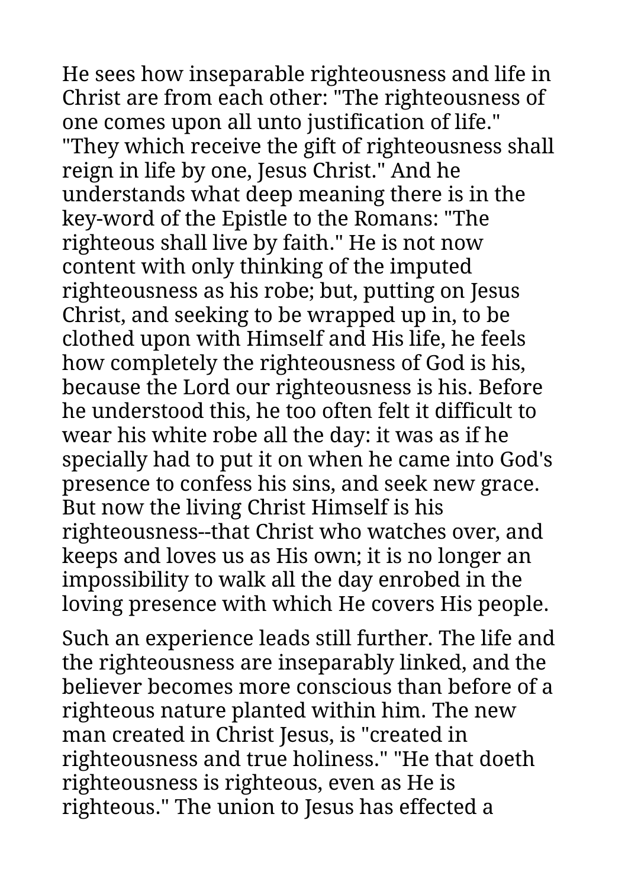He sees how inseparable righteousness and life in Christ are from each other: "The righteousness of one comes upon all unto justification of life." "They which receive the gift of righteousness shall reign in life by one, Jesus Christ." And he understands what deep meaning there is in the key-word of the Epistle to the Romans: "The righteous shall live by faith." He is not now content with only thinking of the imputed righteousness as his robe; but, putting on Jesus Christ, and seeking to be wrapped up in, to be clothed upon with Himself and His life, he feels how completely the righteousness of God is his, because the Lord our righteousness is his. Before he understood this, he too often felt it difficult to wear his white robe all the day: it was as if he specially had to put it on when he came into God's presence to confess his sins, and seek new grace. But now the living Christ Himself is his righteousness--that Christ who watches over, and keeps and loves us as His own; it is no longer an impossibility to walk all the day enrobed in the loving presence with which He covers His people.

Such an experience leads still further. The life and the righteousness are inseparably linked, and the believer becomes more conscious than before of a righteous nature planted within him. The new man created in Christ Jesus, is "created in righteousness and true holiness." "He that doeth righteousness is righteous, even as He is righteous." The union to Jesus has effected a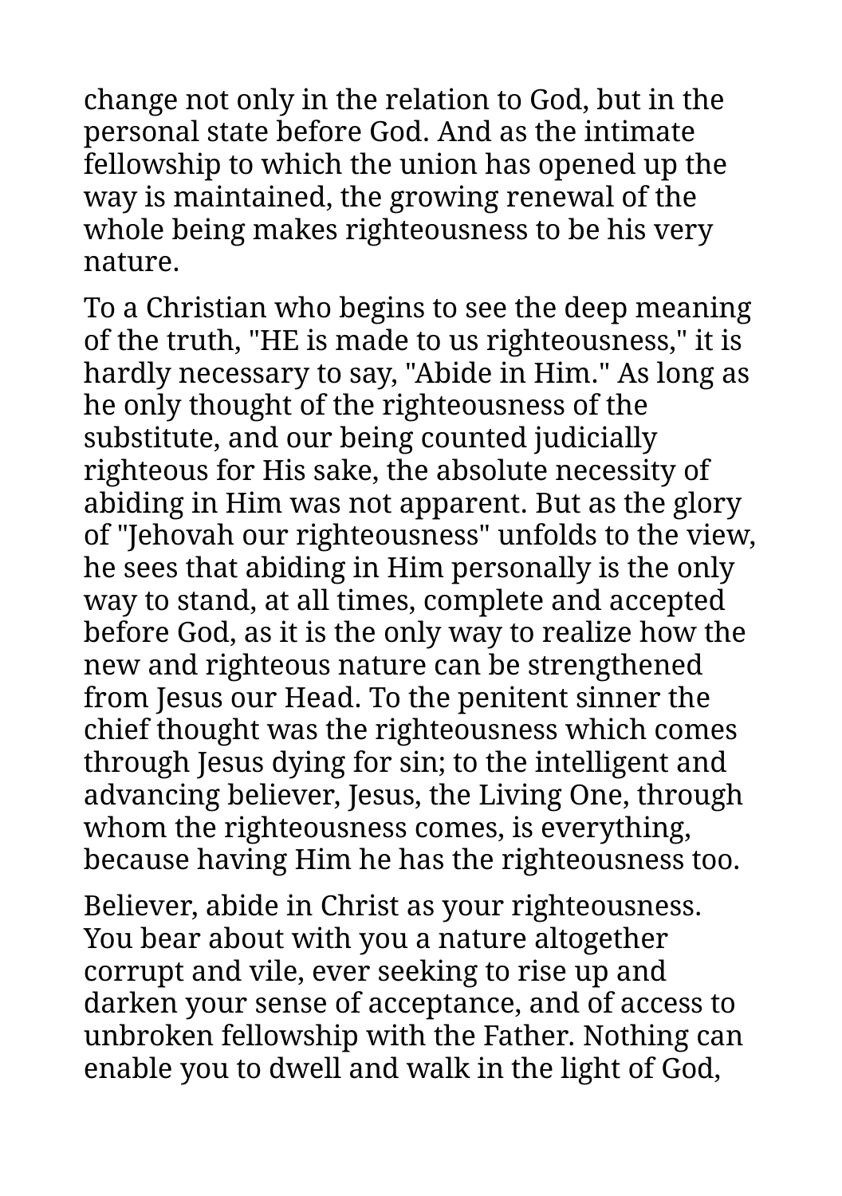change not only in the relation to God, but in the personal state before God. And as the intimate fellowship to which the union has opened up the way is maintained, the growing renewal of the whole being makes righteousness to be his very nature.

To a Christian who begins to see the deep meaning of the truth, "HE is made to us righteousness," it is hardly necessary to say, "Abide in Him." As long as he only thought of the righteousness of the substitute, and our being counted judicially righteous for His sake, the absolute necessity of abiding in Him was not apparent. But as the glory of "Jehovah our righteousness" unfolds to the view, he sees that abiding in Him personally is the only way to stand, at all times, complete and accepted before God, as it is the only way to realize how the new and righteous nature can be strengthened from Jesus our Head. To the penitent sinner the chief thought was the righteousness which comes through Jesus dying for sin; to the intelligent and advancing believer, Jesus, the Living One, through whom the righteousness comes, is everything, because having Him he has the righteousness too.

Believer, abide in Christ as your righteousness. You bear about with you a nature altogether corrupt and vile, ever seeking to rise up and darken your sense of acceptance, and of access to unbroken fellowship with the Father. Nothing can enable you to dwell and walk in the light of God,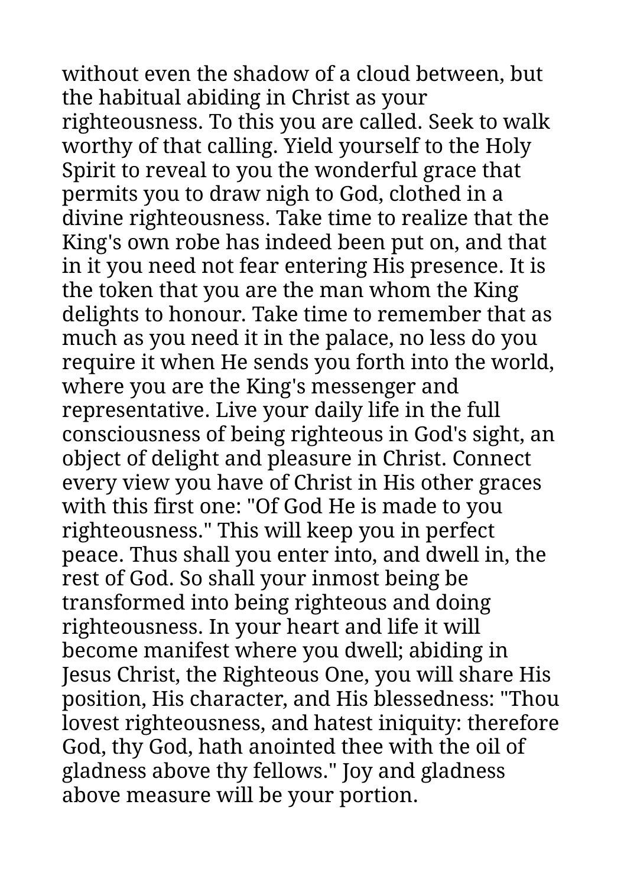without even the shadow of a cloud between, but the habitual abiding in Christ as your righteousness. To this you are called. Seek to walk worthy of that calling. Yield yourself to the Holy Spirit to reveal to you the wonderful grace that permits you to draw nigh to God, clothed in a divine righteousness. Take time to realize that the King's own robe has indeed been put on, and that in it you need not fear entering His presence. It is the token that you are the man whom the King delights to honour. Take time to remember that as much as you need it in the palace, no less do you require it when He sends you forth into the world, where you are the King's messenger and representative. Live your daily life in the full consciousness of being righteous in God's sight, an object of delight and pleasure in Christ. Connect every view you have of Christ in His other graces with this first one: "Of God He is made to you righteousness." This will keep you in perfect peace. Thus shall you enter into, and dwell in, the rest of God. So shall your inmost being be transformed into being righteous and doing righteousness. In your heart and life it will become manifest where you dwell; abiding in Jesus Christ, the Righteous One, you will share His position, His character, and His blessedness: "Thou lovest righteousness, and hatest iniquity: therefore God, thy God, hath anointed thee with the oil of gladness above thy fellows." Joy and gladness above measure will be your portion.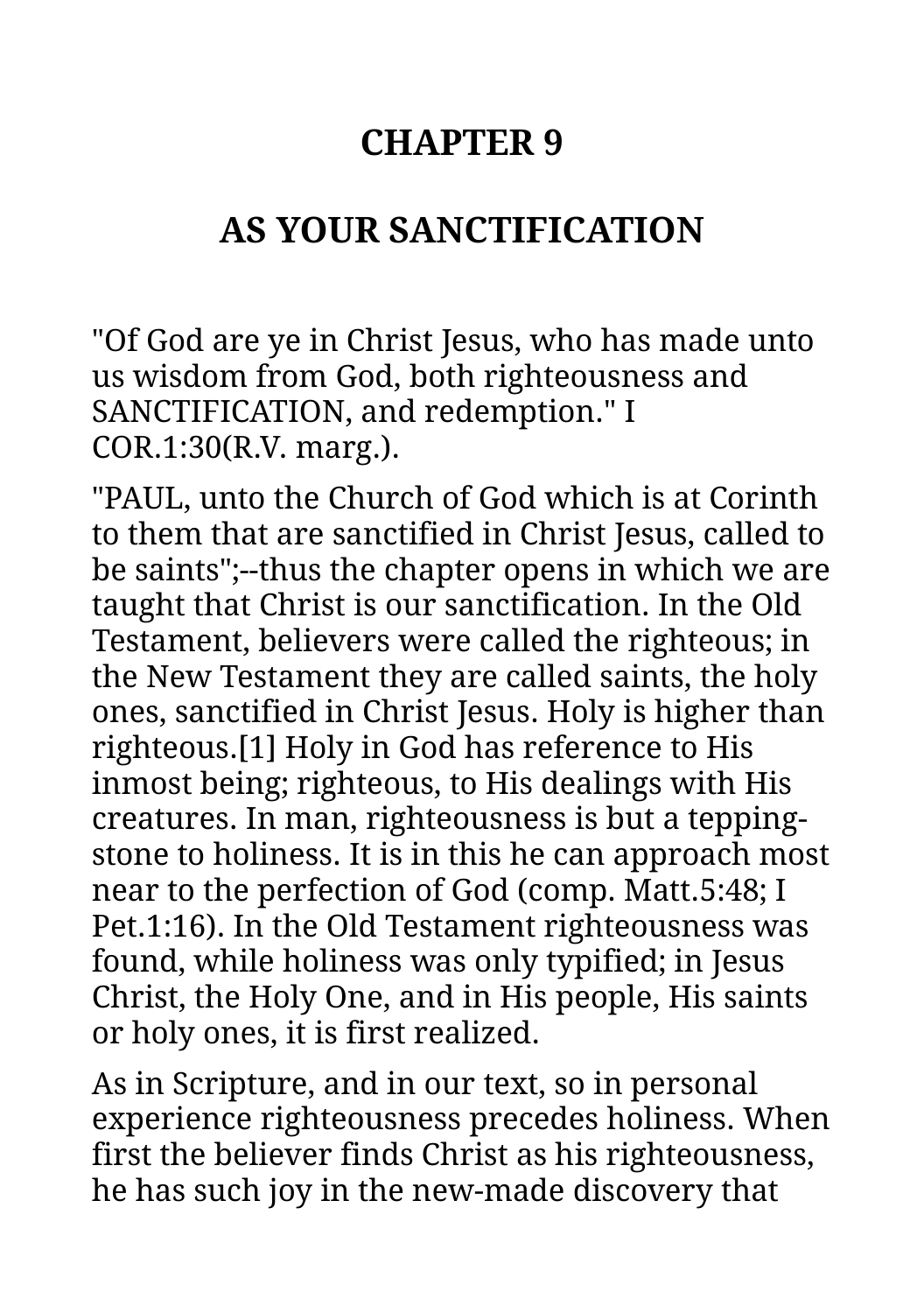# CHAPTER 9

## AS YOUR SANCTIFICATION

"Of God are ye in Christ Jesus, who has made unto us wisdom from God, both righteousness and SANCTIFICATION, and redemption." I COR.1:30(R.V. marg.).

"PAUL, unto the Church of God which is at Corinth to them that are sanctified in Christ Jesus, called to be saints";--thus the chapter opens in which we are taught that Christ is our sanctification. In the Old Testament, believers were called the righteous; in the New Testament they are called saints, the holy ones, sanctified in Christ Jesus. Holy is higher than righteous.[1] Holy in God has reference to His inmost being; righteous, to His dealings with His creatures. In man, righteousness is but a tepping-stone to holiness. It is in this he can approach most near to the perfection of God (comp. Matt.5:48; I Pet.1:16). In the Old Testament righteousness was found, while holiness was only typified; in Jesus Christ, the Holy One, and in His people, His saints or holy ones, it is first realized.

As in Scripture, and in our text, so in personal experience righteousness precedes holiness. When first the believer finds Christ as his righteousness, he has such joy in the new-made discovery that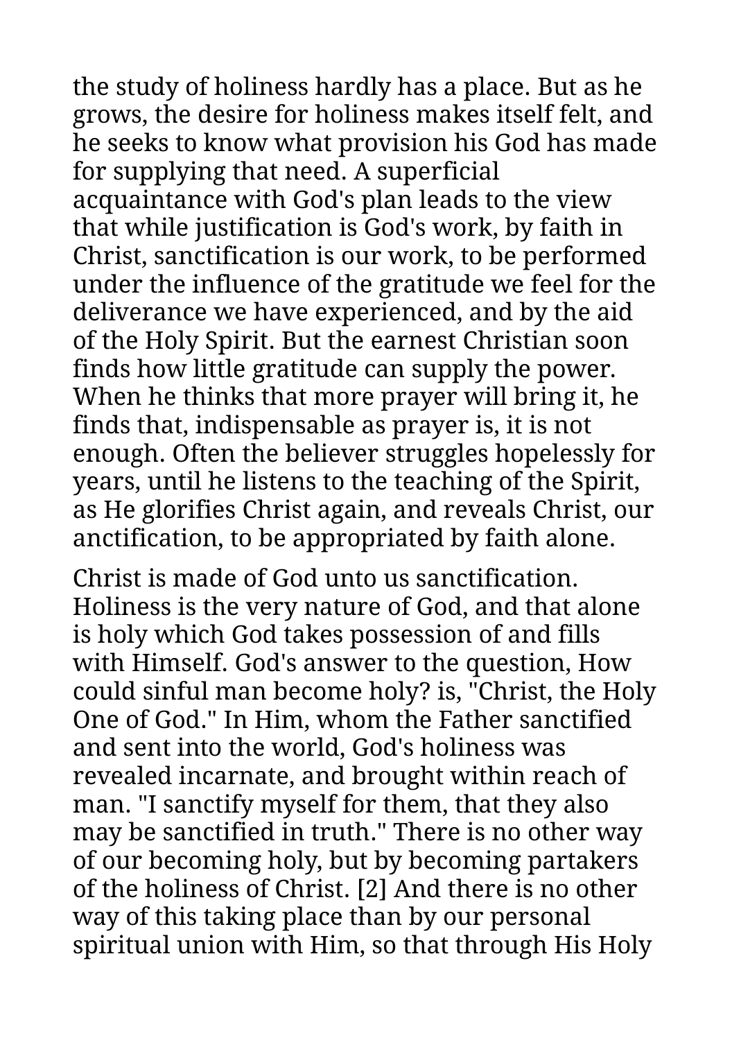the study of holiness hardly has a place. But as he grows, the desire for holiness makes itself felt, and he seeks to know what provision his God has made for supplying that need. A superficial acquaintance with God's plan leads to the view that while justification is God's work, by faith in Christ, sanctification is our work, to be performed under the influence of the gratitude we feel for the deliverance we have experienced, and by the aid of the Holy Spirit. But the earnest Christian soon finds how little gratitude can supply the power. When he thinks that more prayer will bring it, he finds that, indispensable as prayer is, it is not enough. Often the believer struggles hopelessly for years, until he listens to the teaching of the Spirit, as He glorifies Christ again, and reveals Christ, our anctification, to be appropriated by faith alone.

Christ is made of God unto us sanctification. Holiness is the very nature of God, and that alone is holy which God takes possession of and fills with Himself. God's answer to the question, How could sinful man become holy? is, "Christ, the Holy One of God." In Him, whom the Father sanctified and sent into the world, God's holiness was revealed incarnate, and brought within reach of man. "I sanctify myself for them, that they also may be sanctified in truth." There is no other way of our becoming holy, but by becoming partakers of the holiness of Christ. [2] And there is no other way of this taking place than by our personal spiritual union with Him, so that through His Holy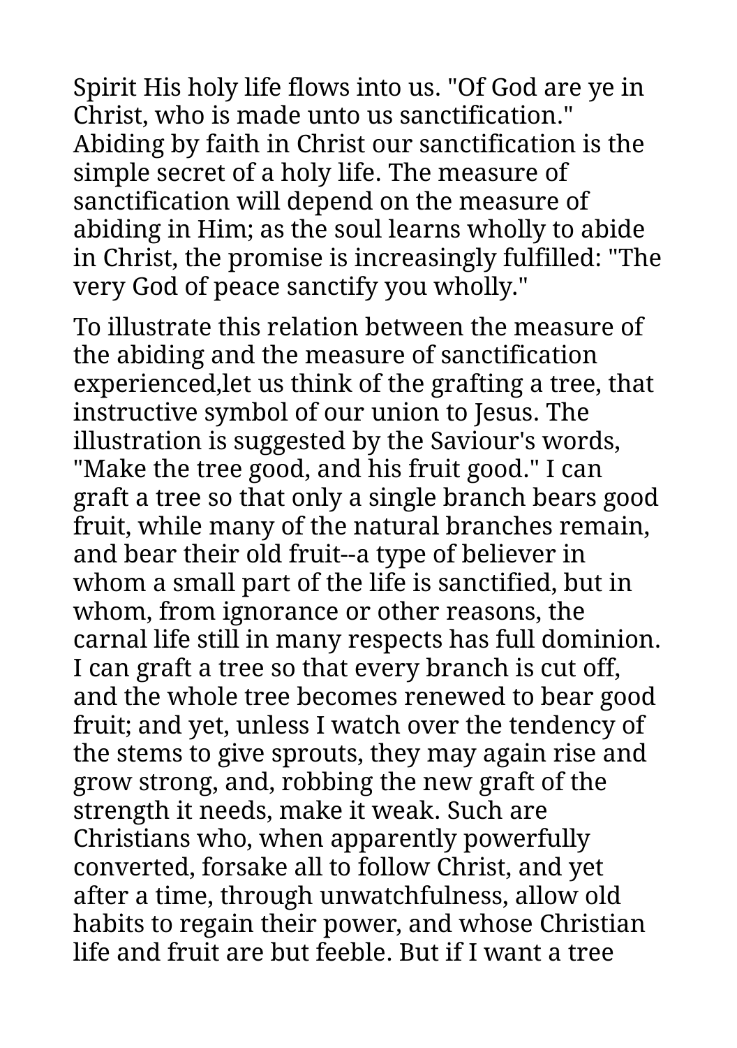Spirit His holy life flows into us. "Of God are ye in Christ, who is made unto us sanctification." Abiding by faith in Christ our sanctification is the simple secret of a holy life. The measure of sanctification will depend on the measure of abiding in Him; as the soul learns wholly to abide in Christ, the promise is increasingly fulfilled: "The very God of peace sanctify you wholly."

To illustrate this relation between the measure of the abiding and the measure of sanctification experienced,let us think of the grafting a tree, that instructive symbol of our union to Jesus. The illustration is suggested by the Saviour's words, "Make the tree good, and his fruit good." I can graft a tree so that only a single branch bears good fruit, while many of the natural branches remain, and bear their old fruit--a type of believer in whom a small part of the life is sanctified, but in whom, from ignorance or other reasons, the carnal life still in many respects has full dominion. I can graft a tree so that every branch is cut off, and the whole tree becomes renewed to bear good fruit; and yet, unless I watch over the tendency of the stems to give sprouts, they may again rise and grow strong, and, robbing the new graft of the strength it needs, make it weak. Such are Christians who, when apparently powerfully converted, forsake all to follow Christ, and yet after a time, through unwatchfulness, allow old habits to regain their power, and whose Christian life and fruit are but feeble. But if I want a tree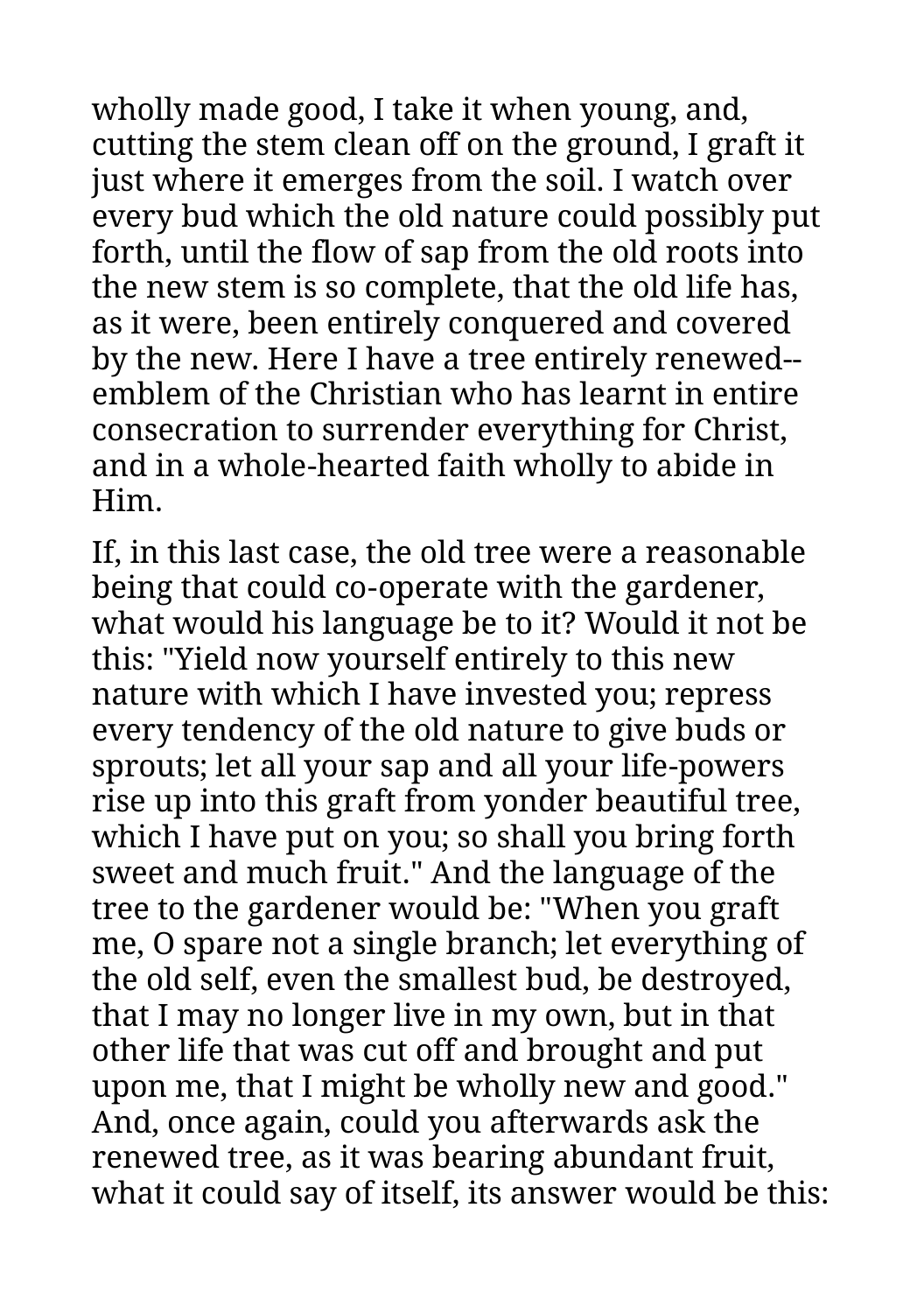wholly made good, I take it when young, and, cutting the stem clean off on the ground, I graft it just where it emerges from the soil. I watch over every bud which the old nature could possibly put forth, until the flow of sap from the old roots into the new stem is so complete, that the old life has, as it were, been entirely conquered and covered by the new. Here I have a tree entirely renewed--emblem of the Christian who has learnt in entire consecration to surrender everything for Christ, and in a whole-hearted faith wholly to abide in Him.

If, in this last case, the old tree were a reasonable being that could co-operate with the gardener, what would his language be to it? Would it not be this: "Yield now yourself entirely to this new nature with which I have invested you; repress every tendency of the old nature to give buds or sprouts; let all your sap and all your life-powers rise up into this graft from yonder beautiful tree, which I have put on you; so shall you bring forth sweet and much fruit." And the language of the tree to the gardener would be: "When you graft me, O spare not a single branch; let everything of the old self, even the smallest bud, be destroyed, that I may no longer live in my own, but in that other life that was cut off and brought and put upon me, that I might be wholly new and good." And, once again, could you afterwards ask the renewed tree, as it was bearing abundant fruit, what it could say of itself, its answer would be this: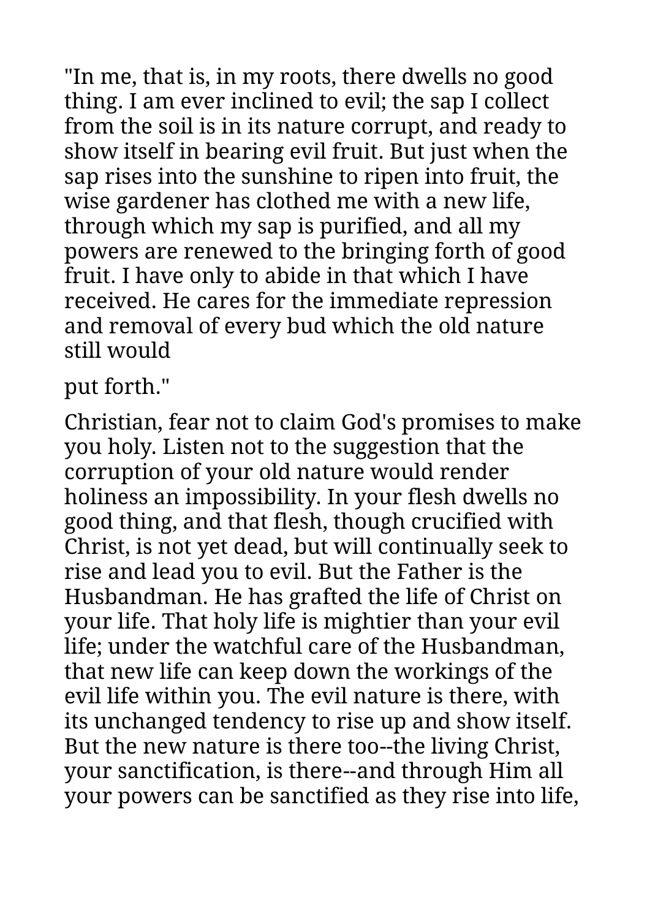"In me, that is, in my roots, there dwells no good thing. I am ever inclined to evil; the sap I collect from the soil is in its nature corrupt, and ready to show itself in bearing evil fruit. But just when the sap rises into the sunshine to ripen into fruit, the wise gardener has clothed me with a new life, through which my sap is purified, and all my powers are renewed to the bringing forth of good fruit. I have only to abide in that which I have received. He cares for the immediate repression and removal of every bud which the old nature still would put forth."

Christian, fear not to claim God's promises to make you holy. Listen not to the suggestion that the corruption of your old nature would render holiness an impossibility. In your flesh dwells no good thing, and that flesh, though crucified with Christ, is not yet dead, but will continually seek to rise and lead you to evil. But the Father is the Husbandman. He has grafted the life of Christ on your life. That holy life is mightier than your evil life; under the watchful care of the Husbandman, that new life can keep down the workings of the evil life within you. The evil nature is there, with its unchanged tendency to rise up and show itself. But the new nature is there too--the living Christ, your sanctification, is there--and through Him all your powers can be sanctified as they rise into life,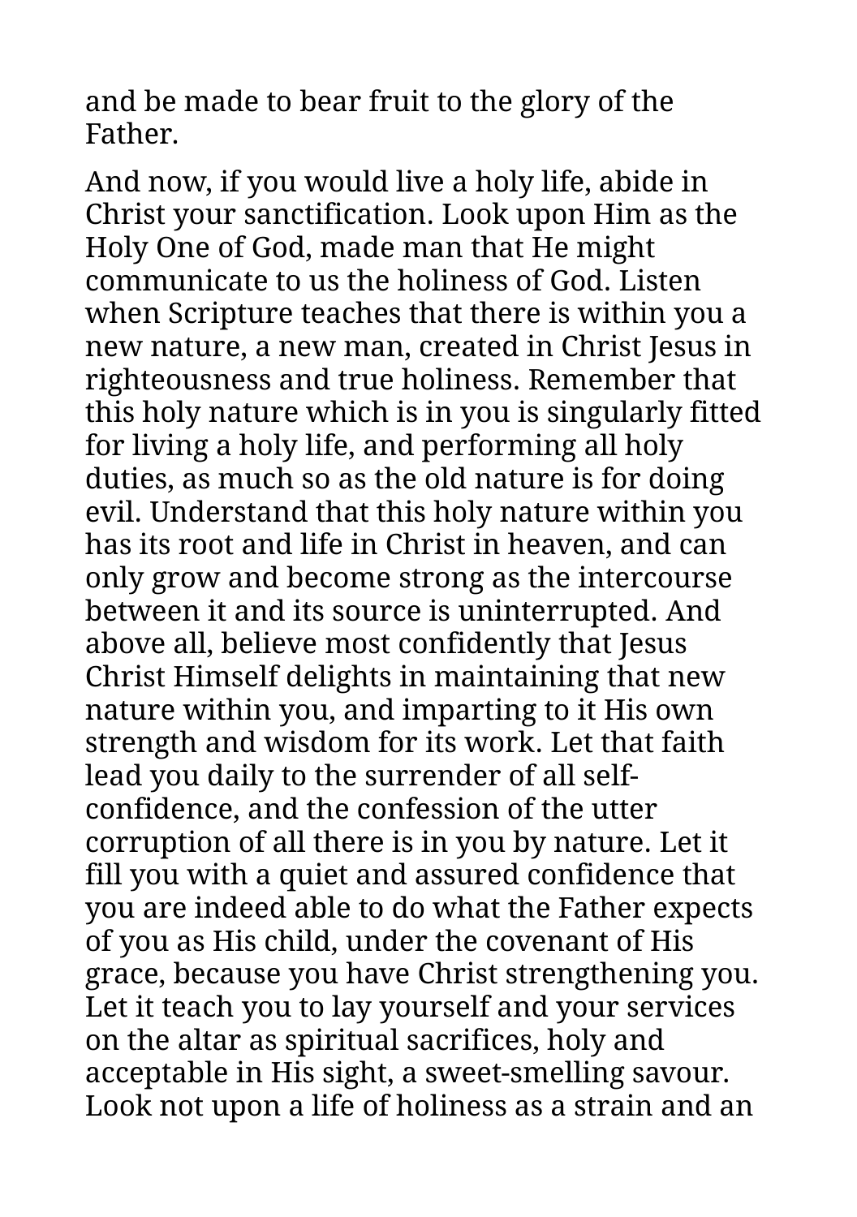and be made to bear fruit to the glory of the Father.

And now, if you would live a holy life, abide in Christ your sanctification. Look upon Him as the Holy One of God, made man that He might communicate to us the holiness of God. Listen when Scripture teaches that there is within you a new nature, a new man, created in Christ Jesus in righteousness and true holiness. Remember that this holy nature which is in you is singularly fitted for living a holy life, and performing all holy duties, as much so as the old nature is for doing evil. Understand that this holy nature within you has its root and life in Christ in heaven, and can only grow and become strong as the intercourse between it and its source is uninterrupted. And above all, believe most confidently that Jesus Christ Himself delights in maintaining that new nature within you, and imparting to it His own strength and wisdom for its work. Let that faith lead you daily to the surrender of all self-confidence, and the confession of the utter corruption of all there is in you by nature. Let it fill you with a quiet and assured confidence that you are indeed able to do what the Father expects of you as His child, under the covenant of His grace, because you have Christ strengthening you. Let it teach you to lay yourself and your services on the altar as spiritual sacrifices, holy and acceptable in His sight, a sweet-smelling savour. Look not upon a life of holiness as a strain and an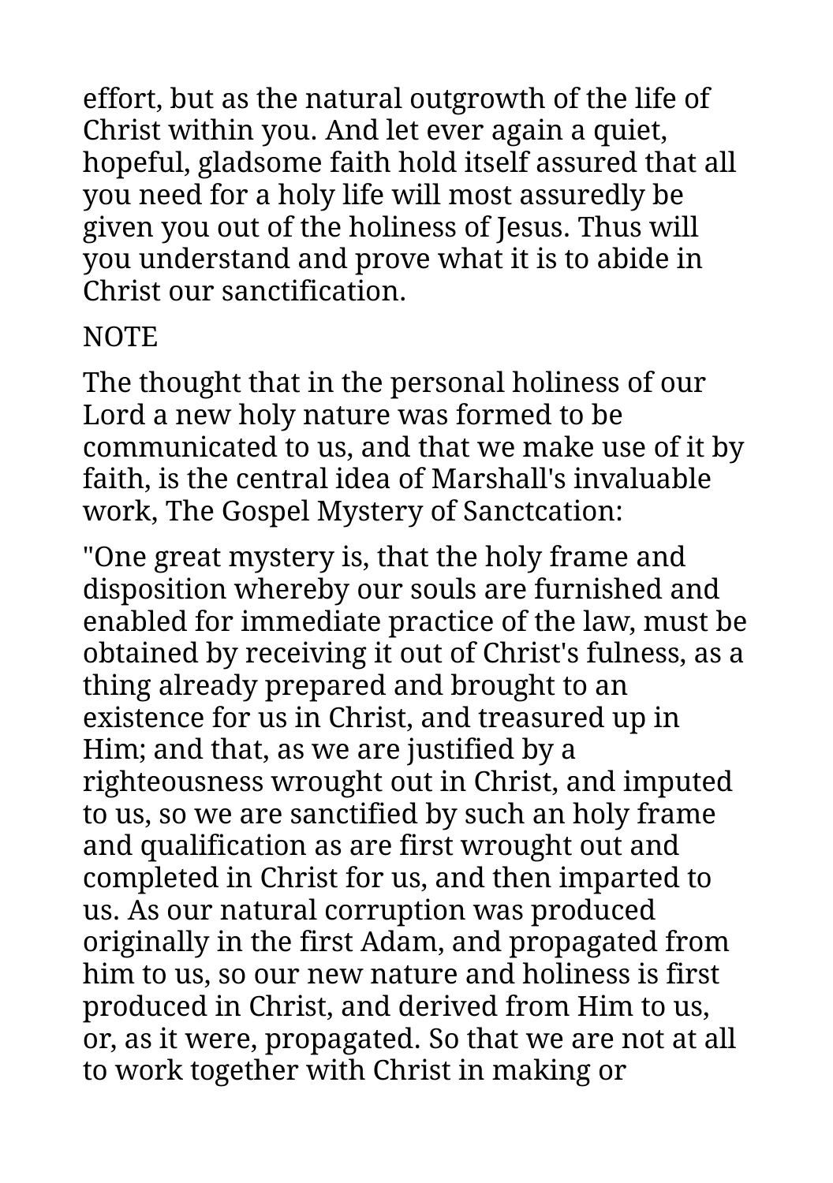effort, but as the natural outgrowth of the life of Christ within you. And let ever again a quiet, hopeful, gladsome faith hold itself assured that all you need for a holy life will most assuredly be given you out of the holiness of Jesus. Thus will you understand and prove what it is to abide in Christ our sanctification.

NOTE

The thought that in the personal holiness of our Lord a new holy nature was formed to be communicated to us, and that we make use of it by faith, is the central idea of Marshall's invaluable work, The Gospel Mystery of Sanctcation:

"One great mystery is, that the holy frame and disposition whereby our souls are furnished and enabled for immediate practice of the law, must be obtained by receiving it out of Christ's fulness, as a thing already prepared and brought to an existence for us in Christ, and treasured up in Him; and that, as we are justified by a righteousness wrought out in Christ, and imputed to us, so we are sanctified by such an holy frame and qualification as are first wrought out and completed in Christ for us, and then imparted to us. As our natural corruption was produced originally in the first Adam, and propagated from him to us, so our new nature and holiness is first produced in Christ, and derived from Him to us, or, as it were, propagated. So that we are not at all to work together with Christ in making or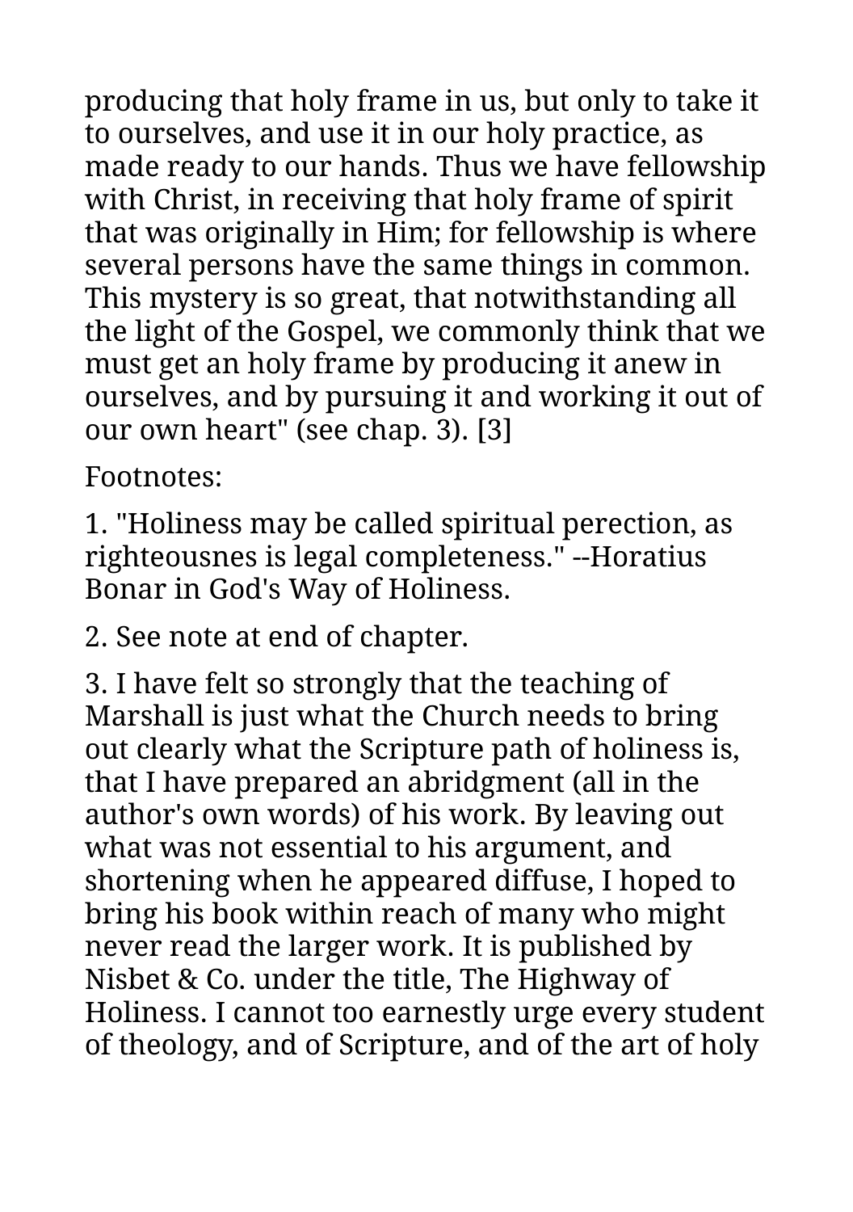producing that holy frame in us, but only to take it to ourselves, and use it in our holy practice, as made ready to our hands. Thus we have fellowship with Christ, in receiving that holy frame of spirit that was originally in Him; for fellowship is where several persons have the same things in common. This mystery is so great, that notwithstanding all the light of the Gospel, we commonly think that we must get an holy frame by producing it anew in ourselves, and by pursuing it and working it out of our own heart" (see chap. 3). [3]

Footnotes:

1. "Holiness may be called spiritual perection, as righteousnes is legal completeness." --Horatius Bonar in God's Way of Holiness.

2. See note at end of chapter.

3. I have felt so strongly that the teaching of Marshall is just what the Church needs to bring out clearly what the Scripture path of holiness is, that I have prepared an abridgment (all in the author's own words) of his work. By leaving out what was not essential to his argument, and shortening when he appeared diffuse, I hoped to bring his book within reach of many who might never read the larger work. It is published by Nisbet & Co. under the title, The Highway of Holiness. I cannot too earnestly urge every student of theology, and of Scripture, and of the art of holy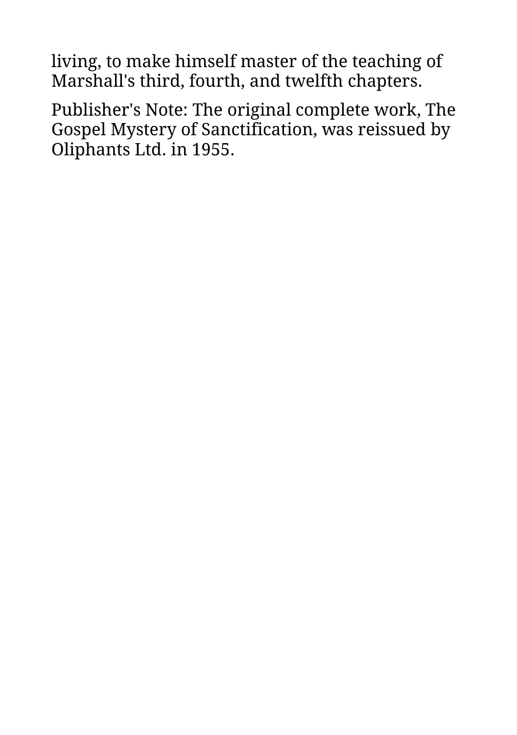living, to make himself master of the teaching of Marshall's third, fourth, and twelfth chapters.

Publisher's Note: The original complete work, The Gospel Mystery of Sanctification, was reissued by Oliphants Ltd. in 1955.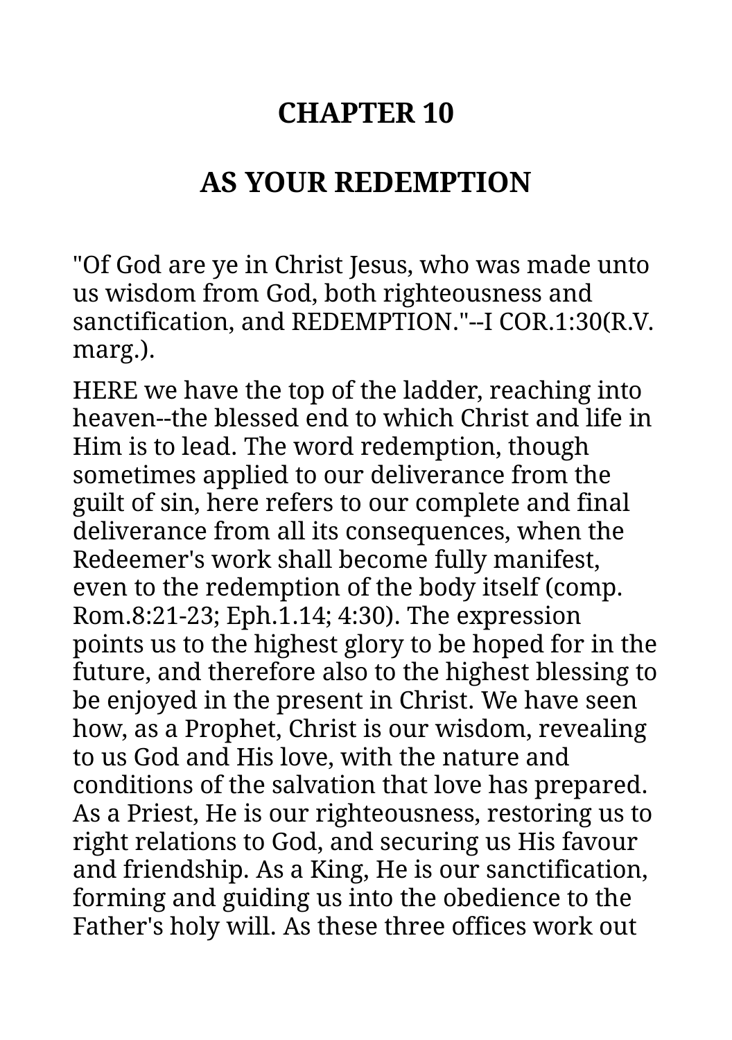## CHAPTER 10

## AS YOUR REDEMPTION

"Of God are ye in Christ Jesus, who was made unto us wisdom from God, both righteousness and sanctification, and REDEMPTION."--I COR.1:30(R.V. marg.).

HERE we have the top of the ladder, reaching into heaven--the blessed end to which Christ and life in Him is to lead. The word redemption, though sometimes applied to our deliverance from the guilt of sin, here refers to our complete and final deliverance from all its consequences, when the Redeemer's work shall become fully manifest, even to the redemption of the body itself (comp. Rom.8:21-23; Eph.1.14; 4:30). The expression points us to the highest glory to be hoped for in the future, and therefore also to the highest blessing to be enjoyed in the present in Christ. We have seen how, as a Prophet, Christ is our wisdom, revealing to us God and His love, with the nature and conditions of the salvation that love has prepared. As a Priest, He is our righteousness, restoring us to right relations to God, and securing us His favour and friendship. As a King, He is our sanctification, forming and guiding us into the obedience to the Father's holy will. As these three offices work out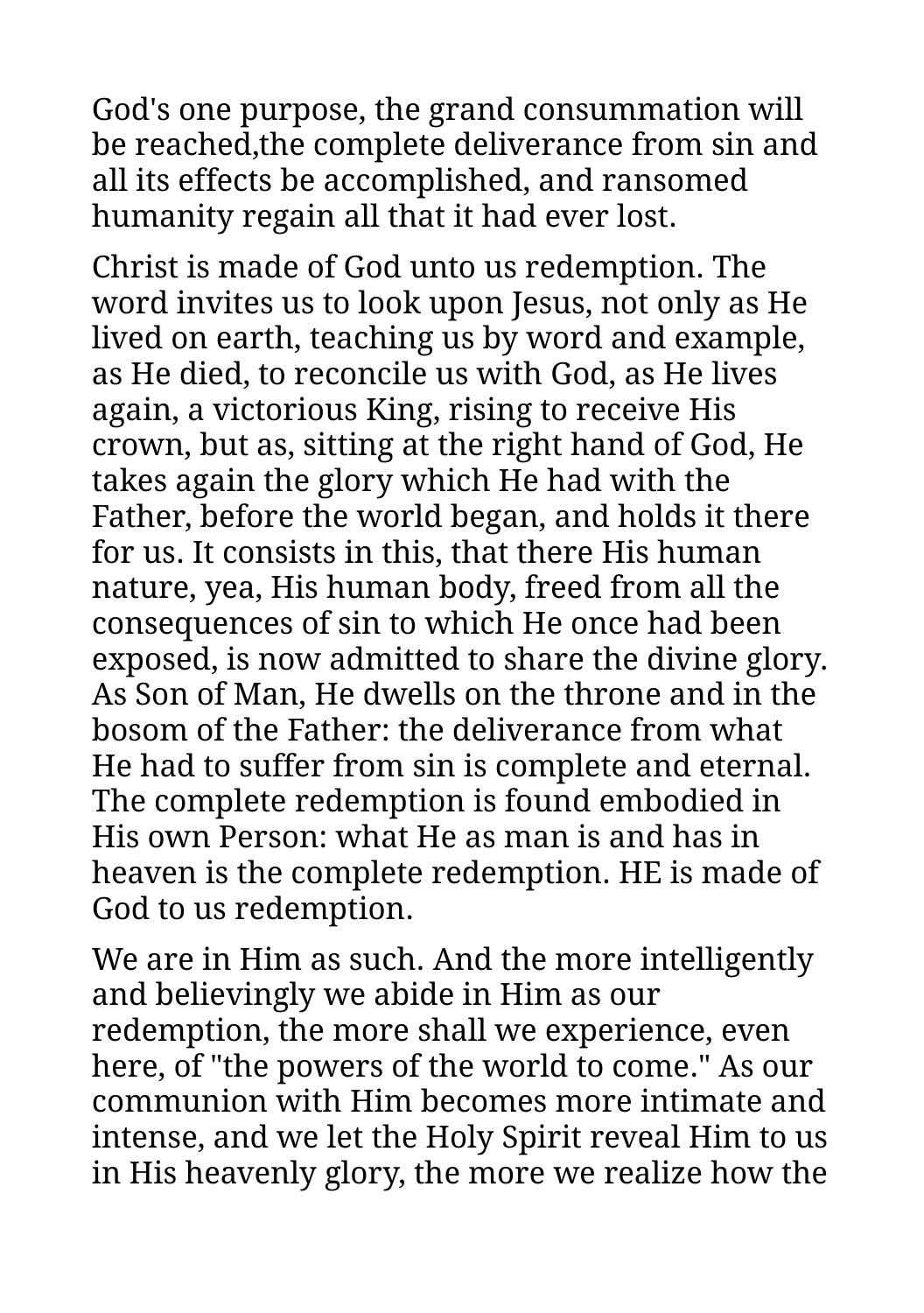God's one purpose, the grand consummation will be reached,the complete deliverance from sin and all its effects be accomplished, and ransomed humanity regain all that it had ever lost.

Christ is made of God unto us redemption. The word invites us to look upon Jesus, not only as He lived on earth, teaching us by word and example, as He died, to reconcile us with God, as He lives again, a victorious King, rising to receive His crown, but as, sitting at the right hand of God, He takes again the glory which He had with the Father, before the world began, and holds it there for us. It consists in this, that there His human nature, yea, His human body, freed from all the consequences of sin to which He once had been exposed, is now admitted to share the divine glory. As Son of Man, He dwells on the throne and in the bosom of the Father: the deliverance from what He had to suffer from sin is complete and eternal. The complete redemption is found embodied in His own Person: what He as man is and has in heaven is the complete redemption. HE is made of God to us redemption.

We are in Him as such. And the more intelligently and believingly we abide in Him as our redemption, the more shall we experience, even here, of "the powers of the world to come." As our communion with Him becomes more intimate and intense, and we let the Holy Spirit reveal Him to us in His heavenly glory, the more we realize how the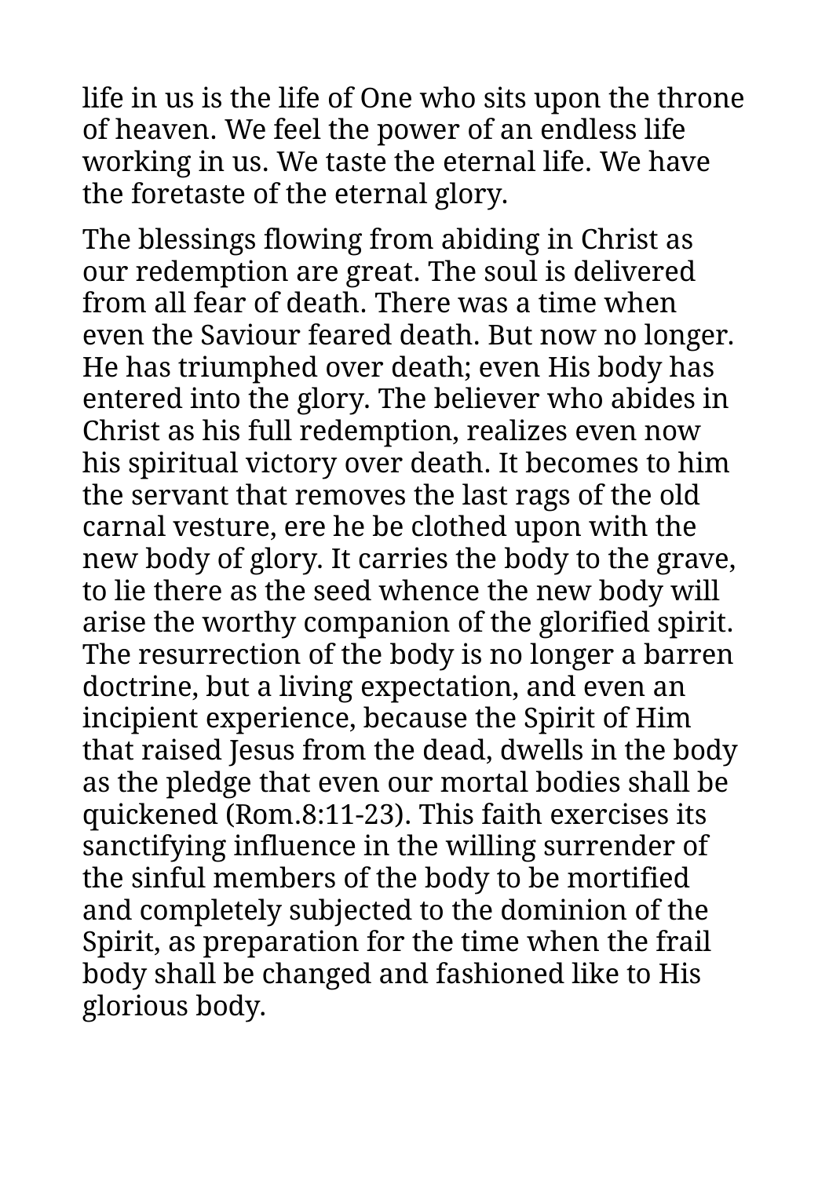life in us is the life of One who sits upon the throne of heaven. We feel the power of an endless life working in us. We taste the eternal life. We have the foretaste of the eternal glory.

The blessings flowing from abiding in Christ as our redemption are great. The soul is delivered from all fear of death. There was a time when even the Saviour feared death. But now no longer. He has triumphed over death; even His body has entered into the glory. The believer who abides in Christ as his full redemption, realizes even now his spiritual victory over death. It becomes to him the servant that removes the last rags of the old carnal vesture, ere he be clothed upon with the new body of glory. It carries the body to the grave, to lie there as the seed whence the new body will arise the worthy companion of the glorified spirit. The resurrection of the body is no longer a barren doctrine, but a living expectation, and even an incipient experience, because the Spirit of Him that raised Jesus from the dead, dwells in the body as the pledge that even our mortal bodies shall be quickened (Rom.8:11-23). This faith exercises its sanctifying influence in the willing surrender of the sinful members of the body to be mortified and completely subjected to the dominion of the Spirit, as preparation for the time when the frail body shall be changed and fashioned like to His glorious body.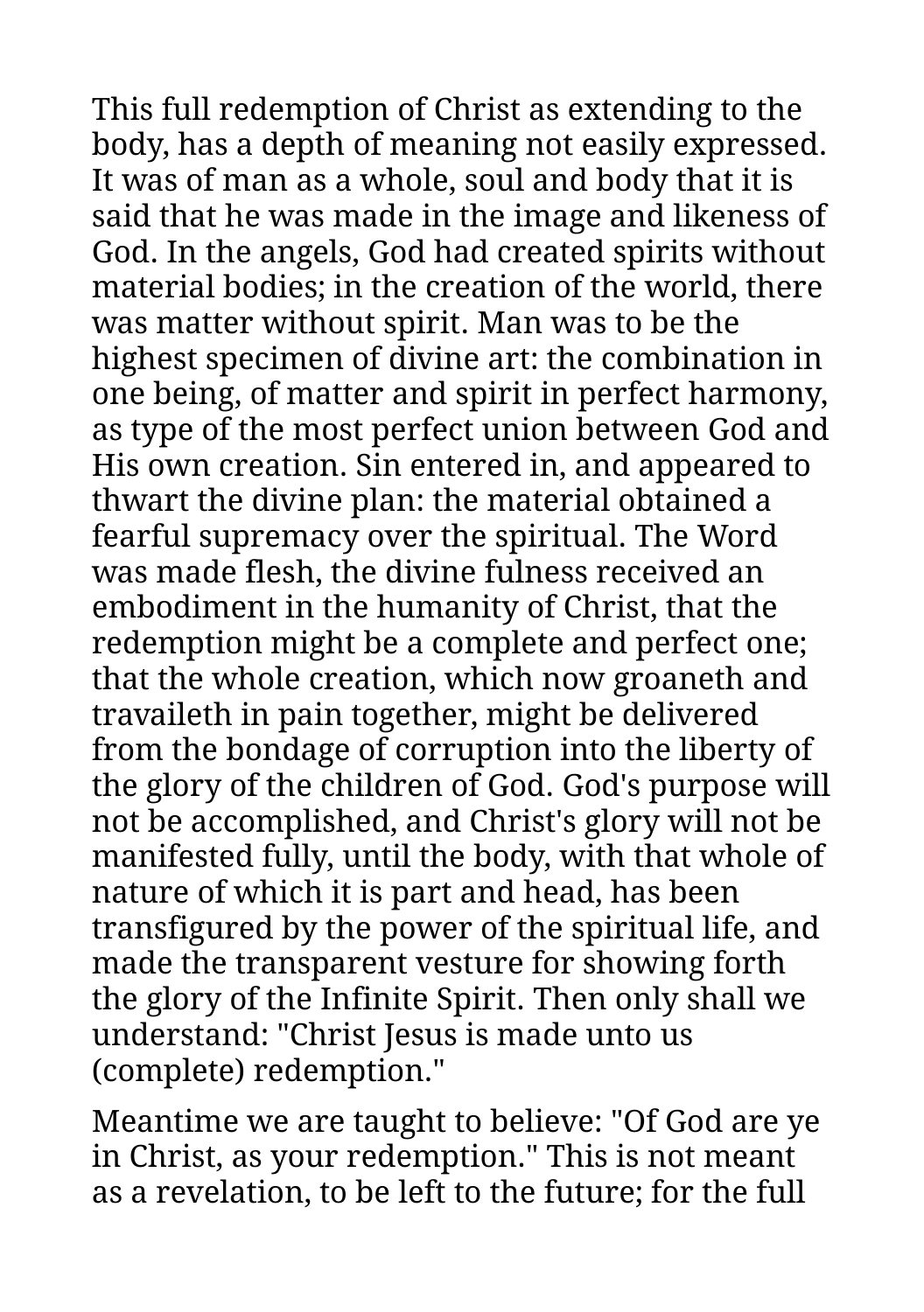This full redemption of Christ as extending to the body, has a depth of meaning not easily expressed. It was of man as a whole, soul and body that it is said that he was made in the image and likeness of God. In the angels, God had created spirits without material bodies; in the creation of the world, there was matter without spirit. Man was to be the highest specimen of divine art: the combination in one being, of matter and spirit in perfect harmony, as type of the most perfect union between God and His own creation. Sin entered in, and appeared to thwart the divine plan: the material obtained a fearful supremacy over the spiritual. The Word was made flesh, the divine fulness received an embodiment in the humanity of Christ, that the redemption might be a complete and perfect one; that the whole creation, which now groaneth and travaileth in pain together, might be delivered from the bondage of corruption into the liberty of the glory of the children of God. God's purpose will not be accomplished, and Christ's glory will not be manifested fully, until the body, with that whole of nature of which it is part and head, has been transfigured by the power of the spiritual life, and made the transparent vesture for showing forth the glory of the Infinite Spirit. Then only shall we understand: "Christ Jesus is made unto us (complete) redemption."

Meantime we are taught to believe: "Of God are ye in Christ, as your redemption." This is not meant as a revelation, to be left to the future; for the full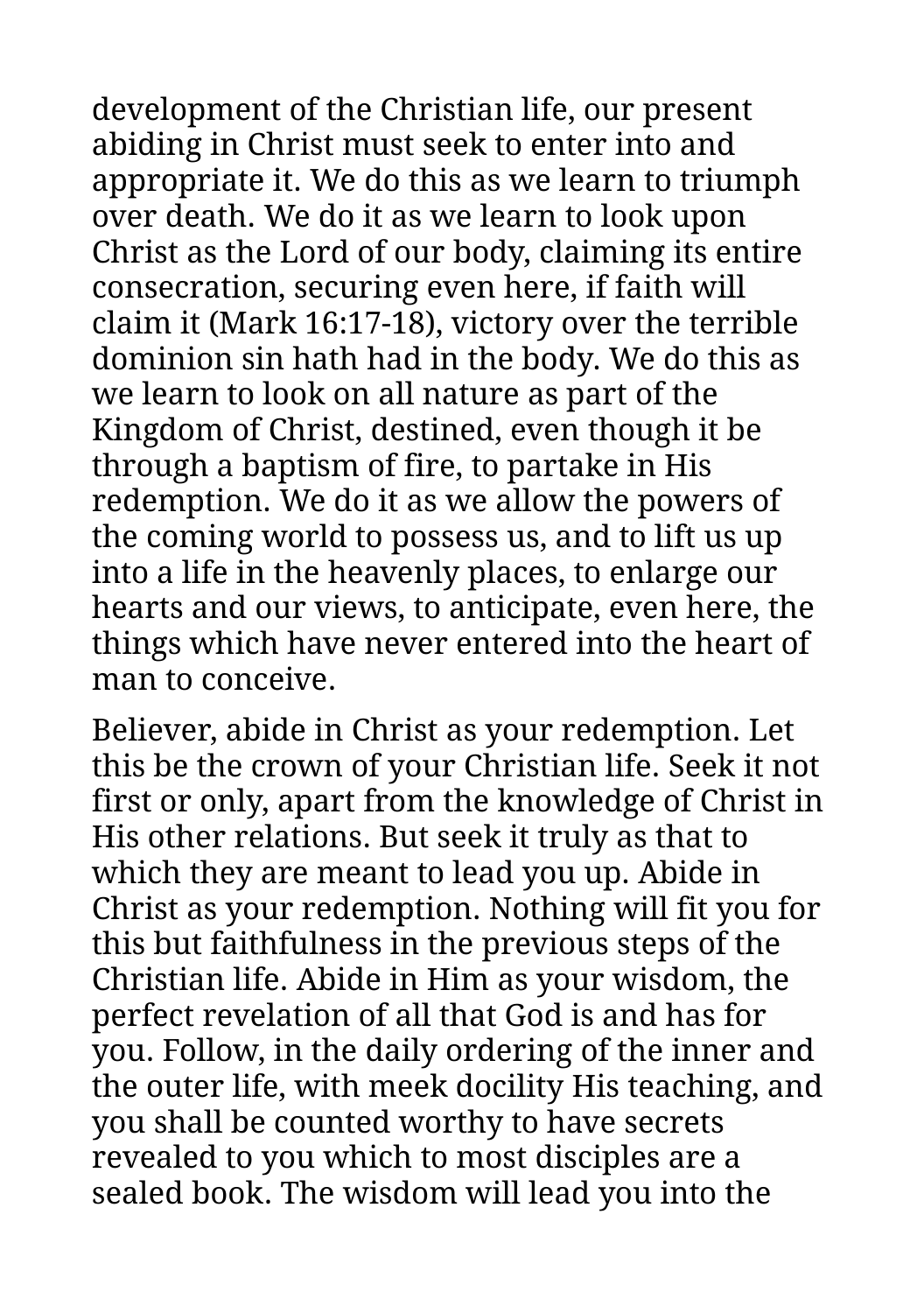development of the Christian life, our present abiding in Christ must seek to enter into and appropriate it. We do this as we learn to triumph over death. We do it as we learn to look upon Christ as the Lord of our body, claiming its entire consecration, securing even here, if faith will claim it (Mark 16:17-18), victory over the terrible dominion sin hath had in the body. We do this as we learn to look on all nature as part of the Kingdom of Christ, destined, even though it be through a baptism of fire, to partake in His redemption. We do it as we allow the powers of the coming world to possess us, and to lift us up into a life in the heavenly places, to enlarge our hearts and our views, to anticipate, even here, the things which have never entered into the heart of man to conceive.

Believer, abide in Christ as your redemption. Let this be the crown of your Christian life. Seek it not first or only, apart from the knowledge of Christ in His other relations. But seek it truly as that to which they are meant to lead you up. Abide in Christ as your redemption. Nothing will fit you for this but faithfulness in the previous steps of the Christian life. Abide in Him as your wisdom, the perfect revelation of all that God is and has for you. Follow, in the daily ordering of the inner and the outer life, with meek docility His teaching, and you shall be counted worthy to have secrets revealed to you which to most disciples are a sealed book. The wisdom will lead you into the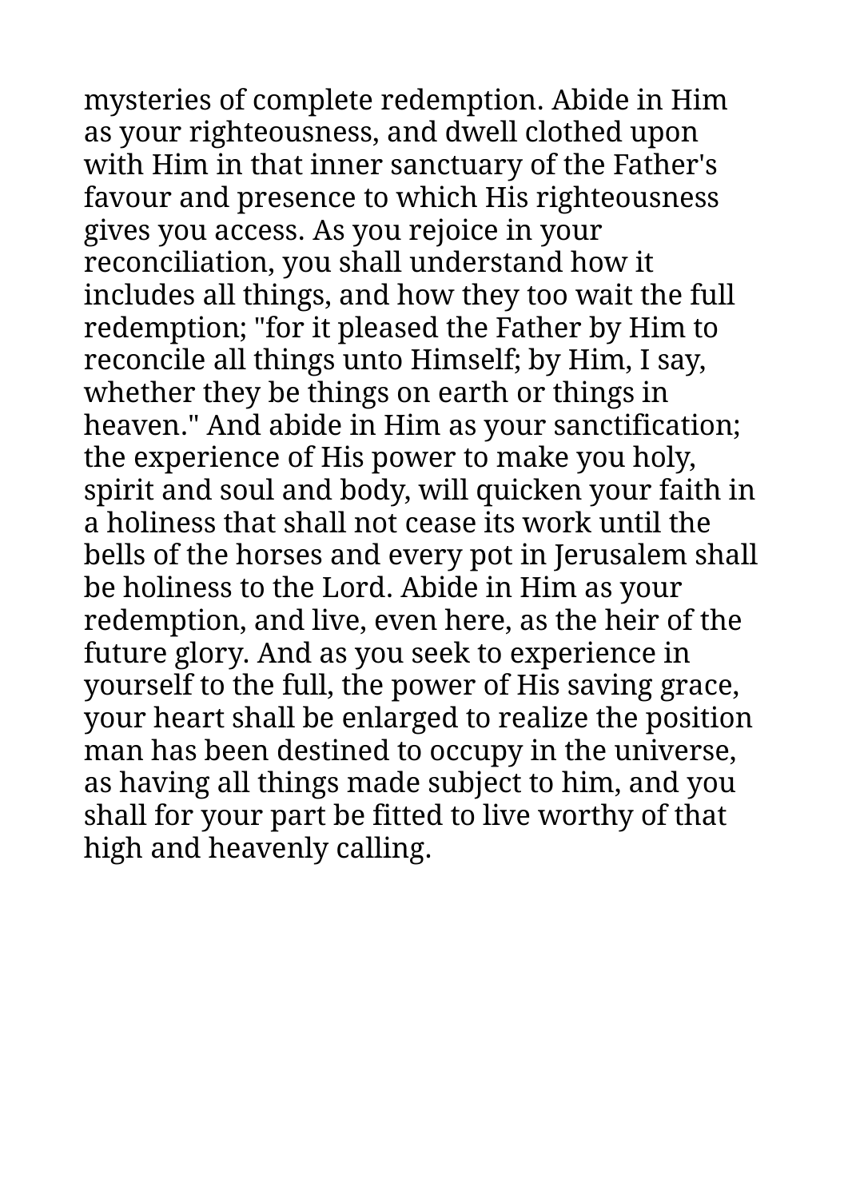mysteries of complete redemption. Abide in Him as your righteousness, and dwell clothed upon with Him in that inner sanctuary of the Father's favour and presence to which His righteousness gives you access. As you rejoice in your reconciliation, you shall understand how it includes all things, and how they too wait the full redemption; "for it pleased the Father by Him to reconcile all things unto Himself; by Him, I say, whether they be things on earth or things in heaven." And abide in Him as your sanctification; the experience of His power to make you holy, spirit and soul and body, will quicken your faith in a holiness that shall not cease its work until the bells of the horses and every pot in Jerusalem shall be holiness to the Lord. Abide in Him as your redemption, and live, even here, as the heir of the future glory. And as you seek to experience in yourself to the full, the power of His saving grace, your heart shall be enlarged to realize the position man has been destined to occupy in the universe, as having all things made subject to him, and you shall for your part be fitted to live worthy of that high and heavenly calling.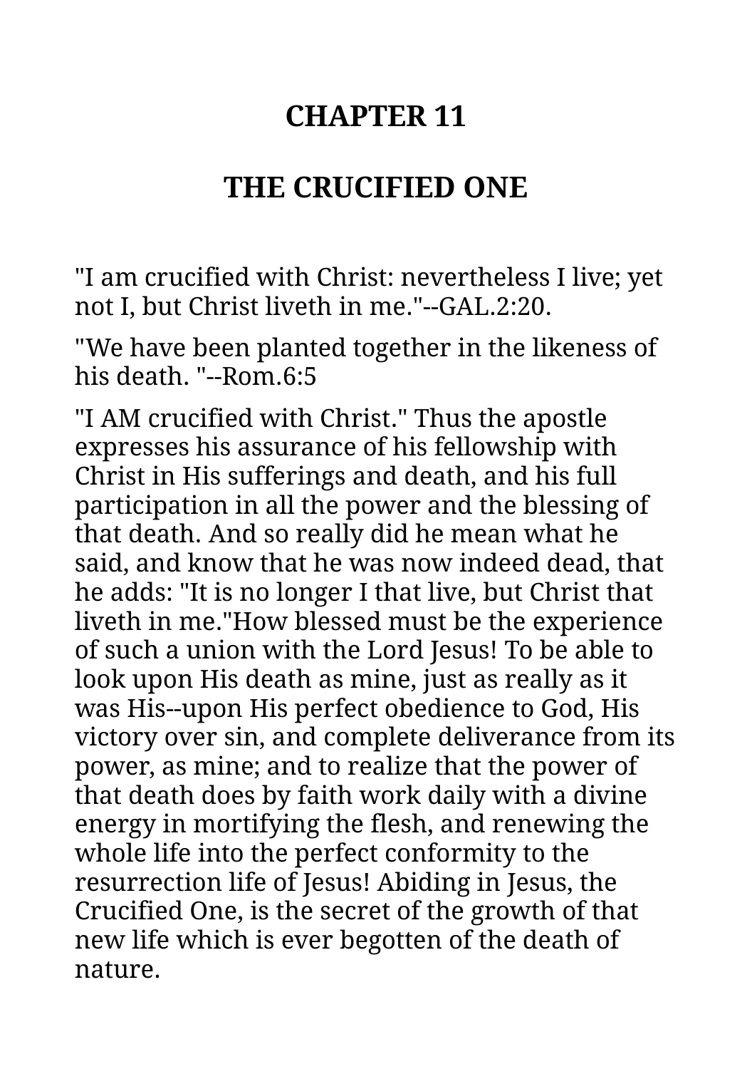# CHAPTER 11

# THE CRUCIFIED ONE

"I am crucified with Christ: nevertheless I live; yet not I, but Christ liveth in me."--GAL.2:20.

"We have been planted together in the likeness of his death. "--Rom.6:5

"I AM crucified with Christ." Thus the apostle expresses his assurance of his fellowship with Christ in His sufferings and death, and his full participation in all the power and the blessing of that death. And so really did he mean what he said, and know that he was now indeed dead, that he adds: "It is no longer I that live, but Christ that liveth in me."How blessed must be the experience of such a union with the Lord Jesus! To be able to look upon His death as mine, just as really as it was His--upon His perfect obedience to God, His victory over sin, and complete deliverance from its power, as mine; and to realize that the power of that death does by faith work daily with a divine energy in mortifying the flesh, and renewing the whole life into the perfect conformity to the resurrection life of Jesus! Abiding in Jesus, the Crucified One, is the secret of the growth of that new life which is ever begotten of the death of nature.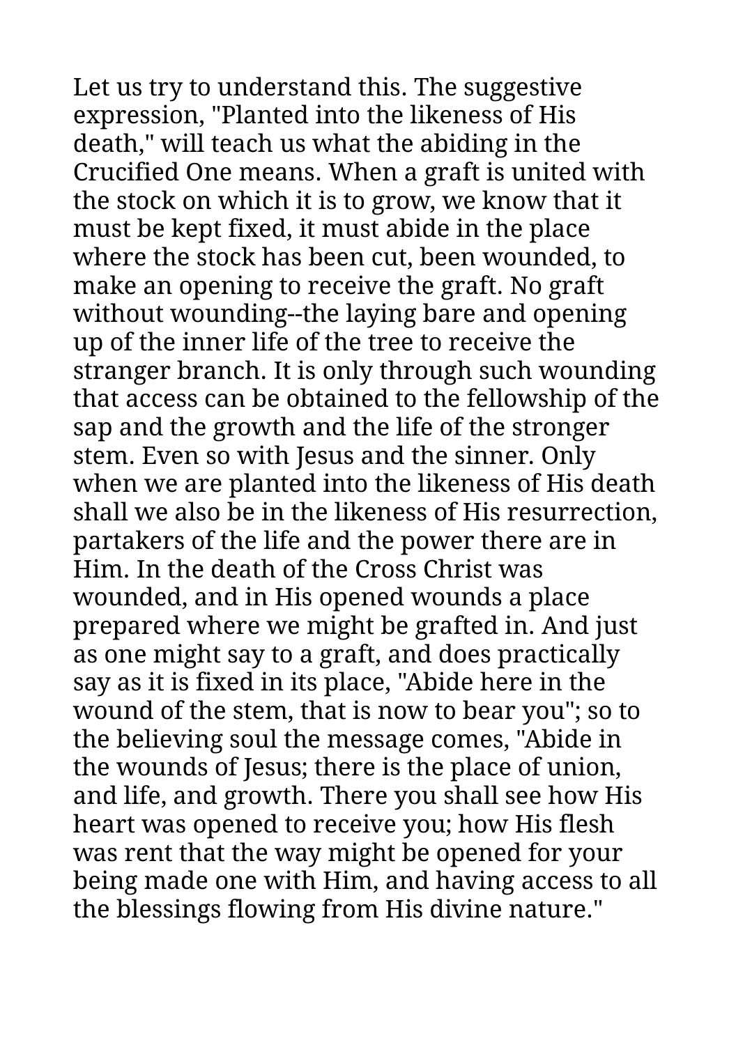Let us try to understand this. The suggestive expression, "Planted into the likeness of His death," will teach us what the abiding in the Crucified One means. When a graft is united with the stock on which it is to grow, we know that it must be kept fixed, it must abide in the place where the stock has been cut, been wounded, to make an opening to receive the graft. No graft without wounding--the laying bare and opening up of the inner life of the tree to receive the stranger branch. It is only through such wounding that access can be obtained to the fellowship of the sap and the growth and the life of the stronger stem. Even so with Jesus and the sinner. Only when we are planted into the likeness of His death shall we also be in the likeness of His resurrection, partakers of the life and the power there are in Him. In the death of the Cross Christ was wounded, and in His opened wounds a place prepared where we might be grafted in. And just as one might say to a graft, and does practically say as it is fixed in its place, "Abide here in the wound of the stem, that is now to bear you"; so to the believing soul the message comes, "Abide in the wounds of Jesus; there is the place of union, and life, and growth. There you shall see how His heart was opened to receive you; how His flesh was rent that the way might be opened for your being made one with Him, and having access to all the blessings flowing from His divine nature."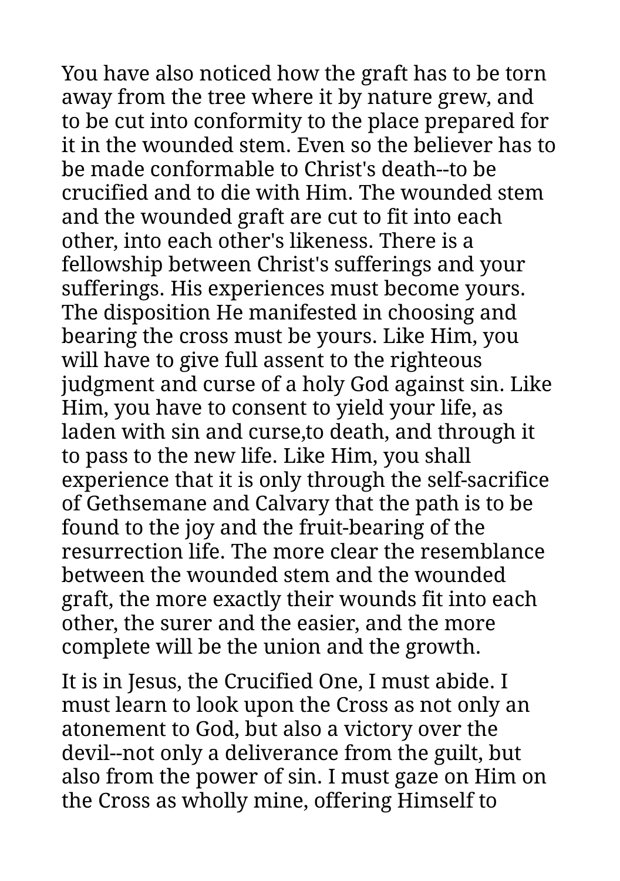You have also noticed how the graft has to be torn away from the tree where it by nature grew, and to be cut into conformity to the place prepared for it in the wounded stem. Even so the believer has to be made conformable to Christ's death--to be crucified and to die with Him. The wounded stem and the wounded graft are cut to fit into each other, into each other's likeness. There is a fellowship between Christ's sufferings and your sufferings. His experiences must become yours. The disposition He manifested in choosing and bearing the cross must be yours. Like Him, you will have to give full assent to the righteous judgment and curse of a holy God against sin. Like Him, you have to consent to yield your life, as laden with sin and curse,to death, and through it to pass to the new life. Like Him, you shall experience that it is only through the self-sacrifice of Gethsemane and Calvary that the path is to be found to the joy and the fruit-bearing of the resurrection life. The more clear the resemblance between the wounded stem and the wounded graft, the more exactly their wounds fit into each other, the surer and the easier, and the more complete will be the union and the growth.

It is in Jesus, the Crucified One, I must abide. I must learn to look upon the Cross as not only an atonement to God, but also a victory over the devil--not only a deliverance from the guilt, but also from the power of sin. I must gaze on Him on the Cross as wholly mine, offering Himself to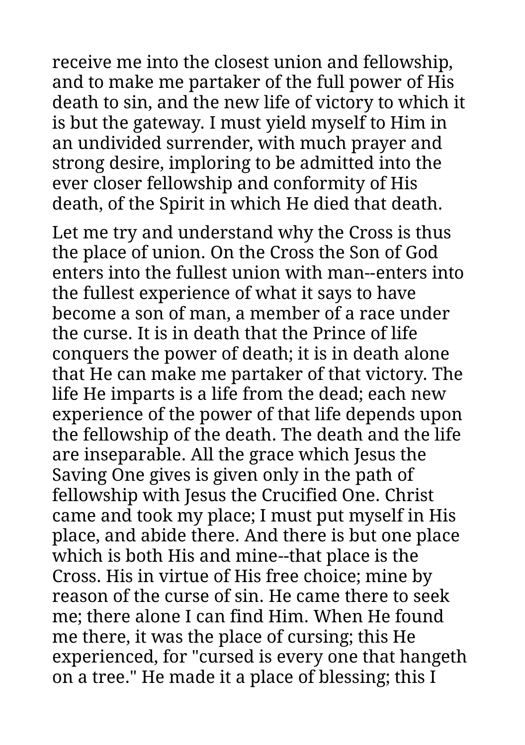receive me into the closest union and fellowship, and to make me partaker of the full power of His death to sin, and the new life of victory to which it is but the gateway. I must yield myself to Him in an undivided surrender, with much prayer and strong desire, imploring to be admitted into the ever closer fellowship and conformity of His death, of the Spirit in which He died that death.

Let me try and understand why the Cross is thus the place of union. On the Cross the Son of God enters into the fullest union with man--enters into the fullest experience of what it says to have become a son of man, a member of a race under the curse. It is in death that the Prince of life conquers the power of death; it is in death alone that He can make me partaker of that victory. The life He imparts is a life from the dead; each new experience of the power of that life depends upon the fellowship of the death. The death and the life are inseparable. All the grace which Jesus the Saving One gives is given only in the path of fellowship with Jesus the Crucified One. Christ came and took my place; I must put myself in His place, and abide there. And there is but one place which is both His and mine--that place is the Cross. His in virtue of His free choice; mine by reason of the curse of sin. He came there to seek me; there alone I can find Him. When He found me there, it was the place of cursing; this He experienced, for "cursed is every one that hangeth on a tree." He made it a place of blessing; this I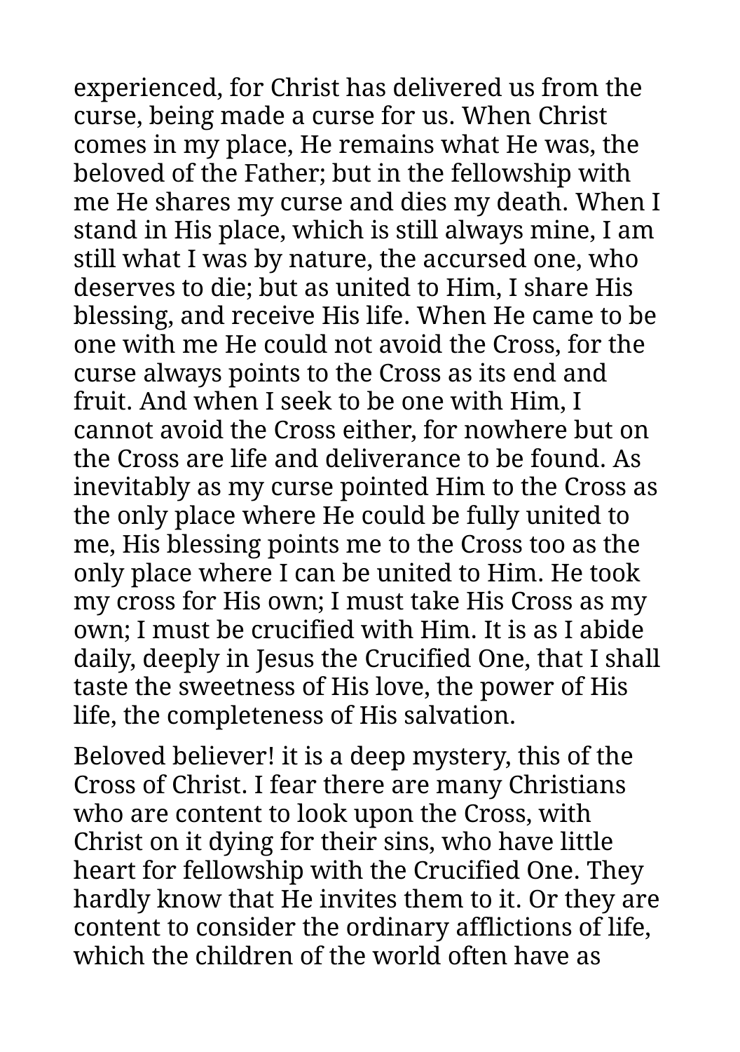experienced, for Christ has delivered us from the curse, being made a curse for us. When Christ comes in my place, He remains what He was, the beloved of the Father; but in the fellowship with me He shares my curse and dies my death. When I stand in His place, which is still always mine, I am still what I was by nature, the accursed one, who deserves to die; but as united to Him, I share His blessing, and receive His life. When He came to be one with me He could not avoid the Cross, for the curse always points to the Cross as its end and fruit. And when I seek to be one with Him, I cannot avoid the Cross either, for nowhere but on the Cross are life and deliverance to be found. As inevitably as my curse pointed Him to the Cross as the only place where He could be fully united to me, His blessing points me to the Cross too as the only place where I can be united to Him. He took my cross for His own; I must take His Cross as my own; I must be crucified with Him. It is as I abide daily, deeply in Jesus the Crucified One, that I shall taste the sweetness of His love, the power of His life, the completeness of His salvation.

Beloved believer! it is a deep mystery, this of the Cross of Christ. I fear there are many Christians who are content to look upon the Cross, with Christ on it dying for their sins, who have little heart for fellowship with the Crucified One. They hardly know that He invites them to it. Or they are content to consider the ordinary afflictions of life, which the children of the world often have as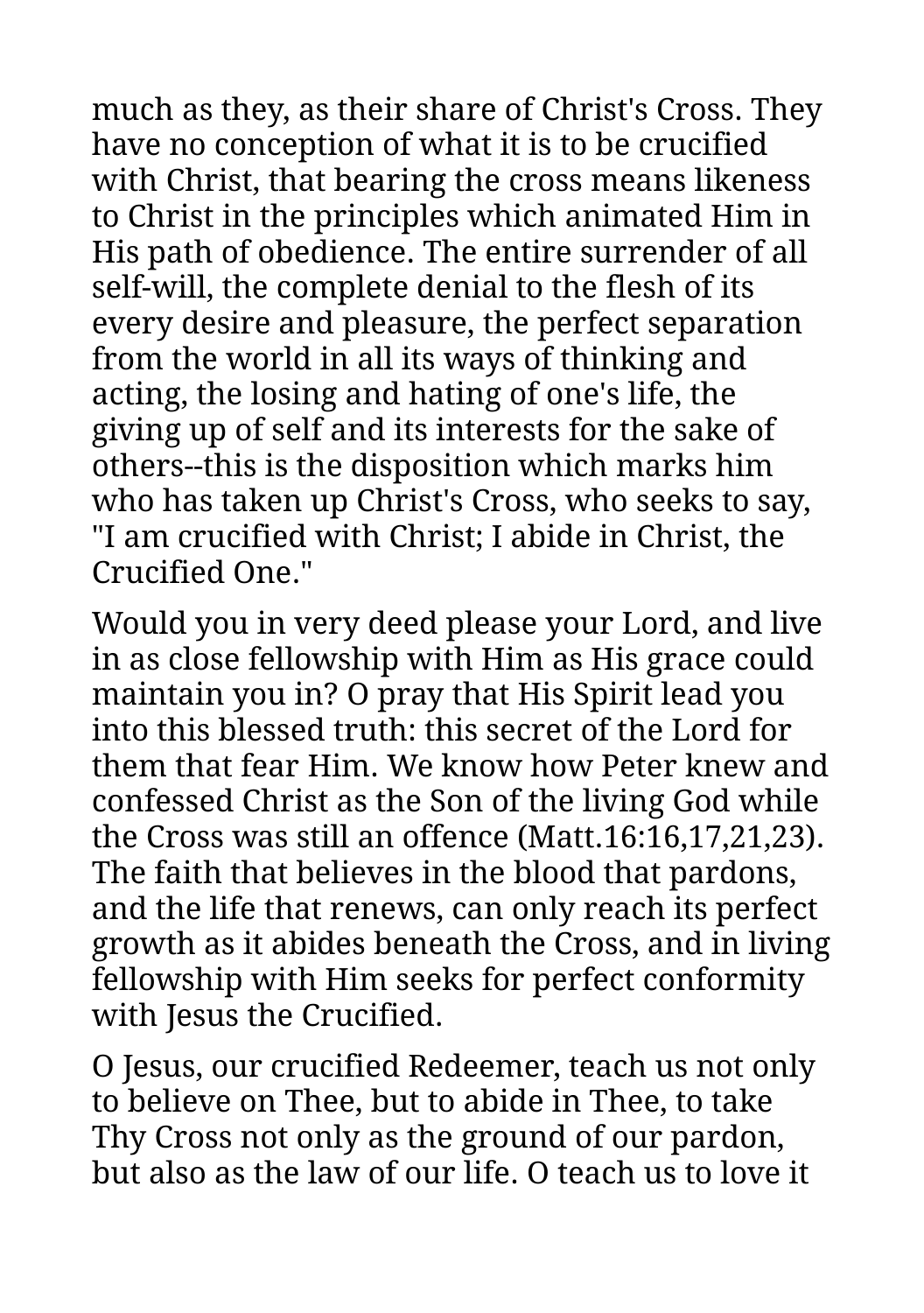much as they, as their share of Christ's Cross. They have no conception of what it is to be crucified with Christ, that bearing the cross means likeness to Christ in the principles which animated Him in His path of obedience. The entire surrender of all self-will, the complete denial to the flesh of its every desire and pleasure, the perfect separation from the world in all its ways of thinking and acting, the losing and hating of one's life, the giving up of self and its interests for the sake of others--this is the disposition which marks him who has taken up Christ's Cross, who seeks to say, "I am crucified with Christ; I abide in Christ, the Crucified One."

Would you in very deed please your Lord, and live in as close fellowship with Him as His grace could maintain you in? O pray that His Spirit lead you into this blessed truth: this secret of the Lord for them that fear Him. We know how Peter knew and confessed Christ as the Son of the living God while the Cross was still an offence (Matt.16:16,17,21,23). The faith that believes in the blood that pardons, and the life that renews, can only reach its perfect growth as it abides beneath the Cross, and in living fellowship with Him seeks for perfect conformity with Jesus the Crucified.

O Jesus, our crucified Redeemer, teach us not only to believe on Thee, but to abide in Thee, to take Thy Cross not only as the ground of our pardon, but also as the law of our life. O teach us to love it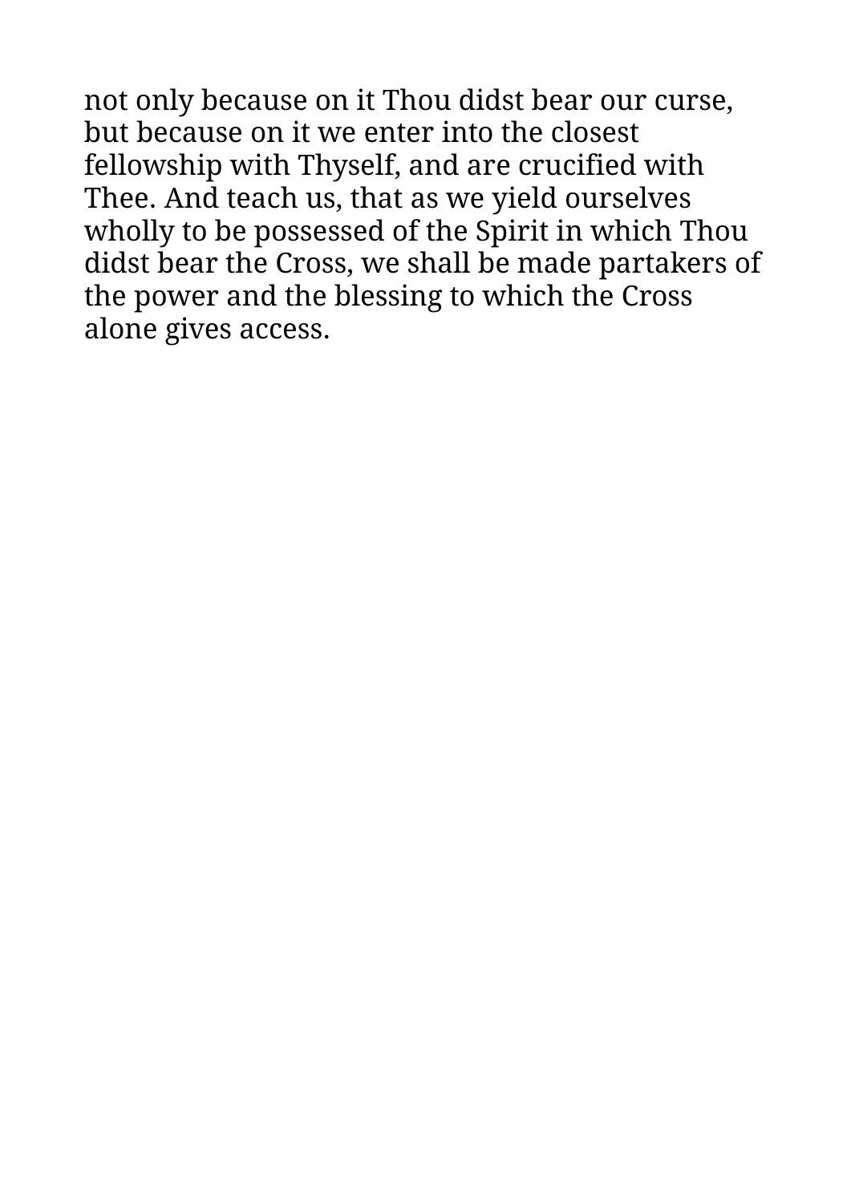not only because on it Thou didst bear our curse, but because on it we enter into the closest fellowship with Thyself, and are crucified with Thee. And teach us, that as we yield ourselves wholly to be possessed of the Spirit in which Thou didst bear the Cross, we shall be made partakers of the power and the blessing to which the Cross alone gives access.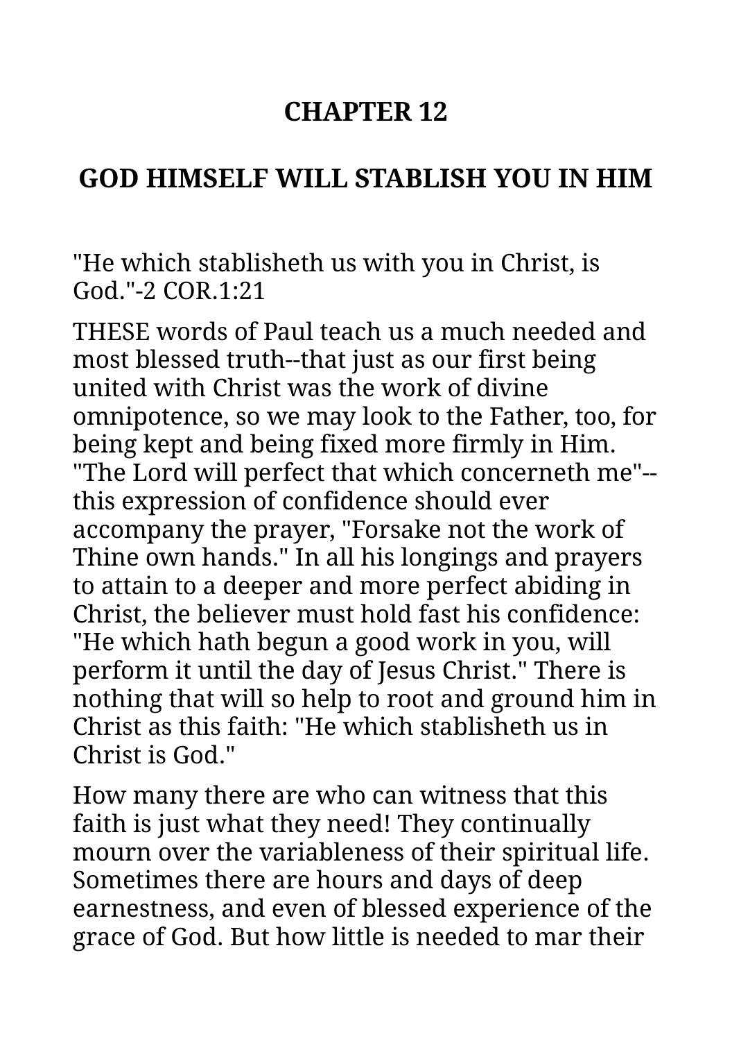## CHAPTER 12

## GOD HIMSELF WILL STABLISH YOU IN HIM

"He which stablisheth us with you in Christ, is God."-2 COR.1:21

THESE words of Paul teach us a much needed and most blessed truth--that just as our first being united with Christ was the work of divine omnipotence, so we may look to the Father, too, for being kept and being fixed more firmly in Him. "The Lord will perfect that which concerneth me"--this expression of confidence should ever accompany the prayer, "Forsake not the work of Thine own hands." In all his longings and prayers to attain to a deeper and more perfect abiding in Christ, the believer must hold fast his confidence: "He which hath begun a good work in you, will perform it until the day of Jesus Christ." There is nothing that will so help to root and ground him in Christ as this faith: "He which stablisheth us in Christ is God."

How many there are who can witness that this faith is just what they need! They continually mourn over the variableness of their spiritual life. Sometimes there are hours and days of deep earnestness, and even of blessed experience of the grace of God. But how little is needed to mar their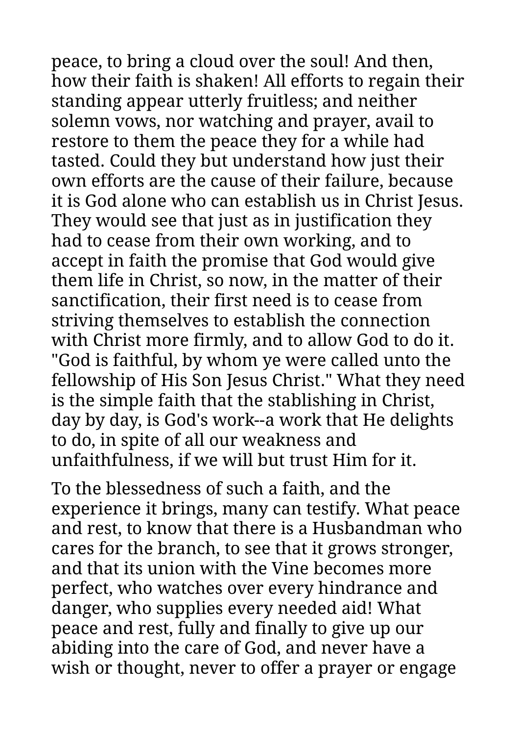peace, to bring a cloud over the soul! And then, how their faith is shaken! All efforts to regain their standing appear utterly fruitless; and neither solemn vows, nor watching and prayer, avail to restore to them the peace they for a while had tasted. Could they but understand how just their own efforts are the cause of their failure, because it is God alone who can establish us in Christ Jesus. They would see that just as in justification they had to cease from their own working, and to accept in faith the promise that God would give them life in Christ, so now, in the matter of their sanctification, their first need is to cease from striving themselves to establish the connection with Christ more firmly, and to allow God to do it. "God is faithful, by whom ye were called unto the fellowship of His Son Jesus Christ." What they need is the simple faith that the stablishing in Christ, day by day, is God's work--a work that He delights to do, in spite of all our weakness and unfaithfulness, if we will but trust Him for it.

To the blessedness of such a faith, and the experience it brings, many can testify. What peace and rest, to know that there is a Husbandman who cares for the branch, to see that it grows stronger, and that its union with the Vine becomes more perfect, who watches over every hindrance and danger, who supplies every needed aid! What peace and rest, fully and finally to give up our abiding into the care of God, and never have a wish or thought, never to offer a prayer or engage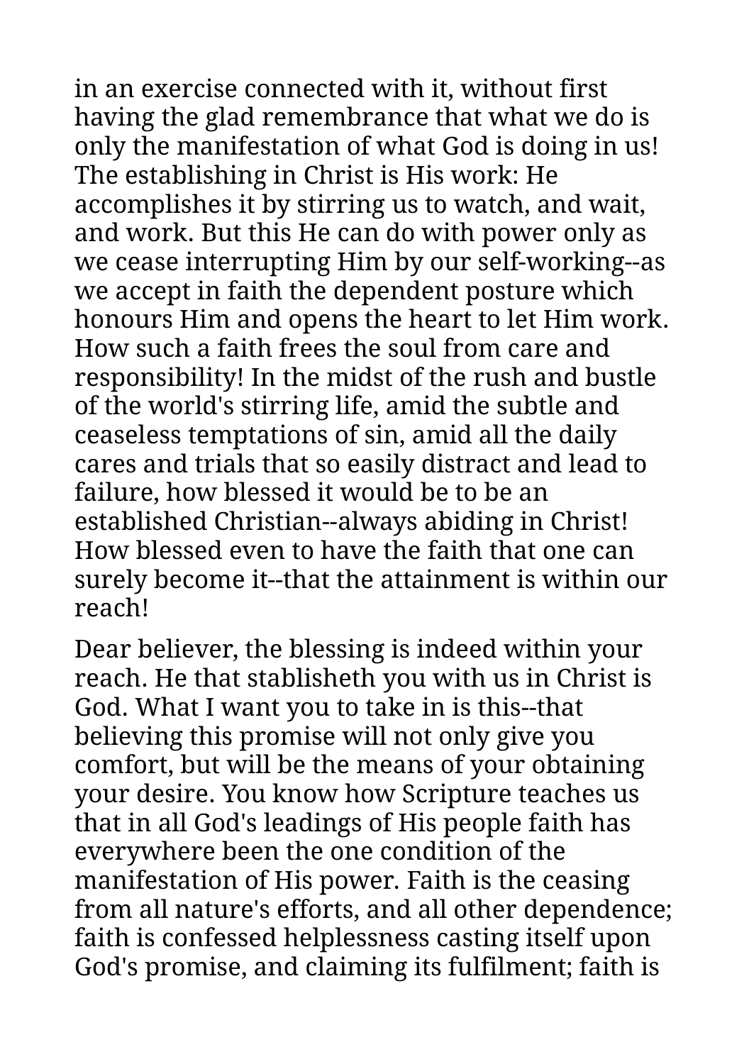in an exercise connected with it, without first having the glad remembrance that what we do is only the manifestation of what God is doing in us! The establishing in Christ is His work: He accomplishes it by stirring us to watch, and wait, and work. But this He can do with power only as we cease interrupting Him by our self-working--as we accept in faith the dependent posture which honours Him and opens the heart to let Him work. How such a faith frees the soul from care and responsibility! In the midst of the rush and bustle of the world's stirring life, amid the subtle and ceaseless temptations of sin, amid all the daily cares and trials that so easily distract and lead to failure, how blessed it would be to be an established Christian--always abiding in Christ! How blessed even to have the faith that one can surely become it--that the attainment is within our reach!

Dear believer, the blessing is indeed within your reach. He that stablisheth you with us in Christ is God. What I want you to take in is this--that believing this promise will not only give you comfort, but will be the means of your obtaining your desire. You know how Scripture teaches us that in all God's leadings of His people faith has everywhere been the one condition of the manifestation of His power. Faith is the ceasing from all nature's efforts, and all other dependence; faith is confessed helplessness casting itself upon God's promise, and claiming its fulfilment; faith is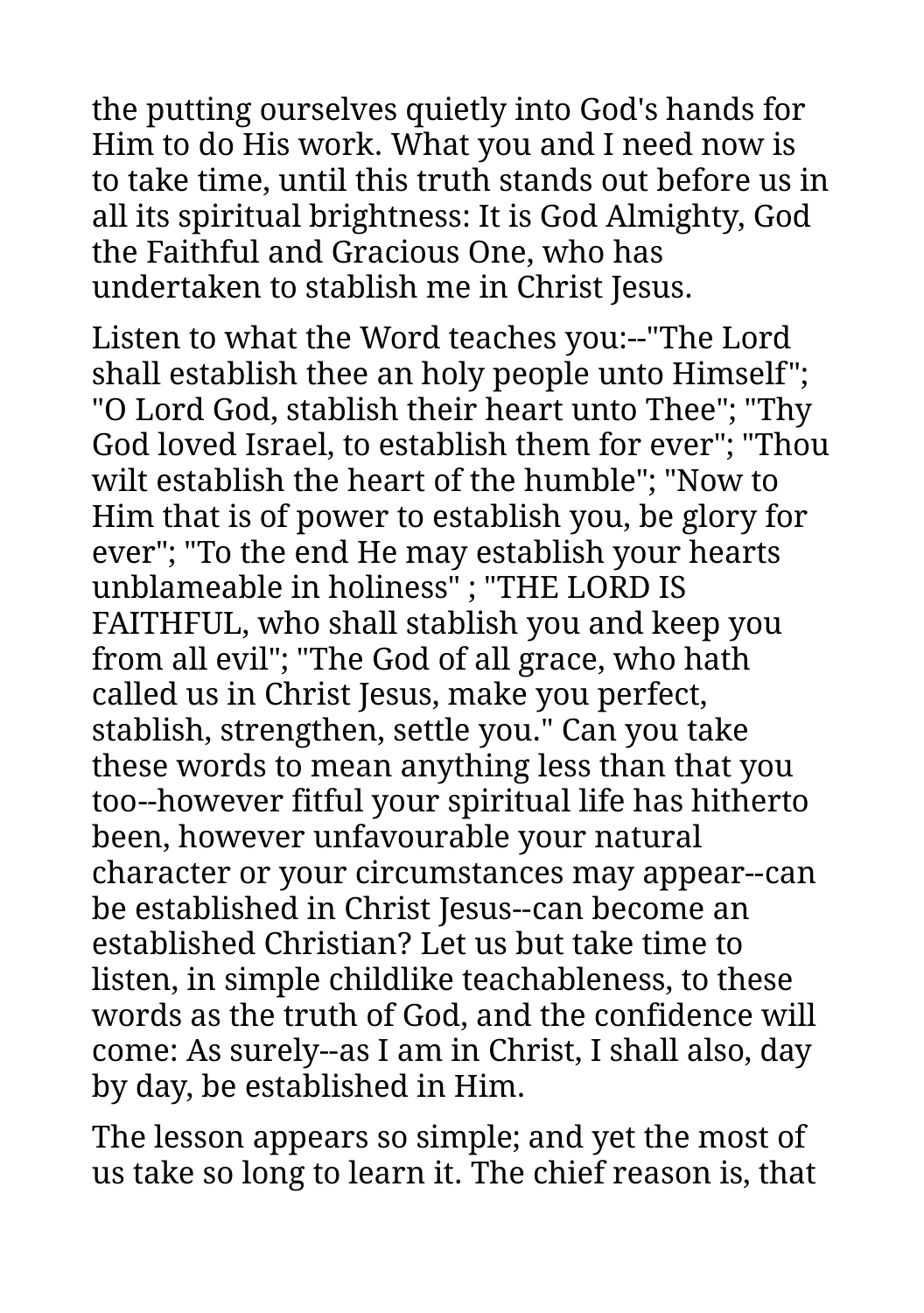the putting ourselves quietly into God's hands for Him to do His work. What you and I need now is to take time, until this truth stands out before us in all its spiritual brightness: It is God Almighty, God the Faithful and Gracious One, who has undertaken to stablish me in Christ Jesus.

Listen to what the Word teaches you:--"The Lord shall establish thee an holy people unto Himself"; "O Lord God, stablish their heart unto Thee"; "Thy God loved Israel, to establish them for ever"; "Thou wilt establish the heart of the humble"; "Now to Him that is of power to establish you, be glory for ever"; "To the end He may establish your hearts unblameable in holiness" ; "THE LORD IS FAITHFUL, who shall stablish you and keep you from all evil"; "The God of all grace, who hath called us in Christ Jesus, make you perfect, stablish, strengthen, settle you." Can you take these words to mean anything less than that you too--however fitful your spiritual life has hitherto been, however unfavourable your natural character or your circumstances may appear--can be established in Christ Jesus--can become an established Christian? Let us but take time to listen, in simple childlike teachableness, to these words as the truth of God, and the confidence will come: As surely--as I am in Christ, I shall also, day by day, be established in Him.

The lesson appears so simple; and yet the most of us take so long to learn it. The chief reason is, that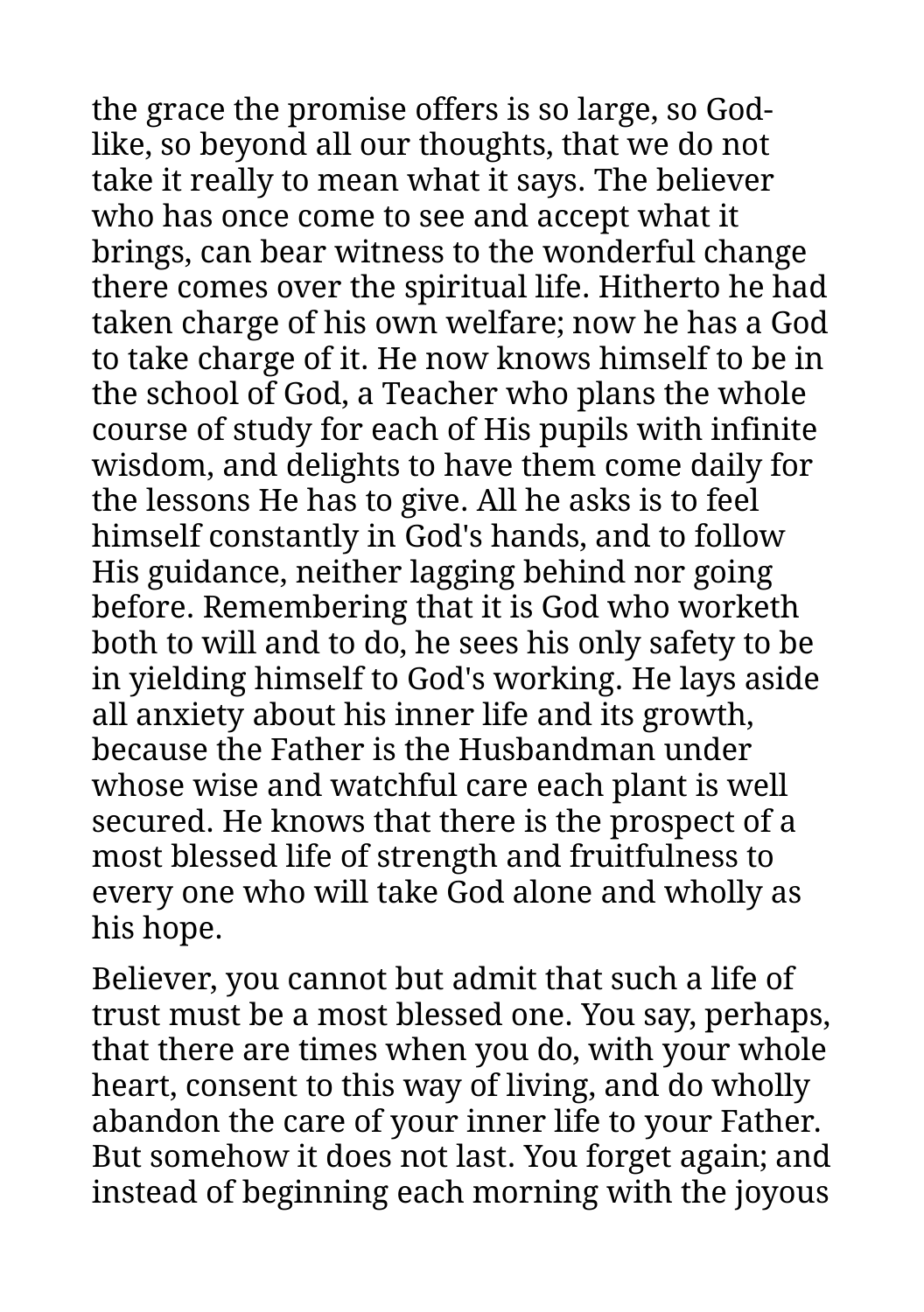the grace the promise offers is so large, so God-like, so beyond all our thoughts, that we do not take it really to mean what it says. The believer who has once come to see and accept what it brings, can bear witness to the wonderful change there comes over the spiritual life. Hitherto he had taken charge of his own welfare; now he has a God to take charge of it. He now knows himself to be in the school of God, a Teacher who plans the whole course of study for each of His pupils with infinite wisdom, and delights to have them come daily for the lessons He has to give. All he asks is to feel himself constantly in God's hands, and to follow His guidance, neither lagging behind nor going before. Remembering that it is God who worketh both to will and to do, he sees his only safety to be in yielding himself to God's working. He lays aside all anxiety about his inner life and its growth, because the Father is the Husbandman under whose wise and watchful care each plant is well secured. He knows that there is the prospect of a most blessed life of strength and fruitfulness to every one who will take God alone and wholly as his hope.

Believer, you cannot but admit that such a life of trust must be a most blessed one. You say, perhaps, that there are times when you do, with your whole heart, consent to this way of living, and do wholly abandon the care of your inner life to your Father. But somehow it does not last. You forget again; and instead of beginning each morning with the joyous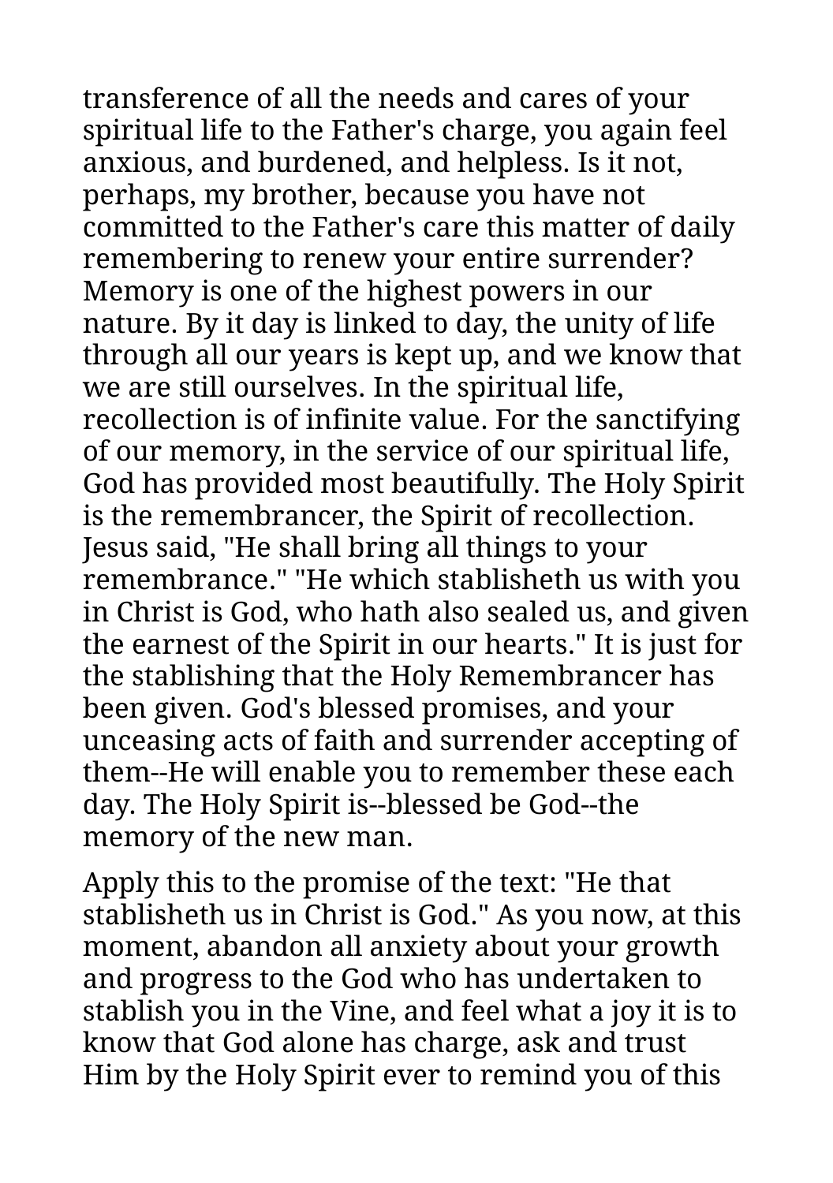transference of all the needs and cares of your spiritual life to the Father's charge, you again feel anxious, and burdened, and helpless. Is it not, perhaps, my brother, because you have not committed to the Father's care this matter of daily remembering to renew your entire surrender? Memory is one of the highest powers in our nature. By it day is linked to day, the unity of life through all our years is kept up, and we know that we are still ourselves. In the spiritual life, recollection is of infinite value. For the sanctifying of our memory, in the service of our spiritual life, God has provided most beautifully. The Holy Spirit is the remembrancer, the Spirit of recollection. Jesus said, "He shall bring all things to your remembrance." "He which stablisheth us with you in Christ is God, who hath also sealed us, and given the earnest of the Spirit in our hearts." It is just for the stablishing that the Holy Remembrancer has been given. God's blessed promises, and your unceasing acts of faith and surrender accepting of them--He will enable you to remember these each day. The Holy Spirit is--blessed be God--the memory of the new man.

Apply this to the promise of the text: "He that stablisheth us in Christ is God." As you now, at this moment, abandon all anxiety about your growth and progress to the God who has undertaken to stablish you in the Vine, and feel what a joy it is to know that God alone has charge, ask and trust Him by the Holy Spirit ever to remind you of this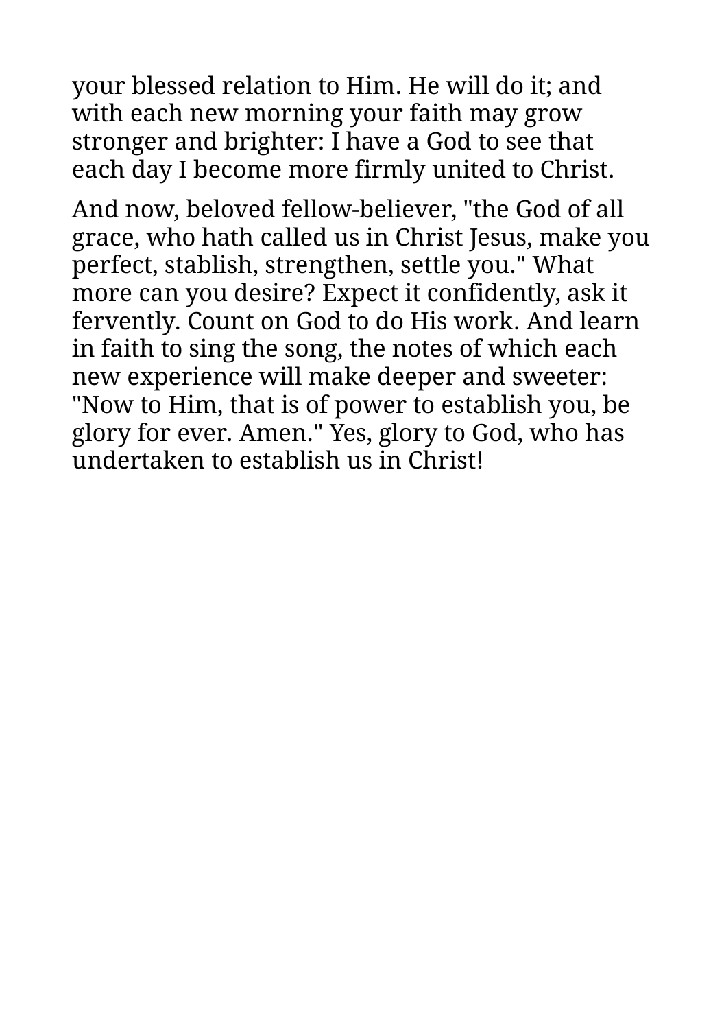your blessed relation to Him. He will do it; and with each new morning your faith may grow stronger and brighter: I have a God to see that each day I become more firmly united to Christ.

And now, beloved fellow-believer, "the God of all grace, who hath called us in Christ Jesus, make you perfect, stablish, strengthen, settle you." What more can you desire? Expect it confidently, ask it fervently. Count on God to do His work. And learn in faith to sing the song, the notes of which each new experience will make deeper and sweeter: "Now to Him, that is of power to establish you, be glory for ever. Amen." Yes, glory to God, who has undertaken to establish us in Christ!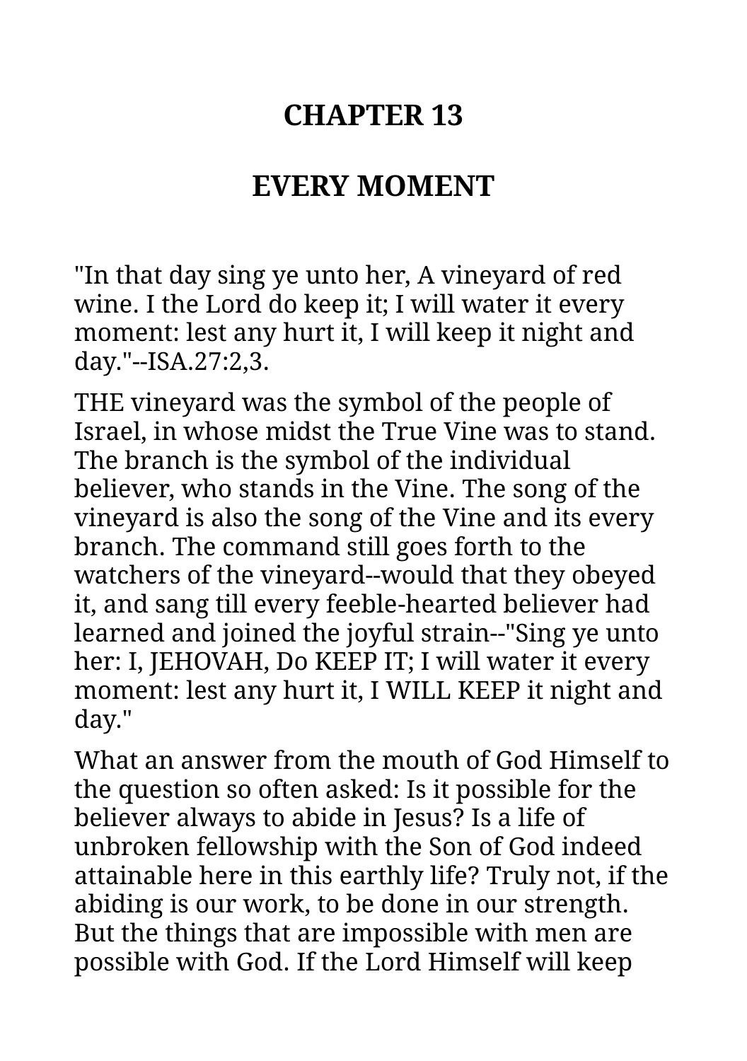# CHAPTER 13

## EVERY MOMENT

"In that day sing ye unto her, A vineyard of red wine. I the Lord do keep it; I will water it every moment: lest any hurt it, I will keep it night and day."--ISA.27:2,3.

THE vineyard was the symbol of the people of Israel, in whose midst the True Vine was to stand. The branch is the symbol of the individual believer, who stands in the Vine. The song of the vineyard is also the song of the Vine and its every branch. The command still goes forth to the watchers of the vineyard--would that they obeyed it, and sang till every feeble-hearted believer had learned and joined the joyful strain--"Sing ye unto her: I, JEHOVAH, Do KEEP IT; I will water it every moment: lest any hurt it, I WILL KEEP it night and day."

What an answer from the mouth of God Himself to the question so often asked: Is it possible for the believer always to abide in Jesus? Is a life of unbroken fellowship with the Son of God indeed attainable here in this earthly life? Truly not, if the abiding is our work, to be done in our strength. But the things that are impossible with men are possible with God. If the Lord Himself will keep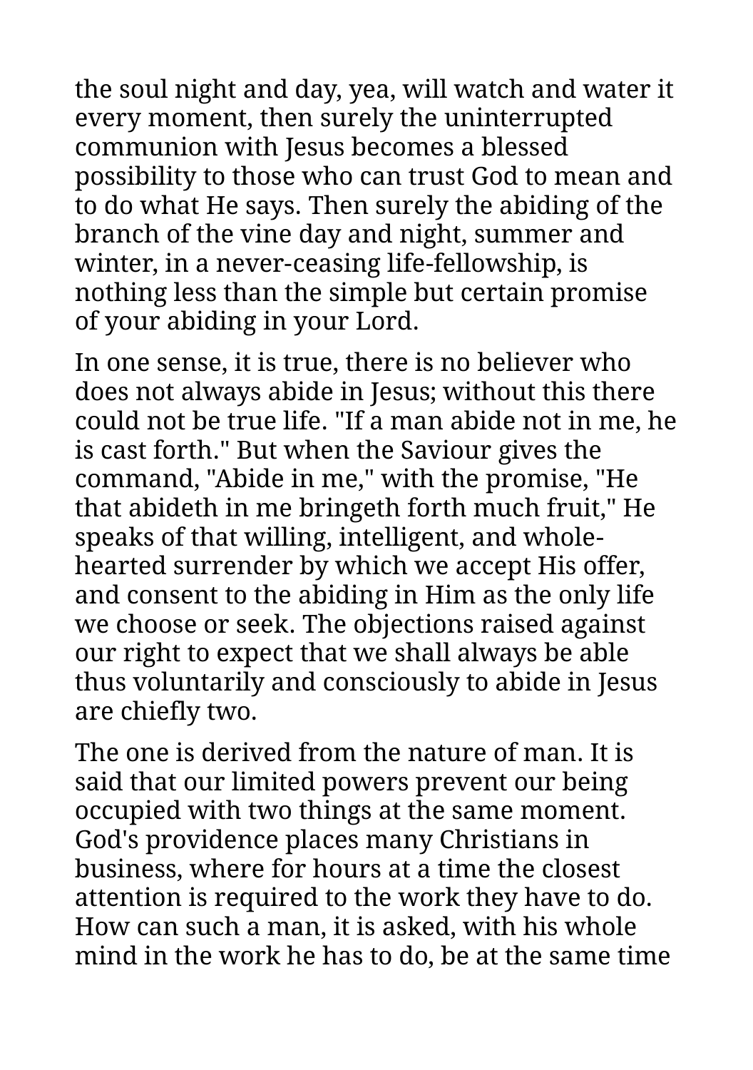the soul night and day, yea, will watch and water it every moment, then surely the uninterrupted communion with Jesus becomes a blessed possibility to those who can trust God to mean and to do what He says. Then surely the abiding of the branch of the vine day and night, summer and winter, in a never-ceasing life-fellowship, is nothing less than the simple but certain promise of your abiding in your Lord.

In one sense, it is true, there is no believer who does not always abide in Jesus; without this there could not be true life. "If a man abide not in me, he is cast forth." But when the Saviour gives the command, "Abide in me," with the promise, "He that abideth in me bringeth forth much fruit," He speaks of that willing, intelligent, and whole-hearted surrender by which we accept His offer, and consent to the abiding in Him as the only life we choose or seek. The objections raised against our right to expect that we shall always be able thus voluntarily and consciously to abide in Jesus are chiefly two.

The one is derived from the nature of man. It is said that our limited powers prevent our being occupied with two things at the same moment. God's providence places many Christians in business, where for hours at a time the closest attention is required to the work they have to do. How can such a man, it is asked, with his whole mind in the work he has to do, be at the same time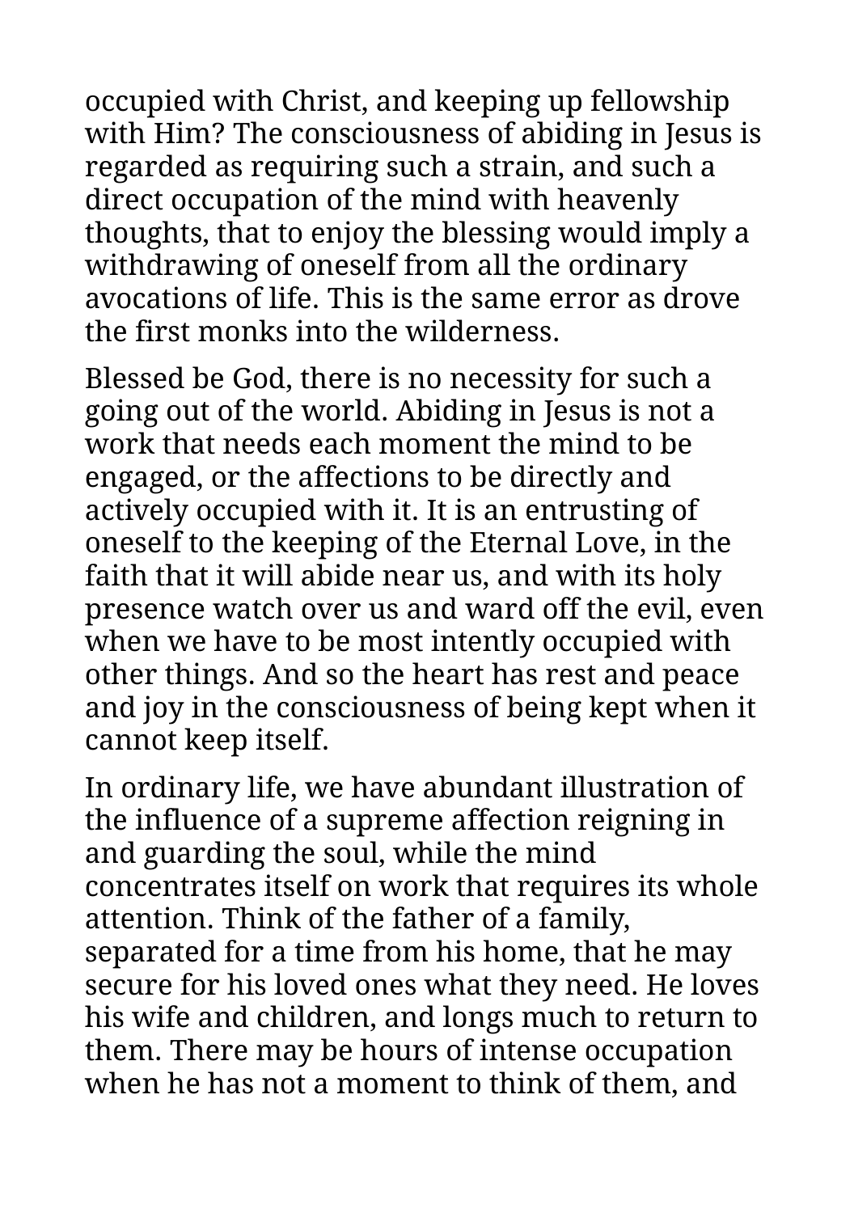occupied with Christ, and keeping up fellowship with Him? The consciousness of abiding in Jesus is regarded as requiring such a strain, and such a direct occupation of the mind with heavenly thoughts, that to enjoy the blessing would imply a withdrawing of oneself from all the ordinary avocations of life. This is the same error as drove the first monks into the wilderness.

Blessed be God, there is no necessity for such a going out of the world. Abiding in Jesus is not a work that needs each moment the mind to be engaged, or the affections to be directly and actively occupied with it. It is an entrusting of oneself to the keeping of the Eternal Love, in the faith that it will abide near us, and with its holy presence watch over us and ward off the evil, even when we have to be most intently occupied with other things. And so the heart has rest and peace and joy in the consciousness of being kept when it cannot keep itself.

In ordinary life, we have abundant illustration of the influence of a supreme affection reigning in and guarding the soul, while the mind concentrates itself on work that requires its whole attention. Think of the father of a family, separated for a time from his home, that he may secure for his loved ones what they need. He loves his wife and children, and longs much to return to them. There may be hours of intense occupation when he has not a moment to think of them, and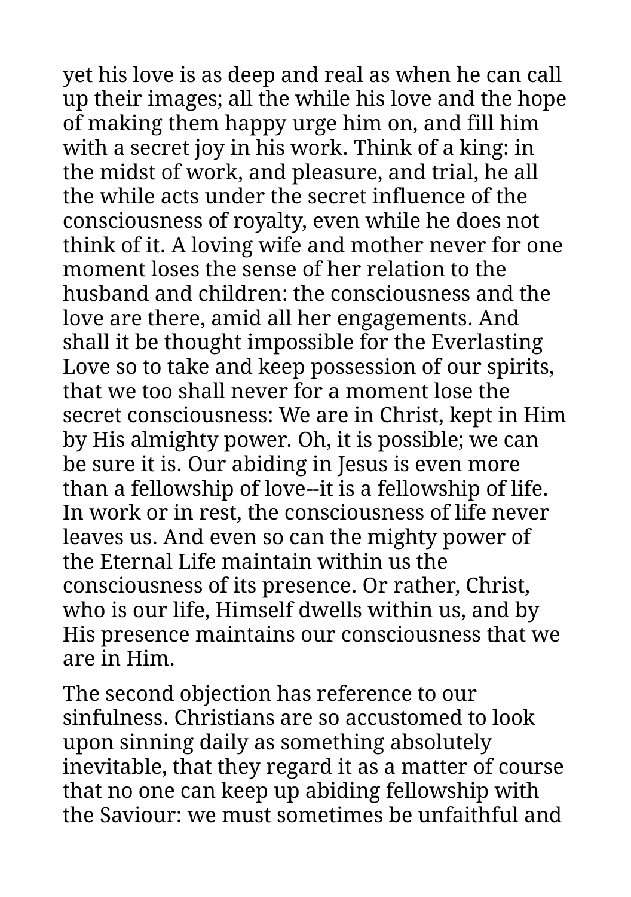yet his love is as deep and real as when he can call up their images; all the while his love and the hope of making them happy urge him on, and fill him with a secret joy in his work. Think of a king: in the midst of work, and pleasure, and trial, he all the while acts under the secret influence of the consciousness of royalty, even while he does not think of it. A loving wife and mother never for one moment loses the sense of her relation to the husband and children: the consciousness and the love are there, amid all her engagements. And shall it be thought impossible for the Everlasting Love so to take and keep possession of our spirits, that we too shall never for a moment lose the secret consciousness: We are in Christ, kept in Him by His almighty power. Oh, it is possible; we can be sure it is. Our abiding in Jesus is even more than a fellowship of love--it is a fellowship of life. In work or in rest, the consciousness of life never leaves us. And even so can the mighty power of the Eternal Life maintain within us the consciousness of its presence. Or rather, Christ, who is our life, Himself dwells within us, and by His presence maintains our consciousness that we are in Him.

The second objection has reference to our sinfulness. Christians are so accustomed to look upon sinning daily as something absolutely inevitable, that they regard it as a matter of course that no one can keep up abiding fellowship with the Saviour: we must sometimes be unfaithful and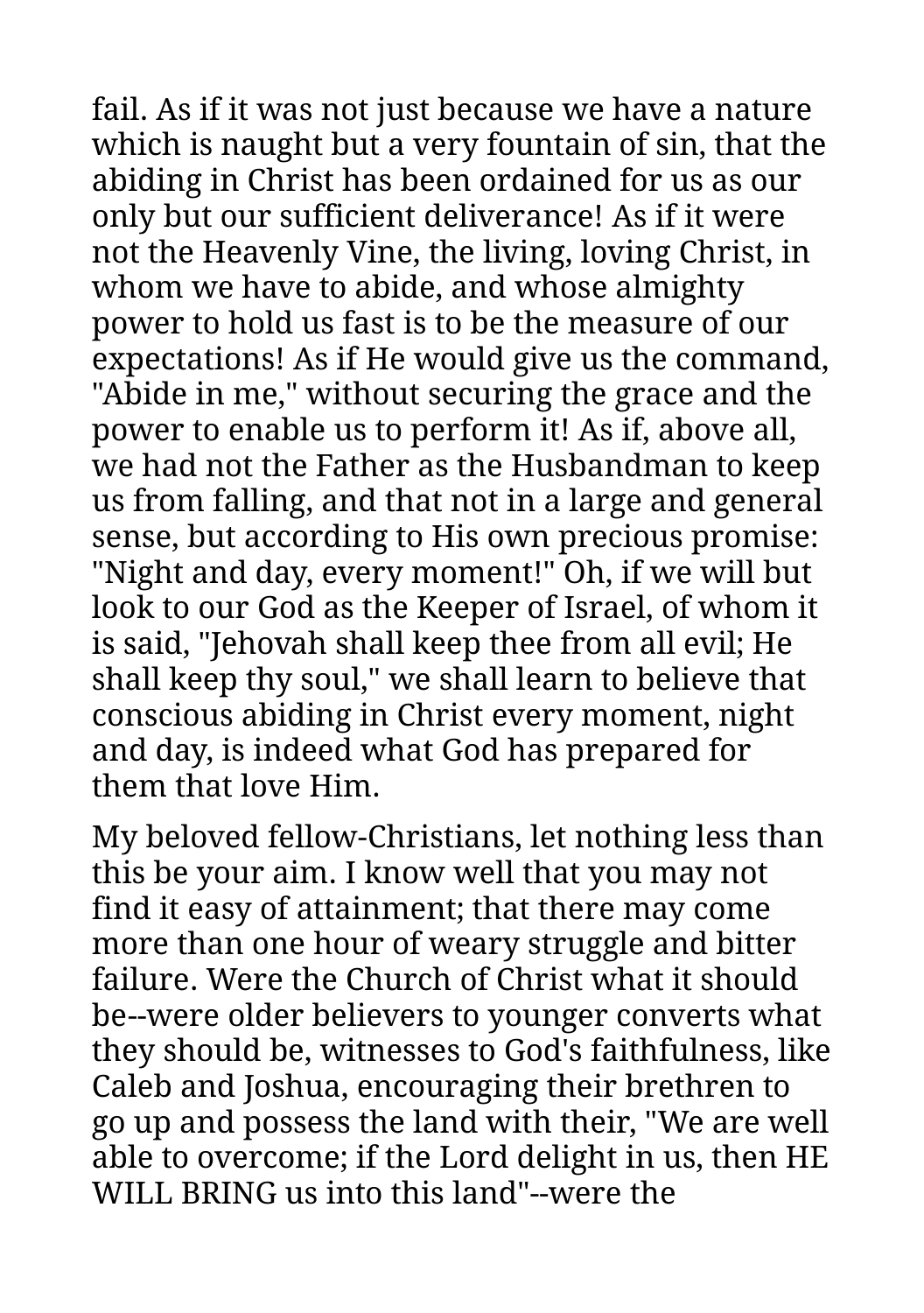fail. As if it was not just because we have a nature which is naught but a very fountain of sin, that the abiding in Christ has been ordained for us as our only but our sufficient deliverance! As if it were not the Heavenly Vine, the living, loving Christ, in whom we have to abide, and whose almighty power to hold us fast is to be the measure of our expectations! As if He would give us the command, "Abide in me," without securing the grace and the power to enable us to perform it! As if, above all, we had not the Father as the Husbandman to keep us from falling, and that not in a large and general sense, but according to His own precious promise: "Night and day, every moment!" Oh, if we will but look to our God as the Keeper of Israel, of whom it is said, "Jehovah shall keep thee from all evil; He shall keep thy soul," we shall learn to believe that conscious abiding in Christ every moment, night and day, is indeed what God has prepared for them that love Him.

My beloved fellow-Christians, let nothing less than this be your aim. I know well that you may not find it easy of attainment; that there may come more than one hour of weary struggle and bitter failure. Were the Church of Christ what it should be--were older believers to younger converts what they should be, witnesses to God's faithfulness, like Caleb and Joshua, encouraging their brethren to go up and possess the land with their, "We are well able to overcome; if the Lord delight in us, then HE WILL BRING us into this land"--were the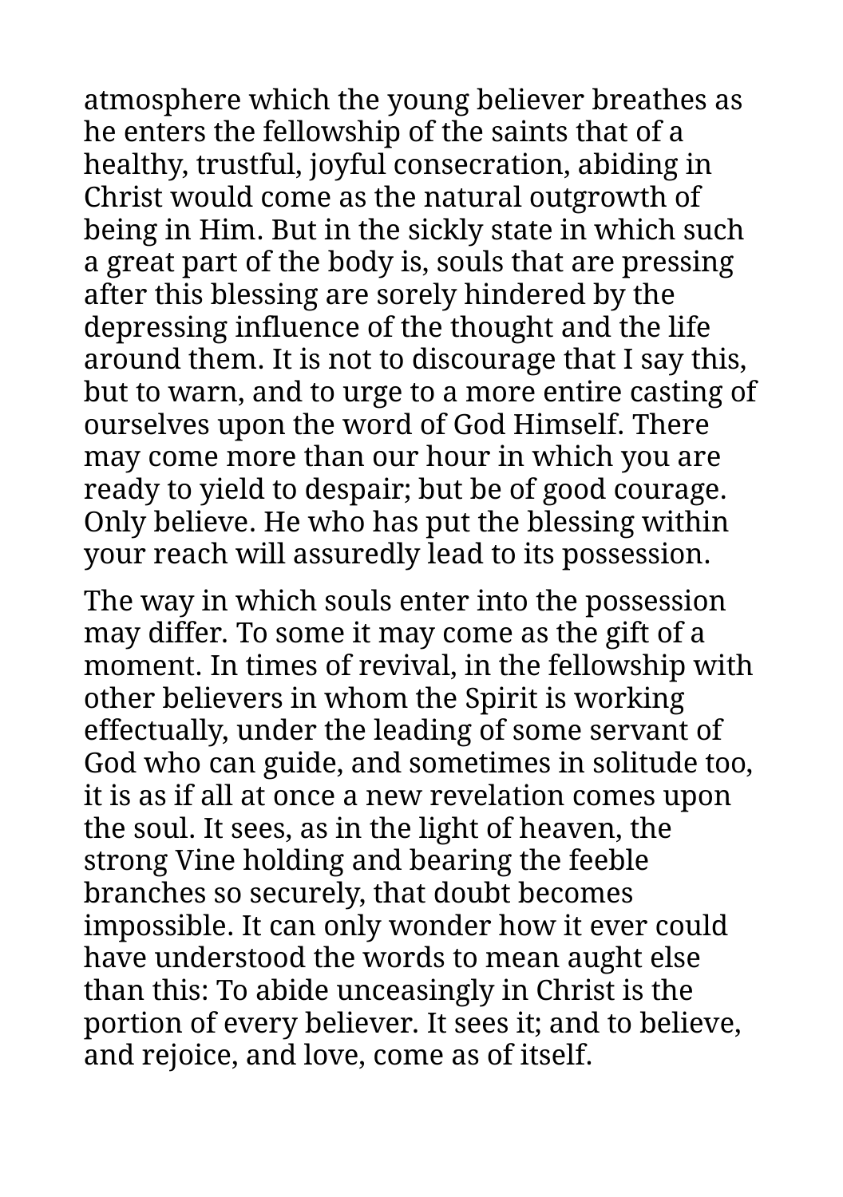atmosphere which the young believer breathes as he enters the fellowship of the saints that of a healthy, trustful, joyful consecration, abiding in Christ would come as the natural outgrowth of being in Him. But in the sickly state in which such a great part of the body is, souls that are pressing after this blessing are sorely hindered by the depressing influence of the thought and the life around them. It is not to discourage that I say this, but to warn, and to urge to a more entire casting of ourselves upon the word of God Himself. There may come more than our hour in which you are ready to yield to despair; but be of good courage. Only believe. He who has put the blessing within your reach will assuredly lead to its possession.

The way in which souls enter into the possession may differ. To some it may come as the gift of a moment. In times of revival, in the fellowship with other believers in whom the Spirit is working effectually, under the leading of some servant of God who can guide, and sometimes in solitude too, it is as if all at once a new revelation comes upon the soul. It sees, as in the light of heaven, the strong Vine holding and bearing the feeble branches so securely, that doubt becomes impossible. It can only wonder how it ever could have understood the words to mean aught else than this: To abide unceasingly in Christ is the portion of every believer. It sees it; and to believe, and rejoice, and love, come as of itself.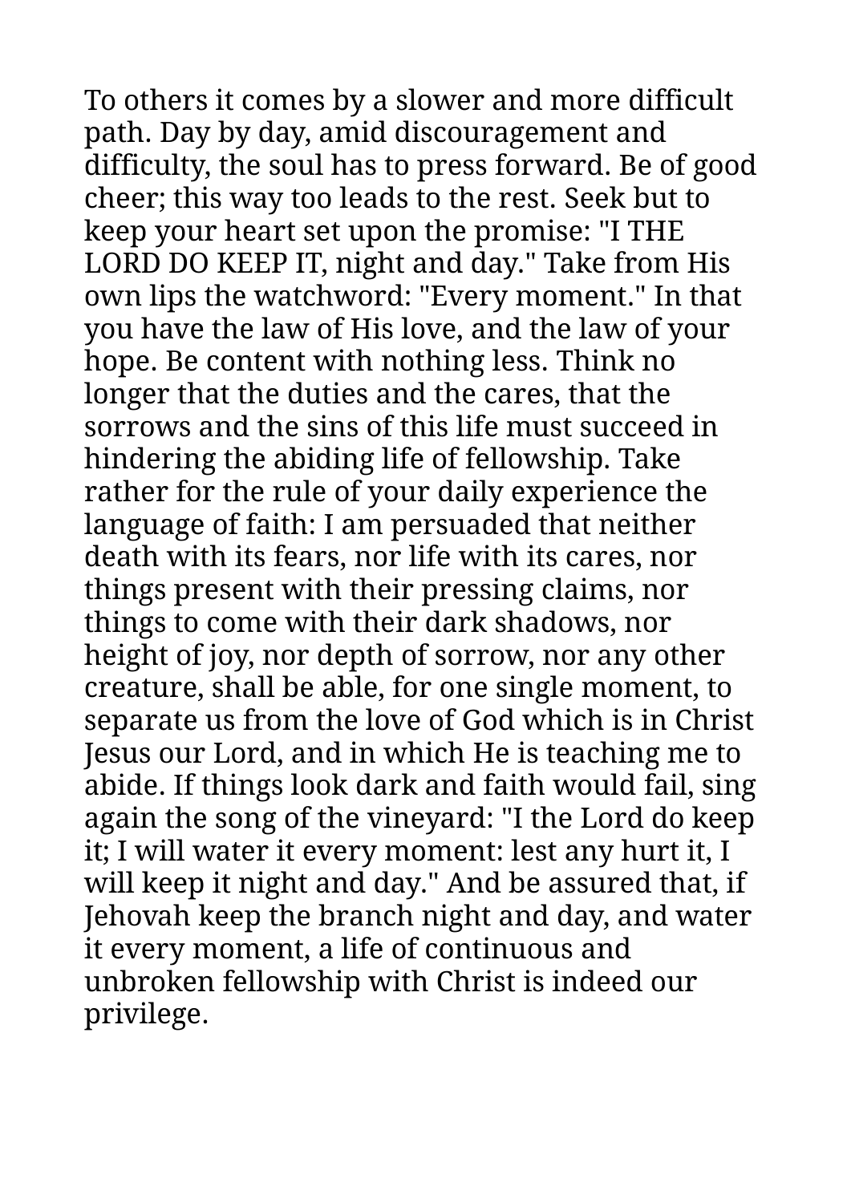To others it comes by a slower and more difficult path. Day by day, amid discouragement and difficulty, the soul has to press forward. Be of good cheer; this way too leads to the rest. Seek but to keep your heart set upon the promise: "I THE LORD DO KEEP IT, night and day." Take from His own lips the watchword: "Every moment." In that you have the law of His love, and the law of your hope. Be content with nothing less. Think no longer that the duties and the cares, that the sorrows and the sins of this life must succeed in hindering the abiding life of fellowship. Take rather for the rule of your daily experience the language of faith: I am persuaded that neither death with its fears, nor life with its cares, nor things present with their pressing claims, nor things to come with their dark shadows, nor height of joy, nor depth of sorrow, nor any other creature, shall be able, for one single moment, to separate us from the love of God which is in Christ Jesus our Lord, and in which He is teaching me to abide. If things look dark and faith would fail, sing again the song of the vineyard: "I the Lord do keep it; I will water it every moment: lest any hurt it, I will keep it night and day." And be assured that, if Jehovah keep the branch night and day, and water it every moment, a life of continuous and unbroken fellowship with Christ is indeed our privilege.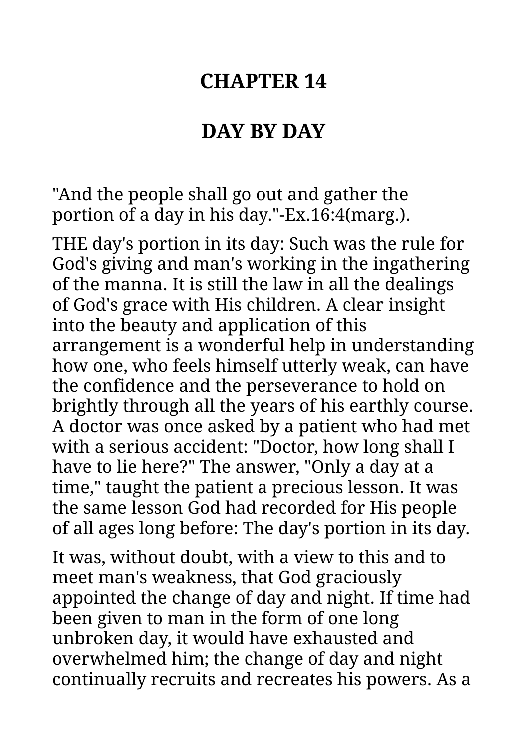# CHAPTER 14

# DAY BY DAY

"And the people shall go out and gather the portion of a day in his day."-Ex.16:4(marg.).

THE day's portion in its day: Such was the rule for God's giving and man's working in the ingathering of the manna. It is still the law in all the dealings of God's grace with His children. A clear insight into the beauty and application of this arrangement is a wonderful help in understanding how one, who feels himself utterly weak, can have the confidence and the perseverance to hold on brightly through all the years of his earthly course. A doctor was once asked by a patient who had met with a serious accident: "Doctor, how long shall I have to lie here?" The answer, "Only a day at a time," taught the patient a precious lesson. It was the same lesson God had recorded for His people of all ages long before: The day's portion in its day.

It was, without doubt, with a view to this and to meet man's weakness, that God graciously appointed the change of day and night. If time had been given to man in the form of one long unbroken day, it would have exhausted and overwhelmed him; the change of day and night continually recruits and recreates his powers. As a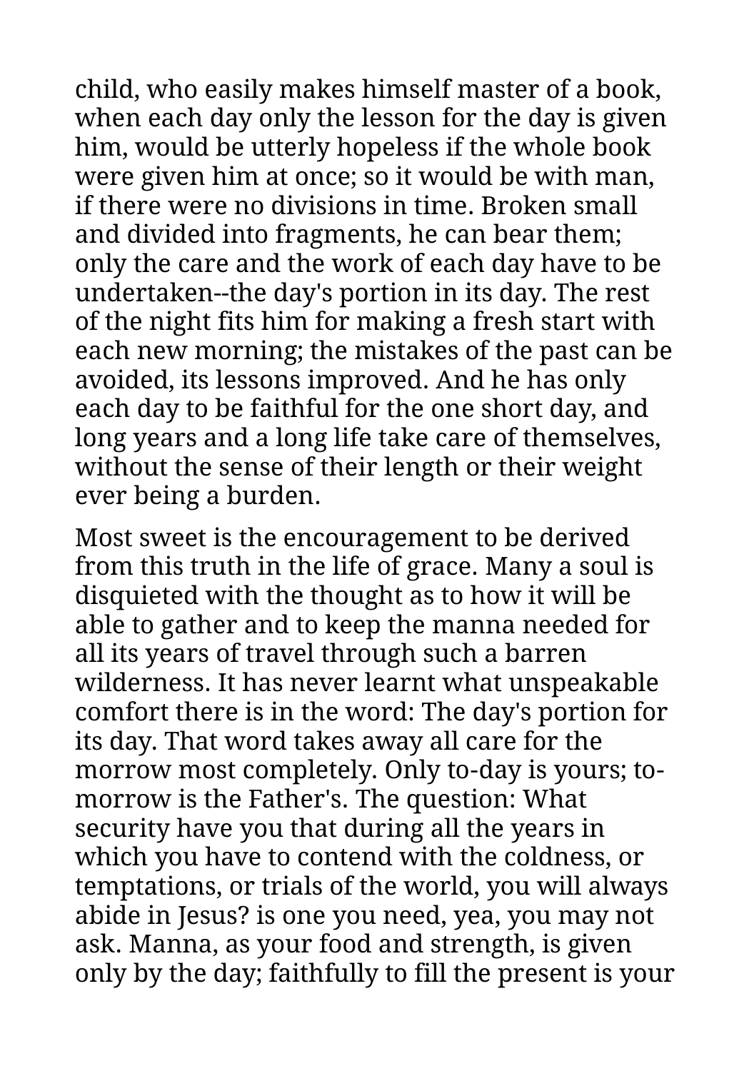child, who easily makes himself master of a book, when each day only the lesson for the day is given him, would be utterly hopeless if the whole book were given him at once; so it would be with man, if there were no divisions in time. Broken small and divided into fragments, he can bear them; only the care and the work of each day have to be undertaken--the day's portion in its day. The rest of the night fits him for making a fresh start with each new morning; the mistakes of the past can be avoided, its lessons improved. And he has only each day to be faithful for the one short day, and long years and a long life take care of themselves, without the sense of their length or their weight ever being a burden.

Most sweet is the encouragement to be derived from this truth in the life of grace. Many a soul is disquieted with the thought as to how it will be able to gather and to keep the manna needed for all its years of travel through such a barren wilderness. It has never learnt what unspeakable comfort there is in the word: The day's portion for its day. That word takes away all care for the morrow most completely. Only to-day is yours; to-morrow is the Father's. The question: What security have you that during all the years in which you have to contend with the coldness, or temptations, or trials of the world, you will always abide in Jesus? is one you need, yea, you may not ask. Manna, as your food and strength, is given only by the day; faithfully to fill the present is your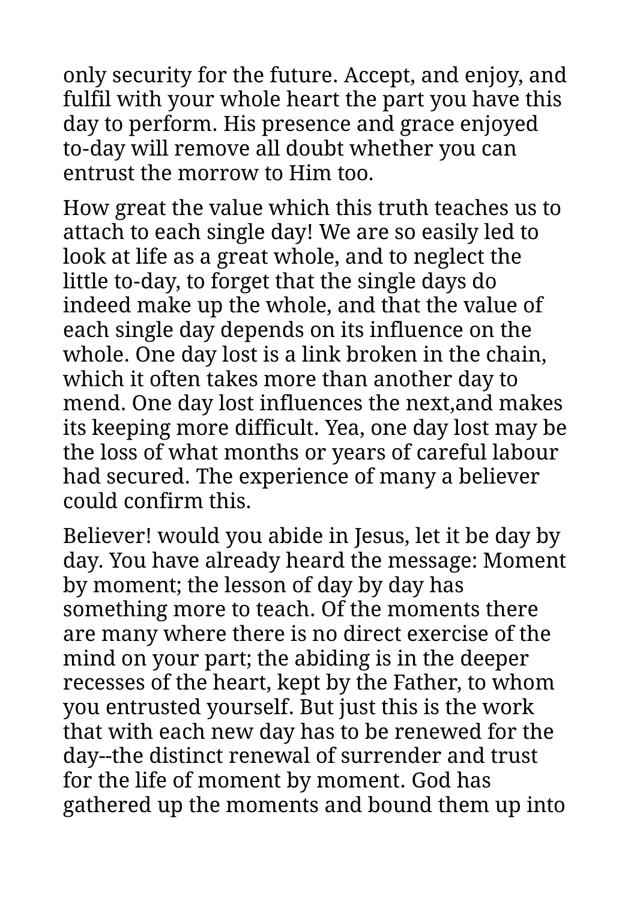only security for the future. Accept, and enjoy, and fulfil with your whole heart the part you have this day to perform. His presence and grace enjoyed to-day will remove all doubt whether you can entrust the morrow to Him too.

How great the value which this truth teaches us to attach to each single day! We are so easily led to look at life as a great whole, and to neglect the little to-day, to forget that the single days do indeed make up the whole, and that the value of each single day depends on its influence on the whole. One day lost is a link broken in the chain, which it often takes more than another day to mend. One day lost influences the next,and makes its keeping more difficult. Yea, one day lost may be the loss of what months or years of careful labour had secured. The experience of many a believer could confirm this.

Believer! would you abide in Jesus, let it be day by day. You have already heard the message: Moment by moment; the lesson of day by day has something more to teach. Of the moments there are many where there is no direct exercise of the mind on your part; the abiding is in the deeper recesses of the heart, kept by the Father, to whom you entrusted yourself. But just this is the work that with each new day has to be renewed for the day--the distinct renewal of surrender and trust for the life of moment by moment. God has gathered up the moments and bound them up into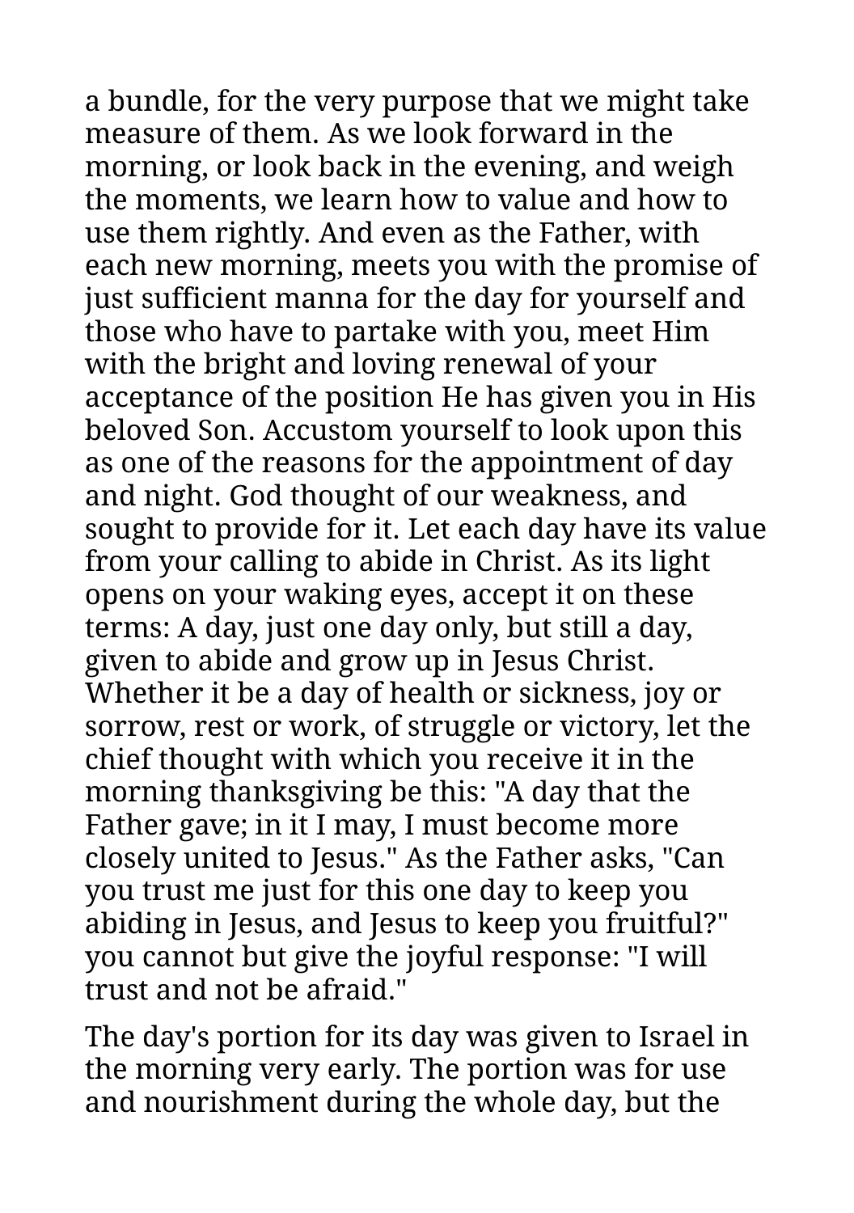a bundle, for the very purpose that we might take measure of them. As we look forward in the morning, or look back in the evening, and weigh the moments, we learn how to value and how to use them rightly. And even as the Father, with each new morning, meets you with the promise of just sufficient manna for the day for yourself and those who have to partake with you, meet Him with the bright and loving renewal of your acceptance of the position He has given you in His beloved Son. Accustom yourself to look upon this as one of the reasons for the appointment of day and night. God thought of our weakness, and sought to provide for it. Let each day have its value from your calling to abide in Christ. As its light opens on your waking eyes, accept it on these terms: A day, just one day only, but still a day, given to abide and grow up in Jesus Christ. Whether it be a day of health or sickness, joy or sorrow, rest or work, of struggle or victory, let the chief thought with which you receive it in the morning thanksgiving be this: "A day that the Father gave; in it I may, I must become more closely united to Jesus." As the Father asks, "Can you trust me just for this one day to keep you abiding in Jesus, and Jesus to keep you fruitful?" you cannot but give the joyful response: "I will trust and not be afraid."

The day's portion for its day was given to Israel in the morning very early. The portion was for use and nourishment during the whole day, but the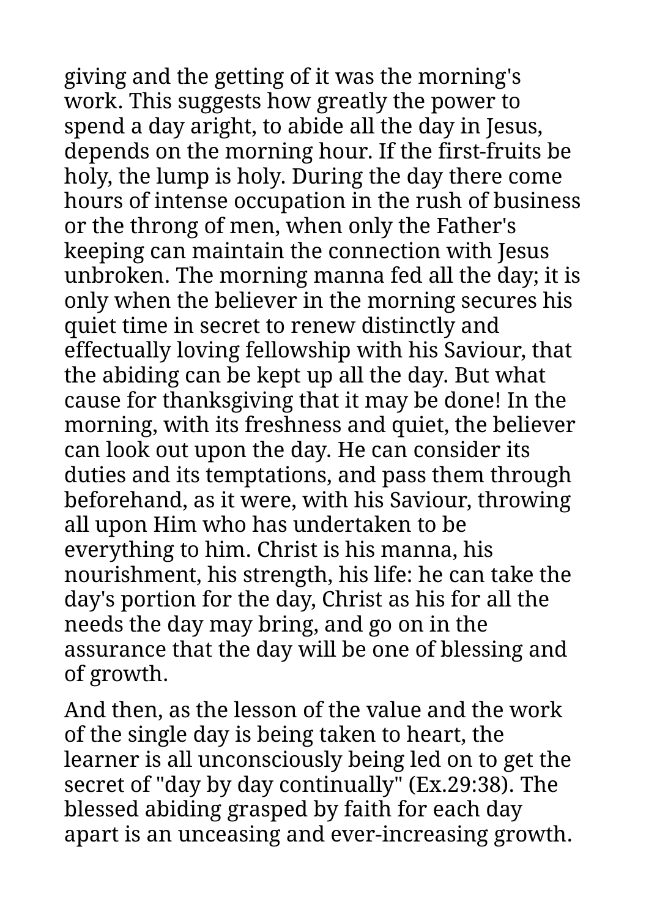giving and the getting of it was the morning's work. This suggests how greatly the power to spend a day aright, to abide all the day in Jesus, depends on the morning hour. If the first-fruits be holy, the lump is holy. During the day there come hours of intense occupation in the rush of business or the throng of men, when only the Father's keeping can maintain the connection with Jesus unbroken. The morning manna fed all the day; it is only when the believer in the morning secures his quiet time in secret to renew distinctly and effectually loving fellowship with his Saviour, that the abiding can be kept up all the day. But what cause for thanksgiving that it may be done! In the morning, with its freshness and quiet, the believer can look out upon the day. He can consider its duties and its temptations, and pass them through beforehand, as it were, with his Saviour, throwing all upon Him who has undertaken to be everything to him. Christ is his manna, his nourishment, his strength, his life: he can take the day's portion for the day, Christ as his for all the needs the day may bring, and go on in the assurance that the day will be one of blessing and of growth.

And then, as the lesson of the value and the work of the single day is being taken to heart, the learner is all unconsciously being led on to get the secret of "day by day continually" (Ex.29:38). The blessed abiding grasped by faith for each day apart is an unceasing and ever-increasing growth.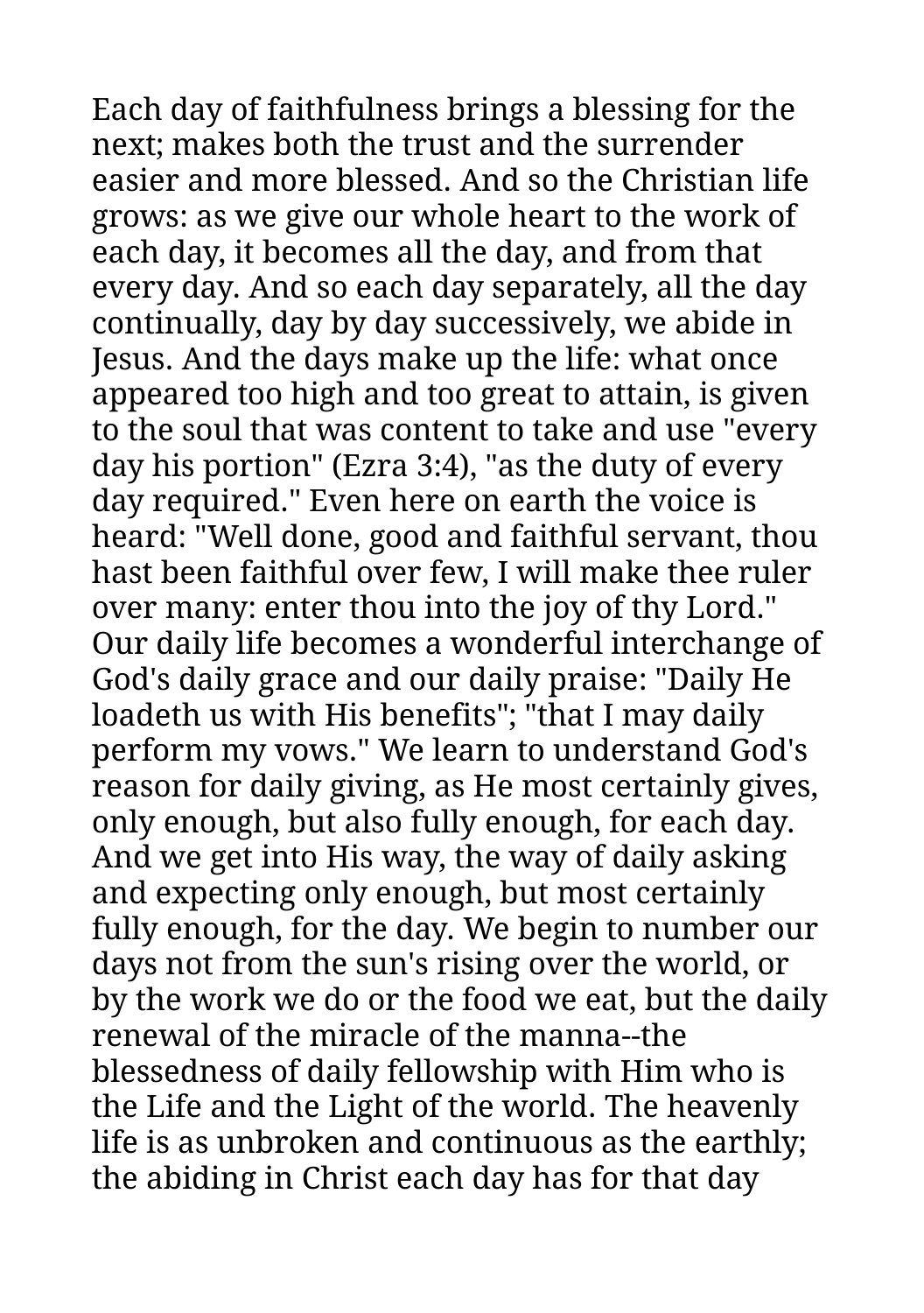Each day of faithfulness brings a blessing for the next; makes both the trust and the surrender easier and more blessed. And so the Christian life grows: as we give our whole heart to the work of each day, it becomes all the day, and from that every day. And so each day separately, all the day continually, day by day successively, we abide in Jesus. And the days make up the life: what once appeared too high and too great to attain, is given to the soul that was content to take and use "every day his portion" (Ezra 3:4), "as the duty of every day required." Even here on earth the voice is heard: "Well done, good and faithful servant, thou hast been faithful over few, I will make thee ruler over many: enter thou into the joy of thy Lord." Our daily life becomes a wonderful interchange of God's daily grace and our daily praise: "Daily He loadeth us with His benefits"; "that I may daily perform my vows." We learn to understand God's reason for daily giving, as He most certainly gives, only enough, but also fully enough, for each day. And we get into His way, the way of daily asking and expecting only enough, but most certainly fully enough, for the day. We begin to number our days not from the sun's rising over the world, or by the work we do or the food we eat, but the daily renewal of the miracle of the manna--the blessedness of daily fellowship with Him who is the Life and the Light of the world. The heavenly life is as unbroken and continuous as the earthly; the abiding in Christ each day has for that day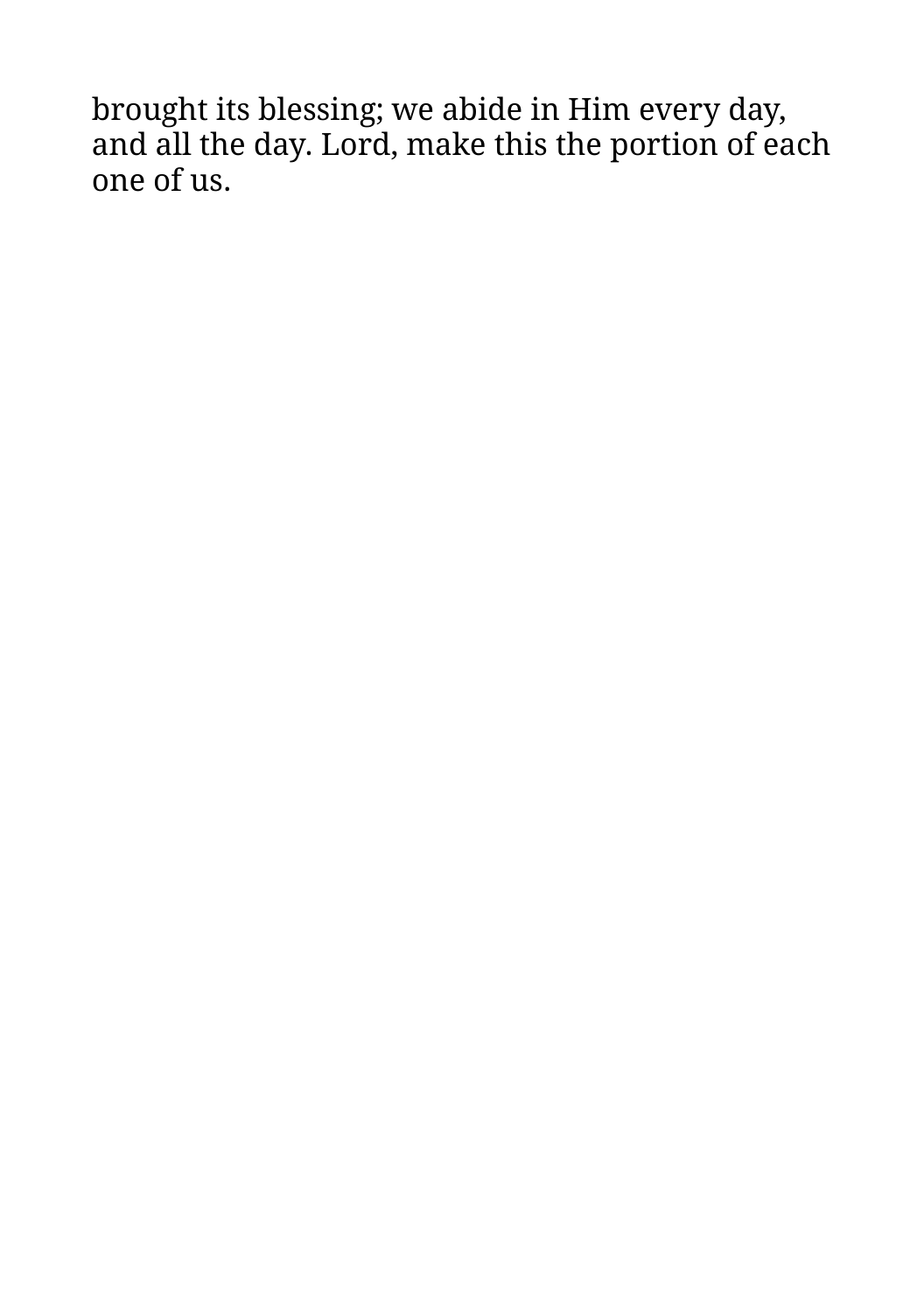brought its blessing; we abide in Him every day, and all the day. Lord, make this the portion of each one of us.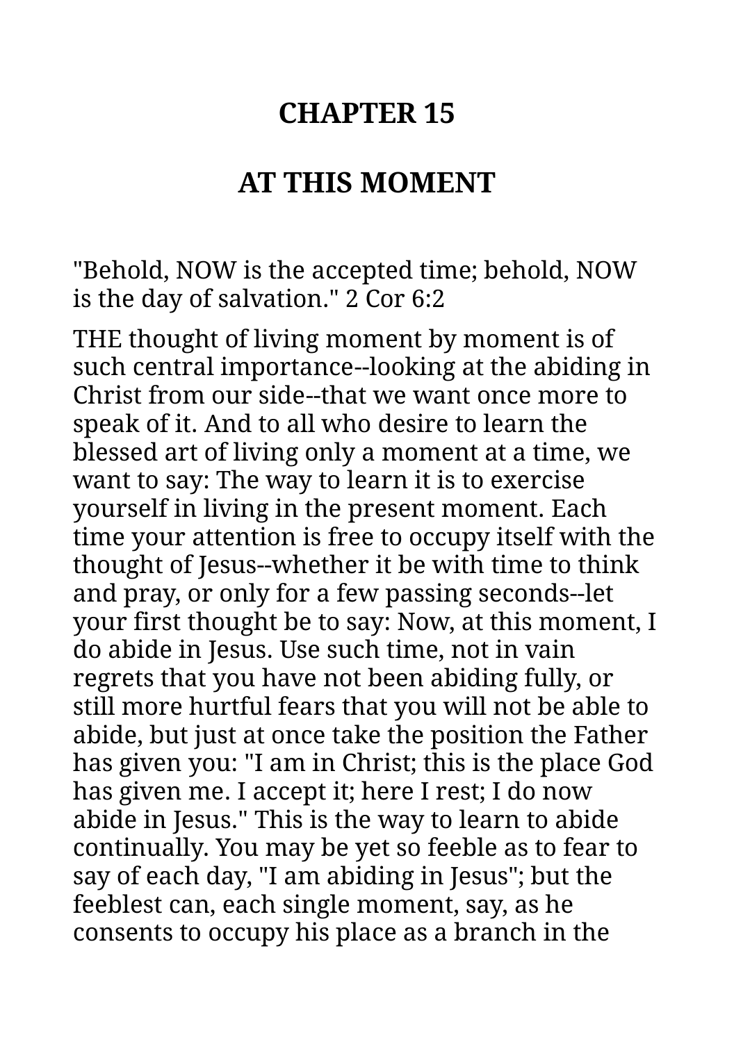# CHAPTER 15

## AT THIS MOMENT

"Behold, NOW is the accepted time; behold, NOW is the day of salvation." 2 Cor 6:2

THE thought of living moment by moment is of such central importance--looking at the abiding in Christ from our side--that we want once more to speak of it. And to all who desire to learn the blessed art of living only a moment at a time, we want to say: The way to learn it is to exercise yourself in living in the present moment. Each time your attention is free to occupy itself with the thought of Jesus--whether it be with time to think and pray, or only for a few passing seconds--let your first thought be to say: Now, at this moment, I do abide in Jesus. Use such time, not in vain regrets that you have not been abiding fully, or still more hurtful fears that you will not be able to abide, but just at once take the position the Father has given you: "I am in Christ; this is the place God has given me. I accept it; here I rest; I do now abide in Jesus." This is the way to learn to abide continually. You may be yet so feeble as to fear to say of each day, "I am abiding in Jesus"; but the feeblest can, each single moment, say, as he consents to occupy his place as a branch in the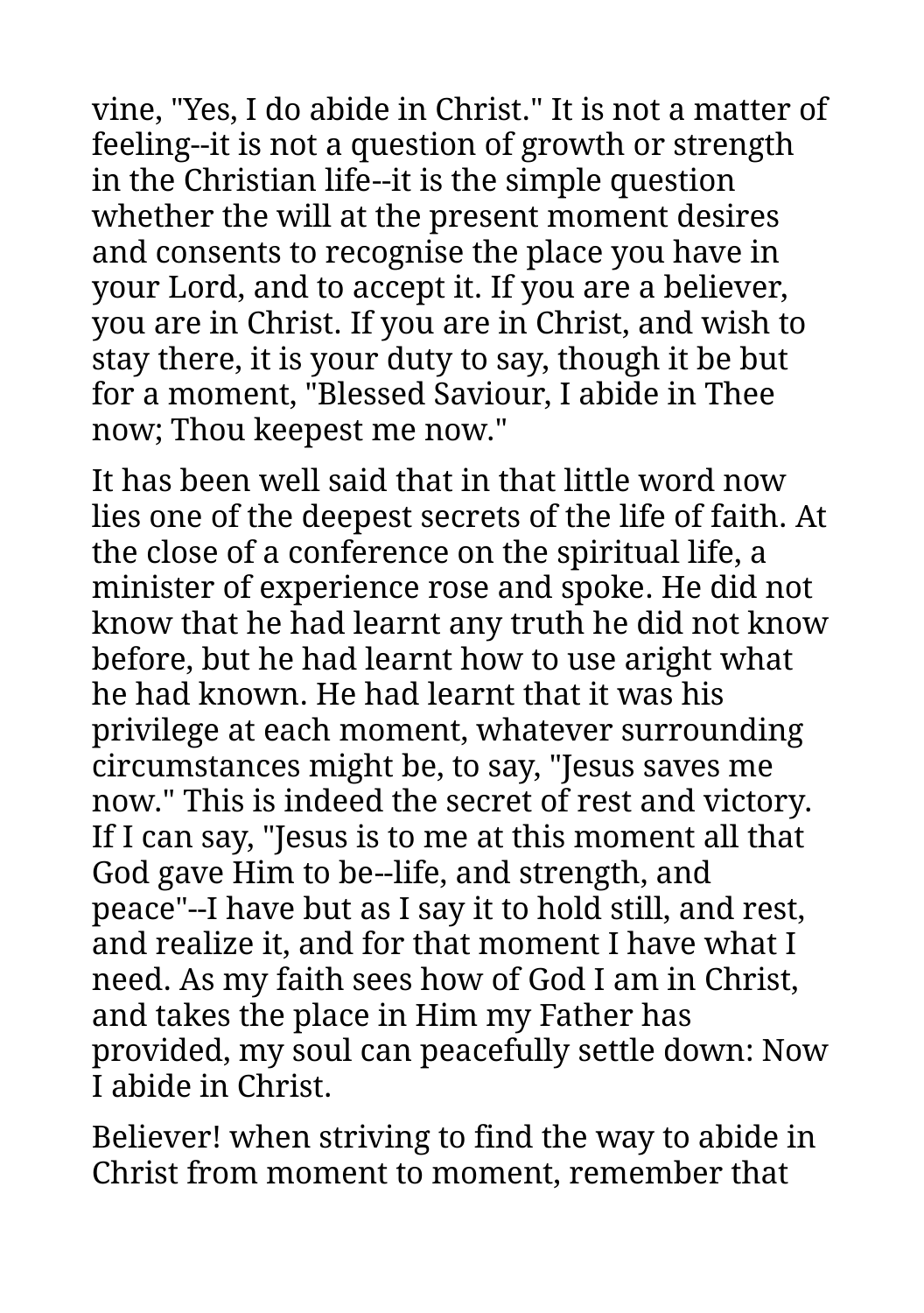vine, "Yes, I do abide in Christ." It is not a matter of feeling--it is not a question of growth or strength in the Christian life--it is the simple question whether the will at the present moment desires and consents to recognise the place you have in your Lord, and to accept it. If you are a believer, you are in Christ. If you are in Christ, and wish to stay there, it is your duty to say, though it be but for a moment, "Blessed Saviour, I abide in Thee now; Thou keepest me now."

It has been well said that in that little word now lies one of the deepest secrets of the life of faith. At the close of a conference on the spiritual life, a minister of experience rose and spoke. He did not know that he had learnt any truth he did not know before, but he had learnt how to use aright what he had known. He had learnt that it was his privilege at each moment, whatever surrounding circumstances might be, to say, "Jesus saves me now." This is indeed the secret of rest and victory. If I can say, "Jesus is to me at this moment all that God gave Him to be--life, and strength, and peace"--I have but as I say it to hold still, and rest, and realize it, and for that moment I have what I need. As my faith sees how of God I am in Christ, and takes the place in Him my Father has provided, my soul can peacefully settle down: Now I abide in Christ.

Believer! when striving to find the way to abide in Christ from moment to moment, remember that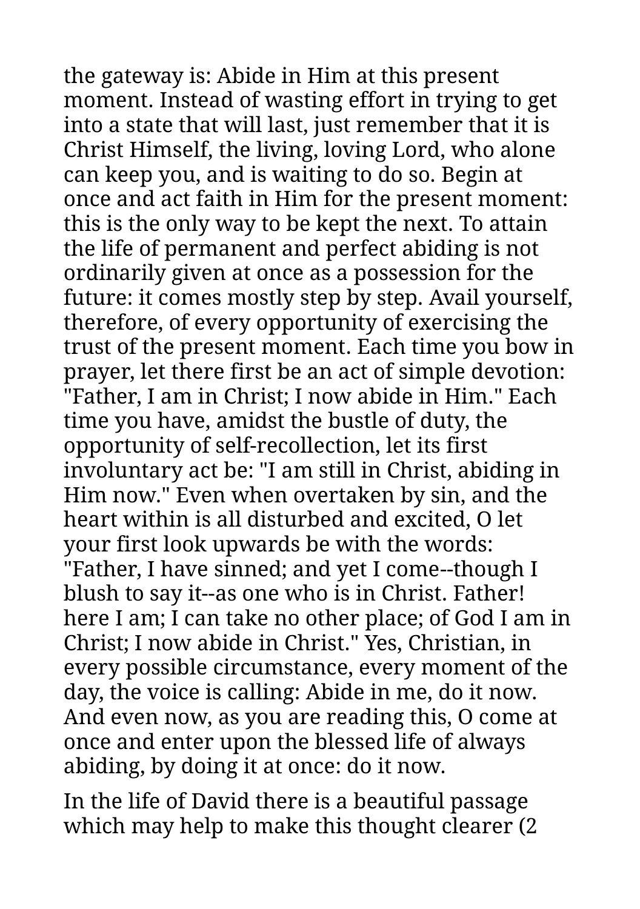the gateway is: Abide in Him at this present moment. Instead of wasting effort in trying to get into a state that will last, just remember that it is Christ Himself, the living, loving Lord, who alone can keep you, and is waiting to do so. Begin at once and act faith in Him for the present moment: this is the only way to be kept the next. To attain the life of permanent and perfect abiding is not ordinarily given at once as a possession for the future: it comes mostly step by step. Avail yourself, therefore, of every opportunity of exercising the trust of the present moment. Each time you bow in prayer, let there first be an act of simple devotion: "Father, I am in Christ; I now abide in Him." Each time you have, amidst the bustle of duty, the opportunity of self-recollection, let its first involuntary act be: "I am still in Christ, abiding in Him now." Even when overtaken by sin, and the heart within is all disturbed and excited, O let your first look upwards be with the words: "Father, I have sinned; and yet I come--though I blush to say it--as one who is in Christ. Father! here I am; I can take no other place; of God I am in Christ; I now abide in Christ." Yes, Christian, in every possible circumstance, every moment of the day, the voice is calling: Abide in me, do it now. And even now, as you are reading this, O come at once and enter upon the blessed life of always abiding, by doing it at once: do it now.

In the life of David there is a beautiful passage which may help to make this thought clearer (2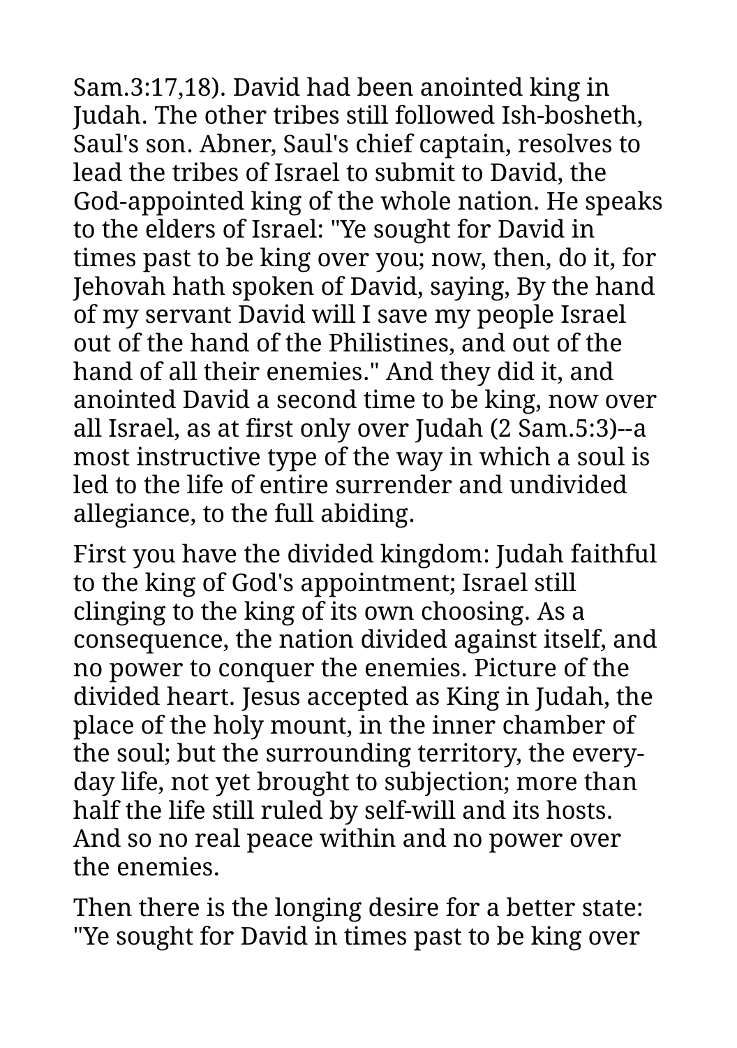Sam.3:17,18). David had been anointed king in Judah. The other tribes still followed Ish-bosheth, Saul's son. Abner, Saul's chief captain, resolves to lead the tribes of Israel to submit to David, the God-appointed king of the whole nation. He speaks to the elders of Israel: "Ye sought for David in times past to be king over you; now, then, do it, for Jehovah hath spoken of David, saying, By the hand of my servant David will I save my people Israel out of the hand of the Philistines, and out of the hand of all their enemies." And they did it, and anointed David a second time to be king, now over all Israel, as at first only over Judah (2 Sam.5:3)--a most instructive type of the way in which a soul is led to the life of entire surrender and undivided allegiance, to the full abiding.

First you have the divided kingdom: Judah faithful to the king of God's appointment; Israel still clinging to the king of its own choosing. As a consequence, the nation divided against itself, and no power to conquer the enemies. Picture of the divided heart. Jesus accepted as King in Judah, the place of the holy mount, in the inner chamber of the soul; but the surrounding territory, the every-day life, not yet brought to subjection; more than half the life still ruled by self-will and its hosts. And so no real peace within and no power over the enemies.

Then there is the longing desire for a better state: "Ye sought for David in times past to be king over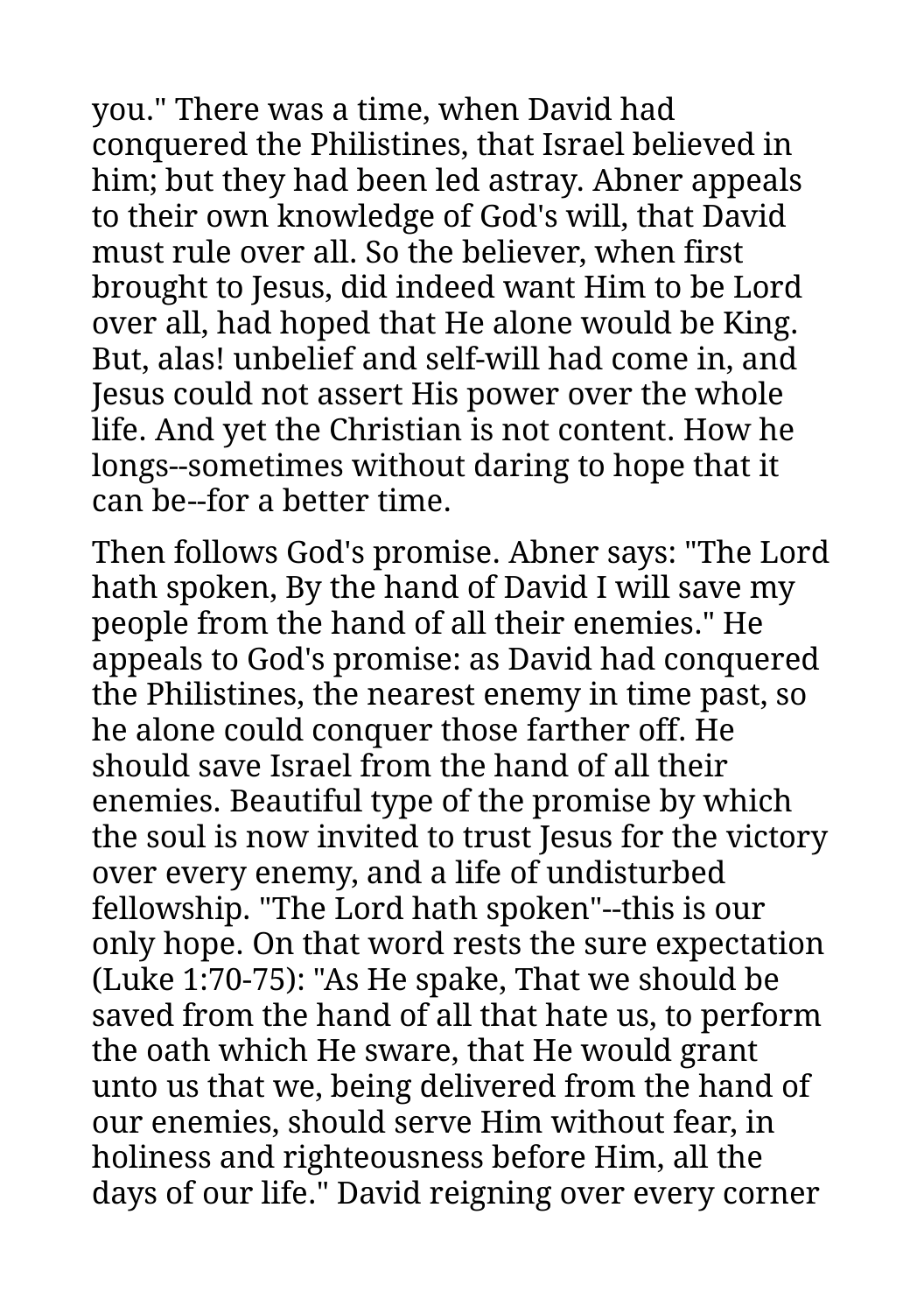you." There was a time, when David had conquered the Philistines, that Israel believed in him; but they had been led astray. Abner appeals to their own knowledge of God's will, that David must rule over all. So the believer, when first brought to Jesus, did indeed want Him to be Lord over all, had hoped that He alone would be King. But, alas! unbelief and self-will had come in, and Jesus could not assert His power over the whole life. And yet the Christian is not content. How he longs--sometimes without daring to hope that it can be--for a better time.

Then follows God's promise. Abner says: "The Lord hath spoken, By the hand of David I will save my people from the hand of all their enemies." He appeals to God's promise: as David had conquered the Philistines, the nearest enemy in time past, so he alone could conquer those farther off. He should save Israel from the hand of all their enemies. Beautiful type of the promise by which the soul is now invited to trust Jesus for the victory over every enemy, and a life of undisturbed fellowship. "The Lord hath spoken"--this is our only hope. On that word rests the sure expectation (Luke 1:70-75): "As He spake, That we should be saved from the hand of all that hate us, to perform the oath which He sware, that He would grant unto us that we, being delivered from the hand of our enemies, should serve Him without fear, in holiness and righteousness before Him, all the days of our life." David reigning over every corner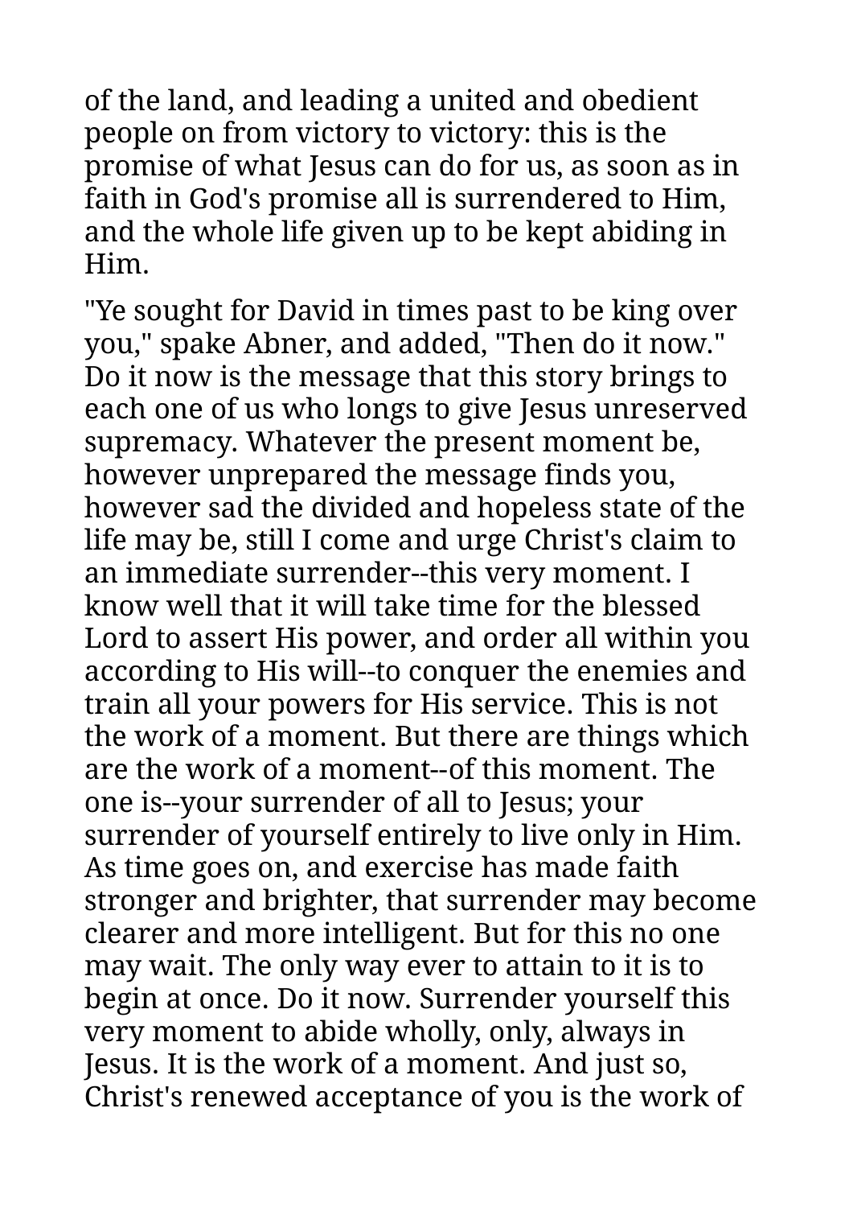of the land, and leading a united and obedient people on from victory to victory: this is the promise of what Jesus can do for us, as soon as in faith in God's promise all is surrendered to Him, and the whole life given up to be kept abiding in Him.

"Ye sought for David in times past to be king over you," spake Abner, and added, "Then do it now." Do it now is the message that this story brings to each one of us who longs to give Jesus unreserved supremacy. Whatever the present moment be, however unprepared the message finds you, however sad the divided and hopeless state of the life may be, still I come and urge Christ's claim to an immediate surrender--this very moment. I know well that it will take time for the blessed Lord to assert His power, and order all within you according to His will--to conquer the enemies and train all your powers for His service. This is not the work of a moment. But there are things which are the work of a moment--of this moment. The one is--your surrender of all to Jesus; your surrender of yourself entirely to live only in Him. As time goes on, and exercise has made faith stronger and brighter, that surrender may become clearer and more intelligent. But for this no one may wait. The only way ever to attain to it is to begin at once. Do it now. Surrender yourself this very moment to abide wholly, only, always in Jesus. It is the work of a moment. And just so, Christ's renewed acceptance of you is the work of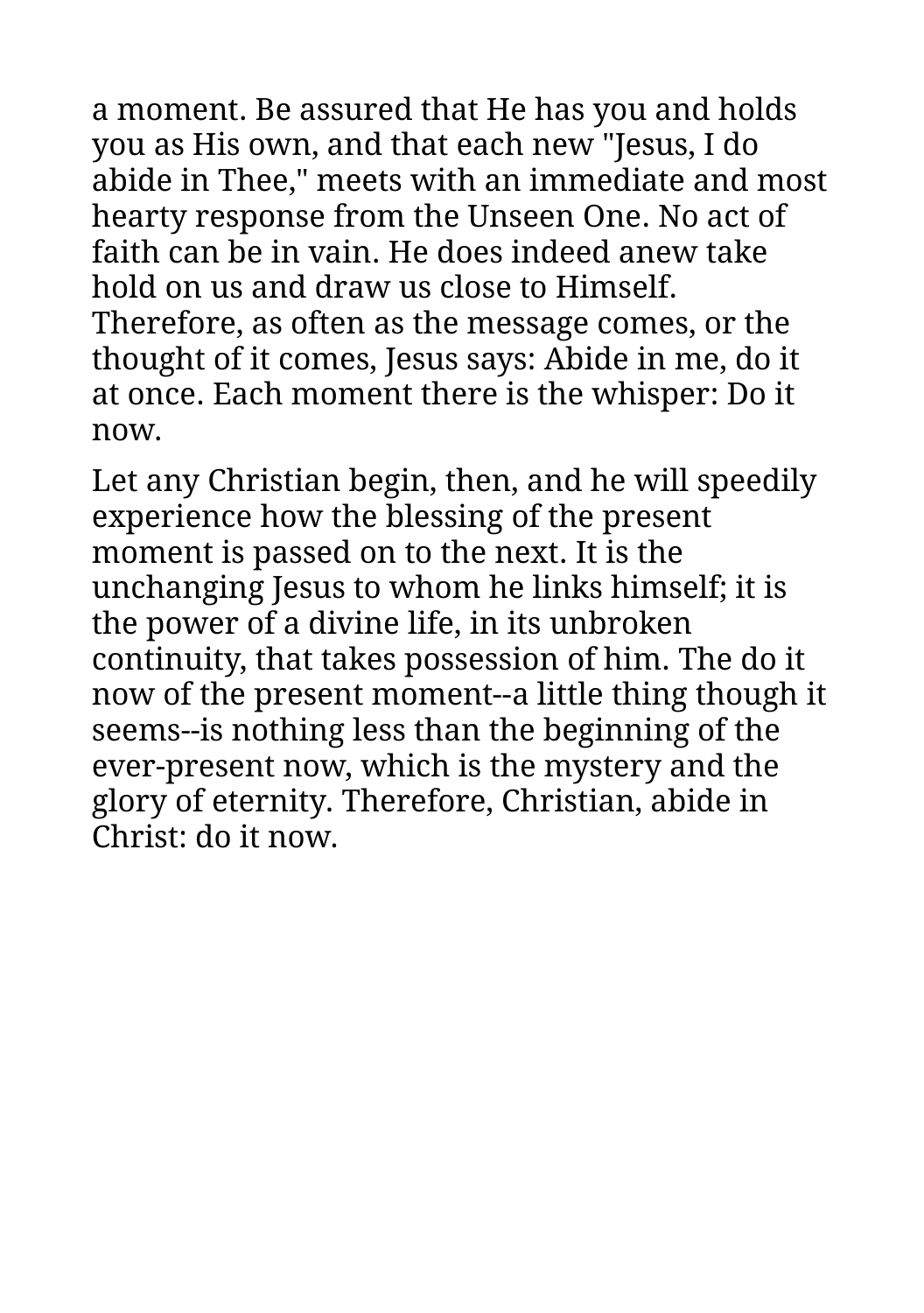a moment. Be assured that He has you and holds you as His own, and that each new "Jesus, I do abide in Thee," meets with an immediate and most hearty response from the Unseen One. No act of faith can be in vain. He does indeed anew take hold on us and draw us close to Himself. Therefore, as often as the message comes, or the thought of it comes, Jesus says: Abide in me, do it at once. Each moment there is the whisper: Do it now.

Let any Christian begin, then, and he will speedily experience how the blessing of the present moment is passed on to the next. It is the unchanging Jesus to whom he links himself; it is the power of a divine life, in its unbroken continuity, that takes possession of him. The do it now of the present moment--a little thing though it seems--is nothing less than the beginning of the ever-present now, which is the mystery and the glory of eternity. Therefore, Christian, abide in Christ: do it now.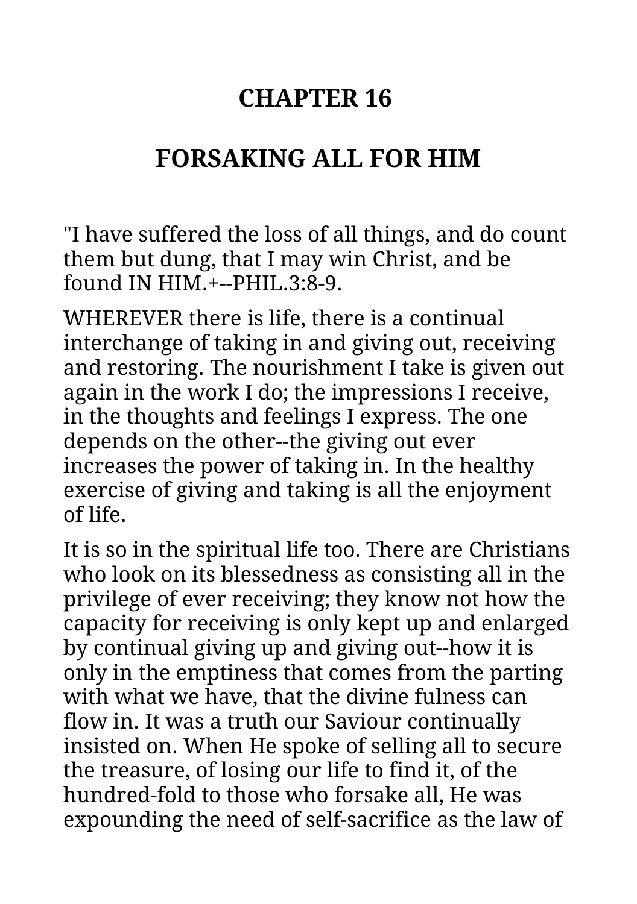# CHAPTER 16

# FORSAKING ALL FOR HIM

"I have suffered the loss of all things, and do count them but dung, that I may win Christ, and be found IN HIM.+--PHIL.3:8-9.

WHEREVER there is life, there is a continual interchange of taking in and giving out, receiving and restoring. The nourishment I take is given out again in the work I do; the impressions I receive, in the thoughts and feelings I express. The one depends on the other--the giving out ever increases the power of taking in. In the healthy exercise of giving and taking is all the enjoyment of life.

It is so in the spiritual life too. There are Christians who look on its blessedness as consisting all in the privilege of ever receiving; they know not how the capacity for receiving is only kept up and enlarged by continual giving up and giving out--how it is only in the emptiness that comes from the parting with what we have, that the divine fulness can flow in. It was a truth our Saviour continually insisted on. When He spoke of selling all to secure the treasure, of losing our life to find it, of the hundred-fold to those who forsake all, He was expounding the need of self-sacrifice as the law of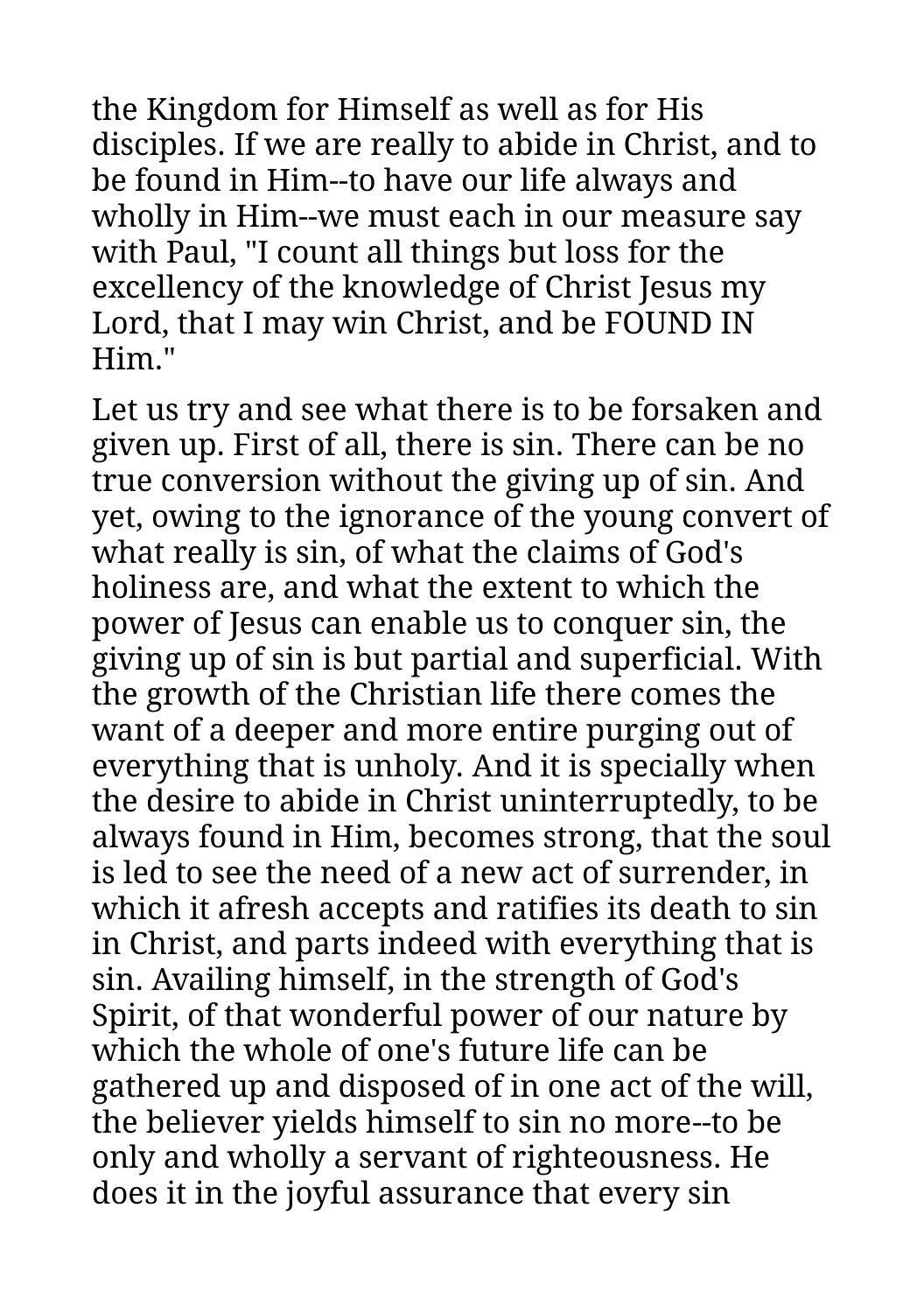the Kingdom for Himself as well as for His disciples. If we are really to abide in Christ, and to be found in Him--to have our life always and wholly in Him--we must each in our measure say with Paul, "I count all things but loss for the excellency of the knowledge of Christ Jesus my Lord, that I may win Christ, and be FOUND IN Him."

Let us try and see what there is to be forsaken and given up. First of all, there is sin. There can be no true conversion without the giving up of sin. And yet, owing to the ignorance of the young convert of what really is sin, of what the claims of God's holiness are, and what the extent to which the power of Jesus can enable us to conquer sin, the giving up of sin is but partial and superficial. With the growth of the Christian life there comes the want of a deeper and more entire purging out of everything that is unholy. And it is specially when the desire to abide in Christ uninterruptedly, to be always found in Him, becomes strong, that the soul is led to see the need of a new act of surrender, in which it afresh accepts and ratifies its death to sin in Christ, and parts indeed with everything that is sin. Availing himself, in the strength of God's Spirit, of that wonderful power of our nature by which the whole of one's future life can be gathered up and disposed of in one act of the will, the believer yields himself to sin no more--to be only and wholly a servant of righteousness. He does it in the joyful assurance that every sin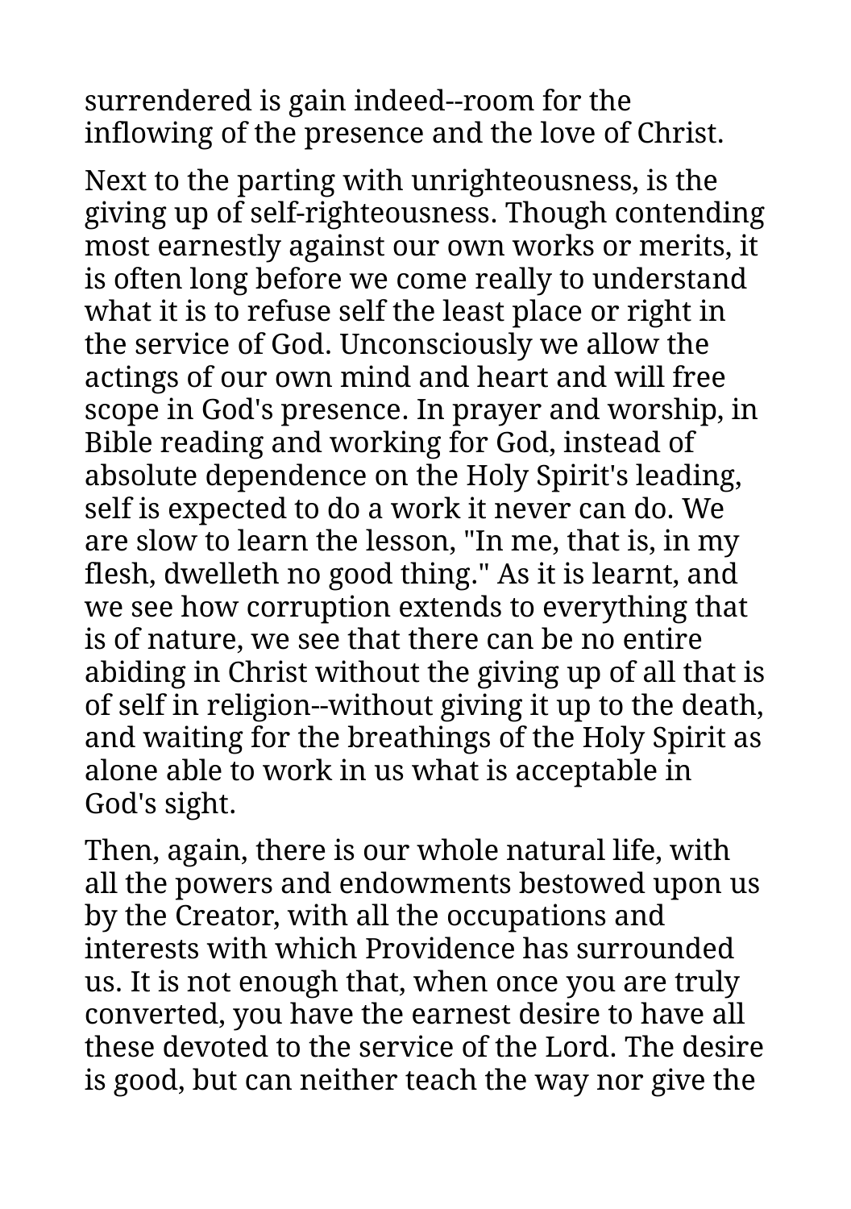surrendered is gain indeed--room for the inflowing of the presence and the love of Christ.

Next to the parting with unrighteousness, is the giving up of self-righteousness. Though contending most earnestly against our own works or merits, it is often long before we come really to understand what it is to refuse self the least place or right in the service of God. Unconsciously we allow the actings of our own mind and heart and will free scope in God's presence. In prayer and worship, in Bible reading and working for God, instead of absolute dependence on the Holy Spirit's leading, self is expected to do a work it never can do. We are slow to learn the lesson, "In me, that is, in my flesh, dwelleth no good thing." As it is learnt, and we see how corruption extends to everything that is of nature, we see that there can be no entire abiding in Christ without the giving up of all that is of self in religion--without giving it up to the death, and waiting for the breathings of the Holy Spirit as alone able to work in us what is acceptable in God's sight.

Then, again, there is our whole natural life, with all the powers and endowments bestowed upon us by the Creator, with all the occupations and interests with which Providence has surrounded us. It is not enough that, when once you are truly converted, you have the earnest desire to have all these devoted to the service of the Lord. The desire is good, but can neither teach the way nor give the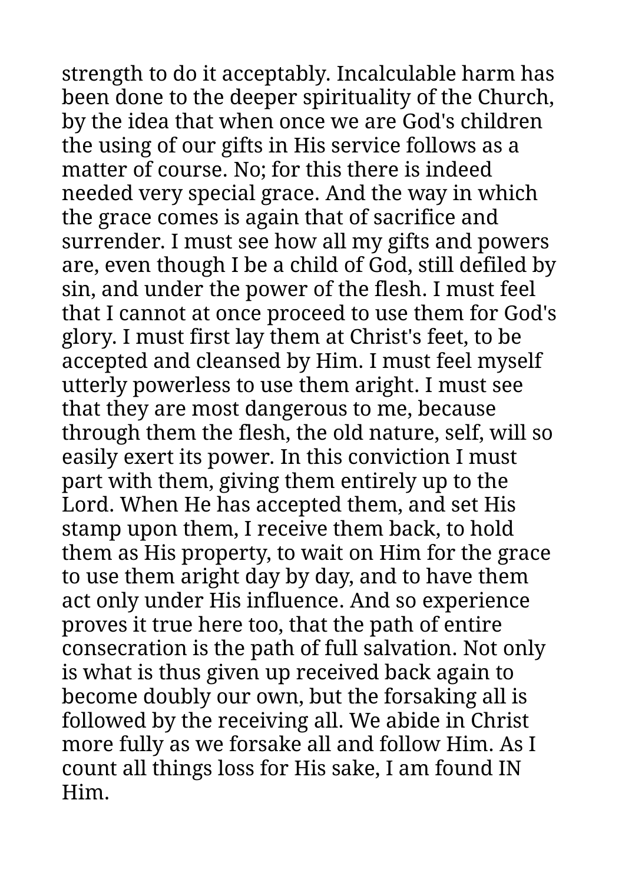strength to do it acceptably. Incalculable harm has been done to the deeper spirituality of the Church, by the idea that when once we are God's children the using of our gifts in His service follows as a matter of course. No; for this there is indeed needed very special grace. And the way in which the grace comes is again that of sacrifice and surrender. I must see how all my gifts and powers are, even though I be a child of God, still defiled by sin, and under the power of the flesh. I must feel that I cannot at once proceed to use them for God's glory. I must first lay them at Christ's feet, to be accepted and cleansed by Him. I must feel myself utterly powerless to use them aright. I must see that they are most dangerous to me, because through them the flesh, the old nature, self, will so easily exert its power. In this conviction I must part with them, giving them entirely up to the Lord. When He has accepted them, and set His stamp upon them, I receive them back, to hold them as His property, to wait on Him for the grace to use them aright day by day, and to have them act only under His influence. And so experience proves it true here too, that the path of entire consecration is the path of full salvation. Not only is what is thus given up received back again to become doubly our own, but the forsaking all is followed by the receiving all. We abide in Christ more fully as we forsake all and follow Him. As I count all things loss for His sake, I am found IN Him.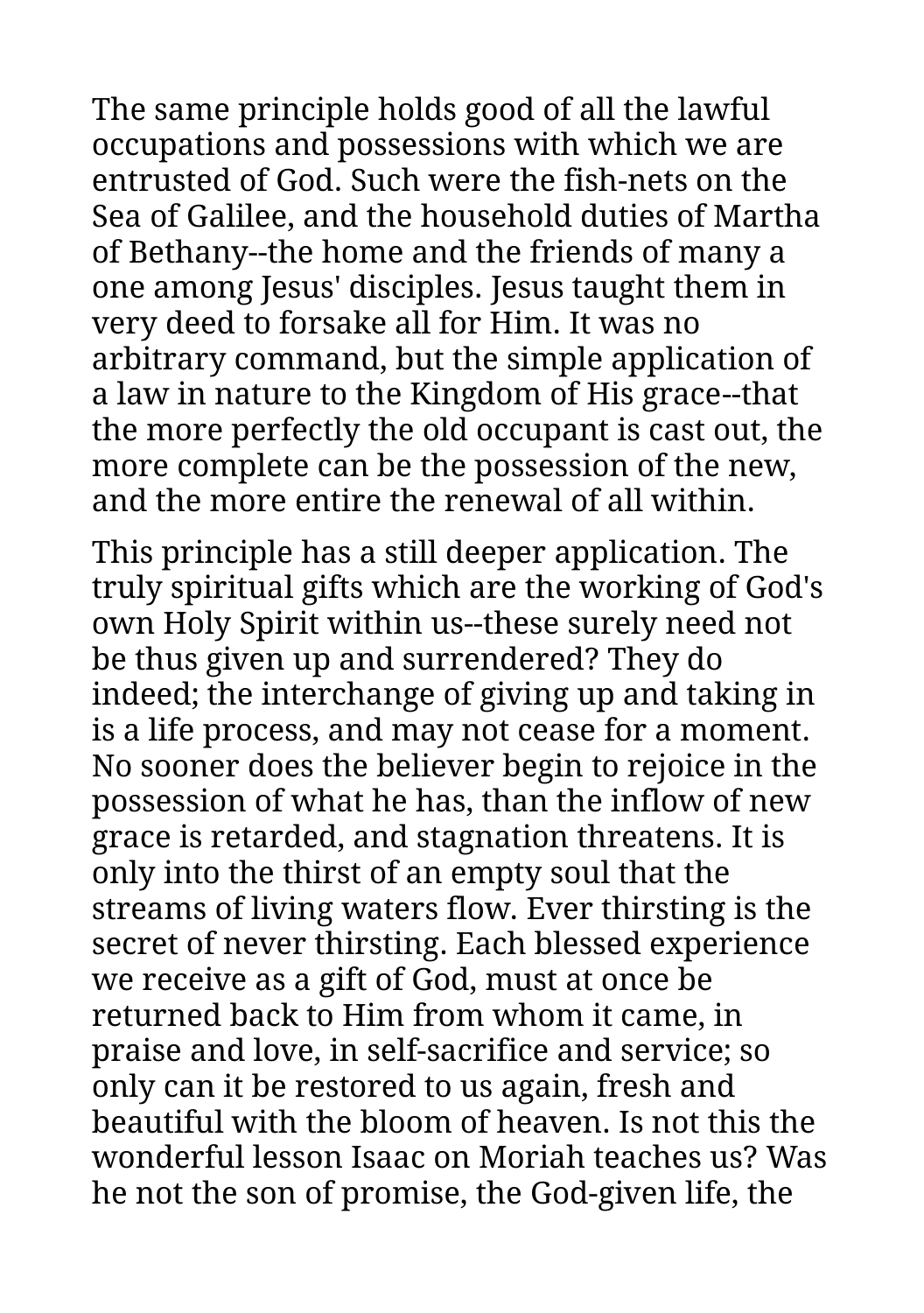The same principle holds good of all the lawful occupations and possessions with which we are entrusted of God. Such were the fish-nets on the Sea of Galilee, and the household duties of Martha of Bethany--the home and the friends of many a one among Jesus' disciples. Jesus taught them in very deed to forsake all for Him. It was no arbitrary command, but the simple application of a law in nature to the Kingdom of His grace--that the more perfectly the old occupant is cast out, the more complete can be the possession of the new, and the more entire the renewal of all within.

This principle has a still deeper application. The truly spiritual gifts which are the working of God's own Holy Spirit within us--these surely need not be thus given up and surrendered? They do indeed; the interchange of giving up and taking in is a life process, and may not cease for a moment. No sooner does the believer begin to rejoice in the possession of what he has, than the inflow of new grace is retarded, and stagnation threatens. It is only into the thirst of an empty soul that the streams of living waters flow. Ever thirsting is the secret of never thirsting. Each blessed experience we receive as a gift of God, must at once be returned back to Him from whom it came, in praise and love, in self-sacrifice and service; so only can it be restored to us again, fresh and beautiful with the bloom of heaven. Is not this the wonderful lesson Isaac on Moriah teaches us? Was he not the son of promise, the God-given life, the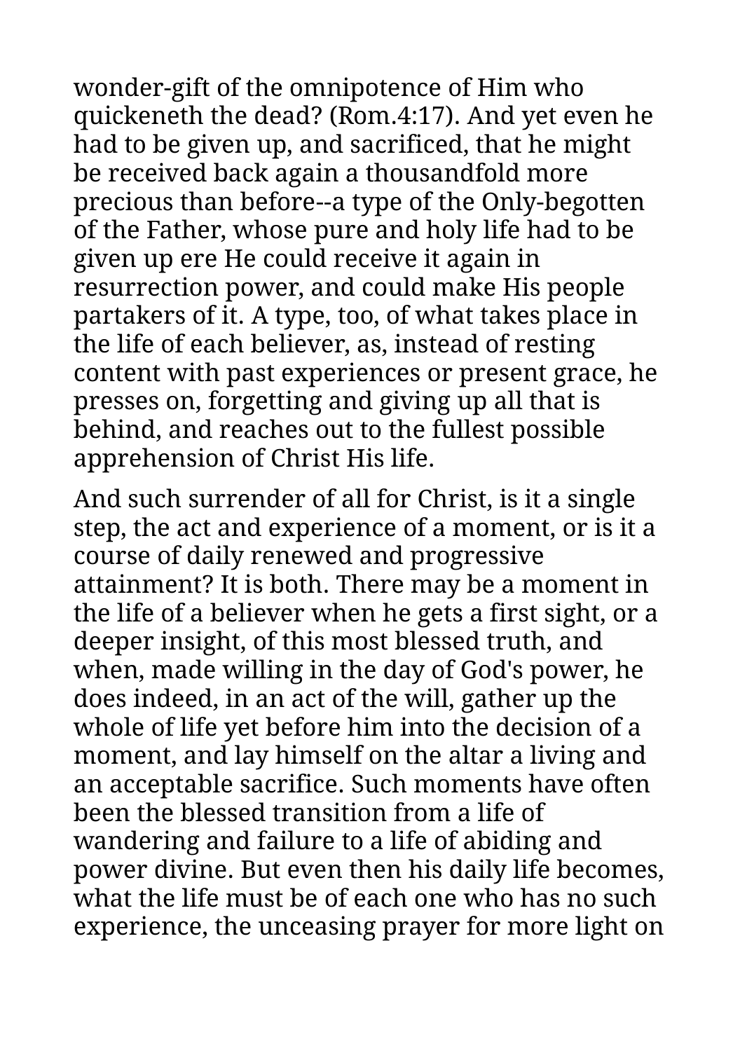wonder-gift of the omnipotence of Him who quickeneth the dead? (Rom.4:17). And yet even he had to be given up, and sacrificed, that he might be received back again a thousandfold more precious than before--a type of the Only-begotten of the Father, whose pure and holy life had to be given up ere He could receive it again in resurrection power, and could make His people partakers of it. A type, too, of what takes place in the life of each believer, as, instead of resting content with past experiences or present grace, he presses on, forgetting and giving up all that is behind, and reaches out to the fullest possible apprehension of Christ His life.

And such surrender of all for Christ, is it a single step, the act and experience of a moment, or is it a course of daily renewed and progressive attainment? It is both. There may be a moment in the life of a believer when he gets a first sight, or a deeper insight, of this most blessed truth, and when, made willing in the day of God's power, he does indeed, in an act of the will, gather up the whole of life yet before him into the decision of a moment, and lay himself on the altar a living and an acceptable sacrifice. Such moments have often been the blessed transition from a life of wandering and failure to a life of abiding and power divine. But even then his daily life becomes, what the life must be of each one who has no such experience, the unceasing prayer for more light on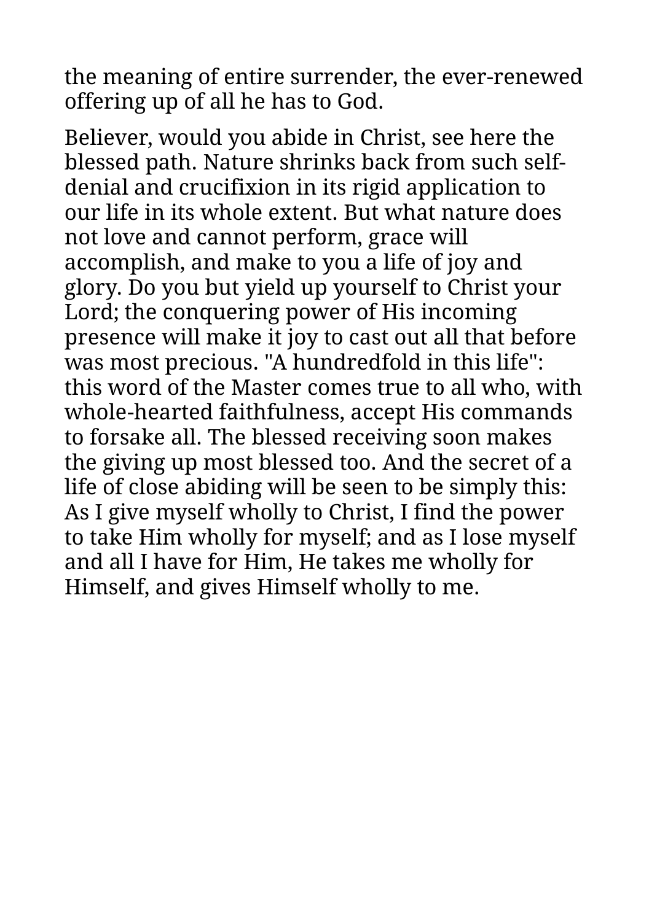the meaning of entire surrender, the ever-renewed offering up of all he has to God.

Believer, would you abide in Christ, see here the blessed path. Nature shrinks back from such self-denial and crucifixion in its rigid application to our life in its whole extent. But what nature does not love and cannot perform, grace will accomplish, and make to you a life of joy and glory. Do you but yield up yourself to Christ your Lord; the conquering power of His incoming presence will make it joy to cast out all that before was most precious. "A hundredfold in this life": this word of the Master comes true to all who, with whole-hearted faithfulness, accept His commands to forsake all. The blessed receiving soon makes the giving up most blessed too. And the secret of a life of close abiding will be seen to be simply this: As I give myself wholly to Christ, I find the power to take Him wholly for myself; and as I lose myself and all I have for Him, He takes me wholly for Himself, and gives Himself wholly to me.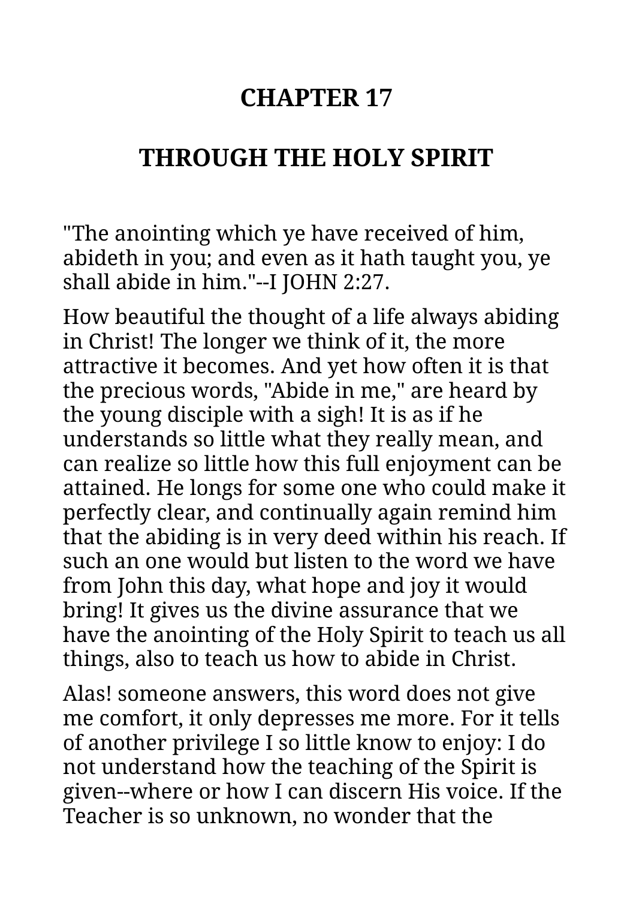# CHAPTER 17

# THROUGH THE HOLY SPIRIT

"The anointing which ye have received of him, abideth in you; and even as it hath taught you, ye shall abide in him."--I JOHN 2:27.

How beautiful the thought of a life always abiding in Christ! The longer we think of it, the more attractive it becomes. And yet how often it is that the precious words, "Abide in me," are heard by the young disciple with a sigh! It is as if he understands so little what they really mean, and can realize so little how this full enjoyment can be attained. He longs for some one who could make it perfectly clear, and continually again remind him that the abiding is in very deed within his reach. If such an one would but listen to the word we have from John this day, what hope and joy it would bring! It gives us the divine assurance that we have the anointing of the Holy Spirit to teach us all things, also to teach us how to abide in Christ.

Alas! someone answers, this word does not give me comfort, it only depresses me more. For it tells of another privilege I so little know to enjoy: I do not understand how the teaching of the Spirit is given--where or how I can discern His voice. If the Teacher is so unknown, no wonder that the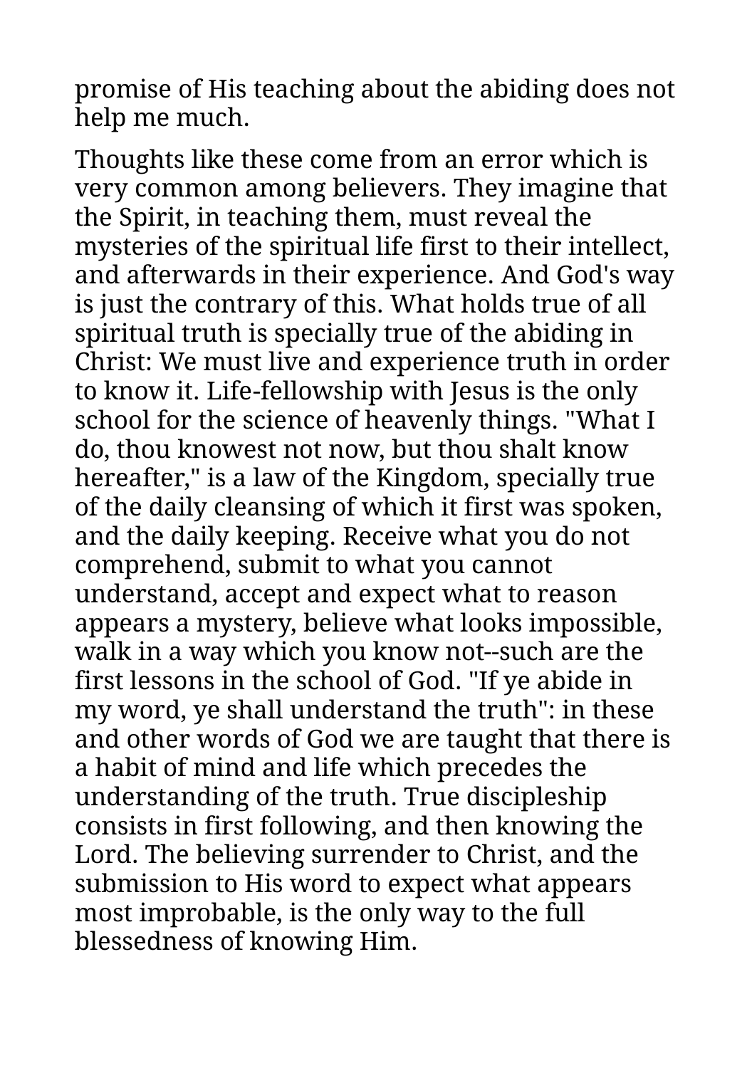promise of His teaching about the abiding does not help me much.

Thoughts like these come from an error which is very common among believers. They imagine that the Spirit, in teaching them, must reveal the mysteries of the spiritual life first to their intellect, and afterwards in their experience. And God's way is just the contrary of this. What holds true of all spiritual truth is specially true of the abiding in Christ: We must live and experience truth in order to know it. Life-fellowship with Jesus is the only school for the science of heavenly things. "What I do, thou knowest not now, but thou shalt know hereafter," is a law of the Kingdom, specially true of the daily cleansing of which it first was spoken, and the daily keeping. Receive what you do not comprehend, submit to what you cannot understand, accept and expect what to reason appears a mystery, believe what looks impossible, walk in a way which you know not--such are the first lessons in the school of God. "If ye abide in my word, ye shall understand the truth": in these and other words of God we are taught that there is a habit of mind and life which precedes the understanding of the truth. True discipleship consists in first following, and then knowing the Lord. The believing surrender to Christ, and the submission to His word to expect what appears most improbable, is the only way to the full blessedness of knowing Him.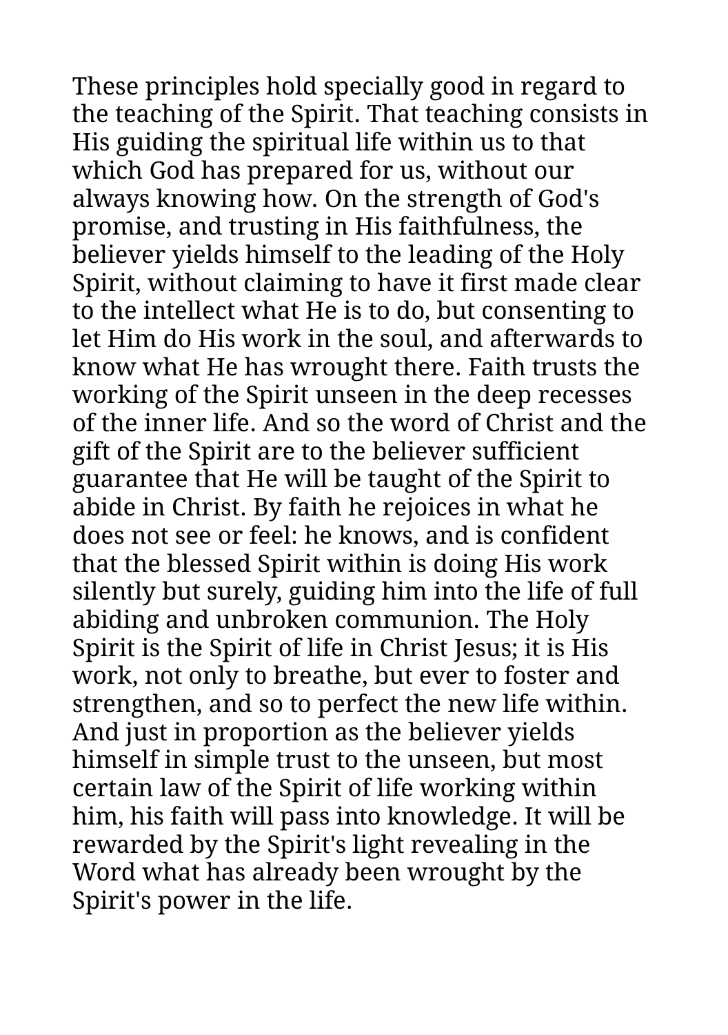These principles hold specially good in regard to the teaching of the Spirit. That teaching consists in His guiding the spiritual life within us to that which God has prepared for us, without our always knowing how. On the strength of God's promise, and trusting in His faithfulness, the believer yields himself to the leading of the Holy Spirit, without claiming to have it first made clear to the intellect what He is to do, but consenting to let Him do His work in the soul, and afterwards to know what He has wrought there. Faith trusts the working of the Spirit unseen in the deep recesses of the inner life. And so the word of Christ and the gift of the Spirit are to the believer sufficient guarantee that He will be taught of the Spirit to abide in Christ. By faith he rejoices in what he does not see or feel: he knows, and is confident that the blessed Spirit within is doing His work silently but surely, guiding him into the life of full abiding and unbroken communion. The Holy Spirit is the Spirit of life in Christ Jesus; it is His work, not only to breathe, but ever to foster and strengthen, and so to perfect the new life within. And just in proportion as the believer yields himself in simple trust to the unseen, but most certain law of the Spirit of life working within him, his faith will pass into knowledge. It will be rewarded by the Spirit's light revealing in the Word what has already been wrought by the Spirit's power in the life.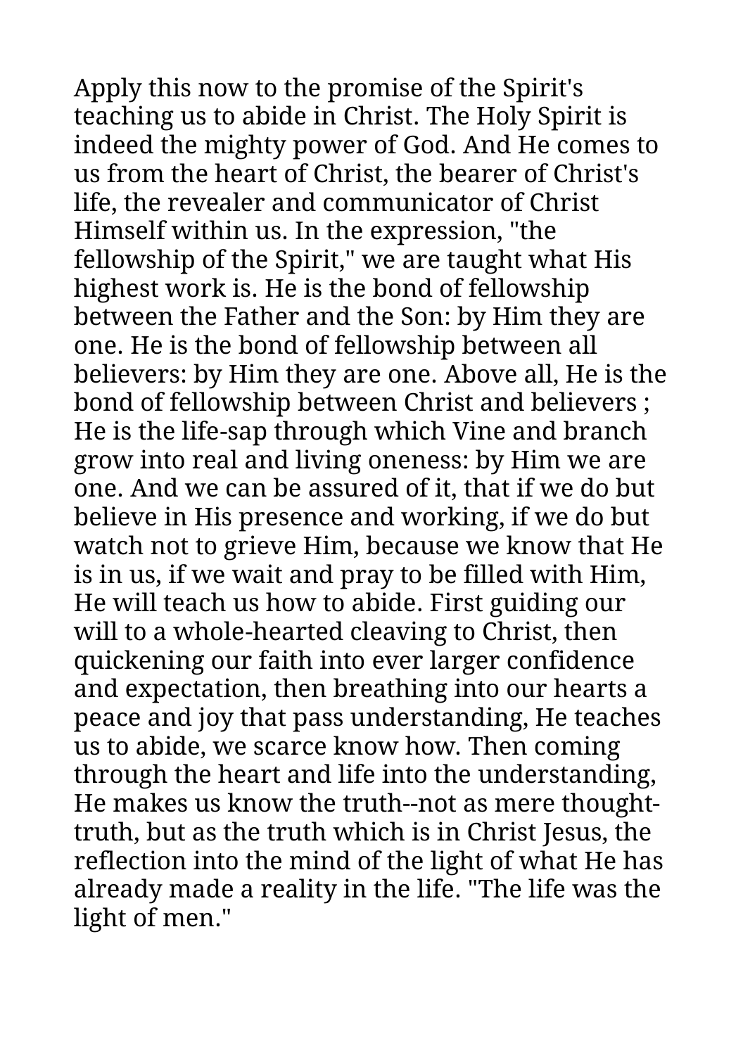Apply this now to the promise of the Spirit's teaching us to abide in Christ. The Holy Spirit is indeed the mighty power of God. And He comes to us from the heart of Christ, the bearer of Christ's life, the revealer and communicator of Christ Himself within us. In the expression, "the fellowship of the Spirit," we are taught what His highest work is. He is the bond of fellowship between the Father and the Son: by Him they are one. He is the bond of fellowship between all believers: by Him they are one. Above all, He is the bond of fellowship between Christ and believers ; He is the life-sap through which Vine and branch grow into real and living oneness: by Him we are one. And we can be assured of it, that if we do but believe in His presence and working, if we do but watch not to grieve Him, because we know that He is in us, if we wait and pray to be filled with Him, He will teach us how to abide. First guiding our will to a whole-hearted cleaving to Christ, then quickening our faith into ever larger confidence and expectation, then breathing into our hearts a peace and joy that pass understanding, He teaches us to abide, we scarce know how. Then coming through the heart and life into the understanding, He makes us know the truth--not as mere thought-truth, but as the truth which is in Christ Jesus, the reflection into the mind of the light of what He has already made a reality in the life. "The life was the light of men."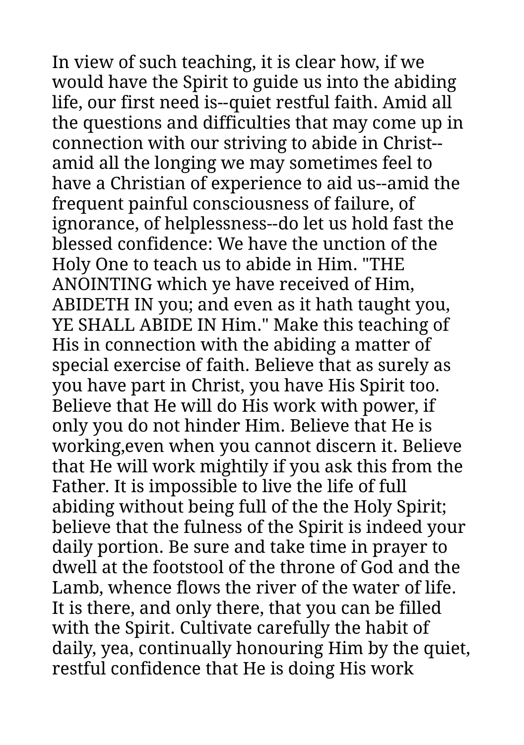In view of such teaching, it is clear how, if we would have the Spirit to guide us into the abiding life, our first need is--quiet restful faith. Amid all the questions and difficulties that may come up in connection with our striving to abide in Christ--amid all the longing we may sometimes feel to have a Christian of experience to aid us--amid the frequent painful consciousness of failure, of ignorance, of helplessness--do let us hold fast the blessed confidence: We have the unction of the Holy One to teach us to abide in Him. "THE ANOINTING which ye have received of Him, ABIDETH IN you; and even as it hath taught you, YE SHALL ABIDE IN Him." Make this teaching of His in connection with the abiding a matter of special exercise of faith. Believe that as surely as you have part in Christ, you have His Spirit too. Believe that He will do His work with power, if only you do not hinder Him. Believe that He is working,even when you cannot discern it. Believe that He will work mightily if you ask this from the Father. It is impossible to live the life of full abiding without being full of the the Holy Spirit; believe that the fulness of the Spirit is indeed your daily portion. Be sure and take time in prayer to dwell at the footstool of the throne of God and the Lamb, whence flows the river of the water of life. It is there, and only there, that you can be filled with the Spirit. Cultivate carefully the habit of daily, yea, continually honouring Him by the quiet, restful confidence that He is doing His work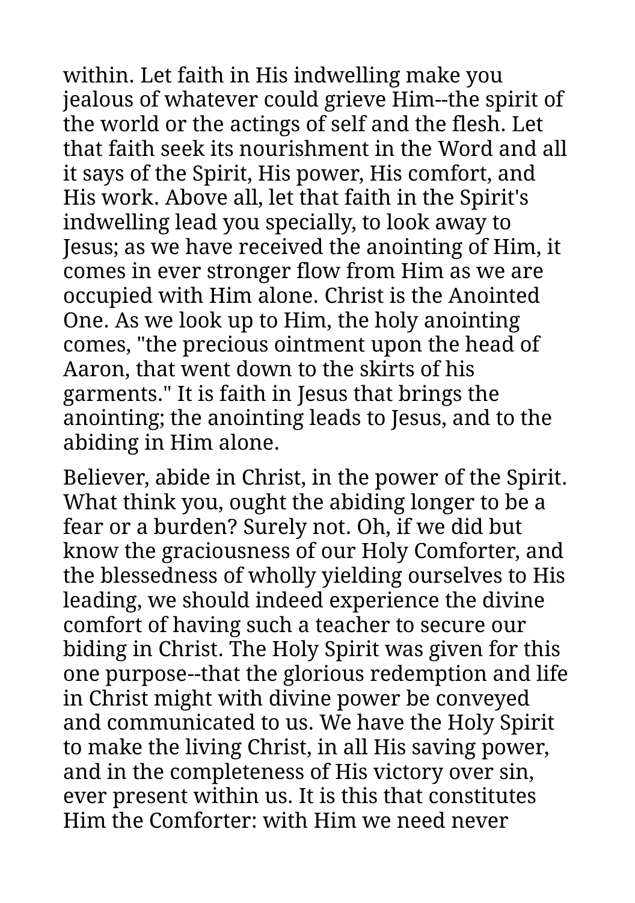within. Let faith in His indwelling make you jealous of whatever could grieve Him--the spirit of the world or the actings of self and the flesh. Let that faith seek its nourishment in the Word and all it says of the Spirit, His power, His comfort, and His work. Above all, let that faith in the Spirit's indwelling lead you specially, to look away to Jesus; as we have received the anointing of Him, it comes in ever stronger flow from Him as we are occupied with Him alone. Christ is the Anointed One. As we look up to Him, the holy anointing comes, "the precious ointment upon the head of Aaron, that went down to the skirts of his garments." It is faith in Jesus that brings the anointing; the anointing leads to Jesus, and to the abiding in Him alone.

Believer, abide in Christ, in the power of the Spirit. What think you, ought the abiding longer to be a fear or a burden? Surely not. Oh, if we did but know the graciousness of our Holy Comforter, and the blessedness of wholly yielding ourselves to His leading, we should indeed experience the divine comfort of having such a teacher to secure our biding in Christ. The Holy Spirit was given for this one purpose--that the glorious redemption and life in Christ might with divine power be conveyed and communicated to us. We have the Holy Spirit to make the living Christ, in all His saving power, and in the completeness of His victory over sin, ever present within us. It is this that constitutes Him the Comforter: with Him we need never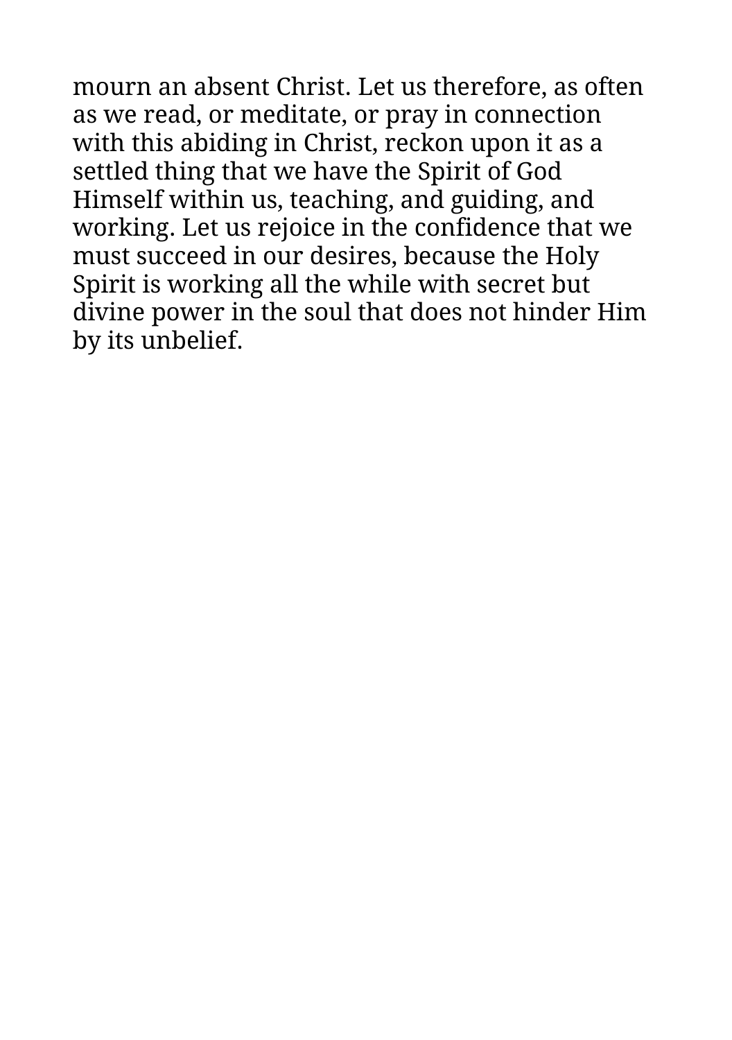mourn an absent Christ. Let us therefore, as often as we read, or meditate, or pray in connection with this abiding in Christ, reckon upon it as a settled thing that we have the Spirit of God Himself within us, teaching, and guiding, and working. Let us rejoice in the confidence that we must succeed in our desires, because the Holy Spirit is working all the while with secret but divine power in the soul that does not hinder Him by its unbelief.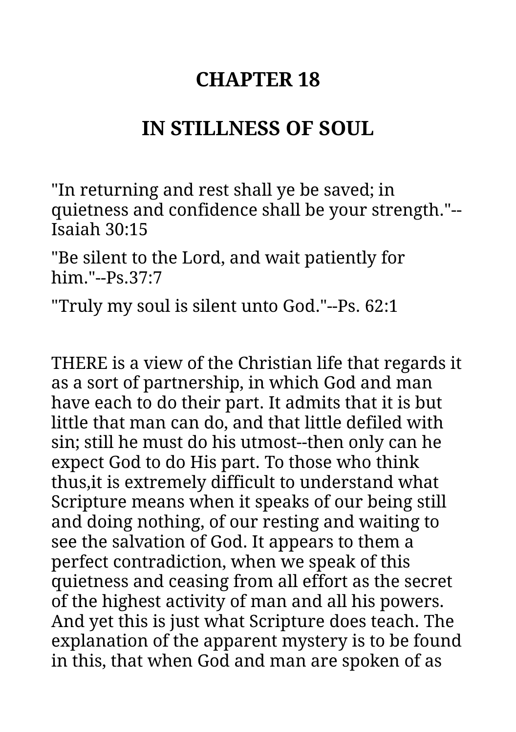# CHAPTER 18

# IN STILLNESS OF SOUL

"In returning and rest shall ye be saved; in quietness and confidence shall be your strength."--Isaiah 30:15

"Be silent to the Lord, and wait patiently for him."--Ps.37:7

"Truly my soul is silent unto God."--Ps. 62:1

THERE is a view of the Christian life that regards it as a sort of partnership, in which God and man have each to do their part. It admits that it is but little that man can do, and that little defiled with sin; still he must do his utmost--then only can he expect God to do His part. To those who think thus,it is extremely difficult to understand what Scripture means when it speaks of our being still and doing nothing, of our resting and waiting to see the salvation of God. It appears to them a perfect contradiction, when we speak of this quietness and ceasing from all effort as the secret of the highest activity of man and all his powers. And yet this is just what Scripture does teach. The explanation of the apparent mystery is to be found in this, that when God and man are spoken of as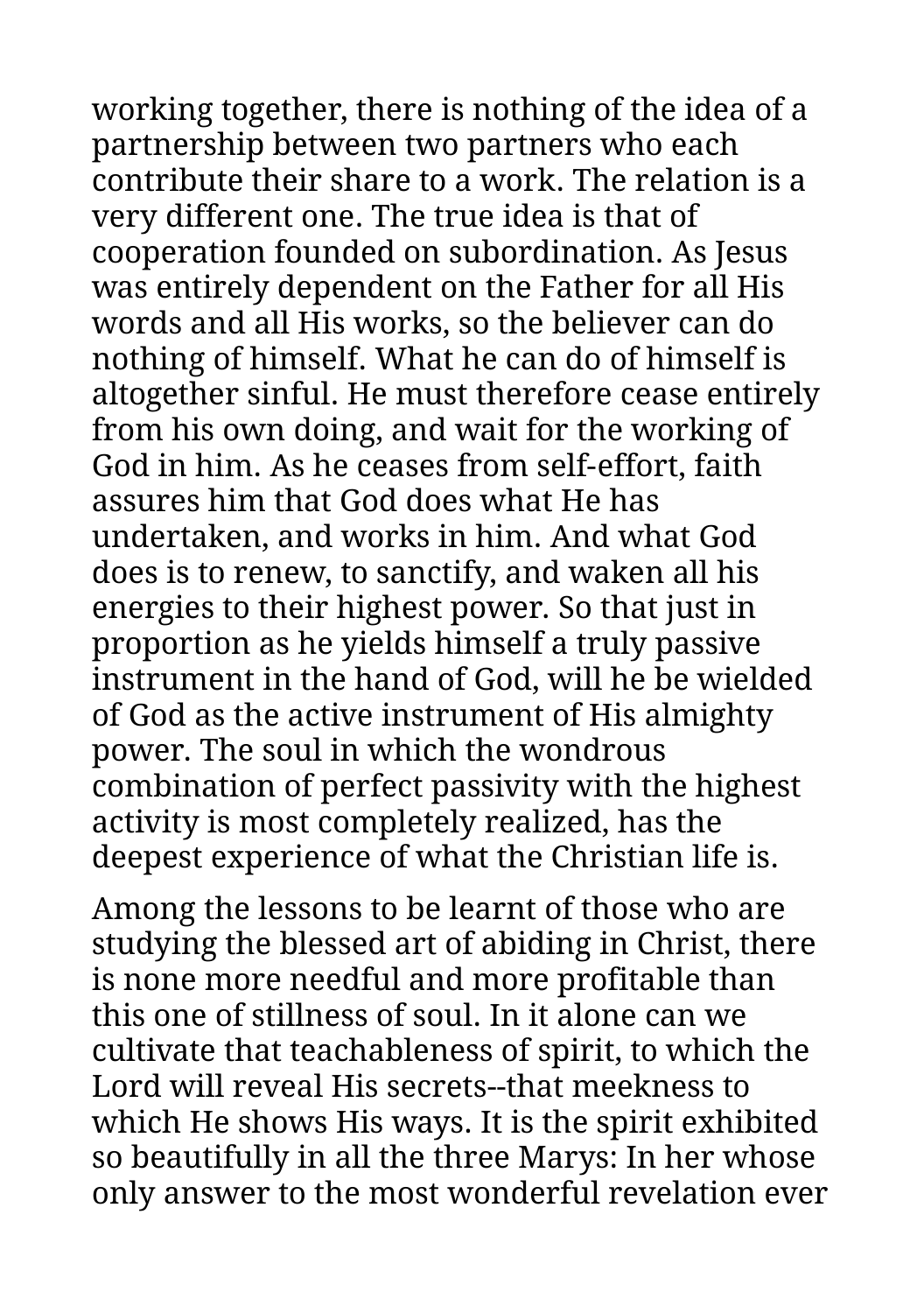working together, there is nothing of the idea of a partnership between two partners who each contribute their share to a work. The relation is a very different one. The true idea is that of cooperation founded on subordination. As Jesus was entirely dependent on the Father for all His words and all His works, so the believer can do nothing of himself. What he can do of himself is altogether sinful. He must therefore cease entirely from his own doing, and wait for the working of God in him. As he ceases from self-effort, faith assures him that God does what He has undertaken, and works in him. And what God does is to renew, to sanctify, and waken all his energies to their highest power. So that just in proportion as he yields himself a truly passive instrument in the hand of God, will he be wielded of God as the active instrument of His almighty power. The soul in which the wondrous combination of perfect passivity with the highest activity is most completely realized, has the deepest experience of what the Christian life is.

Among the lessons to be learnt of those who are studying the blessed art of abiding in Christ, there is none more needful and more profitable than this one of stillness of soul. In it alone can we cultivate that teachableness of spirit, to which the Lord will reveal His secrets--that meekness to which He shows His ways. It is the spirit exhibited so beautifully in all the three Marys: In her whose only answer to the most wonderful revelation ever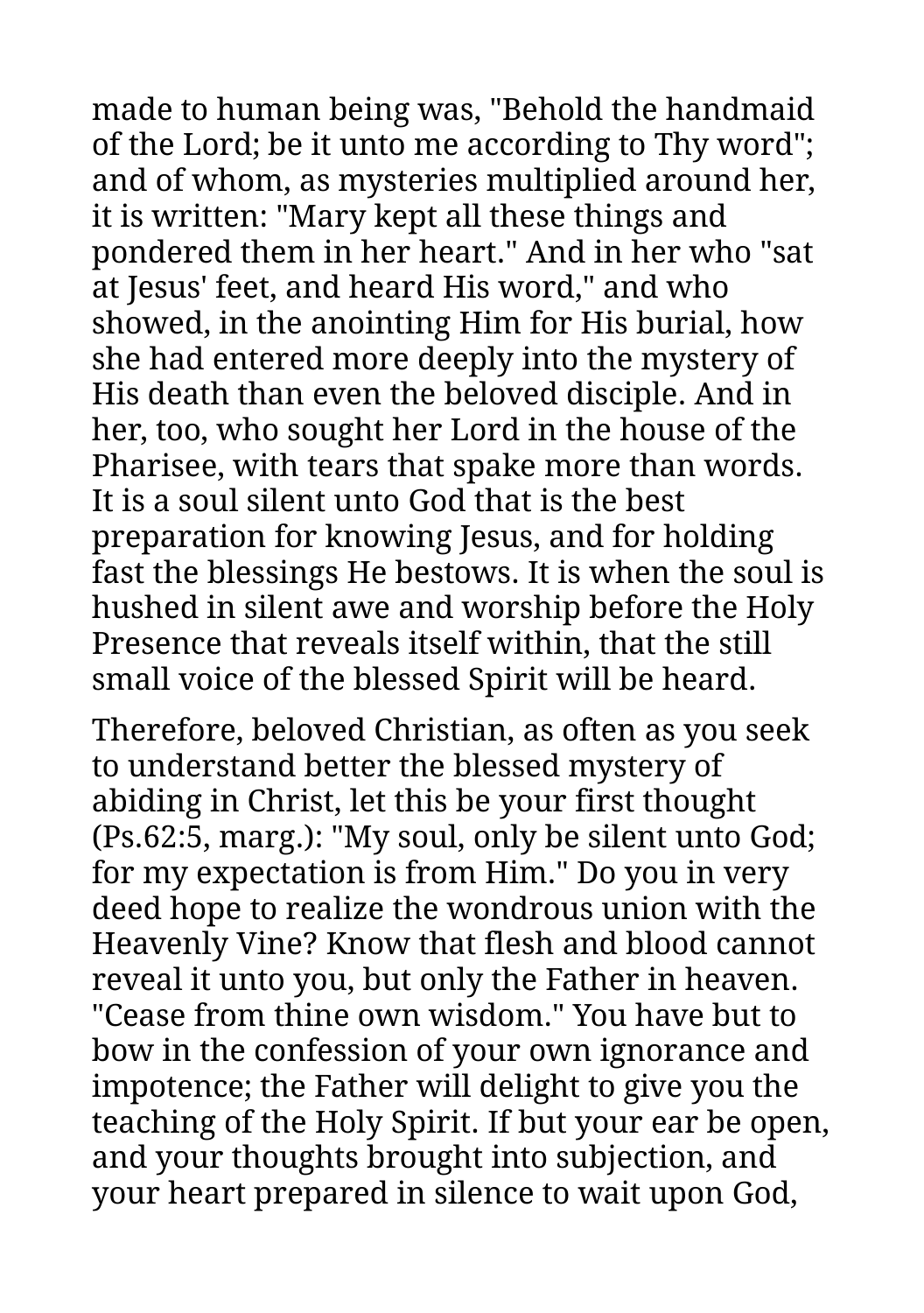made to human being was, "Behold the handmaid of the Lord; be it unto me according to Thy word"; and of whom, as mysteries multiplied around her, it is written: "Mary kept all these things and pondered them in her heart." And in her who "sat at Jesus' feet, and heard His word," and who showed, in the anointing Him for His burial, how she had entered more deeply into the mystery of His death than even the beloved disciple. And in her, too, who sought her Lord in the house of the Pharisee, with tears that spake more than words. It is a soul silent unto God that is the best preparation for knowing Jesus, and for holding fast the blessings He bestows. It is when the soul is hushed in silent awe and worship before the Holy Presence that reveals itself within, that the still small voice of the blessed Spirit will be heard.

Therefore, beloved Christian, as often as you seek to understand better the blessed mystery of abiding in Christ, let this be your first thought (Ps.62:5, marg.): "My soul, only be silent unto God; for my expectation is from Him." Do you in very deed hope to realize the wondrous union with the Heavenly Vine? Know that flesh and blood cannot reveal it unto you, but only the Father in heaven. "Cease from thine own wisdom." You have but to bow in the confession of your own ignorance and impotence; the Father will delight to give you the teaching of the Holy Spirit. If but your ear be open, and your thoughts brought into subjection, and your heart prepared in silence to wait upon God,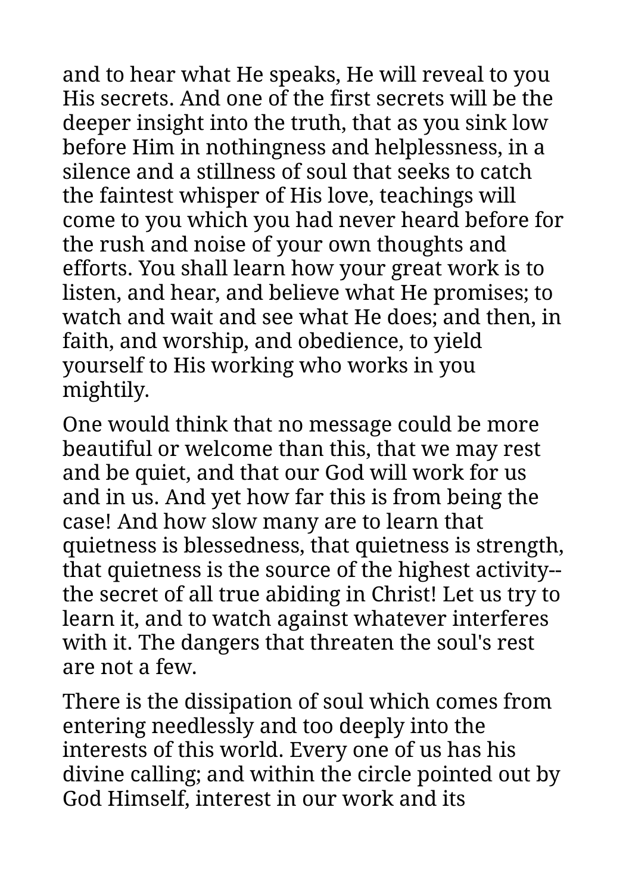and to hear what He speaks, He will reveal to you His secrets. And one of the first secrets will be the deeper insight into the truth, that as you sink low before Him in nothingness and helplessness, in a silence and a stillness of soul that seeks to catch the faintest whisper of His love, teachings will come to you which you had never heard before for the rush and noise of your own thoughts and efforts. You shall learn how your great work is to listen, and hear, and believe what He promises; to watch and wait and see what He does; and then, in faith, and worship, and obedience, to yield yourself to His working who works in you mightily.

One would think that no message could be more beautiful or welcome than this, that we may rest and be quiet, and that our God will work for us and in us. And yet how far this is from being the case! And how slow many are to learn that quietness is blessedness, that quietness is strength, that quietness is the source of the highest activity--the secret of all true abiding in Christ! Let us try to learn it, and to watch against whatever interferes with it. The dangers that threaten the soul's rest are not a few.

There is the dissipation of soul which comes from entering needlessly and too deeply into the interests of this world. Every one of us has his divine calling; and within the circle pointed out by God Himself, interest in our work and its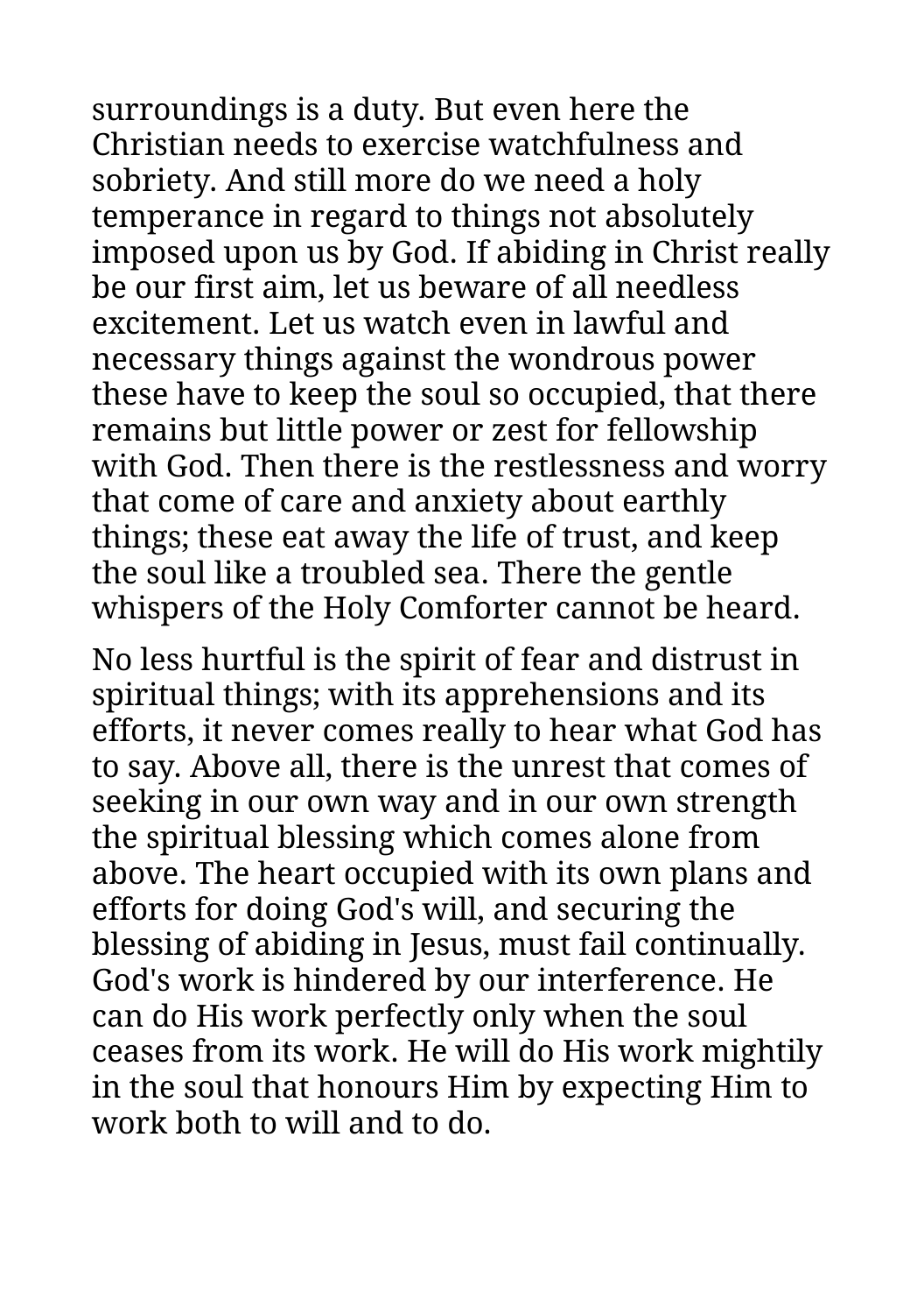surroundings is a duty. But even here the Christian needs to exercise watchfulness and sobriety. And still more do we need a holy temperance in regard to things not absolutely imposed upon us by God. If abiding in Christ really be our first aim, let us beware of all needless excitement. Let us watch even in lawful and necessary things against the wondrous power these have to keep the soul so occupied, that there remains but little power or zest for fellowship with God. Then there is the restlessness and worry that come of care and anxiety about earthly things; these eat away the life of trust, and keep the soul like a troubled sea. There the gentle whispers of the Holy Comforter cannot be heard.

No less hurtful is the spirit of fear and distrust in spiritual things; with its apprehensions and its efforts, it never comes really to hear what God has to say. Above all, there is the unrest that comes of seeking in our own way and in our own strength the spiritual blessing which comes alone from above. The heart occupied with its own plans and efforts for doing God's will, and securing the blessing of abiding in Jesus, must fail continually. God's work is hindered by our interference. He can do His work perfectly only when the soul ceases from its work. He will do His work mightily in the soul that honours Him by expecting Him to work both to will and to do.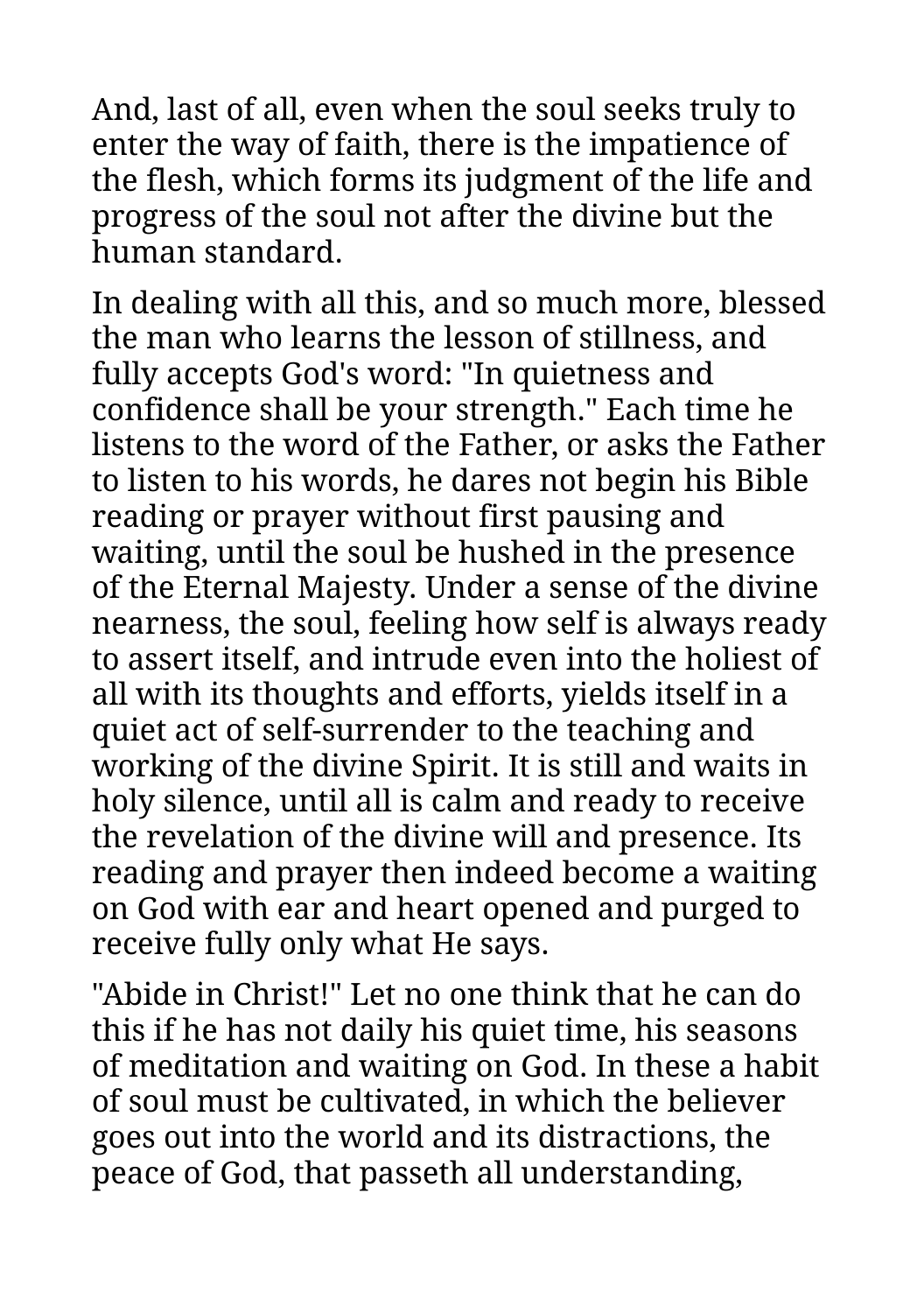And, last of all, even when the soul seeks truly to enter the way of faith, there is the impatience of the flesh, which forms its judgment of the life and progress of the soul not after the divine but the human standard.

In dealing with all this, and so much more, blessed the man who learns the lesson of stillness, and fully accepts God's word: "In quietness and confidence shall be your strength." Each time he listens to the word of the Father, or asks the Father to listen to his words, he dares not begin his Bible reading or prayer without first pausing and waiting, until the soul be hushed in the presence of the Eternal Majesty. Under a sense of the divine nearness, the soul, feeling how self is always ready to assert itself, and intrude even into the holiest of all with its thoughts and efforts, yields itself in a quiet act of self-surrender to the teaching and working of the divine Spirit. It is still and waits in holy silence, until all is calm and ready to receive the revelation of the divine will and presence. Its reading and prayer then indeed become a waiting on God with ear and heart opened and purged to receive fully only what He says.

"Abide in Christ!" Let no one think that he can do this if he has not daily his quiet time, his seasons of meditation and waiting on God. In these a habit of soul must be cultivated, in which the believer goes out into the world and its distractions, the peace of God, that passeth all understanding,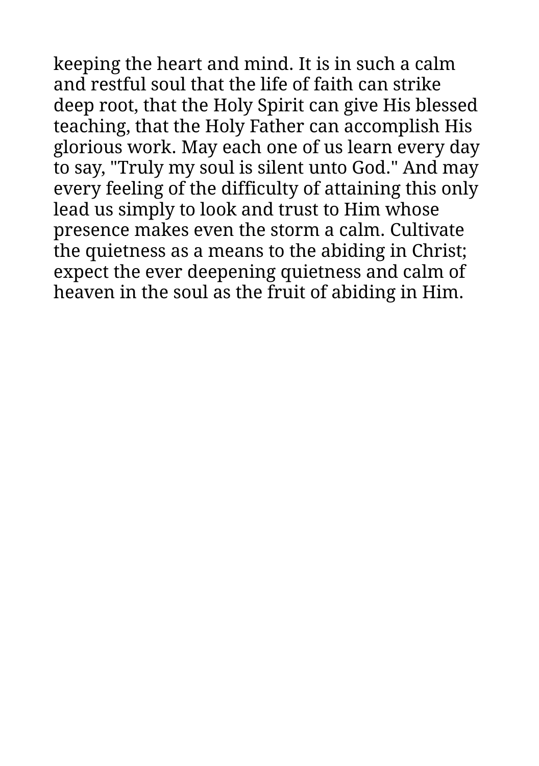keeping the heart and mind. It is in such a calm and restful soul that the life of faith can strike deep root, that the Holy Spirit can give His blessed teaching, that the Holy Father can accomplish His glorious work. May each one of us learn every day to say, "Truly my soul is silent unto God." And may every feeling of the difficulty of attaining this only lead us simply to look and trust to Him whose presence makes even the storm a calm. Cultivate the quietness as a means to the abiding in Christ; expect the ever deepening quietness and calm of heaven in the soul as the fruit of abiding in Him.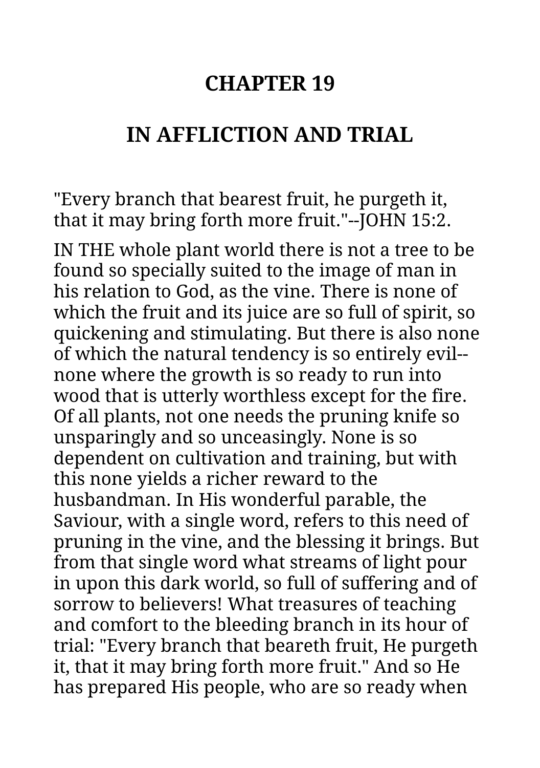# CHAPTER 19

## IN AFFLICTION AND TRIAL

"Every branch that bearest fruit, he purgeth it, that it may bring forth more fruit."--JOHN 15:2.

IN THE whole plant world there is not a tree to be found so specially suited to the image of man in his relation to God, as the vine. There is none of which the fruit and its juice are so full of spirit, so quickening and stimulating. But there is also none of which the natural tendency is so entirely evil--none where the growth is so ready to run into wood that is utterly worthless except for the fire. Of all plants, not one needs the pruning knife so unsparingly and so unceasingly. None is so dependent on cultivation and training, but with this none yields a richer reward to the husbandman. In His wonderful parable, the Saviour, with a single word, refers to this need of pruning in the vine, and the blessing it brings. But from that single word what streams of light pour in upon this dark world, so full of suffering and of sorrow to believers! What treasures of teaching and comfort to the bleeding branch in its hour of trial: "Every branch that beareth fruit, He purgeth it, that it may bring forth more fruit." And so He has prepared His people, who are so ready when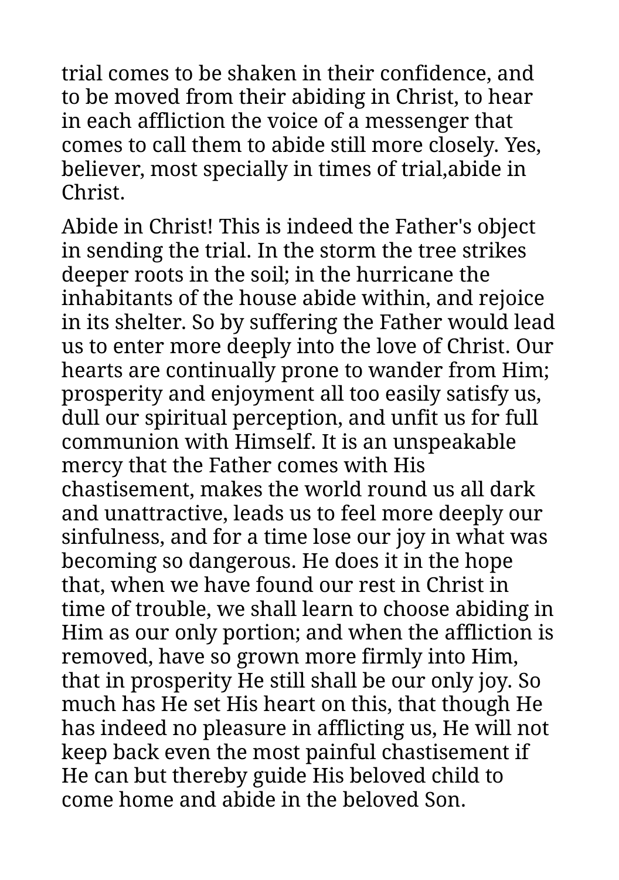trial comes to be shaken in their confidence, and to be moved from their abiding in Christ, to hear in each affliction the voice of a messenger that comes to call them to abide still more closely. Yes, believer, most specially in times of trial,abide in Christ.

Abide in Christ! This is indeed the Father's object in sending the trial. In the storm the tree strikes deeper roots in the soil; in the hurricane the inhabitants of the house abide within, and rejoice in its shelter. So by suffering the Father would lead us to enter more deeply into the love of Christ. Our hearts are continually prone to wander from Him; prosperity and enjoyment all too easily satisfy us, dull our spiritual perception, and unfit us for full communion with Himself. It is an unspeakable mercy that the Father comes with His chastisement, makes the world round us all dark and unattractive, leads us to feel more deeply our sinfulness, and for a time lose our joy in what was becoming so dangerous. He does it in the hope that, when we have found our rest in Christ in time of trouble, we shall learn to choose abiding in Him as our only portion; and when the affliction is removed, have so grown more firmly into Him, that in prosperity He still shall be our only joy. So much has He set His heart on this, that though He has indeed no pleasure in afflicting us, He will not keep back even the most painful chastisement if He can but thereby guide His beloved child to come home and abide in the beloved Son.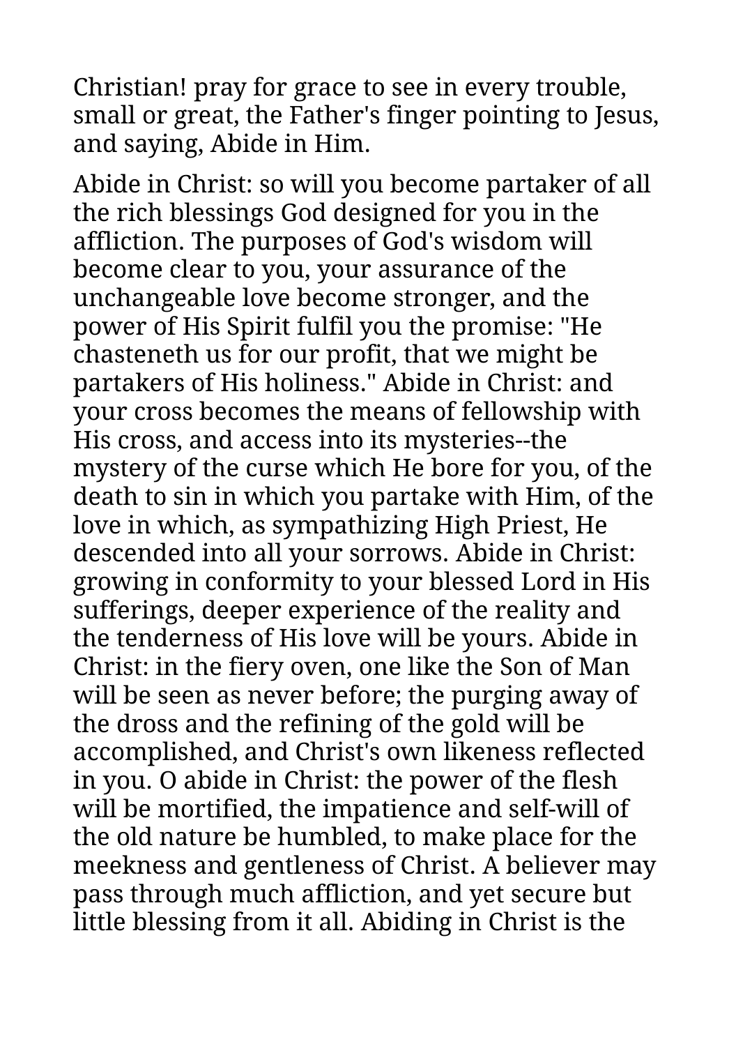Christian! pray for grace to see in every trouble, small or great, the Father's finger pointing to Jesus, and saying, Abide in Him.

Abide in Christ: so will you become partaker of all the rich blessings God designed for you in the affliction. The purposes of God's wisdom will become clear to you, your assurance of the unchangeable love become stronger, and the power of His Spirit fulfil you the promise: "He chasteneth us for our profit, that we might be partakers of His holiness." Abide in Christ: and your cross becomes the means of fellowship with His cross, and access into its mysteries--the mystery of the curse which He bore for you, of the death to sin in which you partake with Him, of the love in which, as sympathizing High Priest, He descended into all your sorrows. Abide in Christ: growing in conformity to your blessed Lord in His sufferings, deeper experience of the reality and the tenderness of His love will be yours. Abide in Christ: in the fiery oven, one like the Son of Man will be seen as never before; the purging away of the dross and the refining of the gold will be accomplished, and Christ's own likeness reflected in you. O abide in Christ: the power of the flesh will be mortified, the impatience and self-will of the old nature be humbled, to make place for the meekness and gentleness of Christ. A believer may pass through much affliction, and yet secure but little blessing from it all. Abiding in Christ is the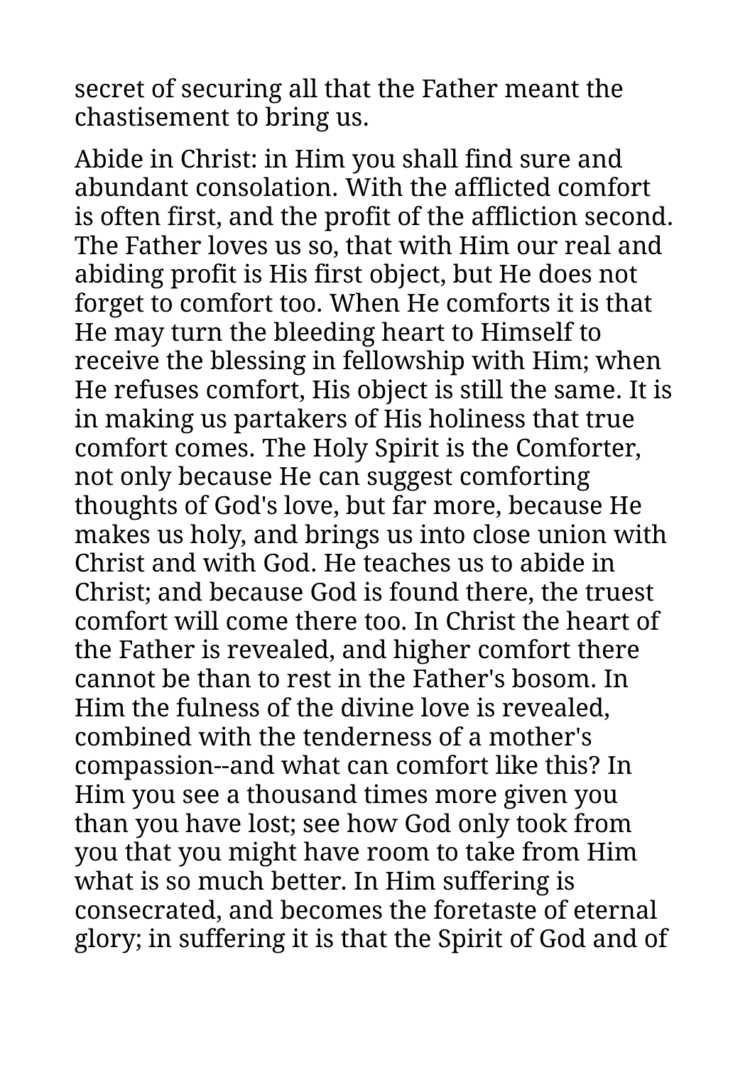secret of securing all that the Father meant the chastisement to bring us.

Abide in Christ: in Him you shall find sure and abundant consolation. With the afflicted comfort is often first, and the profit of the affliction second. The Father loves us so, that with Him our real and abiding profit is His first object, but He does not forget to comfort too. When He comforts it is that He may turn the bleeding heart to Himself to receive the blessing in fellowship with Him; when He refuses comfort, His object is still the same. It is in making us partakers of His holiness that true comfort comes. The Holy Spirit is the Comforter, not only because He can suggest comforting thoughts of God's love, but far more, because He makes us holy, and brings us into close union with Christ and with God. He teaches us to abide in Christ; and because God is found there, the truest comfort will come there too. In Christ the heart of the Father is revealed, and higher comfort there cannot be than to rest in the Father's bosom. In Him the fulness of the divine love is revealed, combined with the tenderness of a mother's compassion--and what can comfort like this? In Him you see a thousand times more given you than you have lost; see how God only took from you that you might have room to take from Him what is so much better. In Him suffering is consecrated, and becomes the foretaste of eternal glory; in suffering it is that the Spirit of God and of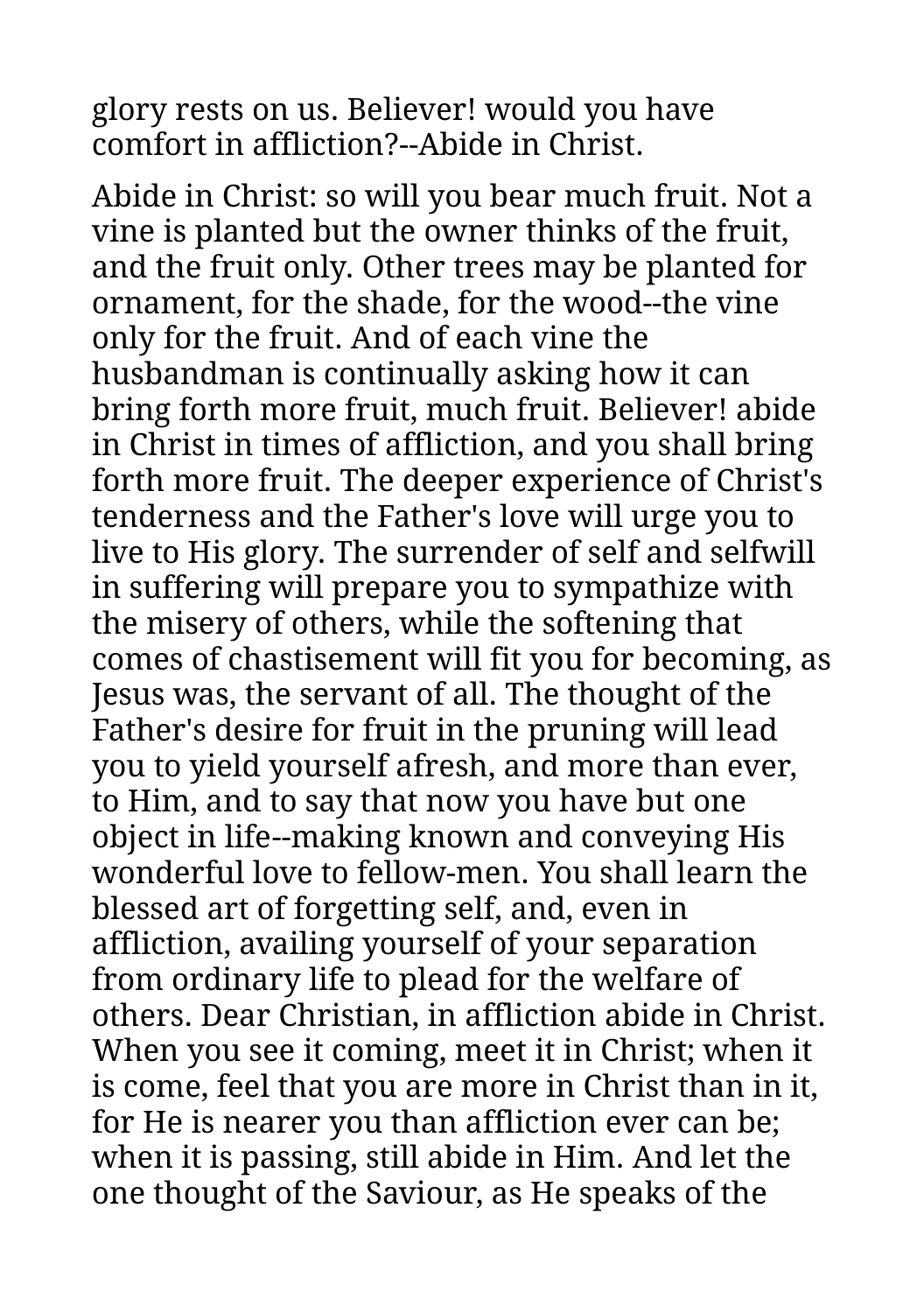glory rests on us. Believer! would you have comfort in affliction?--Abide in Christ.

Abide in Christ: so will you bear much fruit. Not a vine is planted but the owner thinks of the fruit, and the fruit only. Other trees may be planted for ornament, for the shade, for the wood--the vine only for the fruit. And of each vine the husbandman is continually asking how it can bring forth more fruit, much fruit. Believer! abide in Christ in times of affliction, and you shall bring forth more fruit. The deeper experience of Christ's tenderness and the Father's love will urge you to live to His glory. The surrender of self and selfwill in suffering will prepare you to sympathize with the misery of others, while the softening that comes of chastisement will fit you for becoming, as Jesus was, the servant of all. The thought of the Father's desire for fruit in the pruning will lead you to yield yourself afresh, and more than ever, to Him, and to say that now you have but one object in life--making known and conveying His wonderful love to fellow-men. You shall learn the blessed art of forgetting self, and, even in affliction, availing yourself of your separation from ordinary life to plead for the welfare of others. Dear Christian, in affliction abide in Christ. When you see it coming, meet it in Christ; when it is come, feel that you are more in Christ than in it, for He is nearer you than affliction ever can be; when it is passing, still abide in Him. And let the one thought of the Saviour, as He speaks of the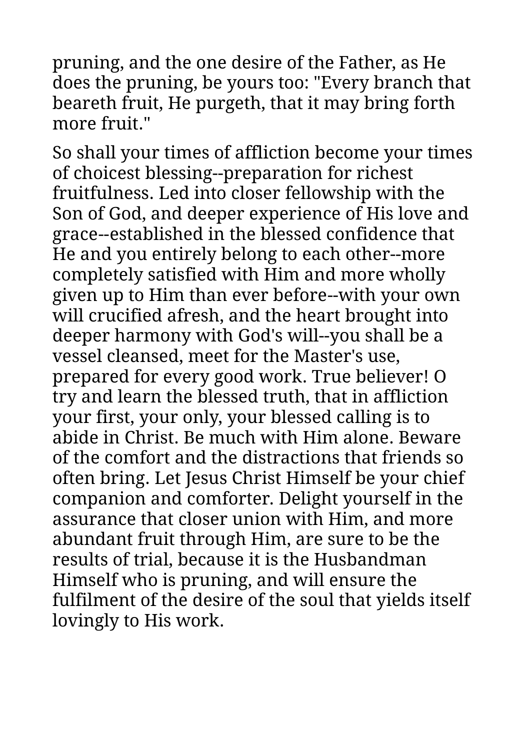pruning, and the one desire of the Father, as He does the pruning, be yours too: "Every branch that beareth fruit, He purgeth, that it may bring forth more fruit."

So shall your times of affliction become your times of choicest blessing--preparation for richest fruitfulness. Led into closer fellowship with the Son of God, and deeper experience of His love and grace--established in the blessed confidence that He and you entirely belong to each other--more completely satisfied with Him and more wholly given up to Him than ever before--with your own will crucified afresh, and the heart brought into deeper harmony with God's will--you shall be a vessel cleansed, meet for the Master's use, prepared for every good work. True believer! O try and learn the blessed truth, that in affliction your first, your only, your blessed calling is to abide in Christ. Be much with Him alone. Beware of the comfort and the distractions that friends so often bring. Let Jesus Christ Himself be your chief companion and comforter. Delight yourself in the assurance that closer union with Him, and more abundant fruit through Him, are sure to be the results of trial, because it is the Husbandman Himself who is pruning, and will ensure the fulfilment of the desire of the soul that yields itself lovingly to His work.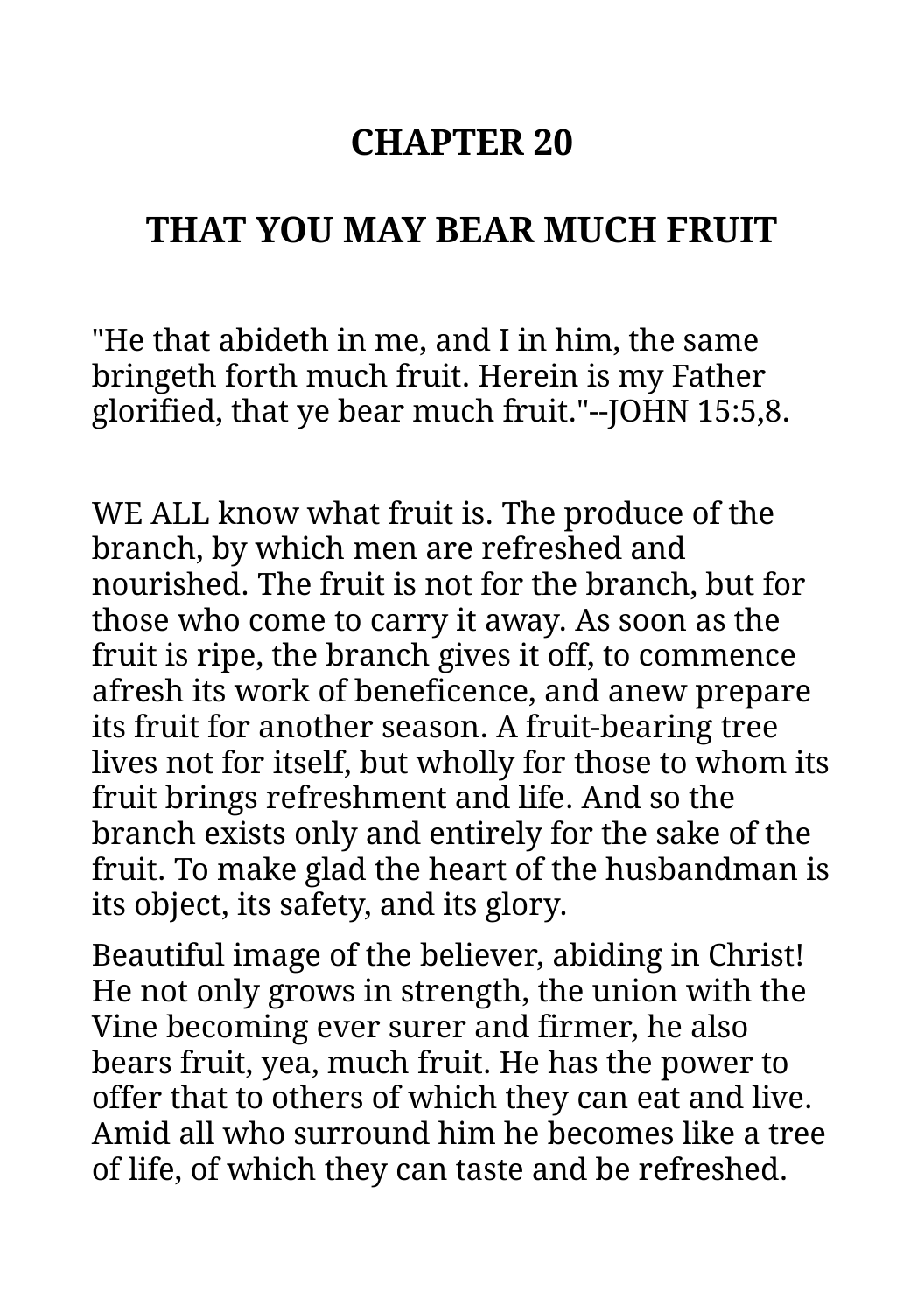# CHAPTER 20

## THAT YOU MAY BEAR MUCH FRUIT

"He that abideth in me, and I in him, the same bringeth forth much fruit. Herein is my Father glorified, that ye bear much fruit."--JOHN 15:5,8.

WE ALL know what fruit is. The produce of the branch, by which men are refreshed and nourished. The fruit is not for the branch, but for those who come to carry it away. As soon as the fruit is ripe, the branch gives it off, to commence afresh its work of beneficence, and anew prepare its fruit for another season. A fruit-bearing tree lives not for itself, but wholly for those to whom its fruit brings refreshment and life. And so the branch exists only and entirely for the sake of the fruit. To make glad the heart of the husbandman is its object, its safety, and its glory.

Beautiful image of the believer, abiding in Christ! He not only grows in strength, the union with the Vine becoming ever surer and firmer, he also bears fruit, yea, much fruit. He has the power to offer that to others of which they can eat and live. Amid all who surround him he becomes like a tree of life, of which they can taste and be refreshed.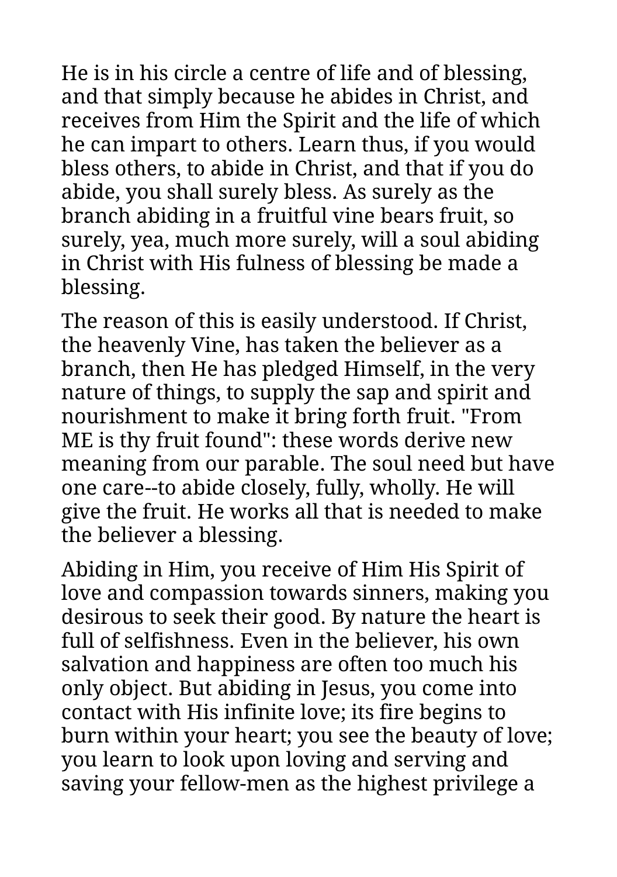He is in his circle a centre of life and of blessing, and that simply because he abides in Christ, and receives from Him the Spirit and the life of which he can impart to others. Learn thus, if you would bless others, to abide in Christ, and that if you do abide, you shall surely bless. As surely as the branch abiding in a fruitful vine bears fruit, so surely, yea, much more surely, will a soul abiding in Christ with His fulness of blessing be made a blessing.

The reason of this is easily understood. If Christ, the heavenly Vine, has taken the believer as a branch, then He has pledged Himself, in the very nature of things, to supply the sap and spirit and nourishment to make it bring forth fruit. "From ME is thy fruit found": these words derive new meaning from our parable. The soul need but have one care--to abide closely, fully, wholly. He will give the fruit. He works all that is needed to make the believer a blessing.

Abiding in Him, you receive of Him His Spirit of love and compassion towards sinners, making you desirous to seek their good. By nature the heart is full of selfishness. Even in the believer, his own salvation and happiness are often too much his only object. But abiding in Jesus, you come into contact with His infinite love; its fire begins to burn within your heart; you see the beauty of love; you learn to look upon loving and serving and saving your fellow-men as the highest privilege a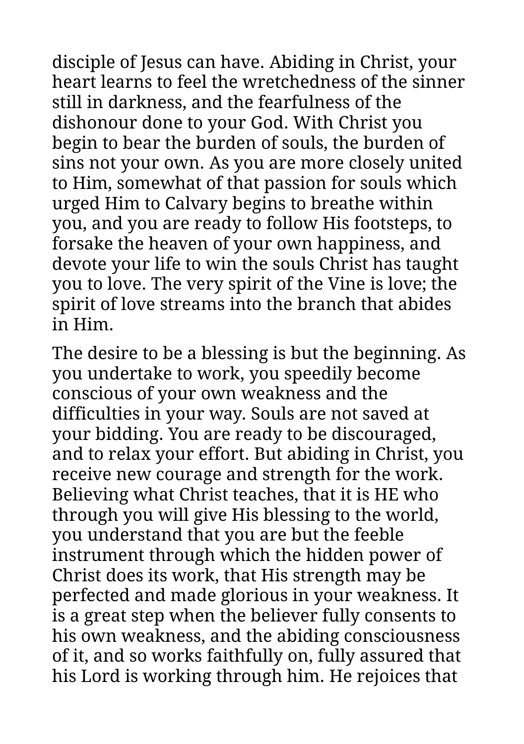disciple of Jesus can have. Abiding in Christ, your heart learns to feel the wretchedness of the sinner still in darkness, and the fearfulness of the dishonour done to your God. With Christ you begin to bear the burden of souls, the burden of sins not your own. As you are more closely united to Him, somewhat of that passion for souls which urged Him to Calvary begins to breathe within you, and you are ready to follow His footsteps, to forsake the heaven of your own happiness, and devote your life to win the souls Christ has taught you to love. The very spirit of the Vine is love; the spirit of love streams into the branch that abides in Him.

The desire to be a blessing is but the beginning. As you undertake to work, you speedily become conscious of your own weakness and the difficulties in your way. Souls are not saved at your bidding. You are ready to be discouraged, and to relax your effort. But abiding in Christ, you receive new courage and strength for the work. Believing what Christ teaches, that it is HE who through you will give His blessing to the world, you understand that you are but the feeble instrument through which the hidden power of Christ does its work, that His strength may be perfected and made glorious in your weakness. It is a great step when the believer fully consents to his own weakness, and the abiding consciousness of it, and so works faithfully on, fully assured that his Lord is working through him. He rejoices that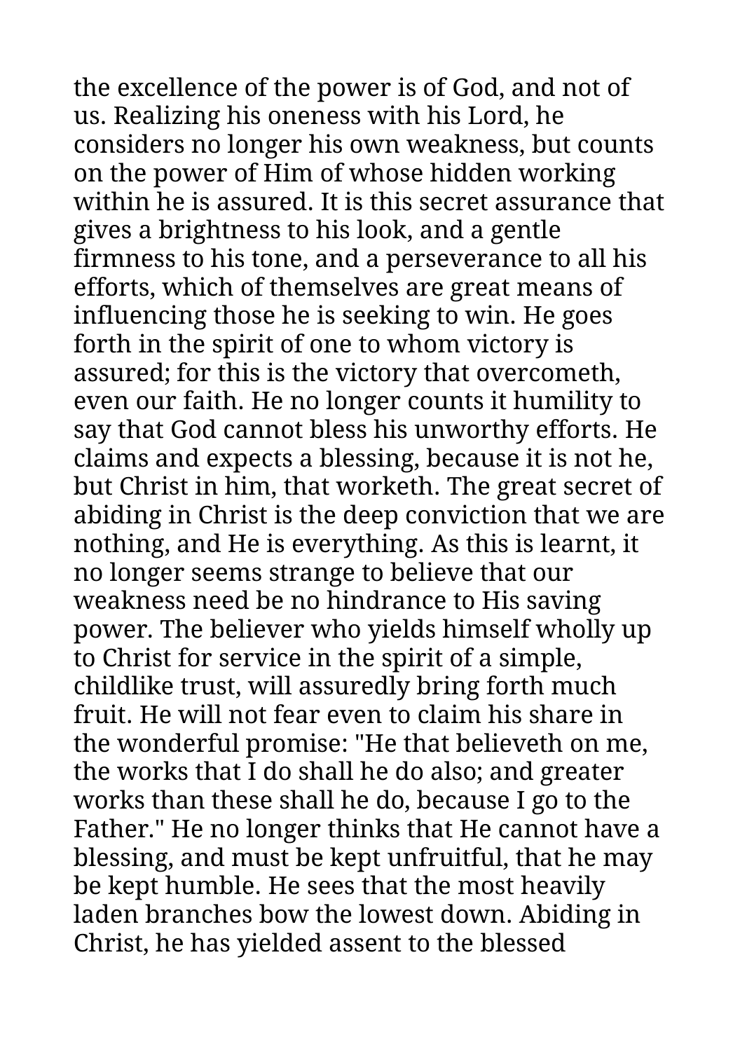the excellence of the power is of God, and not of us. Realizing his oneness with his Lord, he considers no longer his own weakness, but counts on the power of Him of whose hidden working within he is assured. It is this secret assurance that gives a brightness to his look, and a gentle firmness to his tone, and a perseverance to all his efforts, which of themselves are great means of influencing those he is seeking to win. He goes forth in the spirit of one to whom victory is assured; for this is the victory that overcometh, even our faith. He no longer counts it humility to say that God cannot bless his unworthy efforts. He claims and expects a blessing, because it is not he, but Christ in him, that worketh. The great secret of abiding in Christ is the deep conviction that we are nothing, and He is everything. As this is learnt, it no longer seems strange to believe that our weakness need be no hindrance to His saving power. The believer who yields himself wholly up to Christ for service in the spirit of a simple, childlike trust, will assuredly bring forth much fruit. He will not fear even to claim his share in the wonderful promise: "He that believeth on me, the works that I do shall he do also; and greater works than these shall he do, because I go to the Father." He no longer thinks that He cannot have a blessing, and must be kept unfruitful, that he may be kept humble. He sees that the most heavily laden branches bow the lowest down. Abiding in Christ, he has yielded assent to the blessed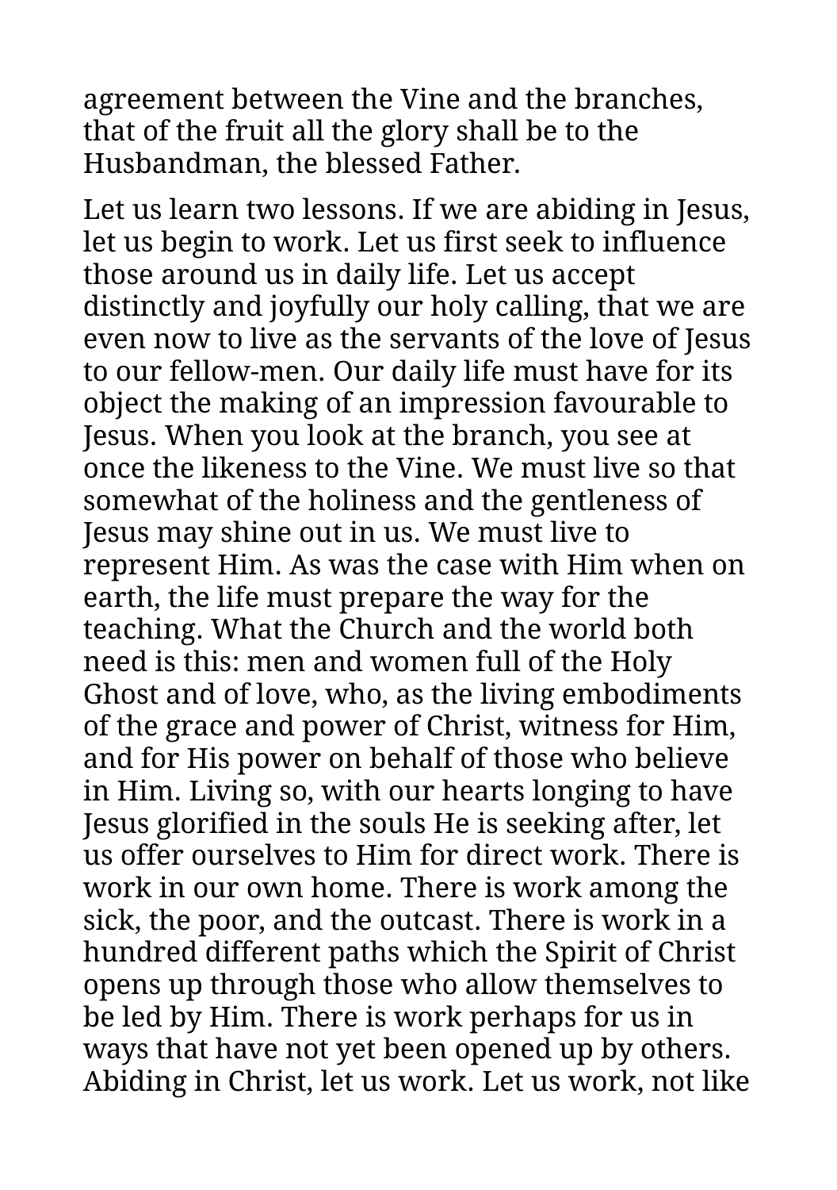agreement between the Vine and the branches, that of the fruit all the glory shall be to the Husbandman, the blessed Father.

Let us learn two lessons. If we are abiding in Jesus, let us begin to work. Let us first seek to influence those around us in daily life. Let us accept distinctly and joyfully our holy calling, that we are even now to live as the servants of the love of Jesus to our fellow-men. Our daily life must have for its object the making of an impression favourable to Jesus. When you look at the branch, you see at once the likeness to the Vine. We must live so that somewhat of the holiness and the gentleness of Jesus may shine out in us. We must live to represent Him. As was the case with Him when on earth, the life must prepare the way for the teaching. What the Church and the world both need is this: men and women full of the Holy Ghost and of love, who, as the living embodiments of the grace and power of Christ, witness for Him, and for His power on behalf of those who believe in Him. Living so, with our hearts longing to have Jesus glorified in the souls He is seeking after, let us offer ourselves to Him for direct work. There is work in our own home. There is work among the sick, the poor, and the outcast. There is work in a hundred different paths which the Spirit of Christ opens up through those who allow themselves to be led by Him. There is work perhaps for us in ways that have not yet been opened up by others. Abiding in Christ, let us work. Let us work, not like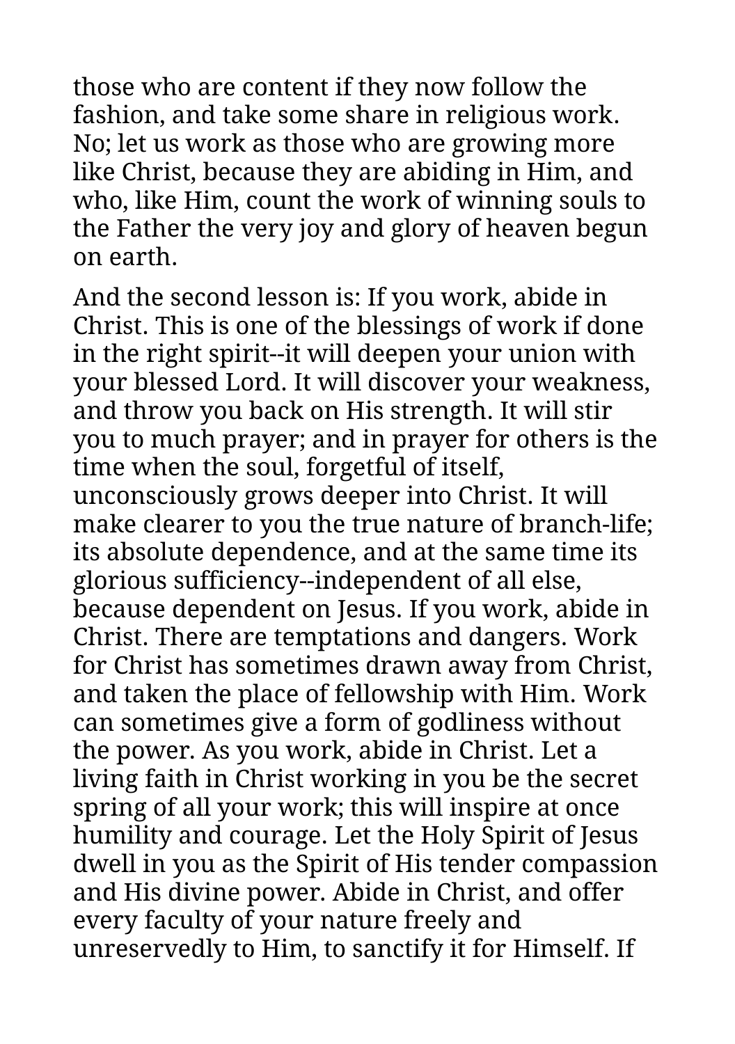those who are content if they now follow the fashion, and take some share in religious work. No; let us work as those who are growing more like Christ, because they are abiding in Him, and who, like Him, count the work of winning souls to the Father the very joy and glory of heaven begun on earth.

And the second lesson is: If you work, abide in Christ. This is one of the blessings of work if done in the right spirit--it will deepen your union with your blessed Lord. It will discover your weakness, and throw you back on His strength. It will stir you to much prayer; and in prayer for others is the time when the soul, forgetful of itself, unconsciously grows deeper into Christ. It will make clearer to you the true nature of branch-life; its absolute dependence, and at the same time its glorious sufficiency--independent of all else, because dependent on Jesus. If you work, abide in Christ. There are temptations and dangers. Work for Christ has sometimes drawn away from Christ, and taken the place of fellowship with Him. Work can sometimes give a form of godliness without the power. As you work, abide in Christ. Let a living faith in Christ working in you be the secret spring of all your work; this will inspire at once humility and courage. Let the Holy Spirit of Jesus dwell in you as the Spirit of His tender compassion and His divine power. Abide in Christ, and offer every faculty of your nature freely and unreservedly to Him, to sanctify it for Himself. If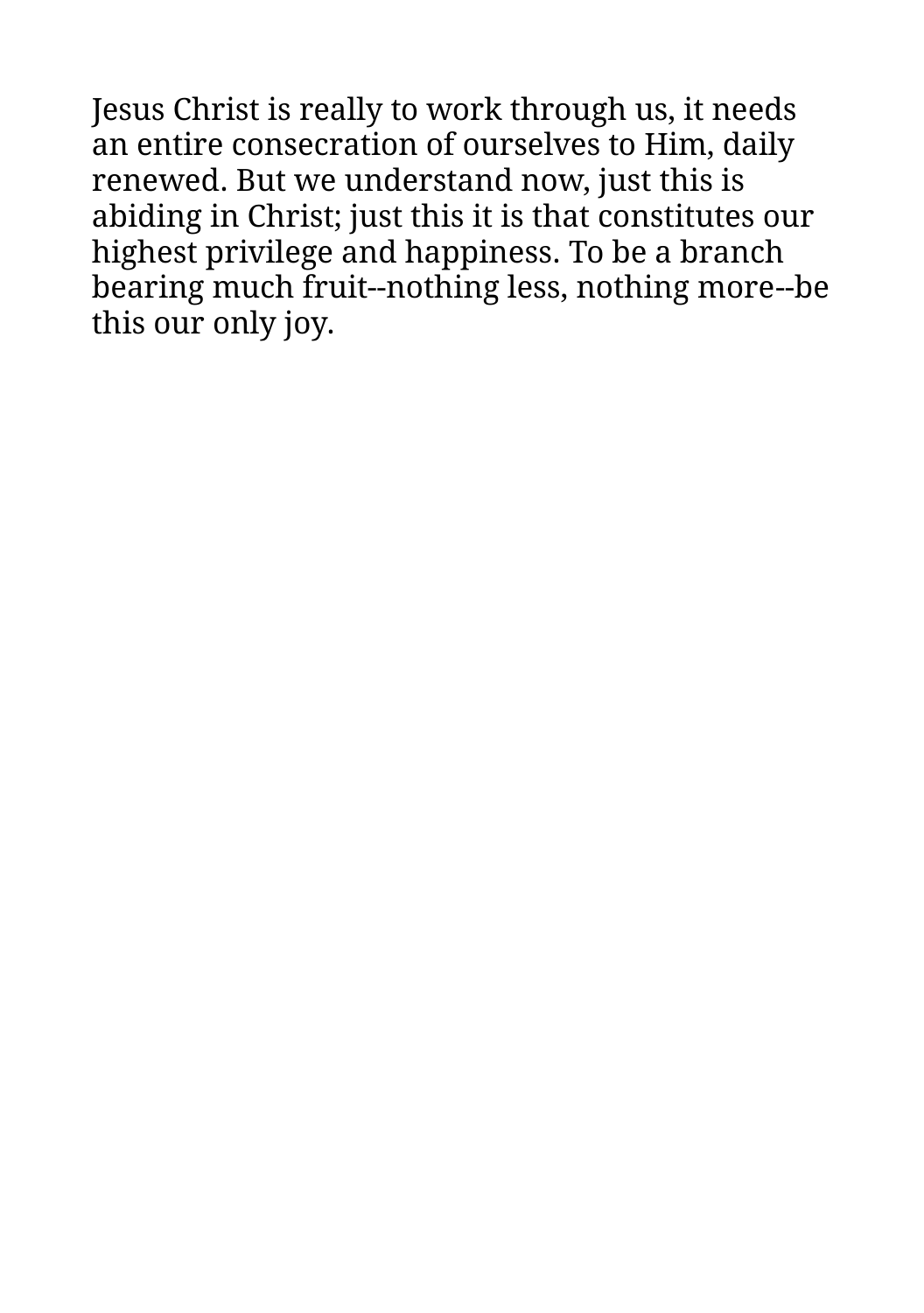Jesus Christ is really to work through us, it needs an entire consecration of ourselves to Him, daily renewed. But we understand now, just this is abiding in Christ; just this it is that constitutes our highest privilege and happiness. To be a branch bearing much fruit--nothing less, nothing more--be this our only joy.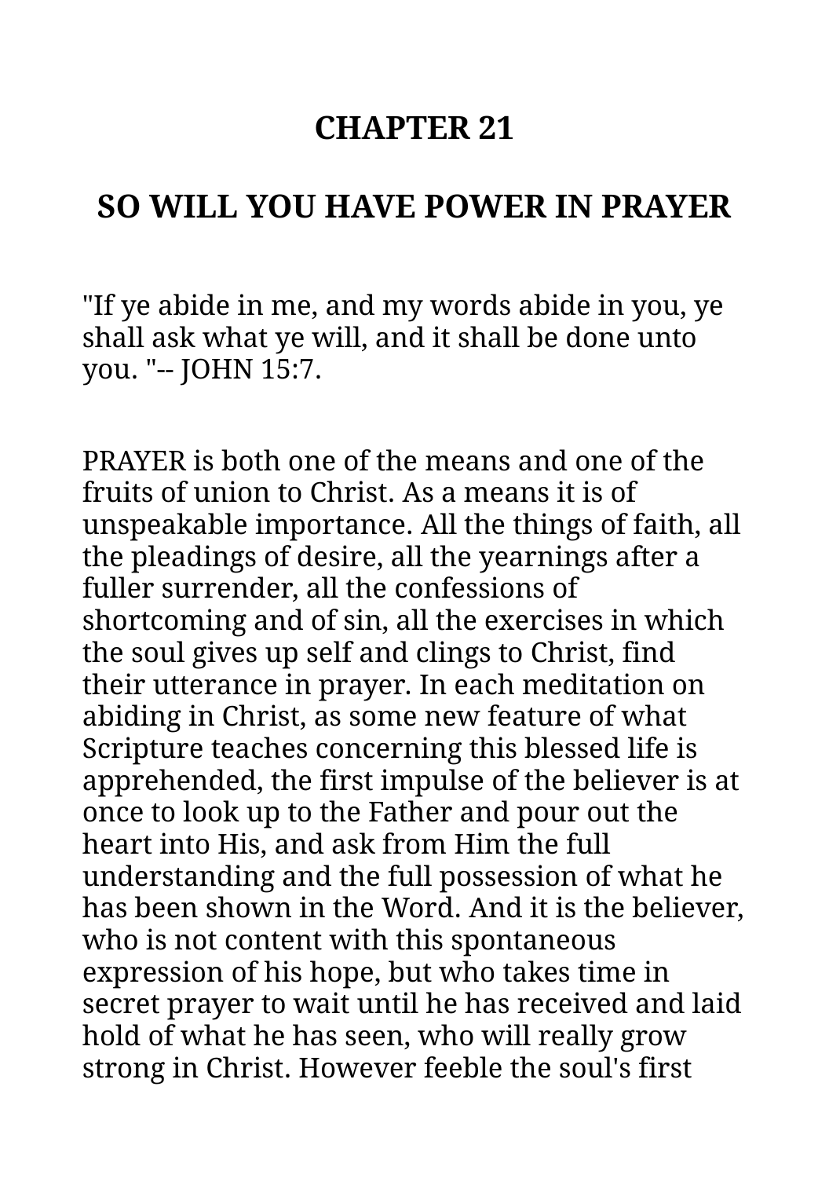# CHAPTER 21

# SO WILL YOU HAVE POWER IN PRAYER

"If ye abide in me, and my words abide in you, ye shall ask what ye will, and it shall be done unto you. "-- JOHN 15:7.

PRAYER is both one of the means and one of the fruits of union to Christ. As a means it is of unspeakable importance. All the things of faith, all the pleadings of desire, all the yearnings after a fuller surrender, all the confessions of shortcoming and of sin, all the exercises in which the soul gives up self and clings to Christ, find their utterance in prayer. In each meditation on abiding in Christ, as some new feature of what Scripture teaches concerning this blessed life is apprehended, the first impulse of the believer is at once to look up to the Father and pour out the heart into His, and ask from Him the full understanding and the full possession of what he has been shown in the Word. And it is the believer, who is not content with this spontaneous expression of his hope, but who takes time in secret prayer to wait until he has received and laid hold of what he has seen, who will really grow strong in Christ. However feeble the soul's first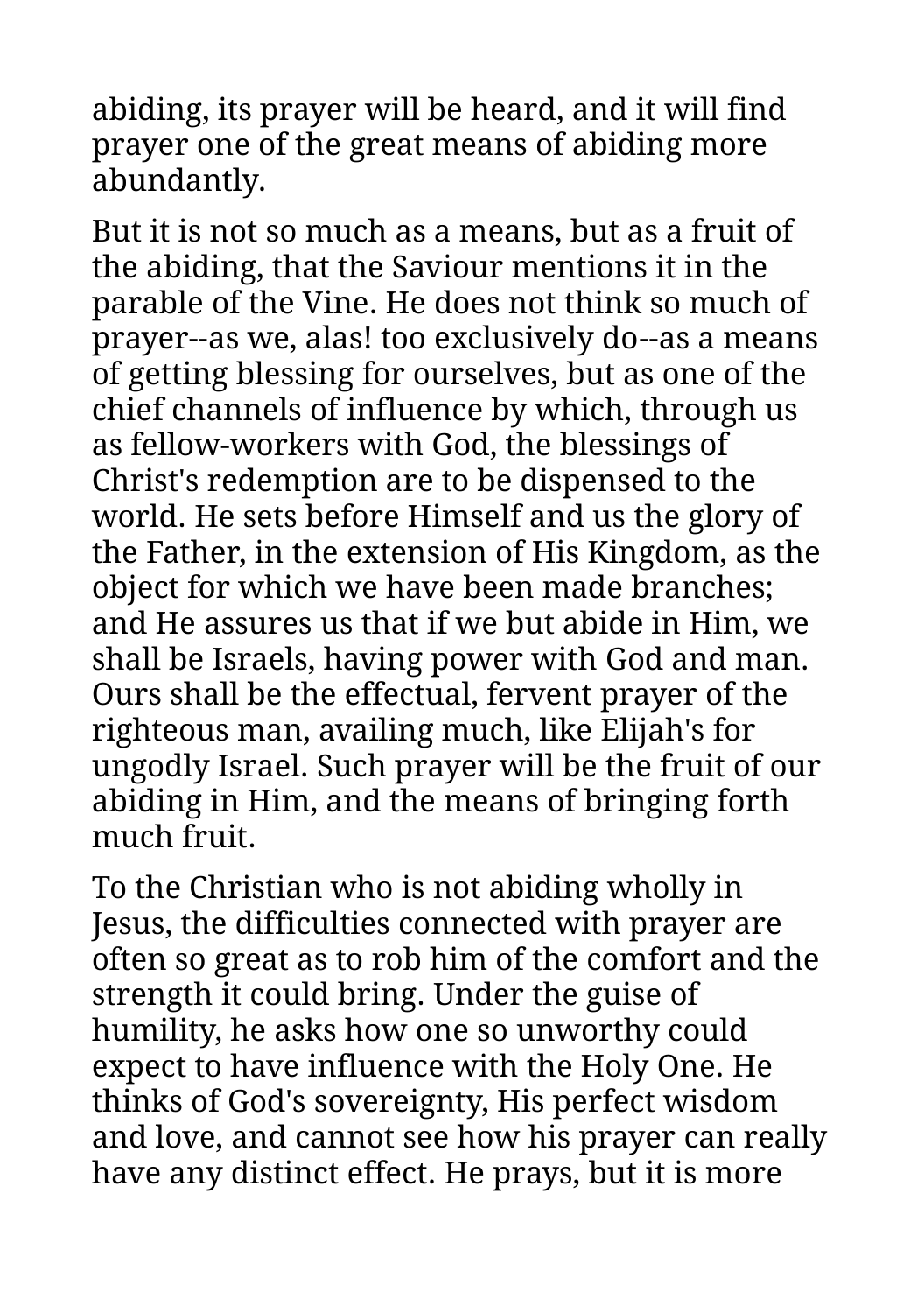abiding, its prayer will be heard, and it will find prayer one of the great means of abiding more abundantly.

But it is not so much as a means, but as a fruit of the abiding, that the Saviour mentions it in the parable of the Vine. He does not think so much of prayer--as we, alas! too exclusively do--as a means of getting blessing for ourselves, but as one of the chief channels of influence by which, through us as fellow-workers with God, the blessings of Christ's redemption are to be dispensed to the world. He sets before Himself and us the glory of the Father, in the extension of His Kingdom, as the object for which we have been made branches; and He assures us that if we but abide in Him, we shall be Israels, having power with God and man. Ours shall be the effectual, fervent prayer of the righteous man, availing much, like Elijah's for ungodly Israel. Such prayer will be the fruit of our abiding in Him, and the means of bringing forth much fruit.

To the Christian who is not abiding wholly in Jesus, the difficulties connected with prayer are often so great as to rob him of the comfort and the strength it could bring. Under the guise of humility, he asks how one so unworthy could expect to have influence with the Holy One. He thinks of God's sovereignty, His perfect wisdom and love, and cannot see how his prayer can really have any distinct effect. He prays, but it is more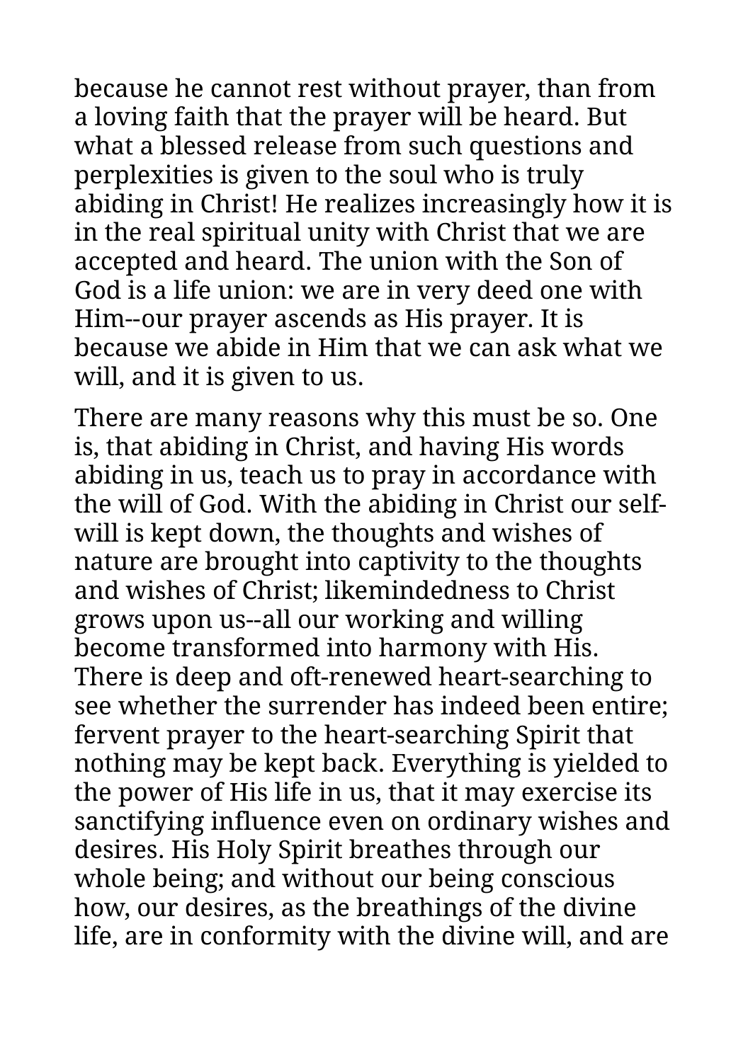because he cannot rest without prayer, than from a loving faith that the prayer will be heard. But what a blessed release from such questions and perplexities is given to the soul who is truly abiding in Christ! He realizes increasingly how it is in the real spiritual unity with Christ that we are accepted and heard. The union with the Son of God is a life union: we are in very deed one with Him--our prayer ascends as His prayer. It is because we abide in Him that we can ask what we will, and it is given to us.

There are many reasons why this must be so. One is, that abiding in Christ, and having His words abiding in us, teach us to pray in accordance with the will of God. With the abiding in Christ our self-will is kept down, the thoughts and wishes of nature are brought into captivity to the thoughts and wishes of Christ; likemindedness to Christ grows upon us--all our working and willing become transformed into harmony with His. There is deep and oft-renewed heart-searching to see whether the surrender has indeed been entire; fervent prayer to the heart-searching Spirit that nothing may be kept back. Everything is yielded to the power of His life in us, that it may exercise its sanctifying influence even on ordinary wishes and desires. His Holy Spirit breathes through our whole being; and without our being conscious how, our desires, as the breathings of the divine life, are in conformity with the divine will, and are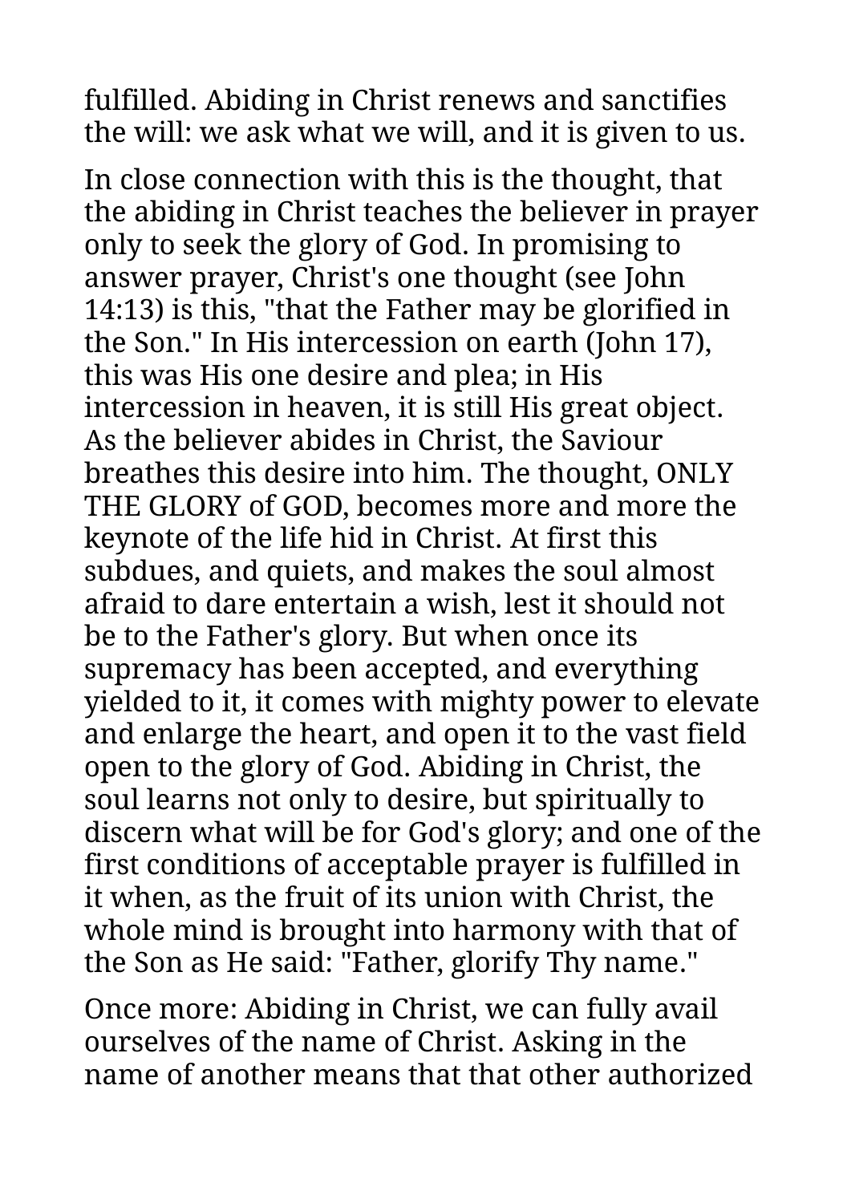fulfilled. Abiding in Christ renews and sanctifies the will: we ask what we will, and it is given to us.

In close connection with this is the thought, that the abiding in Christ teaches the believer in prayer only to seek the glory of God. In promising to answer prayer, Christ's one thought (see John 14:13) is this, "that the Father may be glorified in the Son." In His intercession on earth (John 17), this was His one desire and plea; in His intercession in heaven, it is still His great object. As the believer abides in Christ, the Saviour breathes this desire into him. The thought, ONLY THE GLORY of GOD, becomes more and more the keynote of the life hid in Christ. At first this subdues, and quiets, and makes the soul almost afraid to dare entertain a wish, lest it should not be to the Father's glory. But when once its supremacy has been accepted, and everything yielded to it, it comes with mighty power to elevate and enlarge the heart, and open it to the vast field open to the glory of God. Abiding in Christ, the soul learns not only to desire, but spiritually to discern what will be for God's glory; and one of the first conditions of acceptable prayer is fulfilled in it when, as the fruit of its union with Christ, the whole mind is brought into harmony with that of the Son as He said: "Father, glorify Thy name."

Once more: Abiding in Christ, we can fully avail ourselves of the name of Christ. Asking in the name of another means that that other authorized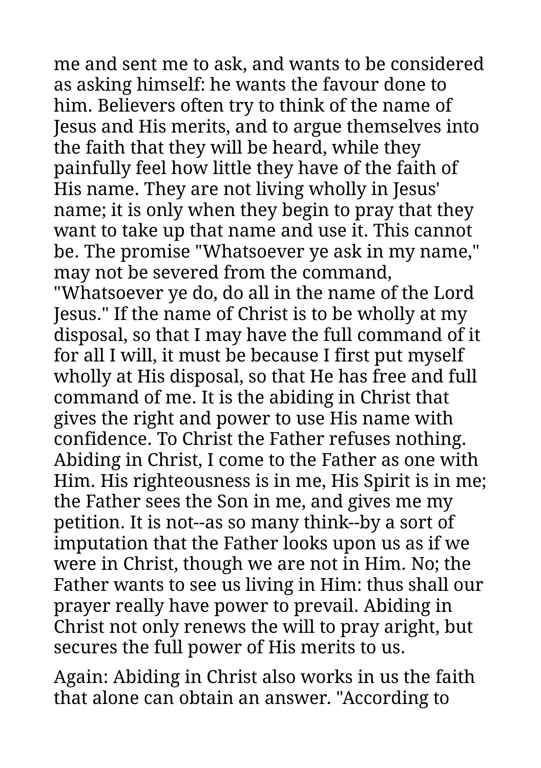me and sent me to ask, and wants to be considered as asking himself: he wants the favour done to him. Believers often try to think of the name of Jesus and His merits, and to argue themselves into the faith that they will be heard, while they painfully feel how little they have of the faith of His name. They are not living wholly in Jesus' name; it is only when they begin to pray that they want to take up that name and use it. This cannot be. The promise "Whatsoever ye ask in my name," may not be severed from the command, "Whatsoever ye do, do all in the name of the Lord Jesus." If the name of Christ is to be wholly at my disposal, so that I may have the full command of it for all I will, it must be because I first put myself wholly at His disposal, so that He has free and full command of me. It is the abiding in Christ that gives the right and power to use His name with confidence. To Christ the Father refuses nothing. Abiding in Christ, I come to the Father as one with Him. His righteousness is in me, His Spirit is in me; the Father sees the Son in me, and gives me my petition. It is not--as so many think--by a sort of imputation that the Father looks upon us as if we were in Christ, though we are not in Him. No; the Father wants to see us living in Him: thus shall our prayer really have power to prevail. Abiding in Christ not only renews the will to pray aright, but secures the full power of His merits to us.

Again: Abiding in Christ also works in us the faith that alone can obtain an answer. "According to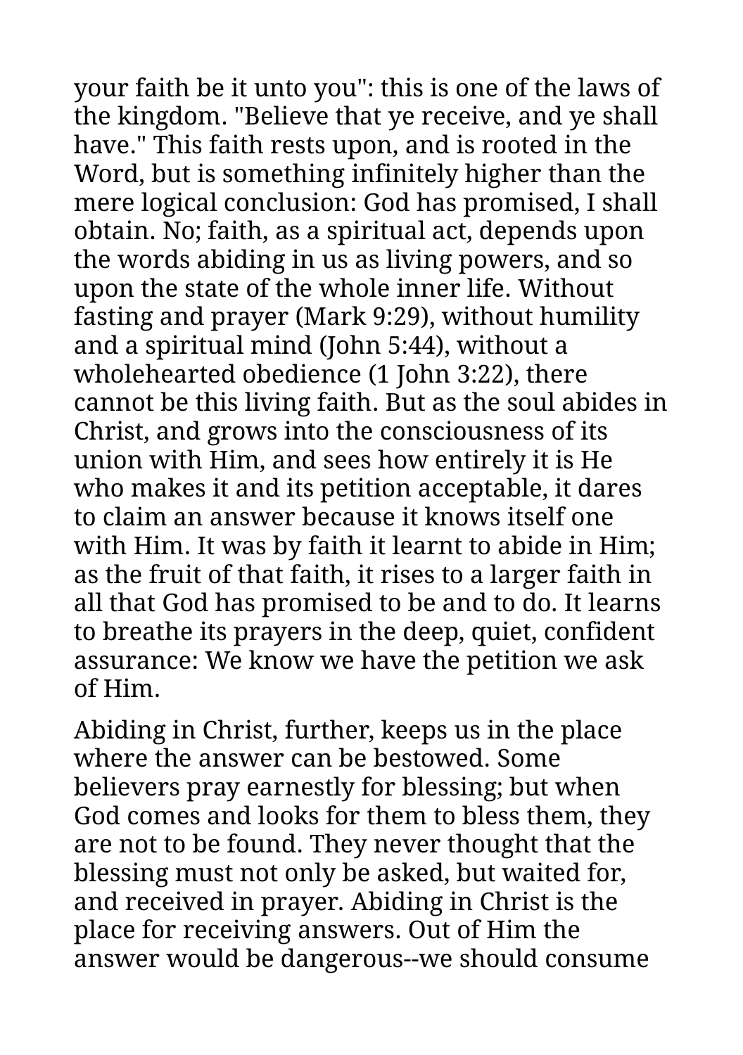your faith be it unto you": this is one of the laws of the kingdom. "Believe that ye receive, and ye shall have." This faith rests upon, and is rooted in the Word, but is something infinitely higher than the mere logical conclusion: God has promised, I shall obtain. No; faith, as a spiritual act, depends upon the words abiding in us as living powers, and so upon the state of the whole inner life. Without fasting and prayer (Mark 9:29), without humility and a spiritual mind (John 5:44), without a wholehearted obedience (1 John 3:22), there cannot be this living faith. But as the soul abides in Christ, and grows into the consciousness of its union with Him, and sees how entirely it is He who makes it and its petition acceptable, it dares to claim an answer because it knows itself one with Him. It was by faith it learnt to abide in Him; as the fruit of that faith, it rises to a larger faith in all that God has promised to be and to do. It learns to breathe its prayers in the deep, quiet, confident assurance: We know we have the petition we ask of Him.

Abiding in Christ, further, keeps us in the place where the answer can be bestowed. Some believers pray earnestly for blessing; but when God comes and looks for them to bless them, they are not to be found. They never thought that the blessing must not only be asked, but waited for, and received in prayer. Abiding in Christ is the place for receiving answers. Out of Him the answer would be dangerous--we should consume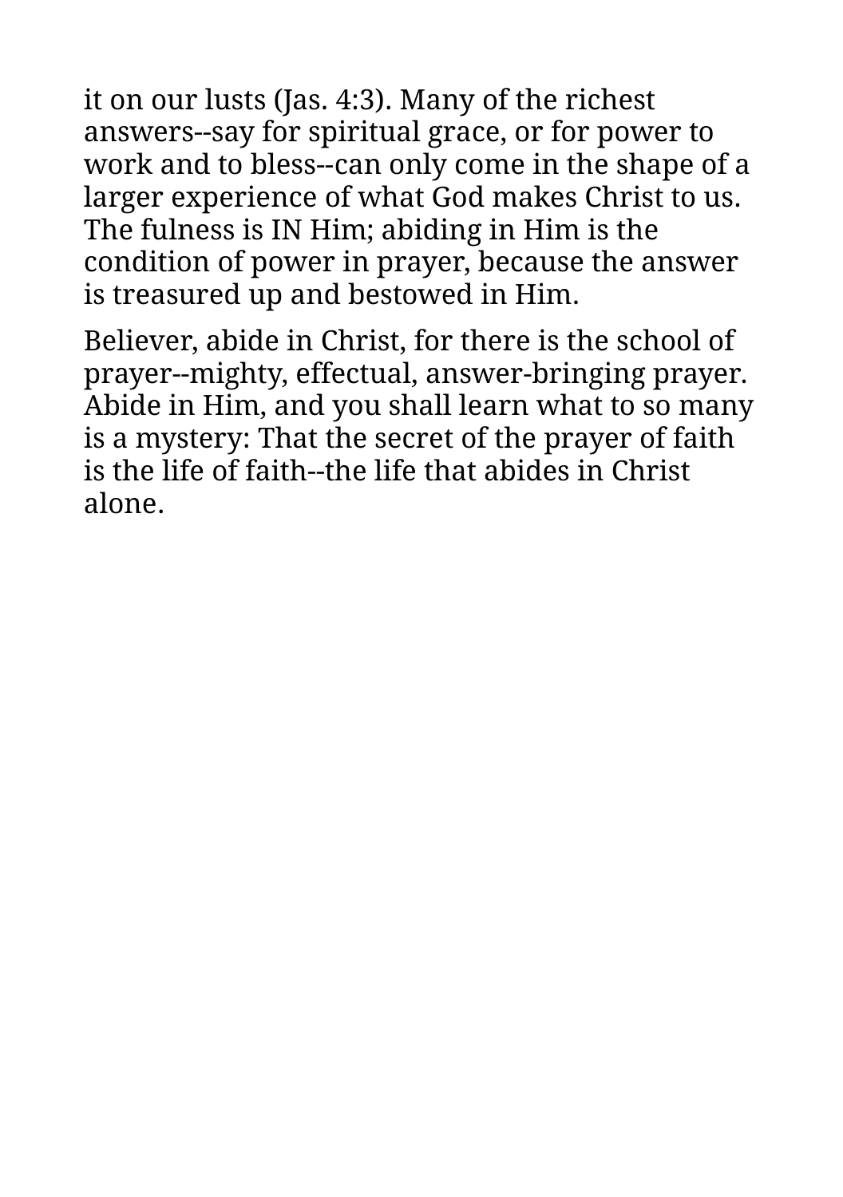it on our lusts (Jas. 4:3). Many of the richest answers--say for spiritual grace, or for power to work and to bless--can only come in the shape of a larger experience of what God makes Christ to us. The fulness is IN Him; abiding in Him is the condition of power in prayer, because the answer is treasured up and bestowed in Him.

Believer, abide in Christ, for there is the school of prayer--mighty, effectual, answer-bringing prayer. Abide in Him, and you shall learn what to so many is a mystery: That the secret of the prayer of faith is the life of faith--the life that abides in Christ alone.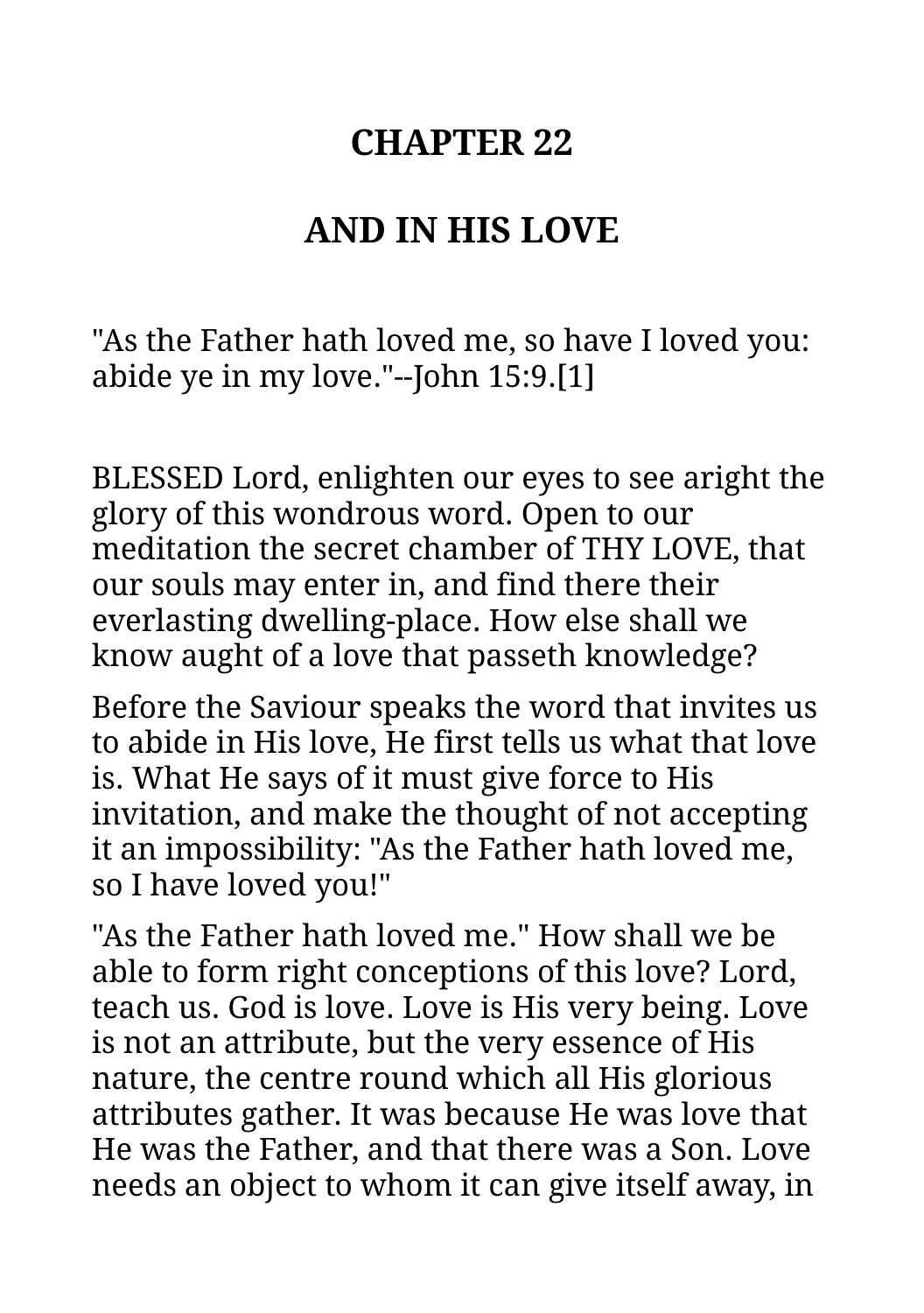# CHAPTER 22

## AND IN HIS LOVE

"As the Father hath loved me, so have I loved you: abide ye in my love."--John 15:9.[1]

BLESSED Lord, enlighten our eyes to see aright the glory of this wondrous word. Open to our meditation the secret chamber of THY LOVE, that our souls may enter in, and find there their everlasting dwelling-place. How else shall we know aught of a love that passeth knowledge?

Before the Saviour speaks the word that invites us to abide in His love, He first tells us what that love is. What He says of it must give force to His invitation, and make the thought of not accepting it an impossibility: "As the Father hath loved me, so I have loved you!"

"As the Father hath loved me." How shall we be able to form right conceptions of this love? Lord, teach us. God is love. Love is His very being. Love is not an attribute, but the very essence of His nature, the centre round which all His glorious attributes gather. It was because He was love that He was the Father, and that there was a Son. Love needs an object to whom it can give itself away, in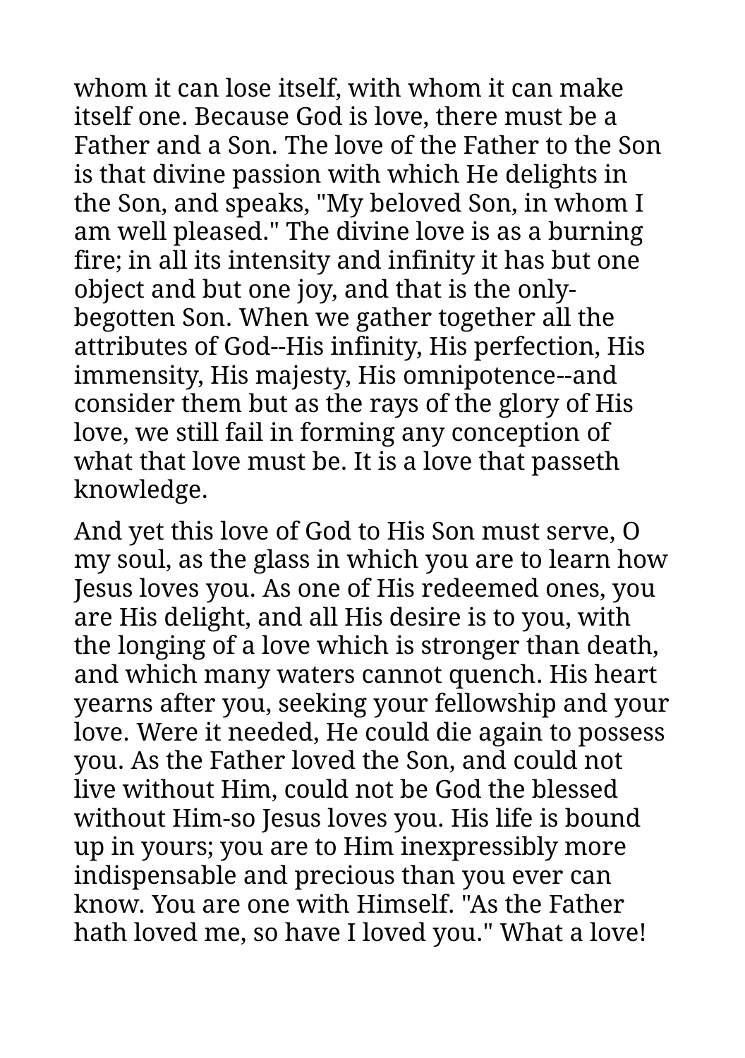whom it can lose itself, with whom it can make itself one. Because God is love, there must be a Father and a Son. The love of the Father to the Son is that divine passion with which He delights in the Son, and speaks, "My beloved Son, in whom I am well pleased." The divine love is as a burning fire; in all its intensity and infinity it has but one object and but one joy, and that is the only-begotten Son. When we gather together all the attributes of God--His infinity, His perfection, His immensity, His majesty, His omnipotence--and consider them but as the rays of the glory of His love, we still fail in forming any conception of what that love must be. It is a love that passeth knowledge.

And yet this love of God to His Son must serve, O my soul, as the glass in which you are to learn how Jesus loves you. As one of His redeemed ones, you are His delight, and all His desire is to you, with the longing of a love which is stronger than death, and which many waters cannot quench. His heart yearns after you, seeking your fellowship and your love. Were it needed, He could die again to possess you. As the Father loved the Son, and could not live without Him, could not be God the blessed without Him-so Jesus loves you. His life is bound up in yours; you are to Him inexpressibly more indispensable and precious than you ever can know. You are one with Himself. "As the Father hath loved me, so have I loved you." What a love!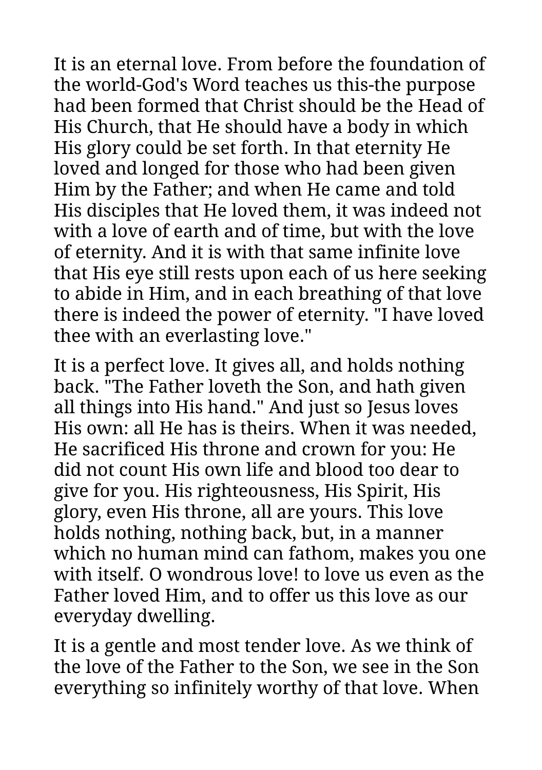It is an eternal love. From before the foundation of the world-God's Word teaches us this-the purpose had been formed that Christ should be the Head of His Church, that He should have a body in which His glory could be set forth. In that eternity He loved and longed for those who had been given Him by the Father; and when He came and told His disciples that He loved them, it was indeed not with a love of earth and of time, but with the love of eternity. And it is with that same infinite love that His eye still rests upon each of us here seeking to abide in Him, and in each breathing of that love there is indeed the power of eternity. "I have loved thee with an everlasting love."

It is a perfect love. It gives all, and holds nothing back. "The Father loveth the Son, and hath given all things into His hand." And just so Jesus loves His own: all He has is theirs. When it was needed, He sacrificed His throne and crown for you: He did not count His own life and blood too dear to give for you. His righteousness, His Spirit, His glory, even His throne, all are yours. This love holds nothing, nothing back, but, in a manner which no human mind can fathom, makes you one with itself. O wondrous love! to love us even as the Father loved Him, and to offer us this love as our everyday dwelling.

It is a gentle and most tender love. As we think of the love of the Father to the Son, we see in the Son everything so infinitely worthy of that love. When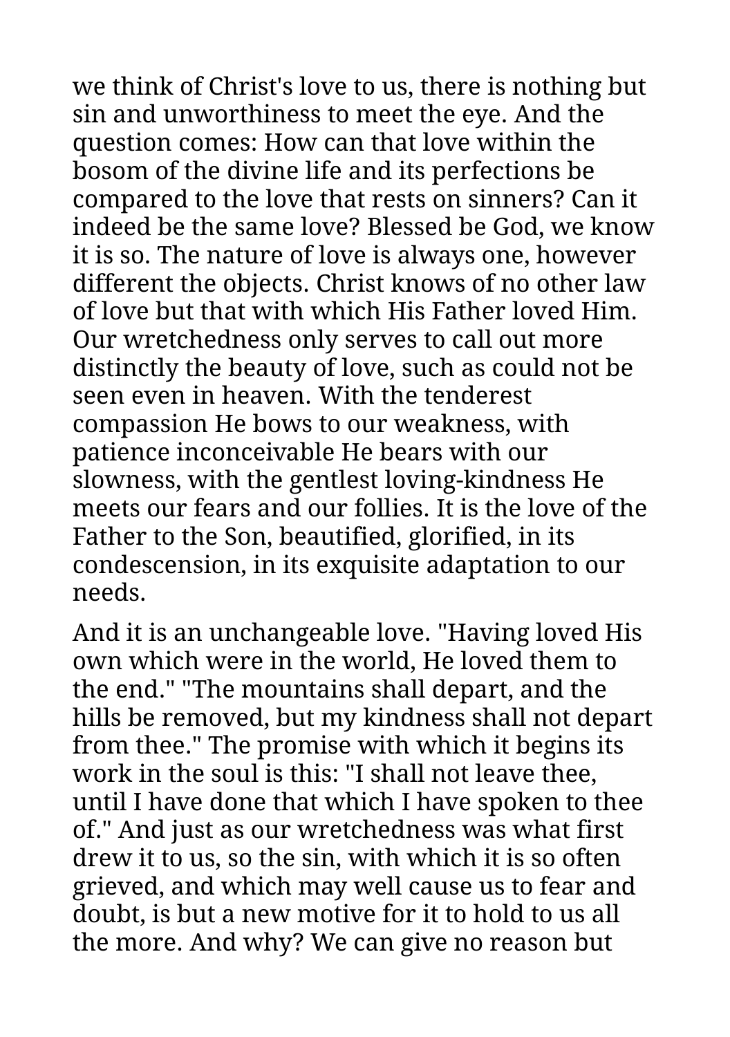we think of Christ's love to us, there is nothing but sin and unworthiness to meet the eye. And the question comes: How can that love within the bosom of the divine life and its perfections be compared to the love that rests on sinners? Can it indeed be the same love? Blessed be God, we know it is so. The nature of love is always one, however different the objects. Christ knows of no other law of love but that with which His Father loved Him. Our wretchedness only serves to call out more distinctly the beauty of love, such as could not be seen even in heaven. With the tenderest compassion He bows to our weakness, with patience inconceivable He bears with our slowness, with the gentlest loving-kindness He meets our fears and our follies. It is the love of the Father to the Son, beautified, glorified, in its condescension, in its exquisite adaptation to our needs.

And it is an unchangeable love. "Having loved His own which were in the world, He loved them to the end." "The mountains shall depart, and the hills be removed, but my kindness shall not depart from thee." The promise with which it begins its work in the soul is this: "I shall not leave thee, until I have done that which I have spoken to thee of." And just as our wretchedness was what first drew it to us, so the sin, with which it is so often grieved, and which may well cause us to fear and doubt, is but a new motive for it to hold to us all the more. And why? We can give no reason but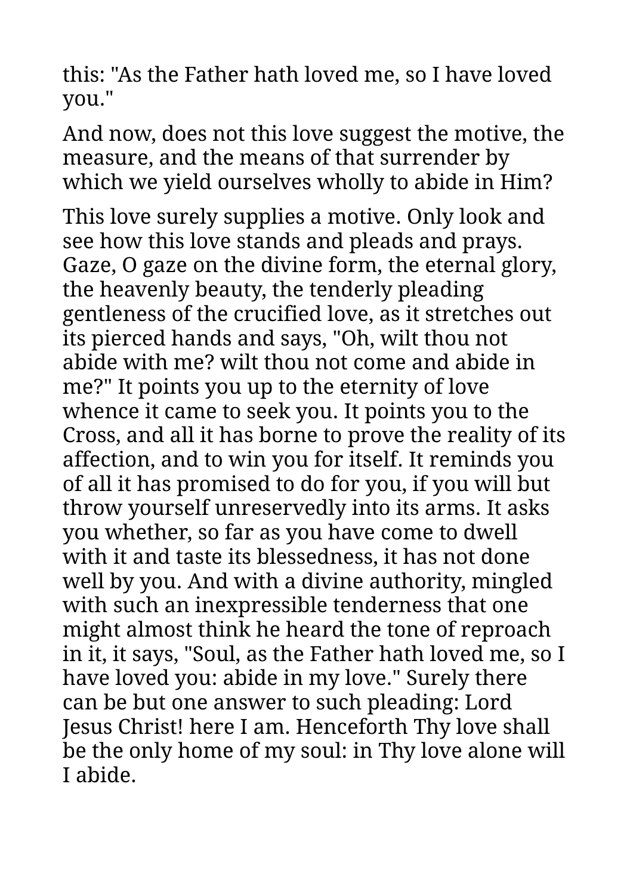this: "As the Father hath loved me, so I have loved you."

And now, does not this love suggest the motive, the measure, and the means of that surrender by which we yield ourselves wholly to abide in Him?

This love surely supplies a motive. Only look and see how this love stands and pleads and prays. Gaze, O gaze on the divine form, the eternal glory, the heavenly beauty, the tenderly pleading gentleness of the crucified love, as it stretches out its pierced hands and says, "Oh, wilt thou not abide with me? wilt thou not come and abide in me?" It points you up to the eternity of love whence it came to seek you. It points you to the Cross, and all it has borne to prove the reality of its affection, and to win you for itself. It reminds you of all it has promised to do for you, if you will but throw yourself unreservedly into its arms. It asks you whether, so far as you have come to dwell with it and taste its blessedness, it has not done well by you. And with a divine authority, mingled with such an inexpressible tenderness that one might almost think he heard the tone of reproach in it, it says, "Soul, as the Father hath loved me, so I have loved you: abide in my love." Surely there can be but one answer to such pleading: Lord Jesus Christ! here I am. Henceforth Thy love shall be the only home of my soul: in Thy love alone will I abide.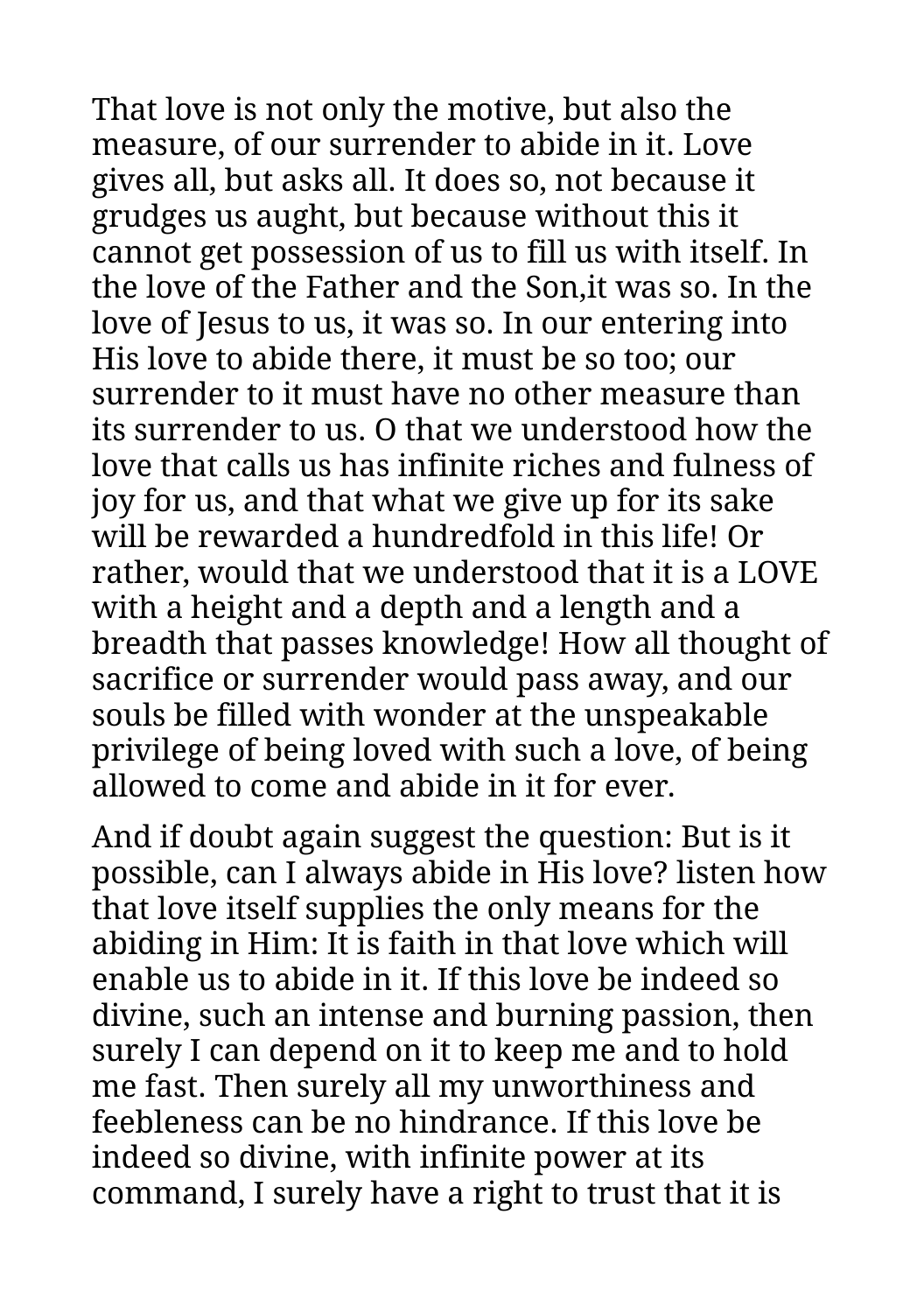That love is not only the motive, but also the measure, of our surrender to abide in it. Love gives all, but asks all. It does so, not because it grudges us aught, but because without this it cannot get possession of us to fill us with itself. In the love of the Father and the Son,it was so. In the love of Jesus to us, it was so. In our entering into His love to abide there, it must be so too; our surrender to it must have no other measure than its surrender to us. O that we understood how the love that calls us has infinite riches and fulness of joy for us, and that what we give up for its sake will be rewarded a hundredfold in this life! Or rather, would that we understood that it is a LOVE with a height and a depth and a length and a breadth that passes knowledge! How all thought of sacrifice or surrender would pass away, and our souls be filled with wonder at the unspeakable privilege of being loved with such a love, of being allowed to come and abide in it for ever.

And if doubt again suggest the question: But is it possible, can I always abide in His love? listen how that love itself supplies the only means for the abiding in Him: It is faith in that love which will enable us to abide in it. If this love be indeed so divine, such an intense and burning passion, then surely I can depend on it to keep me and to hold me fast. Then surely all my unworthiness and feebleness can be no hindrance. If this love be indeed so divine, with infinite power at its command, I surely have a right to trust that it is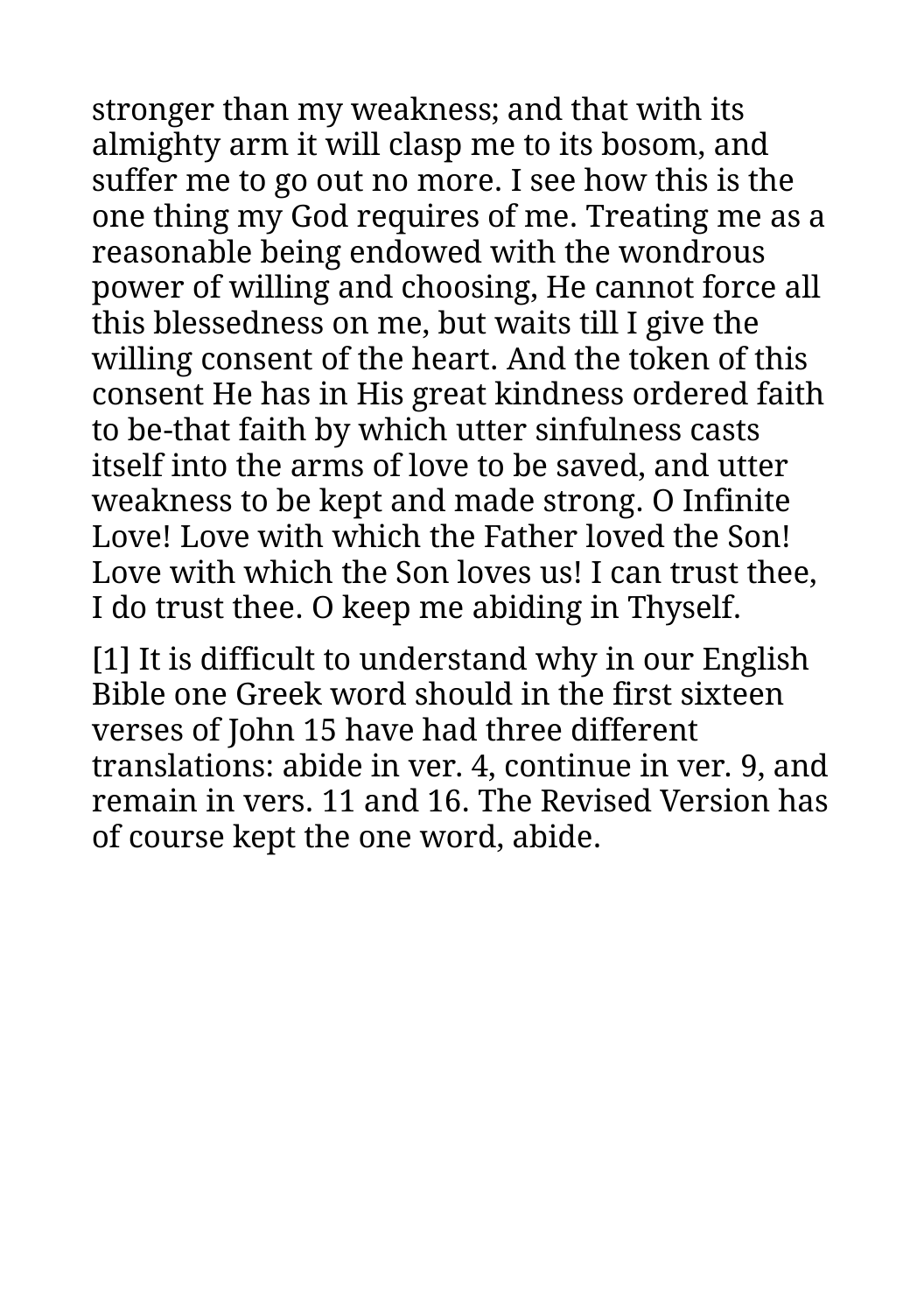stronger than my weakness; and that with its almighty arm it will clasp me to its bosom, and suffer me to go out no more. I see how this is the one thing my God requires of me. Treating me as a reasonable being endowed with the wondrous power of willing and choosing, He cannot force all this blessedness on me, but waits till I give the willing consent of the heart. And the token of this consent He has in His great kindness ordered faith to be-that faith by which utter sinfulness casts itself into the arms of love to be saved, and utter weakness to be kept and made strong. O Infinite Love! Love with which the Father loved the Son! Love with which the Son loves us! I can trust thee, I do trust thee. O keep me abiding in Thyself.

[1] It is difficult to understand why in our English Bible one Greek word should in the first sixteen verses of John 15 have had three different translations: abide in ver. 4, continue in ver. 9, and remain in vers. 11 and 16. The Revised Version has of course kept the one word, abide.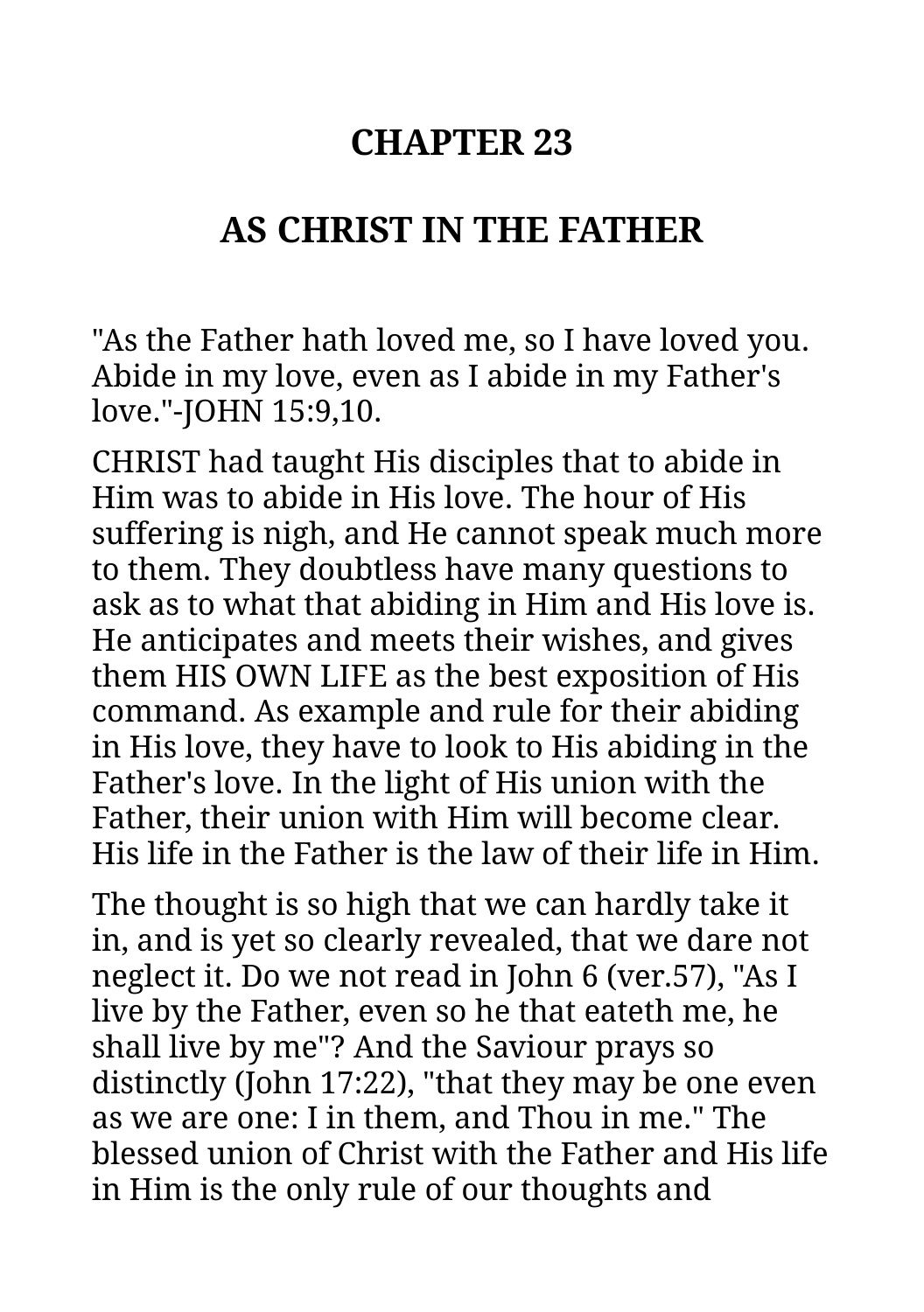# CHAPTER 23

# AS CHRIST IN THE FATHER

"As the Father hath loved me, so I have loved you. Abide in my love, even as I abide in my Father's love."-JOHN 15:9,10.

CHRIST had taught His disciples that to abide in Him was to abide in His love. The hour of His suffering is nigh, and He cannot speak much more to them. They doubtless have many questions to ask as to what that abiding in Him and His love is. He anticipates and meets their wishes, and gives them HIS OWN LIFE as the best exposition of His command. As example and rule for their abiding in His love, they have to look to His abiding in the Father's love. In the light of His union with the Father, their union with Him will become clear. His life in the Father is the law of their life in Him.

The thought is so high that we can hardly take it in, and is yet so clearly revealed, that we dare not neglect it. Do we not read in John 6 (ver.57), "As I live by the Father, even so he that eateth me, he shall live by me"? And the Saviour prays so distinctly (John 17:22), "that they may be one even as we are one: I in them, and Thou in me." The blessed union of Christ with the Father and His life in Him is the only rule of our thoughts and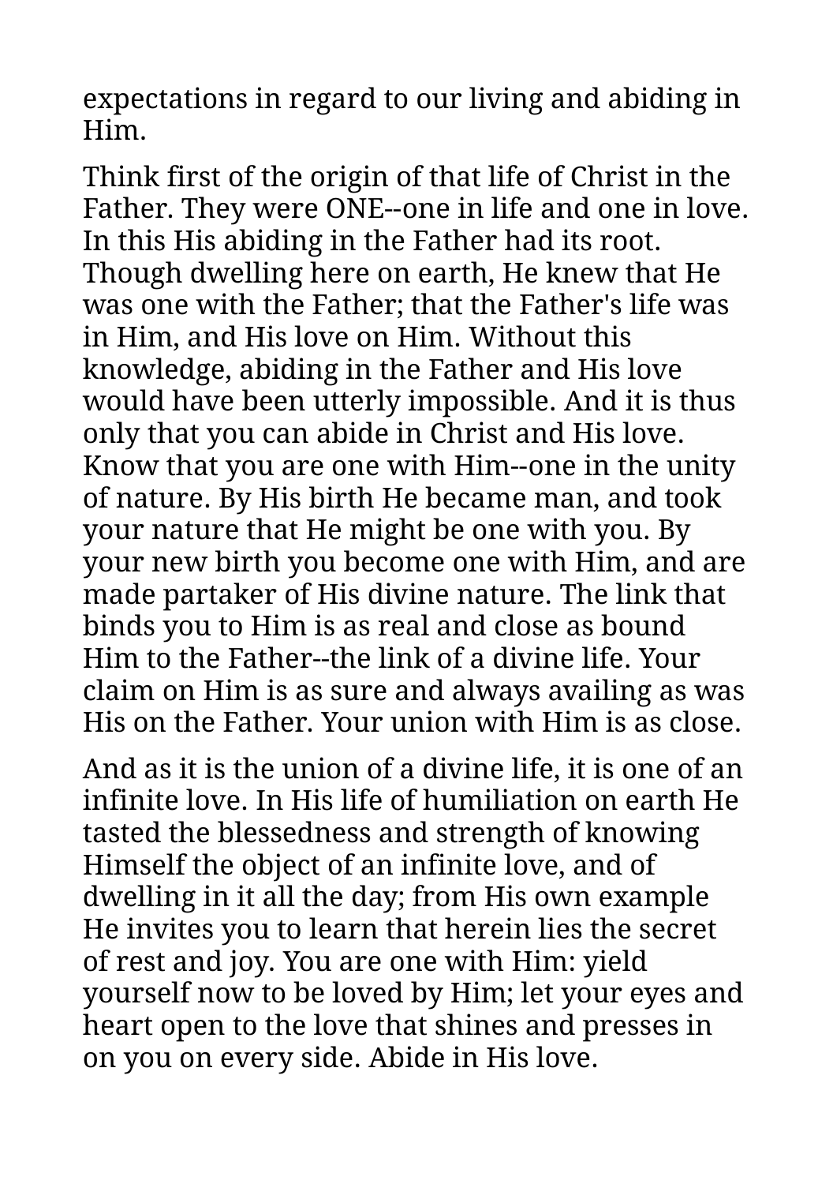expectations in regard to our living and abiding in Him.

Think first of the origin of that life of Christ in the Father. They were ONE--one in life and one in love. In this His abiding in the Father had its root. Though dwelling here on earth, He knew that He was one with the Father; that the Father's life was in Him, and His love on Him. Without this knowledge, abiding in the Father and His love would have been utterly impossible. And it is thus only that you can abide in Christ and His love. Know that you are one with Him--one in the unity of nature. By His birth He became man, and took your nature that He might be one with you. By your new birth you become one with Him, and are made partaker of His divine nature. The link that binds you to Him is as real and close as bound Him to the Father--the link of a divine life. Your claim on Him is as sure and always availing as was His on the Father. Your union with Him is as close.

And as it is the union of a divine life, it is one of an infinite love. In His life of humiliation on earth He tasted the blessedness and strength of knowing Himself the object of an infinite love, and of dwelling in it all the day; from His own example He invites you to learn that herein lies the secret of rest and joy. You are one with Him: yield yourself now to be loved by Him; let your eyes and heart open to the love that shines and presses in on you on every side. Abide in His love.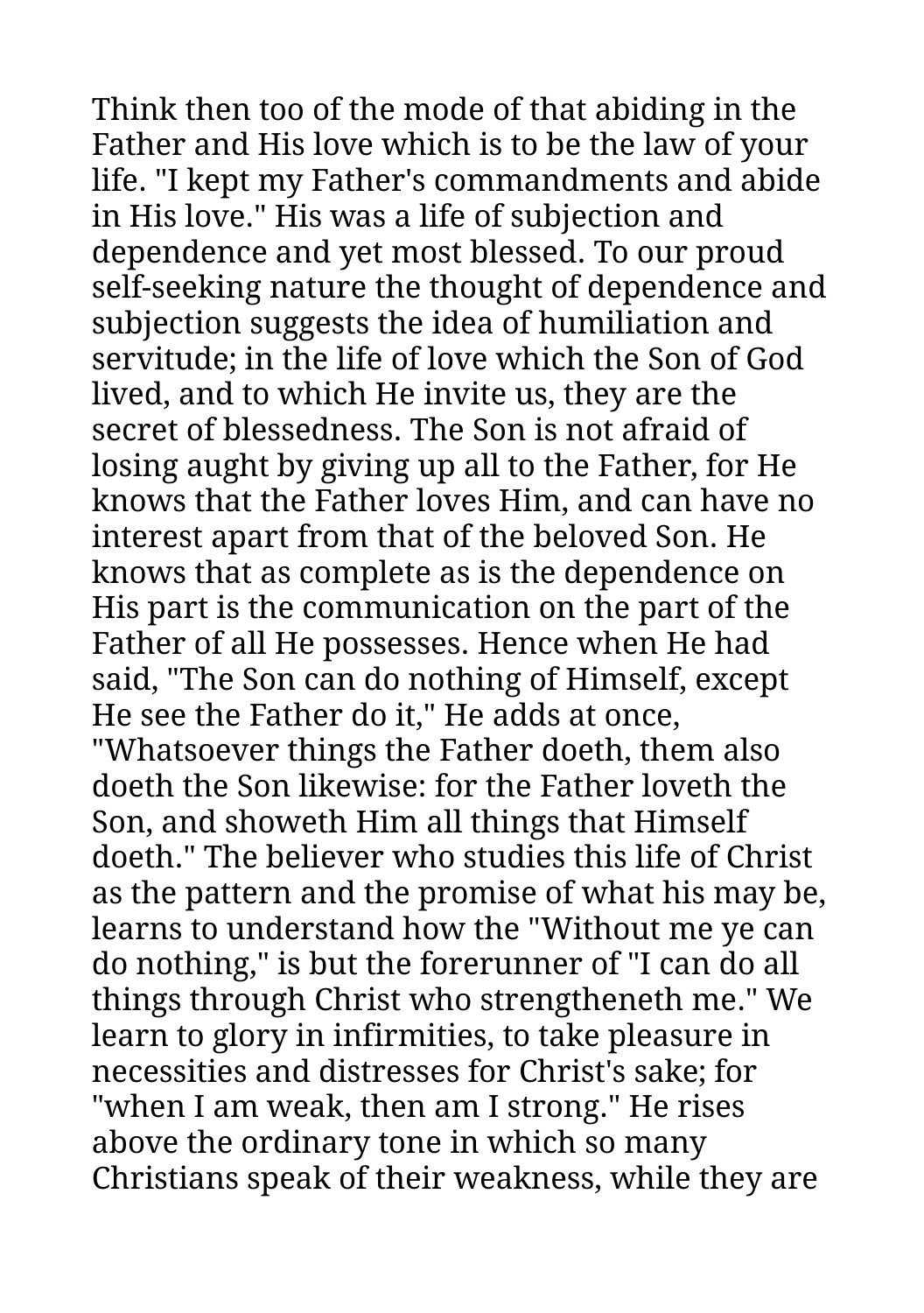Think then too of the mode of that abiding in the Father and His love which is to be the law of your life. "I kept my Father's commandments and abide in His love." His was a life of subjection and dependence and yet most blessed. To our proud self-seeking nature the thought of dependence and subjection suggests the idea of humiliation and servitude; in the life of love which the Son of God lived, and to which He invite us, they are the secret of blessedness. The Son is not afraid of losing aught by giving up all to the Father, for He knows that the Father loves Him, and can have no interest apart from that of the beloved Son. He knows that as complete as is the dependence on His part is the communication on the part of the Father of all He possesses. Hence when He had said, "The Son can do nothing of Himself, except He see the Father do it," He adds at once, "Whatsoever things the Father doeth, them also doeth the Son likewise: for the Father loveth the Son, and showeth Him all things that Himself doeth." The believer who studies this life of Christ as the pattern and the promise of what his may be, learns to understand how the "Without me ye can do nothing," is but the forerunner of "I can do all things through Christ who strengtheneth me." We learn to glory in infirmities, to take pleasure in necessities and distresses for Christ's sake; for "when I am weak, then am I strong." He rises above the ordinary tone in which so many Christians speak of their weakness, while they are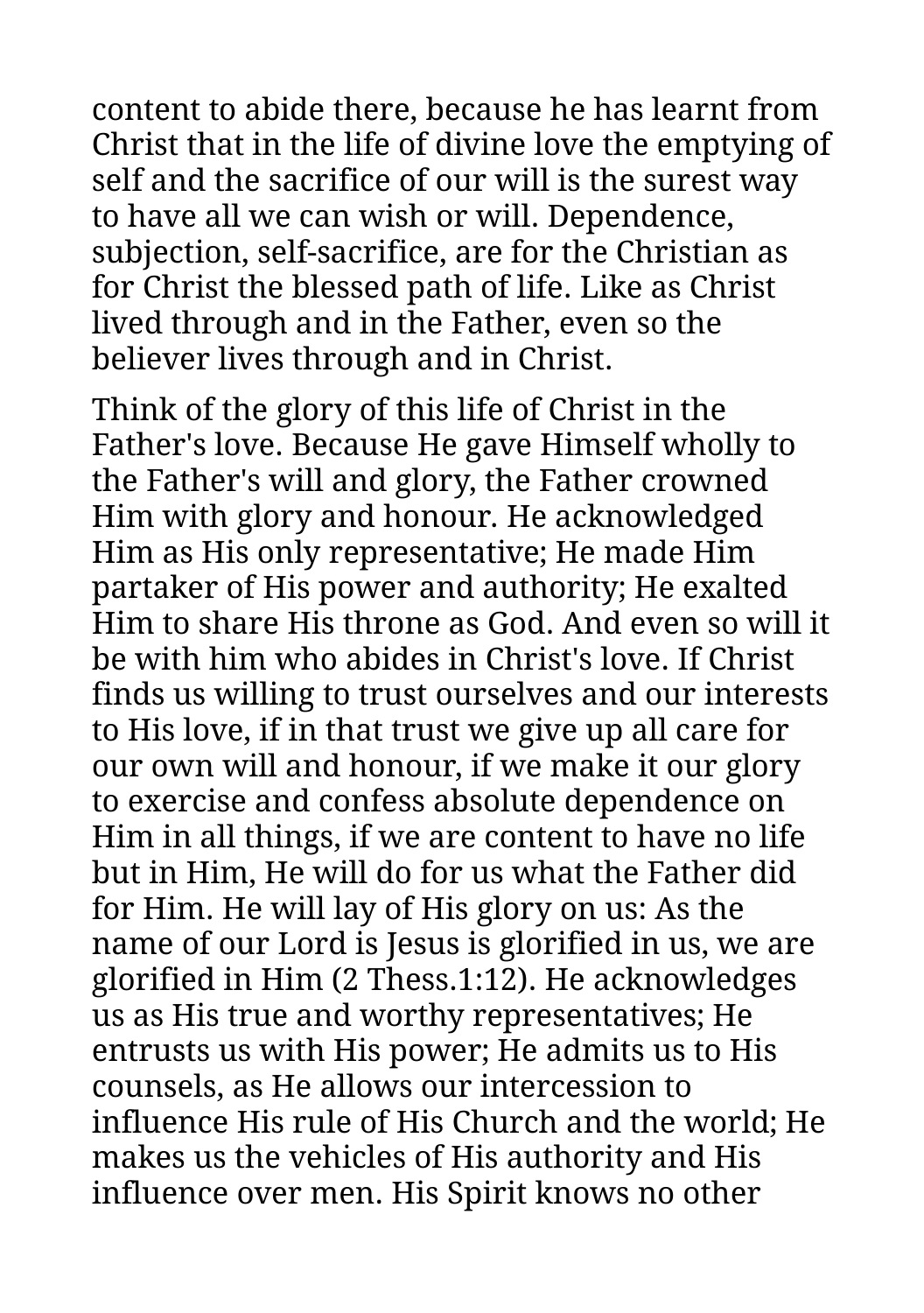content to abide there, because he has learnt from Christ that in the life of divine love the emptying of self and the sacrifice of our will is the surest way to have all we can wish or will. Dependence, subjection, self-sacrifice, are for the Christian as for Christ the blessed path of life. Like as Christ lived through and in the Father, even so the believer lives through and in Christ.

Think of the glory of this life of Christ in the Father's love. Because He gave Himself wholly to the Father's will and glory, the Father crowned Him with glory and honour. He acknowledged Him as His only representative; He made Him partaker of His power and authority; He exalted Him to share His throne as God. And even so will it be with him who abides in Christ's love. If Christ finds us willing to trust ourselves and our interests to His love, if in that trust we give up all care for our own will and honour, if we make it our glory to exercise and confess absolute dependence on Him in all things, if we are content to have no life but in Him, He will do for us what the Father did for Him. He will lay of His glory on us: As the name of our Lord is Jesus is glorified in us, we are glorified in Him (2 Thess.1:12). He acknowledges us as His true and worthy representatives; He entrusts us with His power; He admits us to His counsels, as He allows our intercession to influence His rule of His Church and the world; He makes us the vehicles of His authority and His influence over men. His Spirit knows no other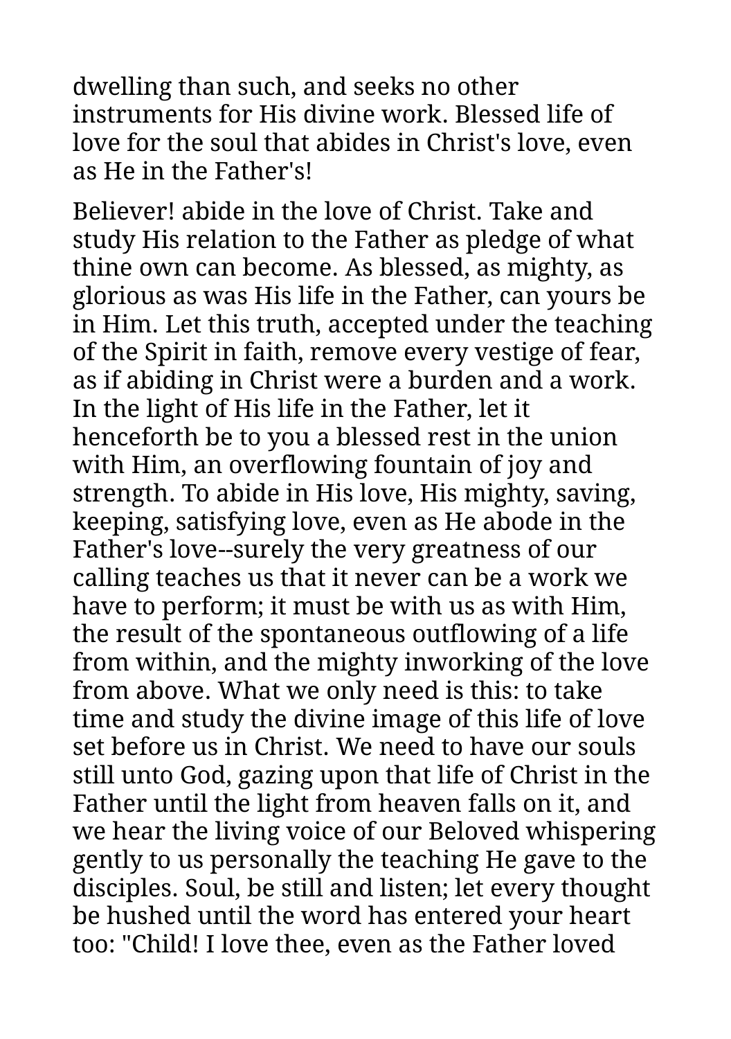dwelling than such, and seeks no other instruments for His divine work. Blessed life of love for the soul that abides in Christ's love, even as He in the Father's!

Believer! abide in the love of Christ. Take and study His relation to the Father as pledge of what thine own can become. As blessed, as mighty, as glorious as was His life in the Father, can yours be in Him. Let this truth, accepted under the teaching of the Spirit in faith, remove every vestige of fear, as if abiding in Christ were a burden and a work. In the light of His life in the Father, let it henceforth be to you a blessed rest in the union with Him, an overflowing fountain of joy and strength. To abide in His love, His mighty, saving, keeping, satisfying love, even as He abode in the Father's love--surely the very greatness of our calling teaches us that it never can be a work we have to perform; it must be with us as with Him, the result of the spontaneous outflowing of a life from within, and the mighty inworking of the love from above. What we only need is this: to take time and study the divine image of this life of love set before us in Christ. We need to have our souls still unto God, gazing upon that life of Christ in the Father until the light from heaven falls on it, and we hear the living voice of our Beloved whispering gently to us personally the teaching He gave to the disciples. Soul, be still and listen; let every thought be hushed until the word has entered your heart too: "Child! I love thee, even as the Father loved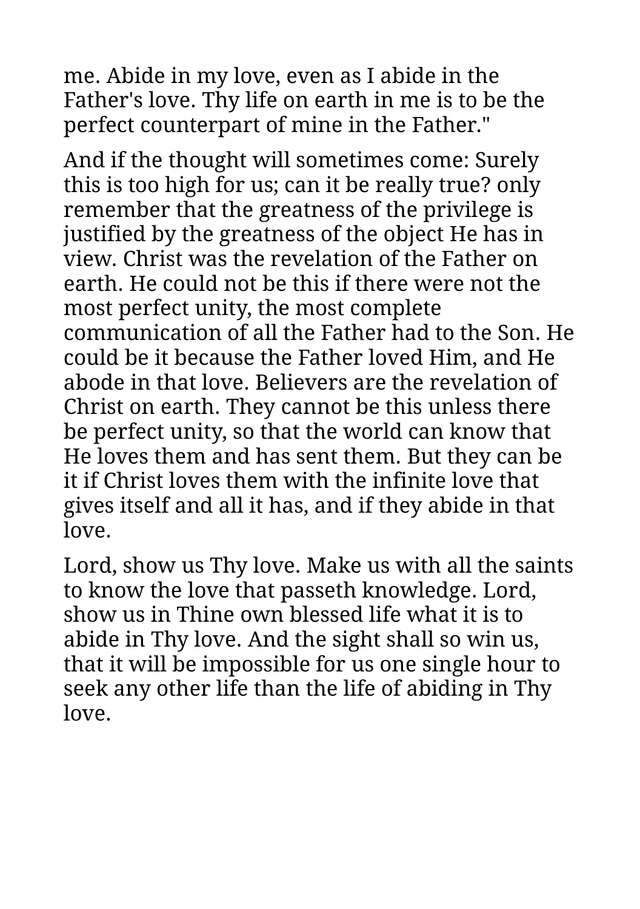me. Abide in my love, even as I abide in the Father's love. Thy life on earth in me is to be the perfect counterpart of mine in the Father."

And if the thought will sometimes come: Surely this is too high for us; can it be really true? only remember that the greatness of the privilege is justified by the greatness of the object He has in view. Christ was the revelation of the Father on earth. He could not be this if there were not the most perfect unity, the most complete communication of all the Father had to the Son. He could be it because the Father loved Him, and He abode in that love. Believers are the revelation of Christ on earth. They cannot be this unless there be perfect unity, so that the world can know that He loves them and has sent them. But they can be it if Christ loves them with the infinite love that gives itself and all it has, and if they abide in that love.

Lord, show us Thy love. Make us with all the saints to know the love that passeth knowledge. Lord, show us in Thine own blessed life what it is to abide in Thy love. And the sight shall so win us, that it will be impossible for us one single hour to seek any other life than the life of abiding in Thy love.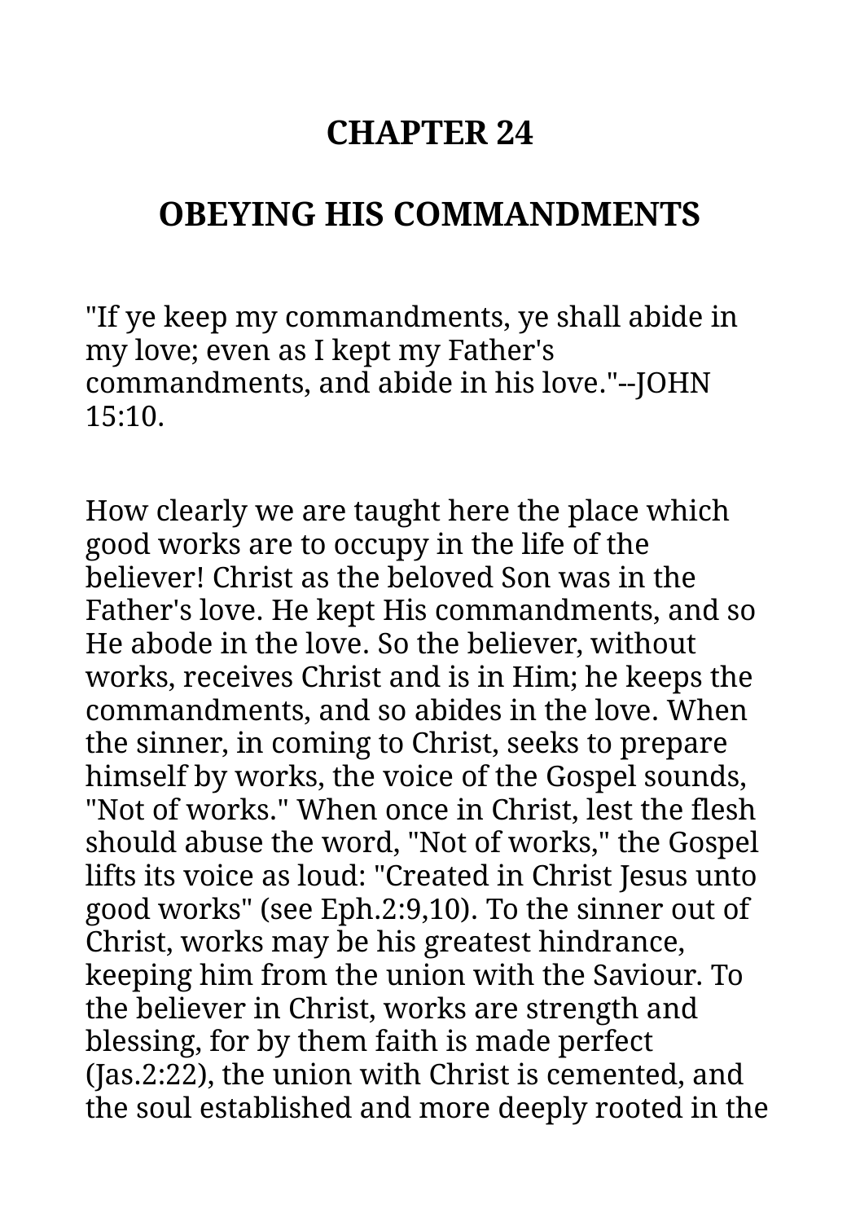# CHAPTER 24

## OBEYING HIS COMMANDMENTS

"If ye keep my commandments, ye shall abide in my love; even as I kept my Father's commandments, and abide in his love."--JOHN 15:10.

How clearly we are taught here the place which good works are to occupy in the life of the believer! Christ as the beloved Son was in the Father's love. He kept His commandments, and so He abode in the love. So the believer, without works, receives Christ and is in Him; he keeps the commandments, and so abides in the love. When the sinner, in coming to Christ, seeks to prepare himself by works, the voice of the Gospel sounds, "Not of works." When once in Christ, lest the flesh should abuse the word, "Not of works," the Gospel lifts its voice as loud: "Created in Christ Jesus unto good works" (see Eph.2:9,10). To the sinner out of Christ, works may be his greatest hindrance, keeping him from the union with the Saviour. To the believer in Christ, works are strength and blessing, for by them faith is made perfect (Jas.2:22), the union with Christ is cemented, and the soul established and more deeply rooted in the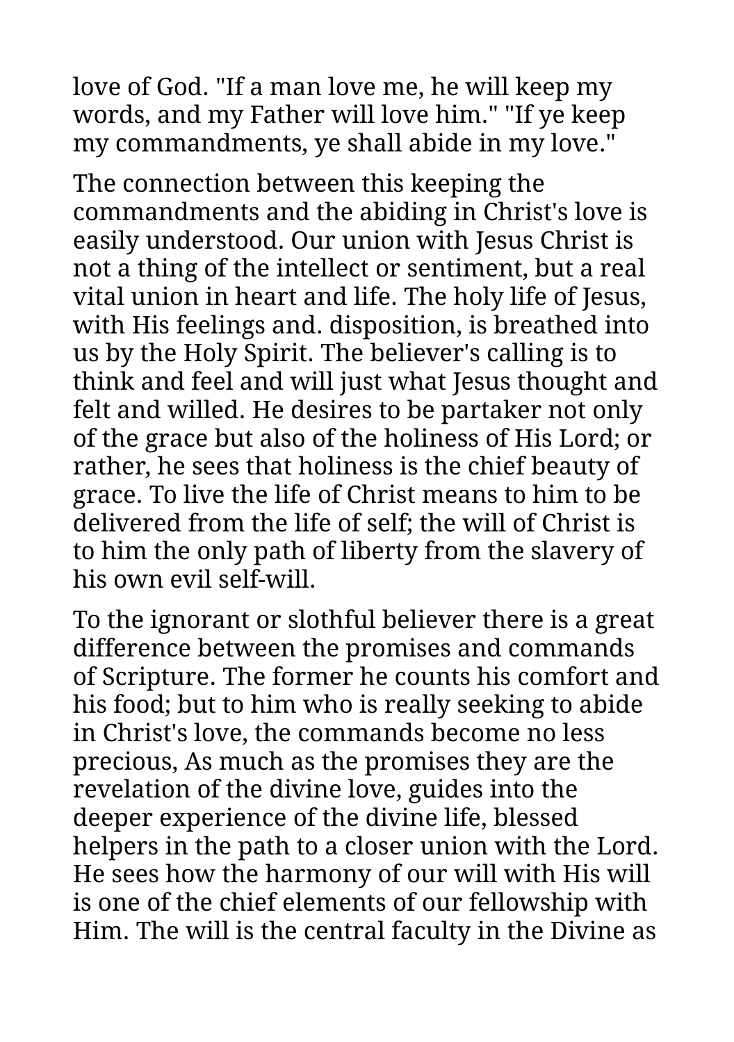love of God. "If a man love me, he will keep my words, and my Father will love him." "If ye keep my commandments, ye shall abide in my love."

The connection between this keeping the commandments and the abiding in Christ's love is easily understood. Our union with Jesus Christ is not a thing of the intellect or sentiment, but a real vital union in heart and life. The holy life of Jesus, with His feelings and. disposition, is breathed into us by the Holy Spirit. The believer's calling is to think and feel and will just what Jesus thought and felt and willed. He desires to be partaker not only of the grace but also of the holiness of His Lord; or rather, he sees that holiness is the chief beauty of grace. To live the life of Christ means to him to be delivered from the life of self; the will of Christ is to him the only path of liberty from the slavery of his own evil self-will.

To the ignorant or slothful believer there is a great difference between the promises and commands of Scripture. The former he counts his comfort and his food; but to him who is really seeking to abide in Christ's love, the commands become no less precious, As much as the promises they are the revelation of the divine love, guides into the deeper experience of the divine life, blessed helpers in the path to a closer union with the Lord. He sees how the harmony of our will with His will is one of the chief elements of our fellowship with Him. The will is the central faculty in the Divine as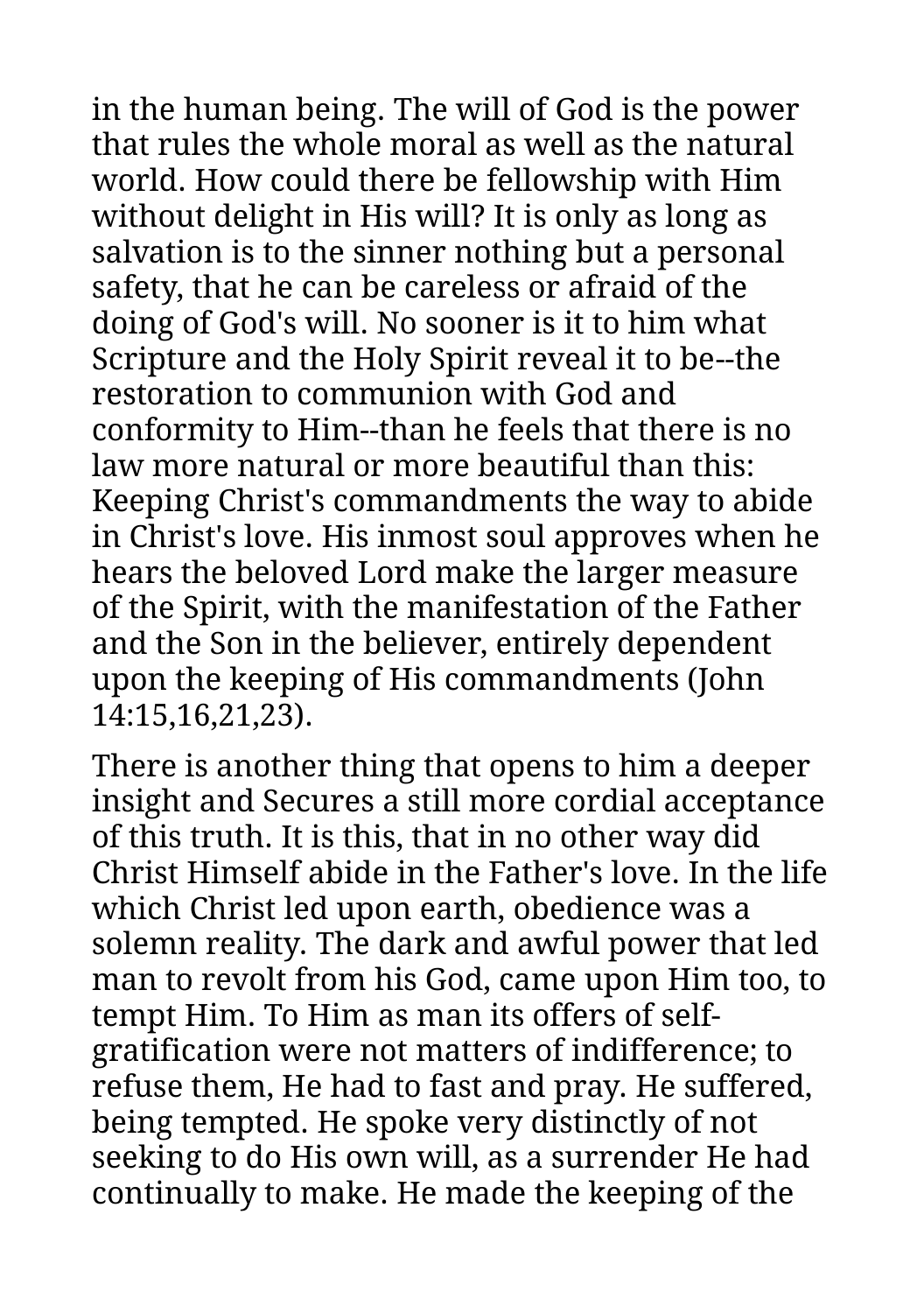in the human being. The will of God is the power that rules the whole moral as well as the natural world. How could there be fellowship with Him without delight in His will? It is only as long as salvation is to the sinner nothing but a personal safety, that he can be careless or afraid of the doing of God's will. No sooner is it to him what Scripture and the Holy Spirit reveal it to be--the restoration to communion with God and conformity to Him--than he feels that there is no law more natural or more beautiful than this: Keeping Christ's commandments the way to abide in Christ's love. His inmost soul approves when he hears the beloved Lord make the larger measure of the Spirit, with the manifestation of the Father and the Son in the believer, entirely dependent upon the keeping of His commandments (John 14:15,16,21,23).

There is another thing that opens to him a deeper insight and Secures a still more cordial acceptance of this truth. It is this, that in no other way did Christ Himself abide in the Father's love. In the life which Christ led upon earth, obedience was a solemn reality. The dark and awful power that led man to revolt from his God, came upon Him too, to tempt Him. To Him as man its offers of self-gratification were not matters of indifference; to refuse them, He had to fast and pray. He suffered, being tempted. He spoke very distinctly of not seeking to do His own will, as a surrender He had continually to make. He made the keeping of the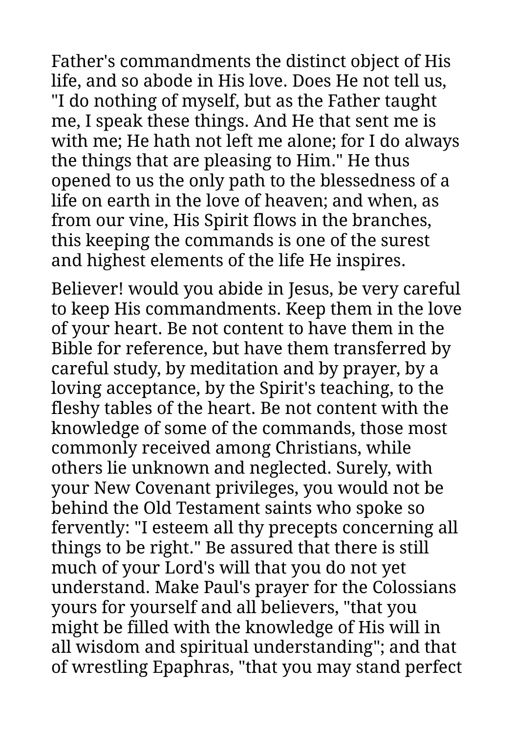Father's commandments the distinct object of His life, and so abode in His love. Does He not tell us, "I do nothing of myself, but as the Father taught me, I speak these things. And He that sent me is with me; He hath not left me alone; for I do always the things that are pleasing to Him." He thus opened to us the only path to the blessedness of a life on earth in the love of heaven; and when, as from our vine, His Spirit flows in the branches, this keeping the commands is one of the surest and highest elements of the life He inspires.

Believer! would you abide in Jesus, be very careful to keep His commandments. Keep them in the love of your heart. Be not content to have them in the Bible for reference, but have them transferred by careful study, by meditation and by prayer, by a loving acceptance, by the Spirit's teaching, to the fleshy tables of the heart. Be not content with the knowledge of some of the commands, those most commonly received among Christians, while others lie unknown and neglected. Surely, with your New Covenant privileges, you would not be behind the Old Testament saints who spoke so fervently: "I esteem all thy precepts concerning all things to be right." Be assured that there is still much of your Lord's will that you do not yet understand. Make Paul's prayer for the Colossians yours for yourself and all believers, "that you might be filled with the knowledge of His will in all wisdom and spiritual understanding"; and that of wrestling Epaphras, "that you may stand perfect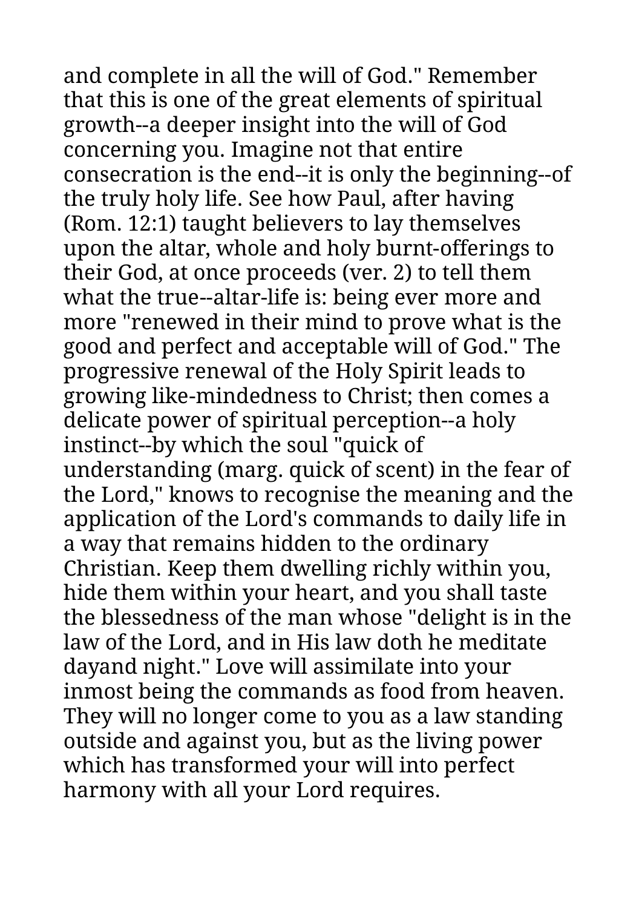and complete in all the will of God." Remember that this is one of the great elements of spiritual growth--a deeper insight into the will of God concerning you. Imagine not that entire consecration is the end--it is only the beginning--of the truly holy life. See how Paul, after having (Rom. 12:1) taught believers to lay themselves upon the altar, whole and holy burnt-offerings to their God, at once proceeds (ver. 2) to tell them what the true--altar-life is: being ever more and more "renewed in their mind to prove what is the good and perfect and acceptable will of God." The progressive renewal of the Holy Spirit leads to growing like-mindedness to Christ; then comes a delicate power of spiritual perception--a holy instinct--by which the soul "quick of understanding (marg. quick of scent) in the fear of the Lord," knows to recognise the meaning and the application of the Lord's commands to daily life in a way that remains hidden to the ordinary Christian. Keep them dwelling richly within you, hide them within your heart, and you shall taste the blessedness of the man whose "delight is in the law of the Lord, and in His law doth he meditate dayand night." Love will assimilate into your inmost being the commands as food from heaven. They will no longer come to you as a law standing outside and against you, but as the living power which has transformed your will into perfect harmony with all your Lord requires.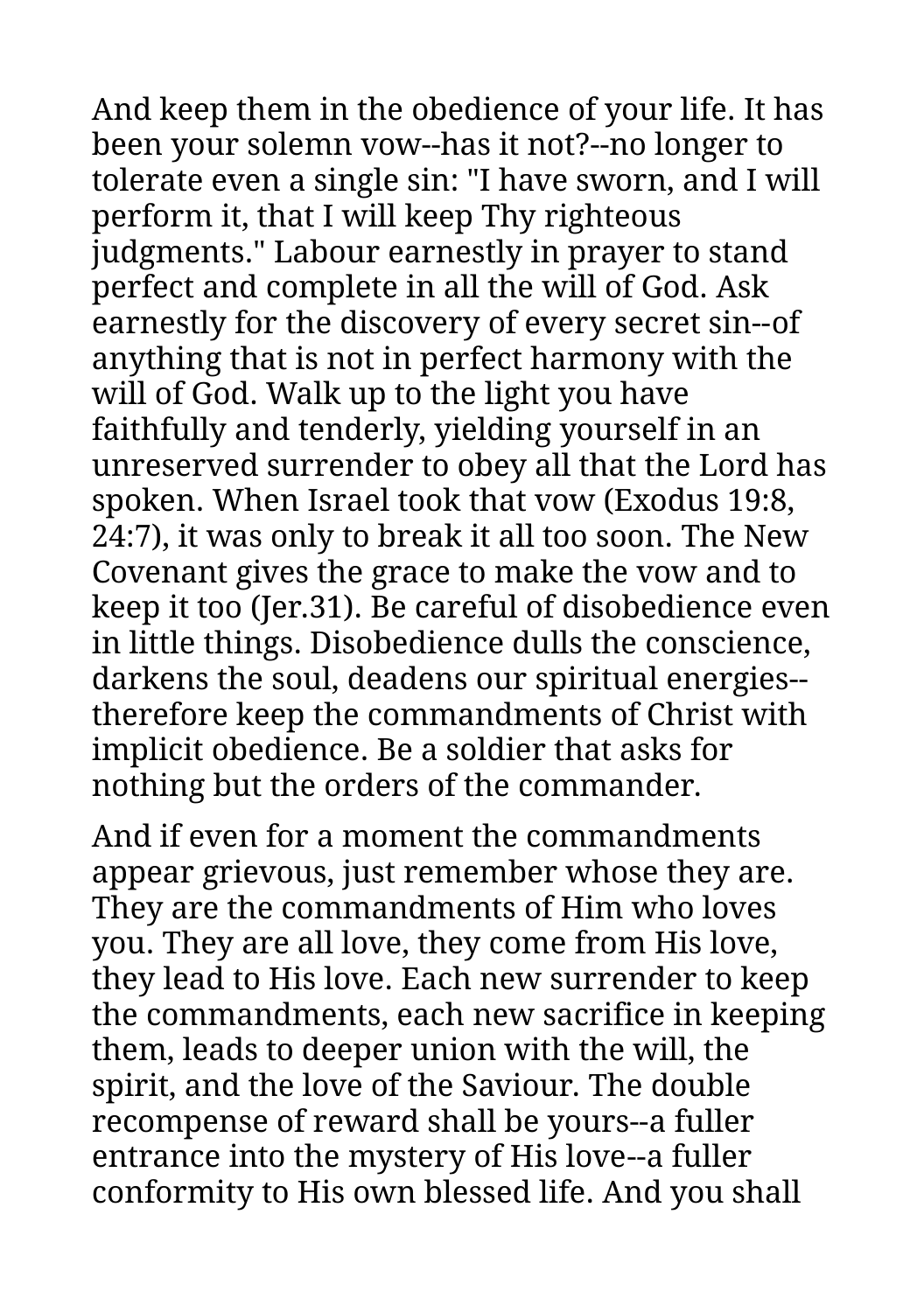And keep them in the obedience of your life. It has been your solemn vow--has it not?--no longer to tolerate even a single sin: "I have sworn, and I will perform it, that I will keep Thy righteous judgments." Labour earnestly in prayer to stand perfect and complete in all the will of God. Ask earnestly for the discovery of every secret sin--of anything that is not in perfect harmony with the will of God. Walk up to the light you have faithfully and tenderly, yielding yourself in an unreserved surrender to obey all that the Lord has spoken. When Israel took that vow (Exodus 19:8, 24:7), it was only to break it all too soon. The New Covenant gives the grace to make the vow and to keep it too (Jer.31). Be careful of disobedience even in little things. Disobedience dulls the conscience, darkens the soul, deadens our spiritual energies--therefore keep the commandments of Christ with implicit obedience. Be a soldier that asks for nothing but the orders of the commander.

And if even for a moment the commandments appear grievous, just remember whose they are. They are the commandments of Him who loves you. They are all love, they come from His love, they lead to His love. Each new surrender to keep the commandments, each new sacrifice in keeping them, leads to deeper union with the will, the spirit, and the love of the Saviour. The double recompense of reward shall be yours--a fuller entrance into the mystery of His love--a fuller conformity to His own blessed life. And you shall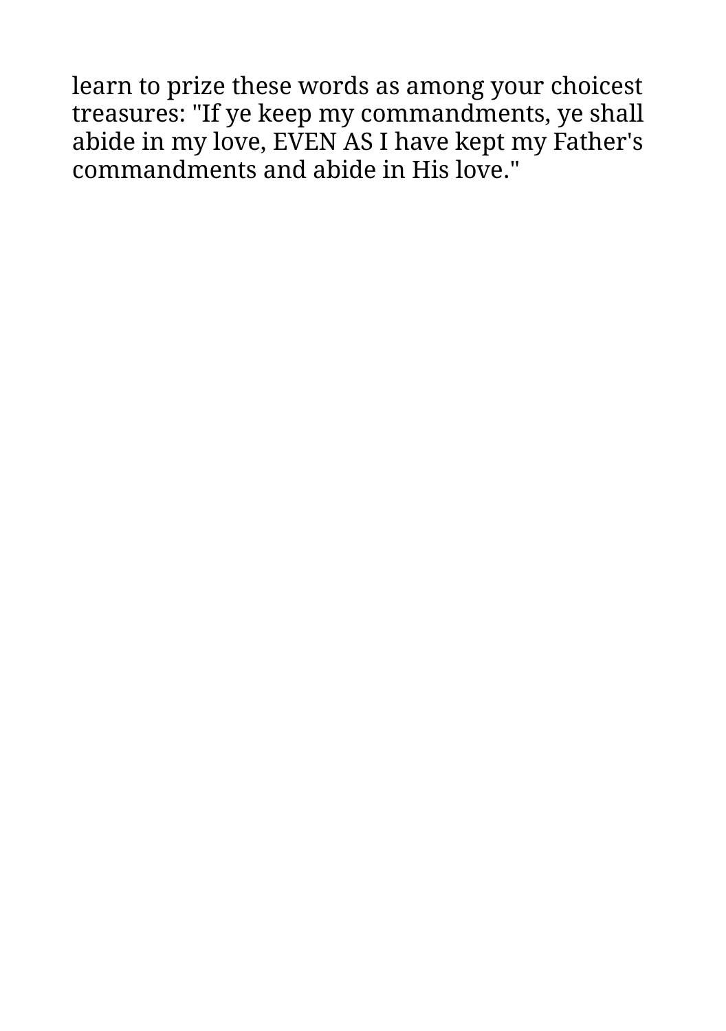learn to prize these words as among your choicest treasures: "If ye keep my commandments, ye shall abide in my love, EVEN AS I have kept my Father's commandments and abide in His love."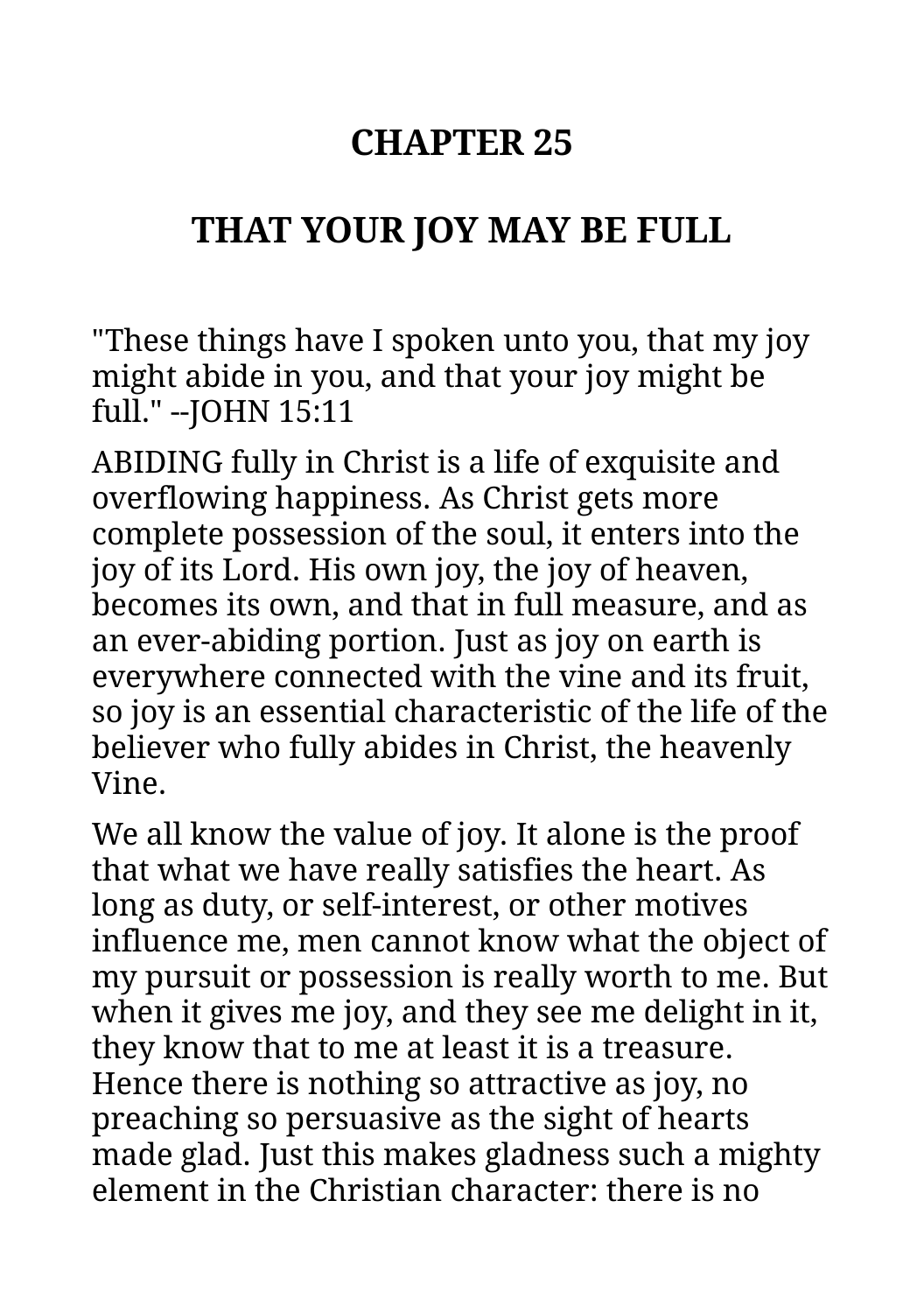## CHAPTER 25

## THAT YOUR JOY MAY BE FULL

"These things have I spoken unto you, that my joy might abide in you, and that your joy might be full." --JOHN 15:11

ABIDING fully in Christ is a life of exquisite and overflowing happiness. As Christ gets more complete possession of the soul, it enters into the joy of its Lord. His own joy, the joy of heaven, becomes its own, and that in full measure, and as an ever-abiding portion. Just as joy on earth is everywhere connected with the vine and its fruit, so joy is an essential characteristic of the life of the believer who fully abides in Christ, the heavenly Vine.

We all know the value of joy. It alone is the proof that what we have really satisfies the heart. As long as duty, or self-interest, or other motives influence me, men cannot know what the object of my pursuit or possession is really worth to me. But when it gives me joy, and they see me delight in it, they know that to me at least it is a treasure. Hence there is nothing so attractive as joy, no preaching so persuasive as the sight of hearts made glad. Just this makes gladness such a mighty element in the Christian character: there is no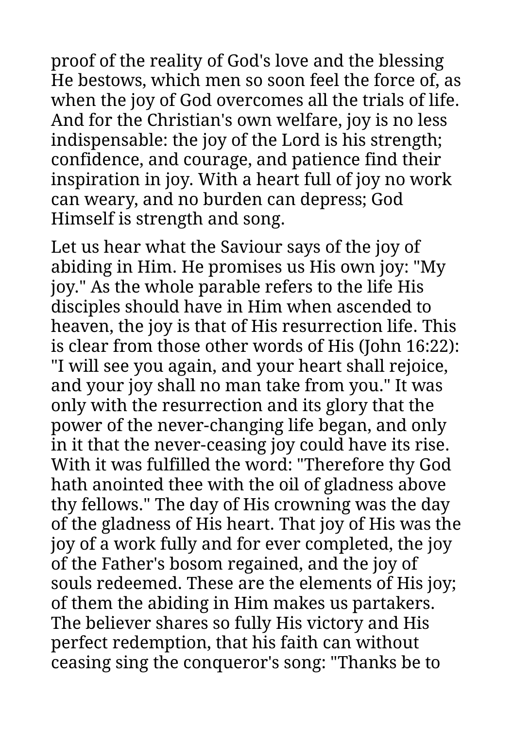proof of the reality of God's love and the blessing He bestows, which men so soon feel the force of, as when the joy of God overcomes all the trials of life. And for the Christian's own welfare, joy is no less indispensable: the joy of the Lord is his strength; confidence, and courage, and patience find their inspiration in joy. With a heart full of joy no work can weary, and no burden can depress; God Himself is strength and song.

Let us hear what the Saviour says of the joy of abiding in Him. He promises us His own joy: "My joy." As the whole parable refers to the life His disciples should have in Him when ascended to heaven, the joy is that of His resurrection life. This is clear from those other words of His (John 16:22): "I will see you again, and your heart shall rejoice, and your joy shall no man take from you." It was only with the resurrection and its glory that the power of the never-changing life began, and only in it that the never-ceasing joy could have its rise. With it was fulfilled the word: "Therefore thy God hath anointed thee with the oil of gladness above thy fellows." The day of His crowning was the day of the gladness of His heart. That joy of His was the joy of a work fully and for ever completed, the joy of the Father's bosom regained, and the joy of souls redeemed. These are the elements of His joy; of them the abiding in Him makes us partakers. The believer shares so fully His victory and His perfect redemption, that his faith can without ceasing sing the conqueror's song: "Thanks be to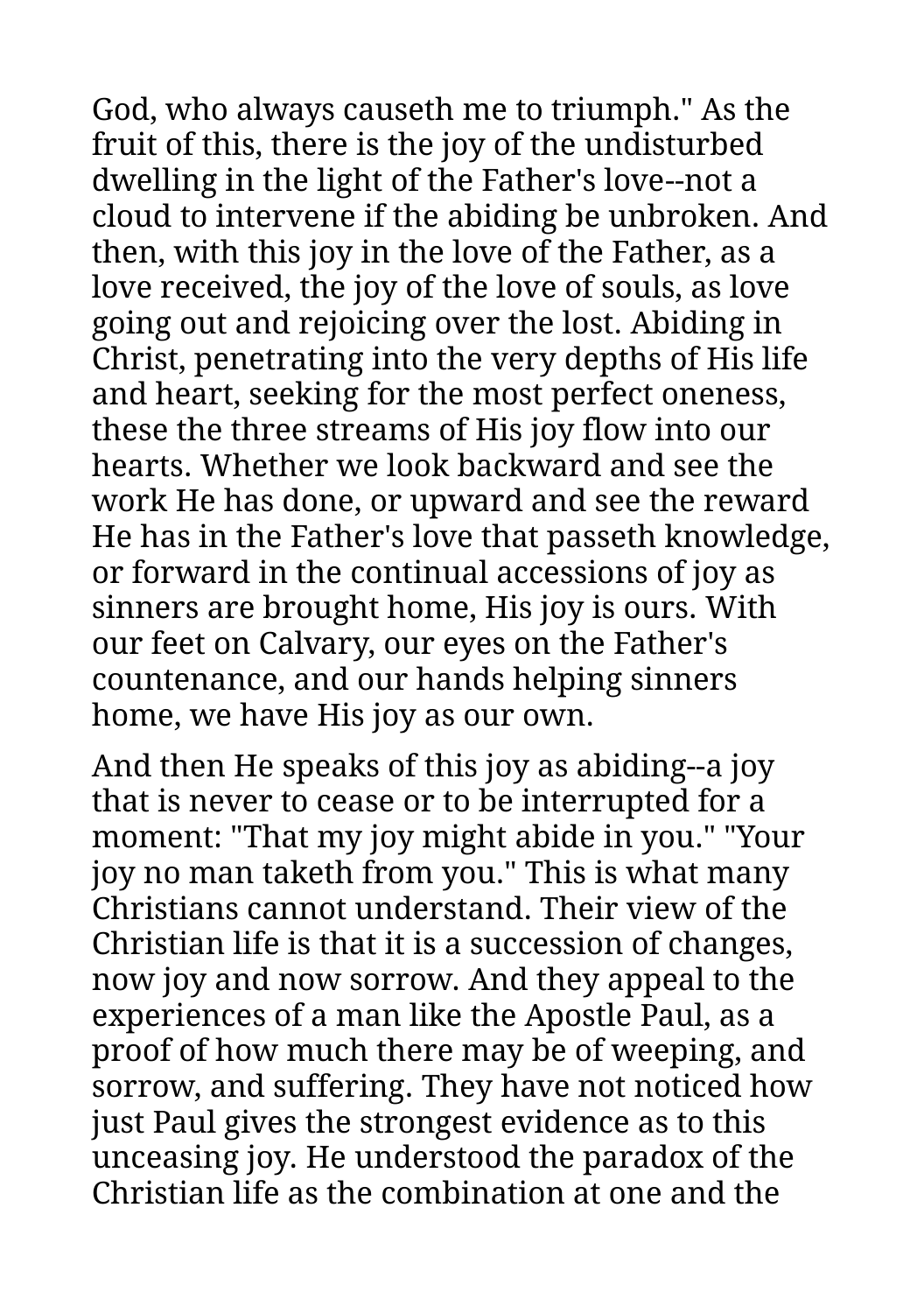God, who always causeth me to triumph." As the fruit of this, there is the joy of the undisturbed dwelling in the light of the Father's love--not a cloud to intervene if the abiding be unbroken. And then, with this joy in the love of the Father, as a love received, the joy of the love of souls, as love going out and rejoicing over the lost. Abiding in Christ, penetrating into the very depths of His life and heart, seeking for the most perfect oneness, these the three streams of His joy flow into our hearts. Whether we look backward and see the work He has done, or upward and see the reward He has in the Father's love that passeth knowledge, or forward in the continual accessions of joy as sinners are brought home, His joy is ours. With our feet on Calvary, our eyes on the Father's countenance, and our hands helping sinners home, we have His joy as our own.

And then He speaks of this joy as abiding--a joy that is never to cease or to be interrupted for a moment: "That my joy might abide in you." "Your joy no man taketh from you." This is what many Christians cannot understand. Their view of the Christian life is that it is a succession of changes, now joy and now sorrow. And they appeal to the experiences of a man like the Apostle Paul, as a proof of how much there may be of weeping, and sorrow, and suffering. They have not noticed how just Paul gives the strongest evidence as to this unceasing joy. He understood the paradox of the Christian life as the combination at one and the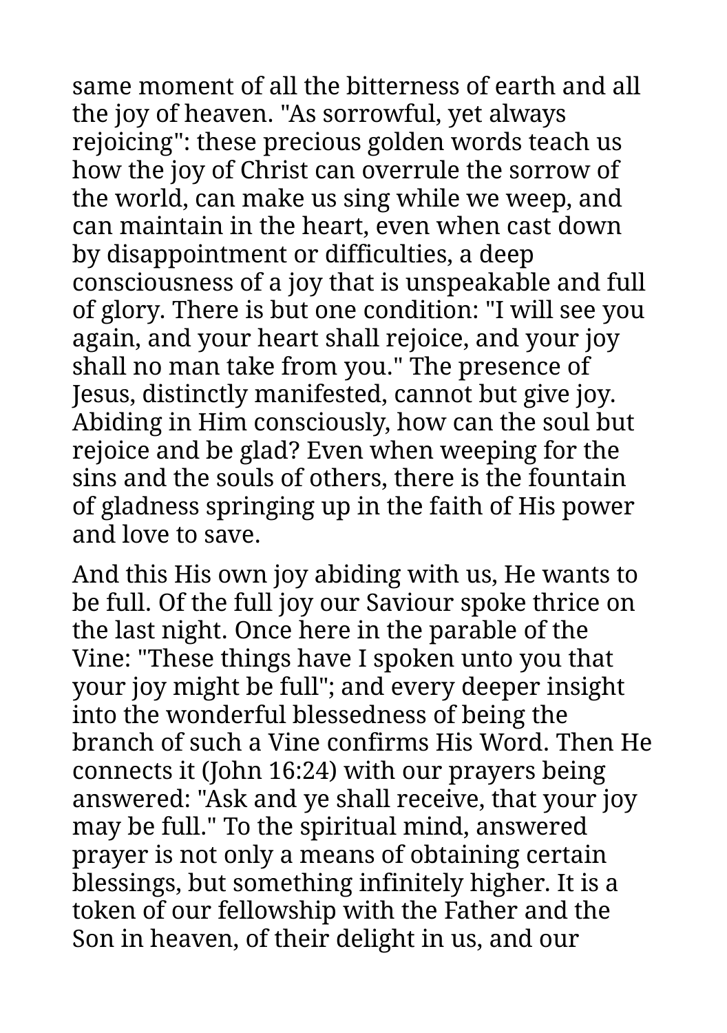same moment of all the bitterness of earth and all the joy of heaven. "As sorrowful, yet always rejoicing": these precious golden words teach us how the joy of Christ can overrule the sorrow of the world, can make us sing while we weep, and can maintain in the heart, even when cast down by disappointment or difficulties, a deep consciousness of a joy that is unspeakable and full of glory. There is but one condition: "I will see you again, and your heart shall rejoice, and your joy shall no man take from you." The presence of Jesus, distinctly manifested, cannot but give joy. Abiding in Him consciously, how can the soul but rejoice and be glad? Even when weeping for the sins and the souls of others, there is the fountain of gladness springing up in the faith of His power and love to save.

And this His own joy abiding with us, He wants to be full. Of the full joy our Saviour spoke thrice on the last night. Once here in the parable of the Vine: "These things have I spoken unto you that your joy might be full"; and every deeper insight into the wonderful blessedness of being the branch of such a Vine confirms His Word. Then He connects it (John 16:24) with our prayers being answered: "Ask and ye shall receive, that your joy may be full." To the spiritual mind, answered prayer is not only a means of obtaining certain blessings, but something infinitely higher. It is a token of our fellowship with the Father and the Son in heaven, of their delight in us, and our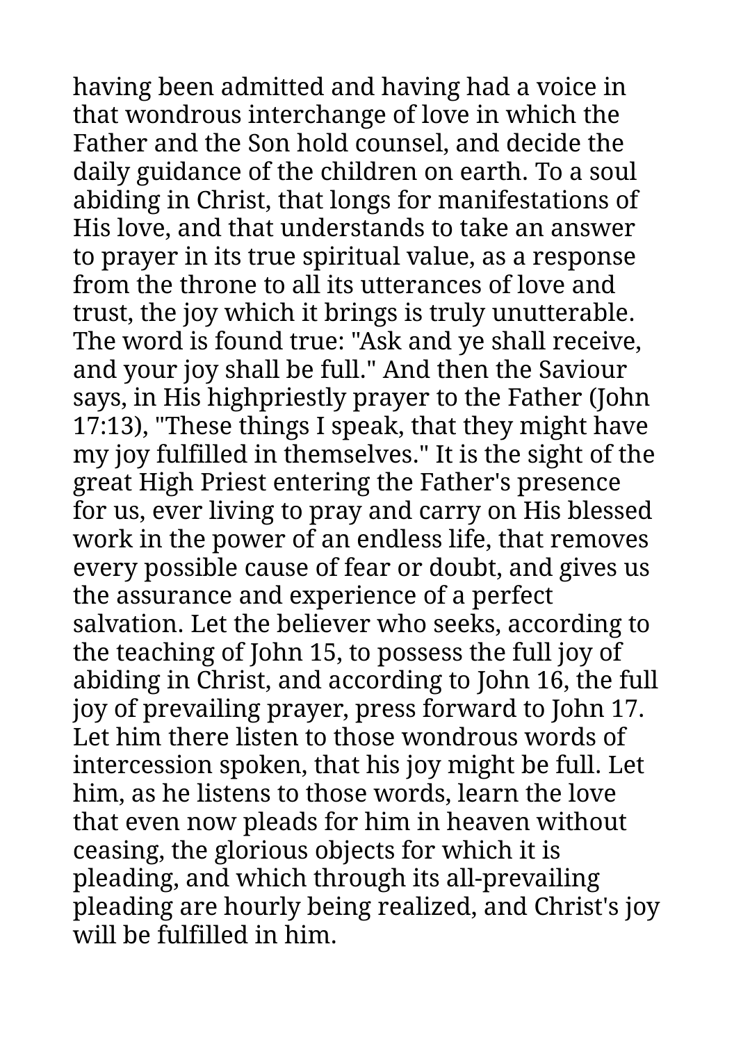having been admitted and having had a voice in that wondrous interchange of love in which the Father and the Son hold counsel, and decide the daily guidance of the children on earth. To a soul abiding in Christ, that longs for manifestations of His love, and that understands to take an answer to prayer in its true spiritual value, as a response from the throne to all its utterances of love and trust, the joy which it brings is truly unutterable. The word is found true: "Ask and ye shall receive, and your joy shall be full." And then the Saviour says, in His highpriestly prayer to the Father (John 17:13), "These things I speak, that they might have my joy fulfilled in themselves." It is the sight of the great High Priest entering the Father's presence for us, ever living to pray and carry on His blessed work in the power of an endless life, that removes every possible cause of fear or doubt, and gives us the assurance and experience of a perfect salvation. Let the believer who seeks, according to the teaching of John 15, to possess the full joy of abiding in Christ, and according to John 16, the full joy of prevailing prayer, press forward to John 17. Let him there listen to those wondrous words of intercession spoken, that his joy might be full. Let him, as he listens to those words, learn the love that even now pleads for him in heaven without ceasing, the glorious objects for which it is pleading, and which through its all-prevailing pleading are hourly being realized, and Christ's joy will be fulfilled in him.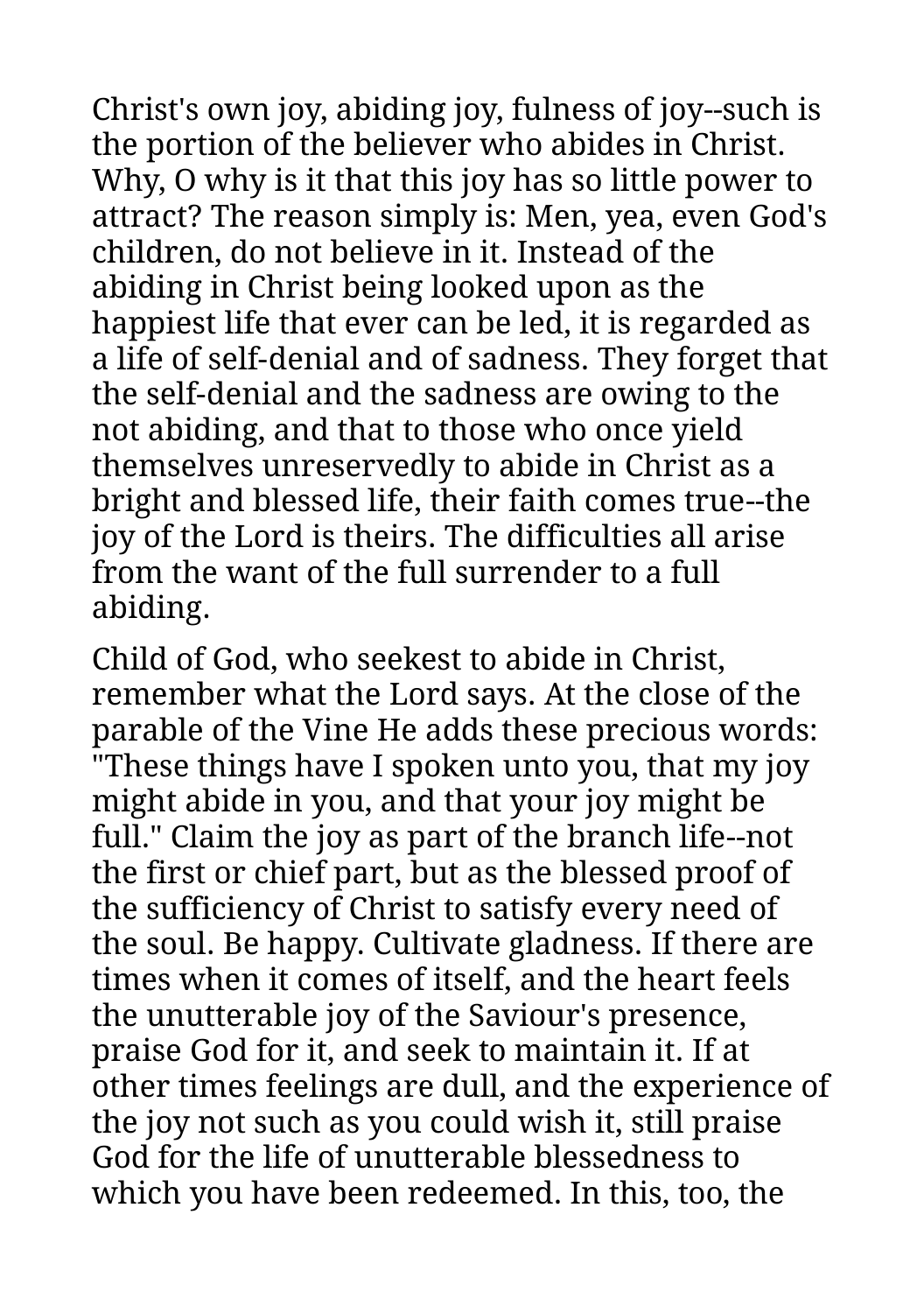Christ's own joy, abiding joy, fulness of joy--such is the portion of the believer who abides in Christ. Why, O why is it that this joy has so little power to attract? The reason simply is: Men, yea, even God's children, do not believe in it. Instead of the abiding in Christ being looked upon as the happiest life that ever can be led, it is regarded as a life of self-denial and of sadness. They forget that the self-denial and the sadness are owing to the not abiding, and that to those who once yield themselves unreservedly to abide in Christ as a bright and blessed life, their faith comes true--the joy of the Lord is theirs. The difficulties all arise from the want of the full surrender to a full abiding.

Child of God, who seekest to abide in Christ, remember what the Lord says. At the close of the parable of the Vine He adds these precious words: "These things have I spoken unto you, that my joy might abide in you, and that your joy might be full." Claim the joy as part of the branch life--not the first or chief part, but as the blessed proof of the sufficiency of Christ to satisfy every need of the soul. Be happy. Cultivate gladness. If there are times when it comes of itself, and the heart feels the unutterable joy of the Saviour's presence, praise God for it, and seek to maintain it. If at other times feelings are dull, and the experience of the joy not such as you could wish it, still praise God for the life of unutterable blessedness to which you have been redeemed. In this, too, the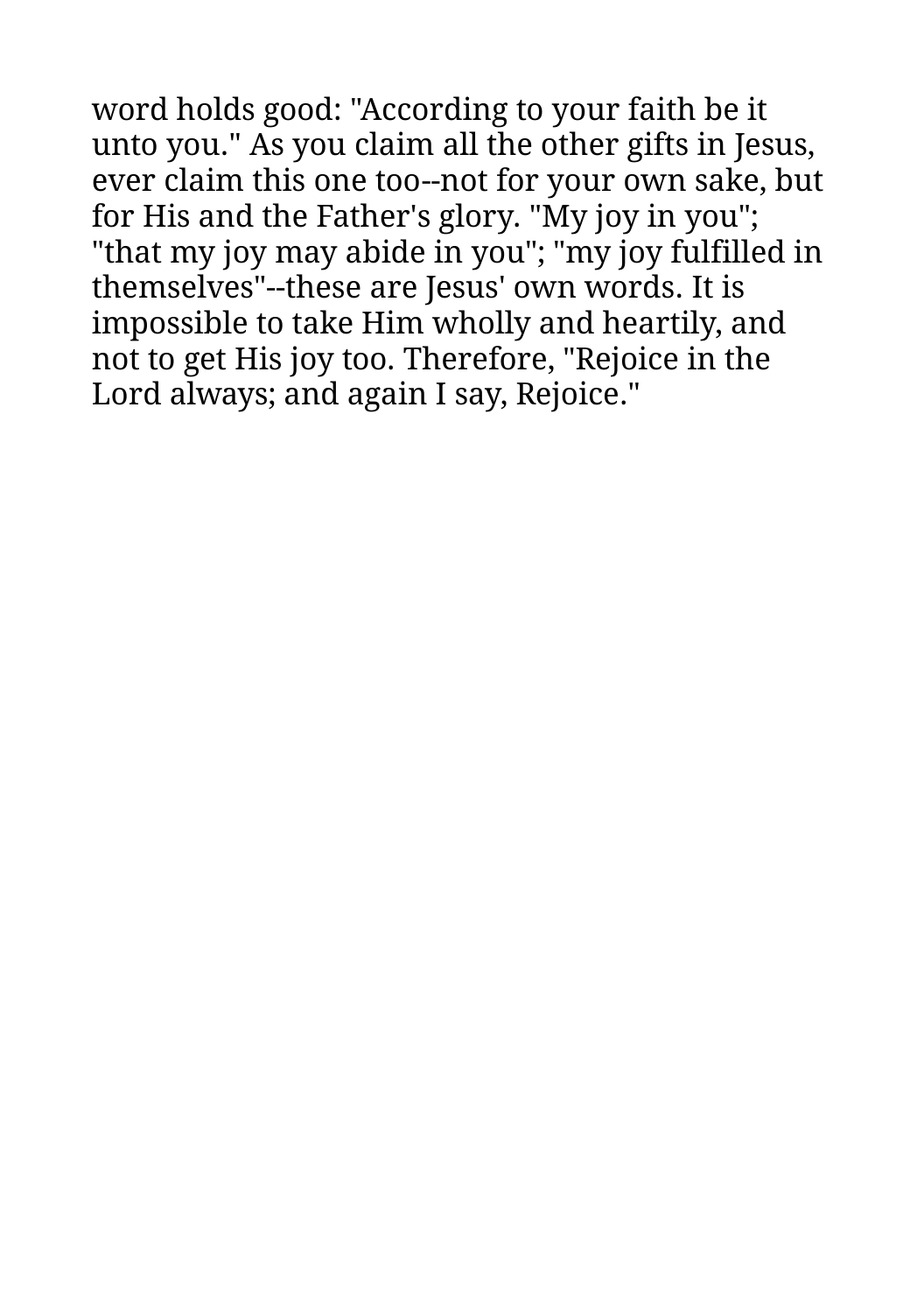word holds good: "According to your faith be it unto you." As you claim all the other gifts in Jesus, ever claim this one too--not for your own sake, but for His and the Father's glory. "My joy in you"; "that my joy may abide in you"; "my joy fulfilled in themselves"--these are Jesus' own words. It is impossible to take Him wholly and heartily, and not to get His joy too. Therefore, "Rejoice in the Lord always; and again I say, Rejoice."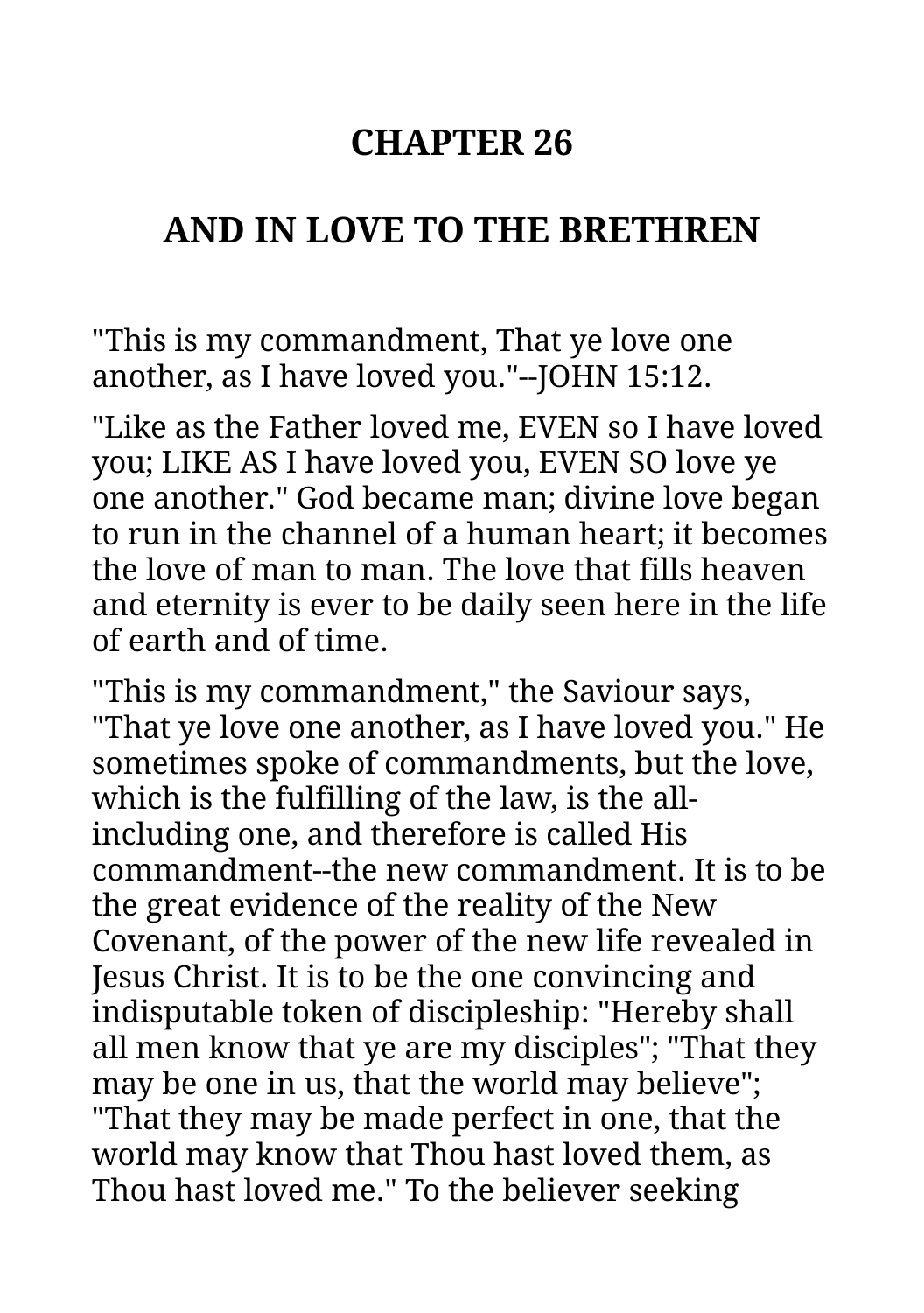# CHAPTER 26

# AND IN LOVE TO THE BRETHREN

"This is my commandment, That ye love one another, as I have loved you."--JOHN 15:12.

"Like as the Father loved me, EVEN so I have loved you; LIKE AS I have loved you, EVEN SO love ye one another." God became man; divine love began to run in the channel of a human heart; it becomes the love of man to man. The love that fills heaven and eternity is ever to be daily seen here in the life of earth and of time.

"This is my commandment," the Saviour says, "That ye love one another, as I have loved you." He sometimes spoke of commandments, but the love, which is the fulfilling of the law, is the all-including one, and therefore is called His commandment--the new commandment. It is to be the great evidence of the reality of the New Covenant, of the power of the new life revealed in Jesus Christ. It is to be the one convincing and indisputable token of discipleship: "Hereby shall all men know that ye are my disciples"; "That they may be one in us, that the world may believe"; "That they may be made perfect in one, that the world may know that Thou hast loved them, as Thou hast loved me." To the believer seeking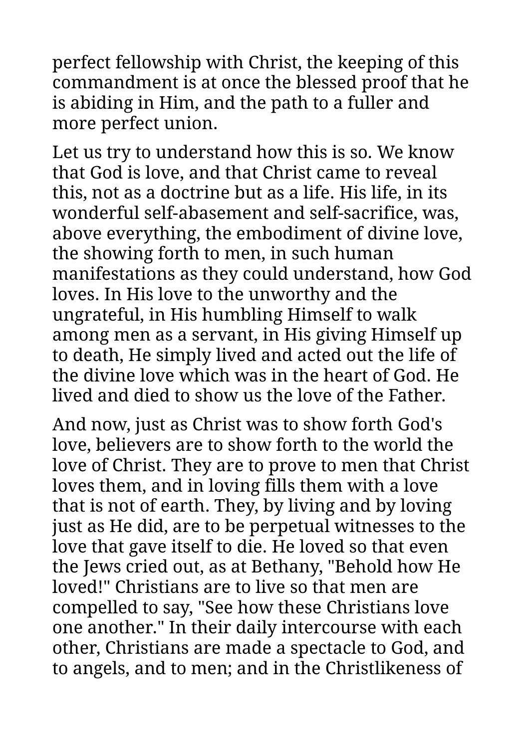perfect fellowship with Christ, the keeping of this commandment is at once the blessed proof that he is abiding in Him, and the path to a fuller and more perfect union.

Let us try to understand how this is so. We know that God is love, and that Christ came to reveal this, not as a doctrine but as a life. His life, in its wonderful self-abasement and self-sacrifice, was, above everything, the embodiment of divine love, the showing forth to men, in such human manifestations as they could understand, how God loves. In His love to the unworthy and the ungrateful, in His humbling Himself to walk among men as a servant, in His giving Himself up to death, He simply lived and acted out the life of the divine love which was in the heart of God. He lived and died to show us the love of the Father.

And now, just as Christ was to show forth God's love, believers are to show forth to the world the love of Christ. They are to prove to men that Christ loves them, and in loving fills them with a love that is not of earth. They, by living and by loving just as He did, are to be perpetual witnesses to the love that gave itself to die. He loved so that even the Jews cried out, as at Bethany, "Behold how He loved!" Christians are to live so that men are compelled to say, "See how these Christians love one another." In their daily intercourse with each other, Christians are made a spectacle to God, and to angels, and to men; and in the Christlikeness of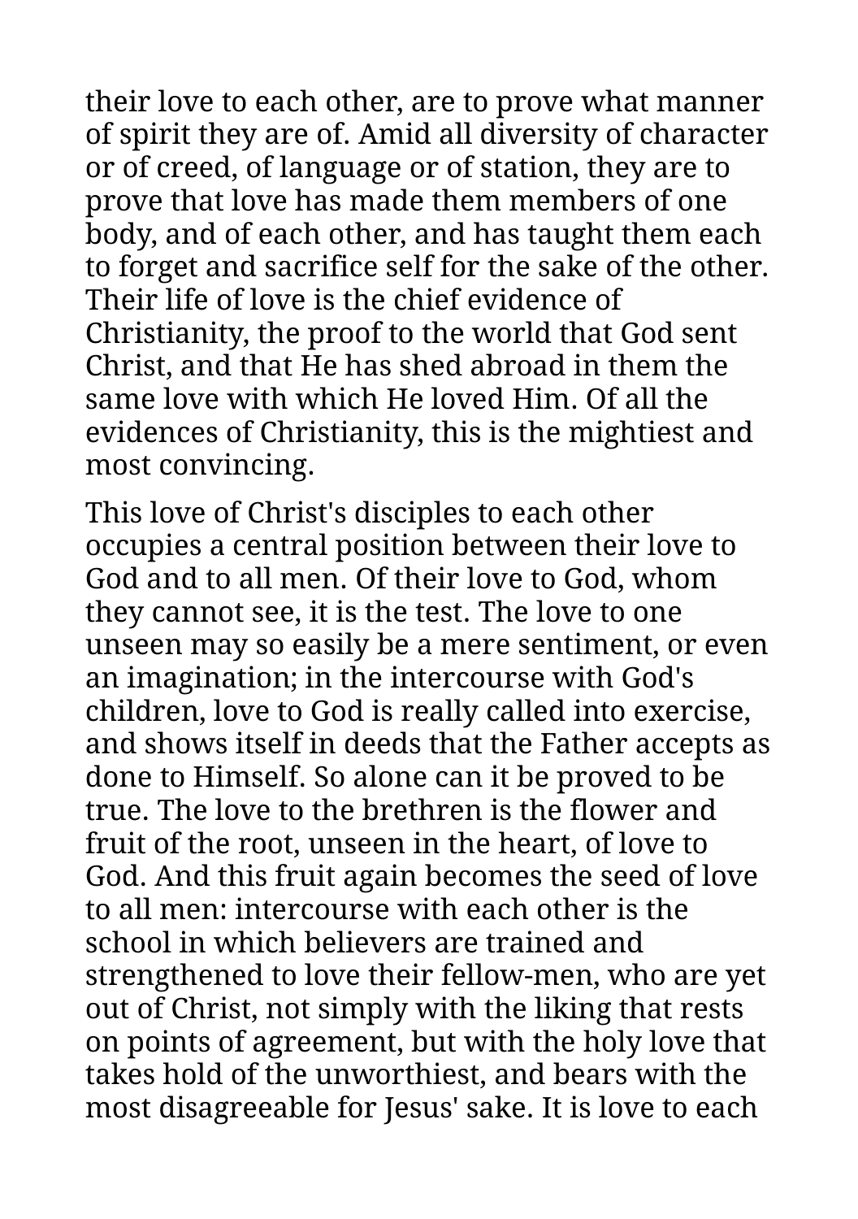their love to each other, are to prove what manner of spirit they are of. Amid all diversity of character or of creed, of language or of station, they are to prove that love has made them members of one body, and of each other, and has taught them each to forget and sacrifice self for the sake of the other. Their life of love is the chief evidence of Christianity, the proof to the world that God sent Christ, and that He has shed abroad in them the same love with which He loved Him. Of all the evidences of Christianity, this is the mightiest and most convincing.

This love of Christ's disciples to each other occupies a central position between their love to God and to all men. Of their love to God, whom they cannot see, it is the test. The love to one unseen may so easily be a mere sentiment, or even an imagination; in the intercourse with God's children, love to God is really called into exercise, and shows itself in deeds that the Father accepts as done to Himself. So alone can it be proved to be true. The love to the brethren is the flower and fruit of the root, unseen in the heart, of love to God. And this fruit again becomes the seed of love to all men: intercourse with each other is the school in which believers are trained and strengthened to love their fellow-men, who are yet out of Christ, not simply with the liking that rests on points of agreement, but with the holy love that takes hold of the unworthiest, and bears with the most disagreeable for Jesus' sake. It is love to each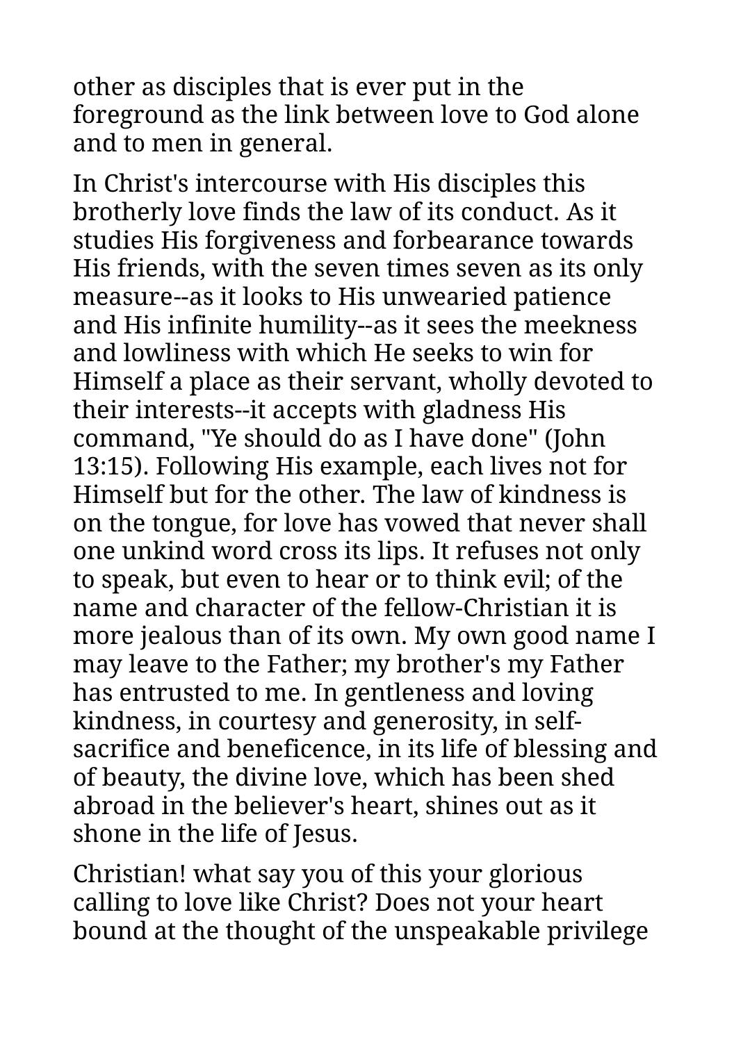other as disciples that is ever put in the foreground as the link between love to God alone and to men in general.

In Christ's intercourse with His disciples this brotherly love finds the law of its conduct. As it studies His forgiveness and forbearance towards His friends, with the seven times seven as its only measure--as it looks to His unwearied patience and His infinite humility--as it sees the meekness and lowliness with which He seeks to win for Himself a place as their servant, wholly devoted to their interests--it accepts with gladness His command, "Ye should do as I have done" (John 13:15). Following His example, each lives not for Himself but for the other. The law of kindness is on the tongue, for love has vowed that never shall one unkind word cross its lips. It refuses not only to speak, but even to hear or to think evil; of the name and character of the fellow-Christian it is more jealous than of its own. My own good name I may leave to the Father; my brother's my Father has entrusted to me. In gentleness and loving kindness, in courtesy and generosity, in self-sacrifice and beneficence, in its life of blessing and of beauty, the divine love, which has been shed abroad in the believer's heart, shines out as it shone in the life of Jesus.

Christian! what say you of this your glorious calling to love like Christ? Does not your heart bound at the thought of the unspeakable privilege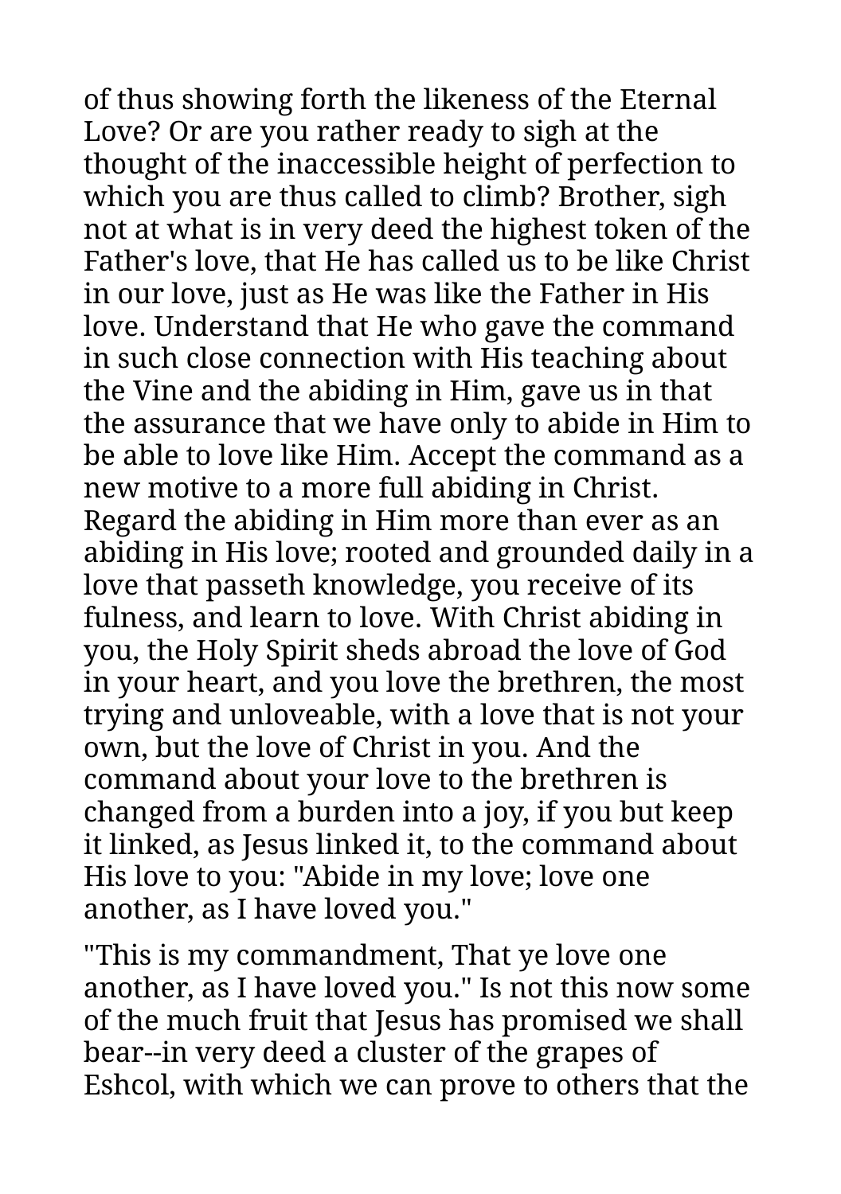of thus showing forth the likeness of the Eternal Love? Or are you rather ready to sigh at the thought of the inaccessible height of perfection to which you are thus called to climb? Brother, sigh not at what is in very deed the highest token of the Father's love, that He has called us to be like Christ in our love, just as He was like the Father in His love. Understand that He who gave the command in such close connection with His teaching about the Vine and the abiding in Him, gave us in that the assurance that we have only to abide in Him to be able to love like Him. Accept the command as a new motive to a more full abiding in Christ. Regard the abiding in Him more than ever as an abiding in His love; rooted and grounded daily in a love that passeth knowledge, you receive of its fulness, and learn to love. With Christ abiding in you, the Holy Spirit sheds abroad the love of God in your heart, and you love the brethren, the most trying and unloveable, with a love that is not your own, but the love of Christ in you. And the command about your love to the brethren is changed from a burden into a joy, if you but keep it linked, as Jesus linked it, to the command about His love to you: "Abide in my love; love one another, as I have loved you."

"This is my commandment, That ye love one another, as I have loved you." Is not this now some of the much fruit that Jesus has promised we shall bear--in very deed a cluster of the grapes of Eshcol, with which we can prove to others that the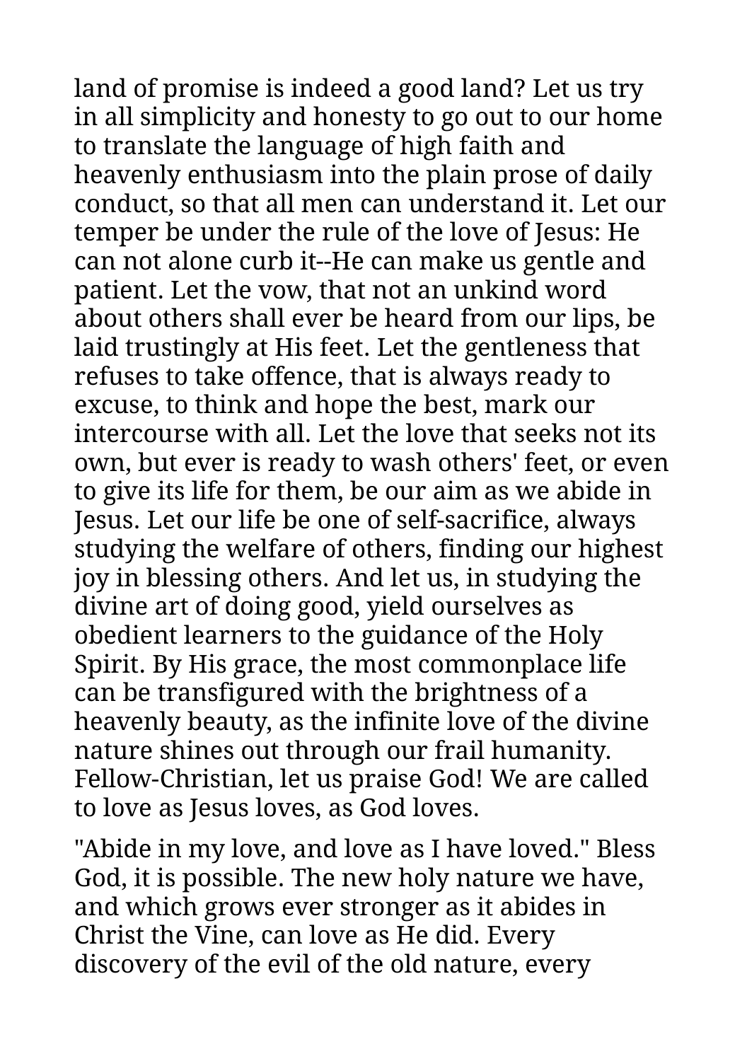land of promise is indeed a good land? Let us try in all simplicity and honesty to go out to our home to translate the language of high faith and heavenly enthusiasm into the plain prose of daily conduct, so that all men can understand it. Let our temper be under the rule of the love of Jesus: He can not alone curb it--He can make us gentle and patient. Let the vow, that not an unkind word about others shall ever be heard from our lips, be laid trustingly at His feet. Let the gentleness that refuses to take offence, that is always ready to excuse, to think and hope the best, mark our intercourse with all. Let the love that seeks not its own, but ever is ready to wash others' feet, or even to give its life for them, be our aim as we abide in Jesus. Let our life be one of self-sacrifice, always studying the welfare of others, finding our highest joy in blessing others. And let us, in studying the divine art of doing good, yield ourselves as obedient learners to the guidance of the Holy Spirit. By His grace, the most commonplace life can be transfigured with the brightness of a heavenly beauty, as the infinite love of the divine nature shines out through our frail humanity. Fellow-Christian, let us praise God! We are called to love as Jesus loves, as God loves.

"Abide in my love, and love as I have loved." Bless God, it is possible. The new holy nature we have, and which grows ever stronger as it abides in Christ the Vine, can love as He did. Every discovery of the evil of the old nature, every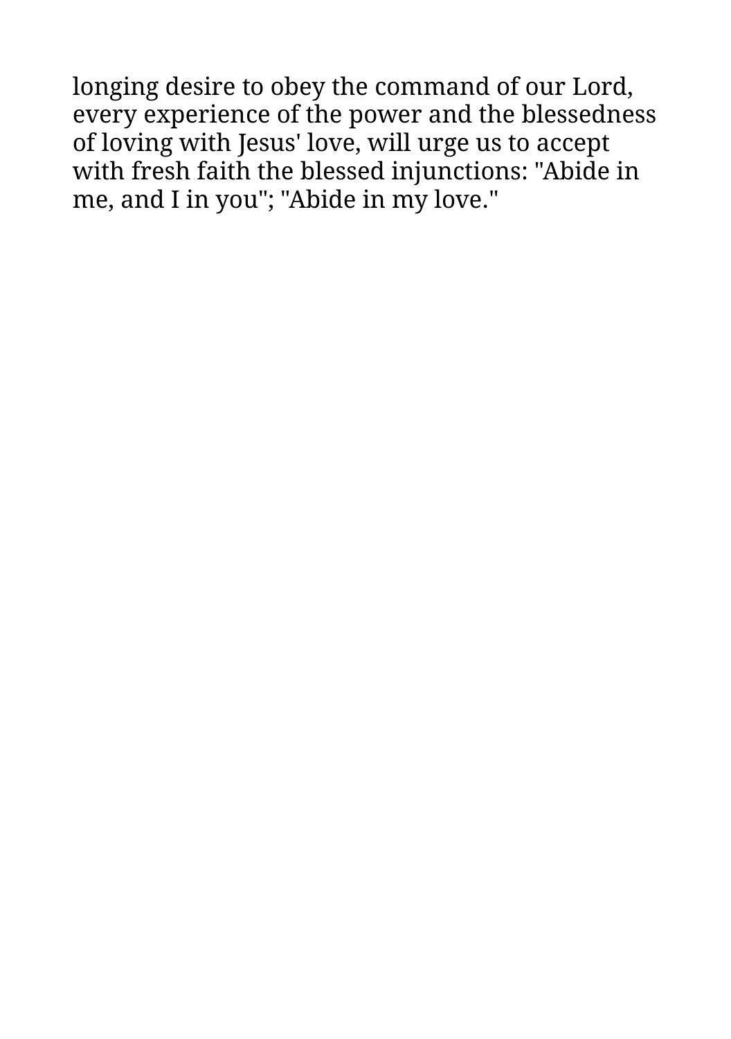longing desire to obey the command of our Lord, every experience of the power and the blessedness of loving with Jesus' love, will urge us to accept with fresh faith the blessed injunctions: "Abide in me, and I in you"; "Abide in my love."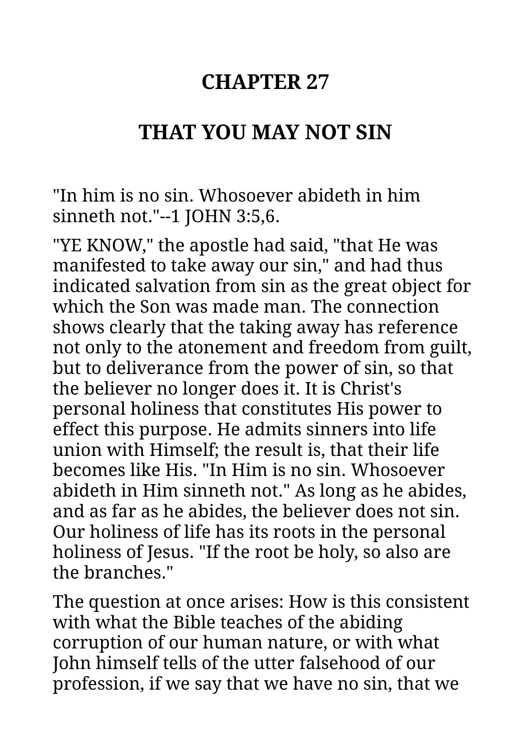# CHAPTER 27

## THAT YOU MAY NOT SIN

"In him is no sin. Whosoever abideth in him sinneth not."--1 JOHN 3:5,6.

"YE KNOW," the apostle had said, "that He was manifested to take away our sin," and had thus indicated salvation from sin as the great object for which the Son was made man. The connection shows clearly that the taking away has reference not only to the atonement and freedom from guilt, but to deliverance from the power of sin, so that the believer no longer does it. It is Christ's personal holiness that constitutes His power to effect this purpose. He admits sinners into life union with Himself; the result is, that their life becomes like His. "In Him is no sin. Whosoever abideth in Him sinneth not." As long as he abides, and as far as he abides, the believer does not sin. Our holiness of life has its roots in the personal holiness of Jesus. "If the root be holy, so also are the branches."

The question at once arises: How is this consistent with what the Bible teaches of the abiding corruption of our human nature, or with what John himself tells of the utter falsehood of our profession, if we say that we have no sin, that we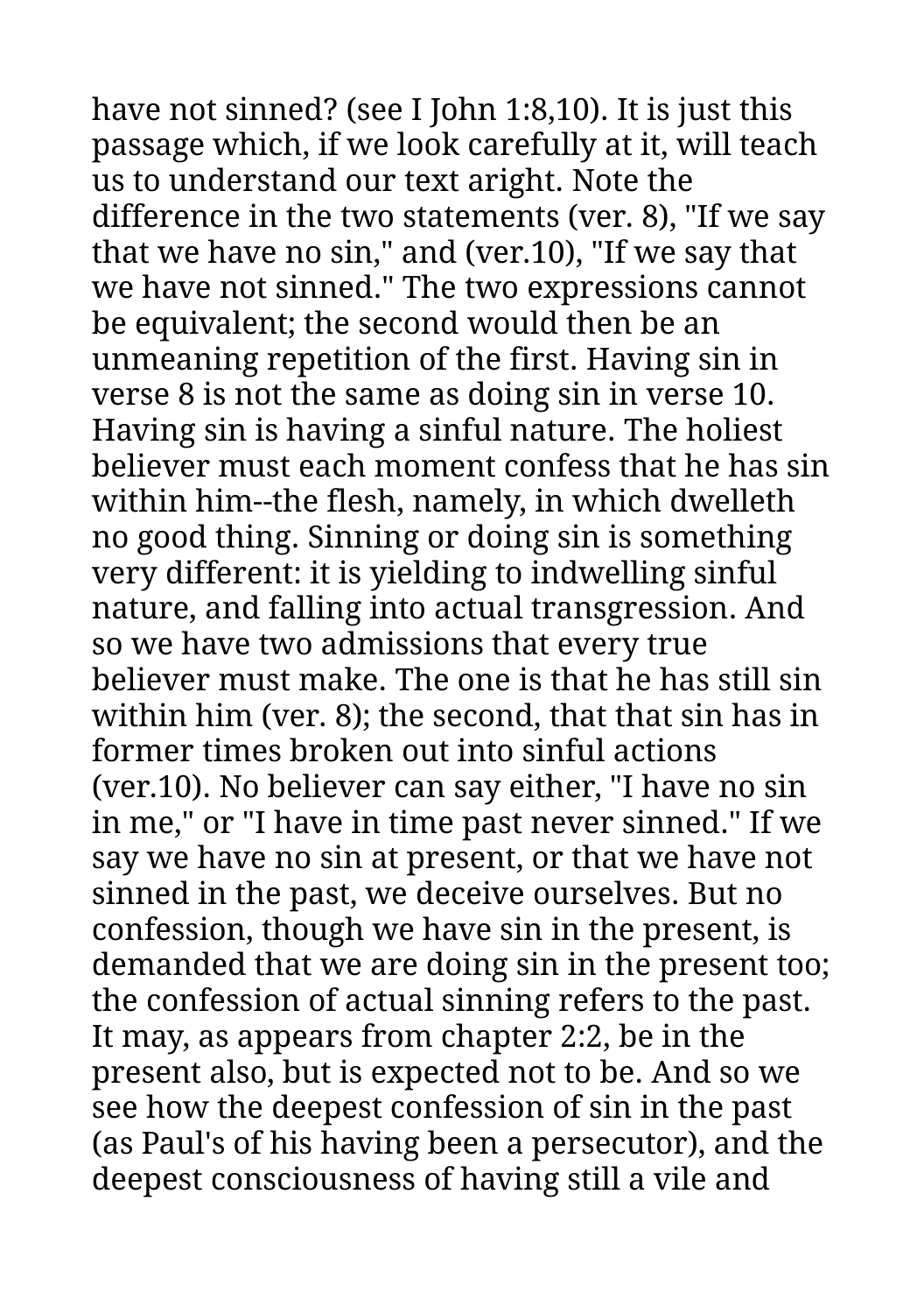have not sinned? (see I John 1:8,10). It is just this passage which, if we look carefully at it, will teach us to understand our text aright. Note the difference in the two statements (ver. 8), "If we say that we have no sin," and (ver.10), "If we say that we have not sinned." The two expressions cannot be equivalent; the second would then be an unmeaning repetition of the first. Having sin in verse 8 is not the same as doing sin in verse 10. Having sin is having a sinful nature. The holiest believer must each moment confess that he has sin within him--the flesh, namely, in which dwelleth no good thing. Sinning or doing sin is something very different: it is yielding to indwelling sinful nature, and falling into actual transgression. And so we have two admissions that every true believer must make. The one is that he has still sin within him (ver. 8); the second, that that sin has in former times broken out into sinful actions (ver.10). No believer can say either, "I have no sin in me," or "I have in time past never sinned." If we say we have no sin at present, or that we have not sinned in the past, we deceive ourselves. But no confession, though we have sin in the present, is demanded that we are doing sin in the present too; the confession of actual sinning refers to the past. It may, as appears from chapter 2:2, be in the present also, but is expected not to be. And so we see how the deepest confession of sin in the past (as Paul's of his having been a persecutor), and the deepest consciousness of having still a vile and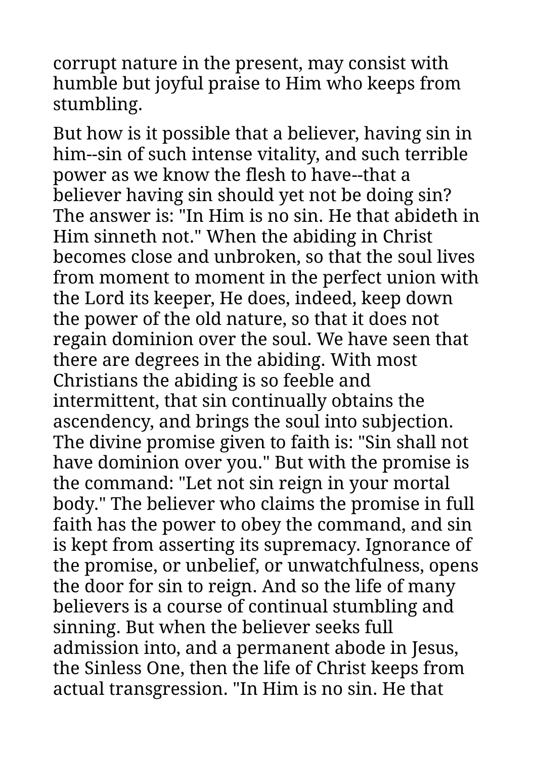corrupt nature in the present, may consist with humble but joyful praise to Him who keeps from stumbling.

But how is it possible that a believer, having sin in him--sin of such intense vitality, and such terrible power as we know the flesh to have--that a believer having sin should yet not be doing sin? The answer is: "In Him is no sin. He that abideth in Him sinneth not." When the abiding in Christ becomes close and unbroken, so that the soul lives from moment to moment in the perfect union with the Lord its keeper, He does, indeed, keep down the power of the old nature, so that it does not regain dominion over the soul. We have seen that there are degrees in the abiding. With most Christians the abiding is so feeble and intermittent, that sin continually obtains the ascendency, and brings the soul into subjection. The divine promise given to faith is: "Sin shall not have dominion over you." But with the promise is the command: "Let not sin reign in your mortal body." The believer who claims the promise in full faith has the power to obey the command, and sin is kept from asserting its supremacy. Ignorance of the promise, or unbelief, or unwatchfulness, opens the door for sin to reign. And so the life of many believers is a course of continual stumbling and sinning. But when the believer seeks full admission into, and a permanent abode in Jesus, the Sinless One, then the life of Christ keeps from actual transgression. "In Him is no sin. He that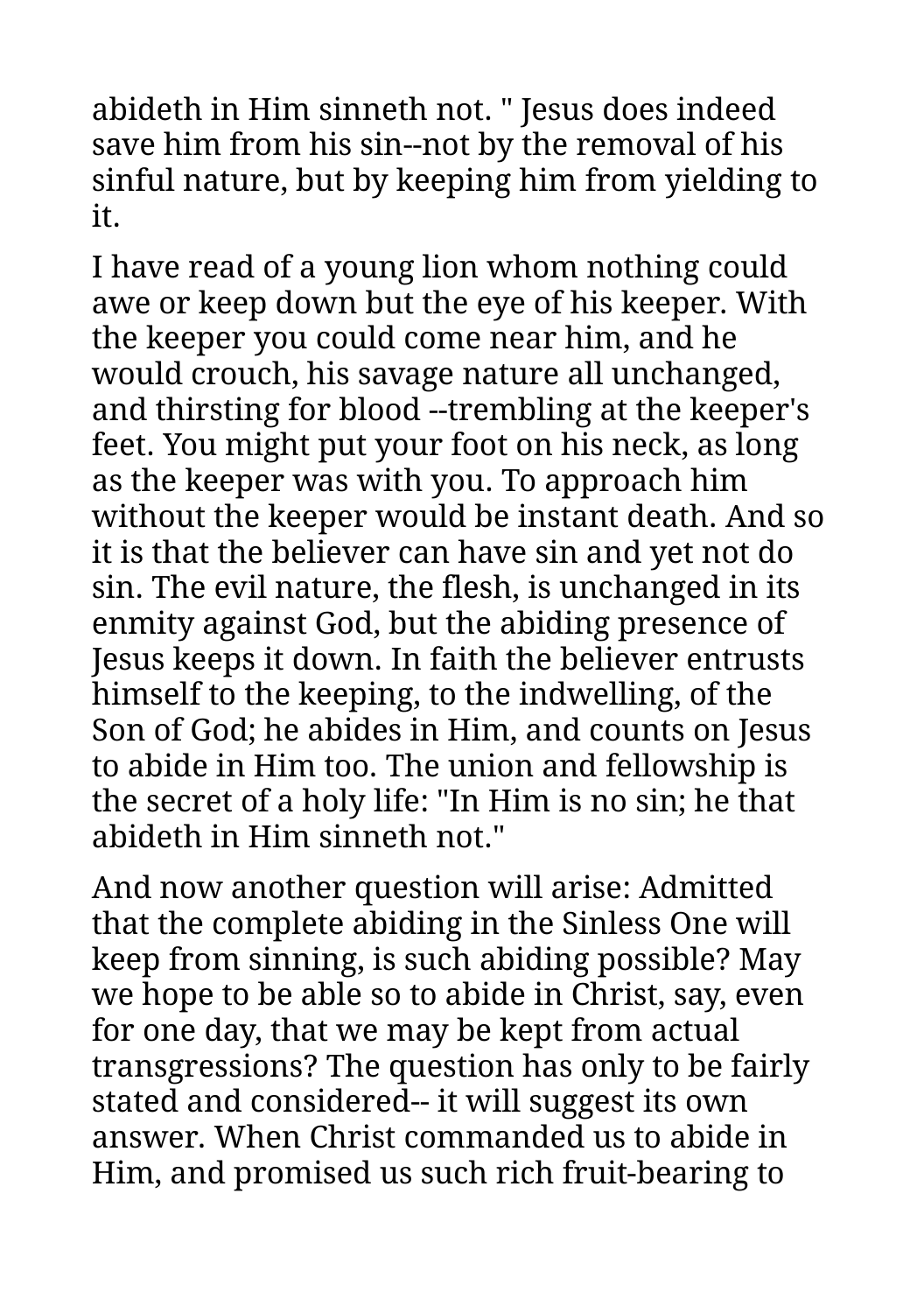abideth in Him sinneth not. " Jesus does indeed save him from his sin--not by the removal of his sinful nature, but by keeping him from yielding to it.

I have read of a young lion whom nothing could awe or keep down but the eye of his keeper. With the keeper you could come near him, and he would crouch, his savage nature all unchanged, and thirsting for blood --trembling at the keeper's feet. You might put your foot on his neck, as long as the keeper was with you. To approach him without the keeper would be instant death. And so it is that the believer can have sin and yet not do sin. The evil nature, the flesh, is unchanged in its enmity against God, but the abiding presence of Jesus keeps it down. In faith the believer entrusts himself to the keeping, to the indwelling, of the Son of God; he abides in Him, and counts on Jesus to abide in Him too. The union and fellowship is the secret of a holy life: "In Him is no sin; he that abideth in Him sinneth not."

And now another question will arise: Admitted that the complete abiding in the Sinless One will keep from sinning, is such abiding possible? May we hope to be able so to abide in Christ, say, even for one day, that we may be kept from actual transgressions? The question has only to be fairly stated and considered-- it will suggest its own answer. When Christ commanded us to abide in Him, and promised us such rich fruit-bearing to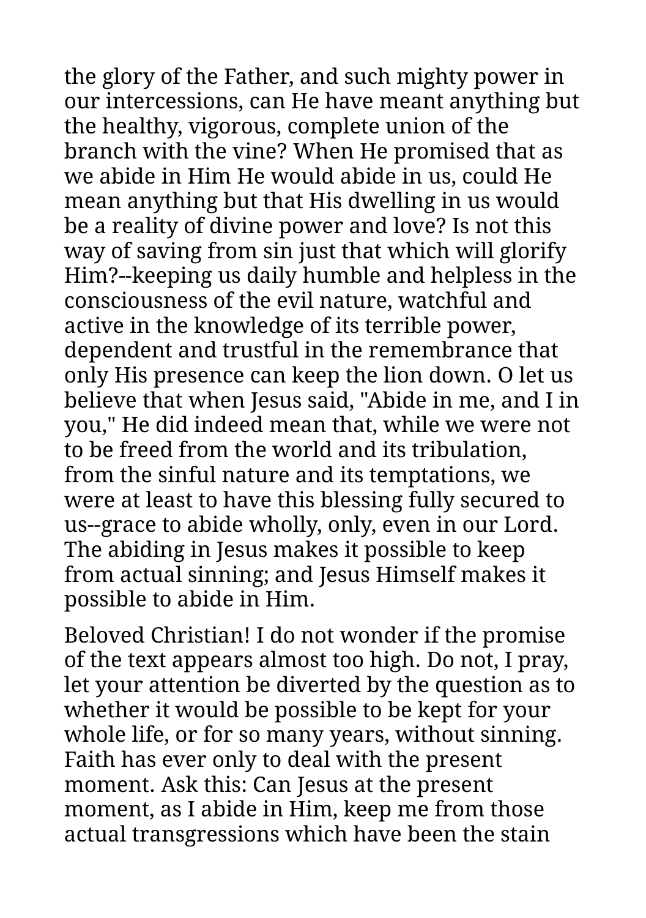the glory of the Father, and such mighty power in our intercessions, can He have meant anything but the healthy, vigorous, complete union of the branch with the vine? When He promised that as we abide in Him He would abide in us, could He mean anything but that His dwelling in us would be a reality of divine power and love? Is not this way of saving from sin just that which will glorify Him?--keeping us daily humble and helpless in the consciousness of the evil nature, watchful and active in the knowledge of its terrible power, dependent and trustful in the remembrance that only His presence can keep the lion down. O let us believe that when Jesus said, "Abide in me, and I in you," He did indeed mean that, while we were not to be freed from the world and its tribulation, from the sinful nature and its temptations, we were at least to have this blessing fully secured to us--grace to abide wholly, only, even in our Lord. The abiding in Jesus makes it possible to keep from actual sinning; and Jesus Himself makes it possible to abide in Him.

Beloved Christian! I do not wonder if the promise of the text appears almost too high. Do not, I pray, let your attention be diverted by the question as to whether it would be possible to be kept for your whole life, or for so many years, without sinning. Faith has ever only to deal with the present moment. Ask this: Can Jesus at the present moment, as I abide in Him, keep me from those actual transgressions which have been the stain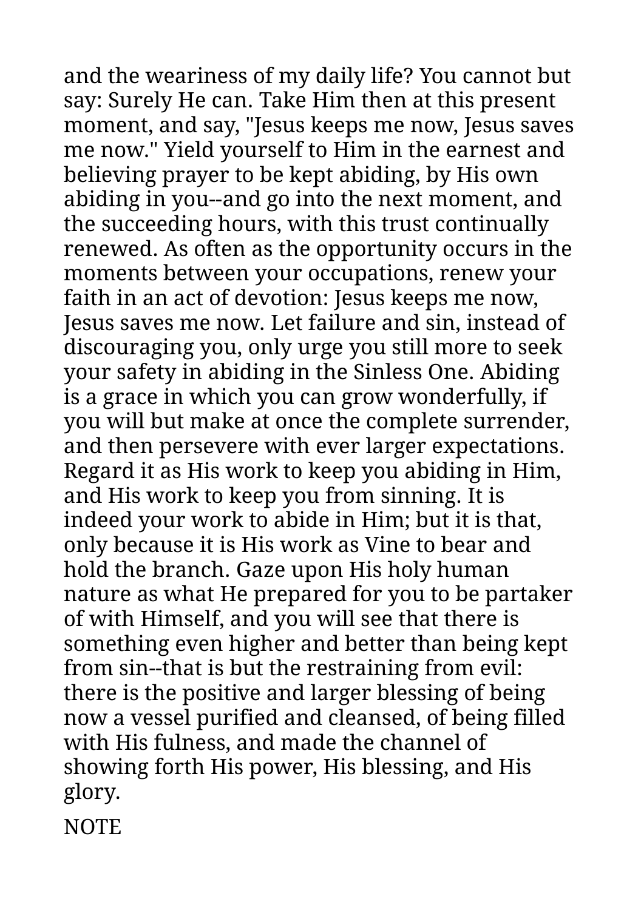and the weariness of my daily life? You cannot but say: Surely He can. Take Him then at this present moment, and say, "Jesus keeps me now, Jesus saves me now." Yield yourself to Him in the earnest and believing prayer to be kept abiding, by His own abiding in you--and go into the next moment, and the succeeding hours, with this trust continually renewed. As often as the opportunity occurs in the moments between your occupations, renew your faith in an act of devotion: Jesus keeps me now, Jesus saves me now. Let failure and sin, instead of discouraging you, only urge you still more to seek your safety in abiding in the Sinless One. Abiding is a grace in which you can grow wonderfully, if you will but make at once the complete surrender, and then persevere with ever larger expectations. Regard it as His work to keep you abiding in Him, and His work to keep you from sinning. It is indeed your work to abide in Him; but it is that, only because it is His work as Vine to bear and hold the branch. Gaze upon His holy human nature as what He prepared for you to be partaker of with Himself, and you will see that there is something even higher and better than being kept from sin--that is but the restraining from evil: there is the positive and larger blessing of being now a vessel purified and cleansed, of being filled with His fulness, and made the channel of showing forth His power, His blessing, and His glory.

NOTE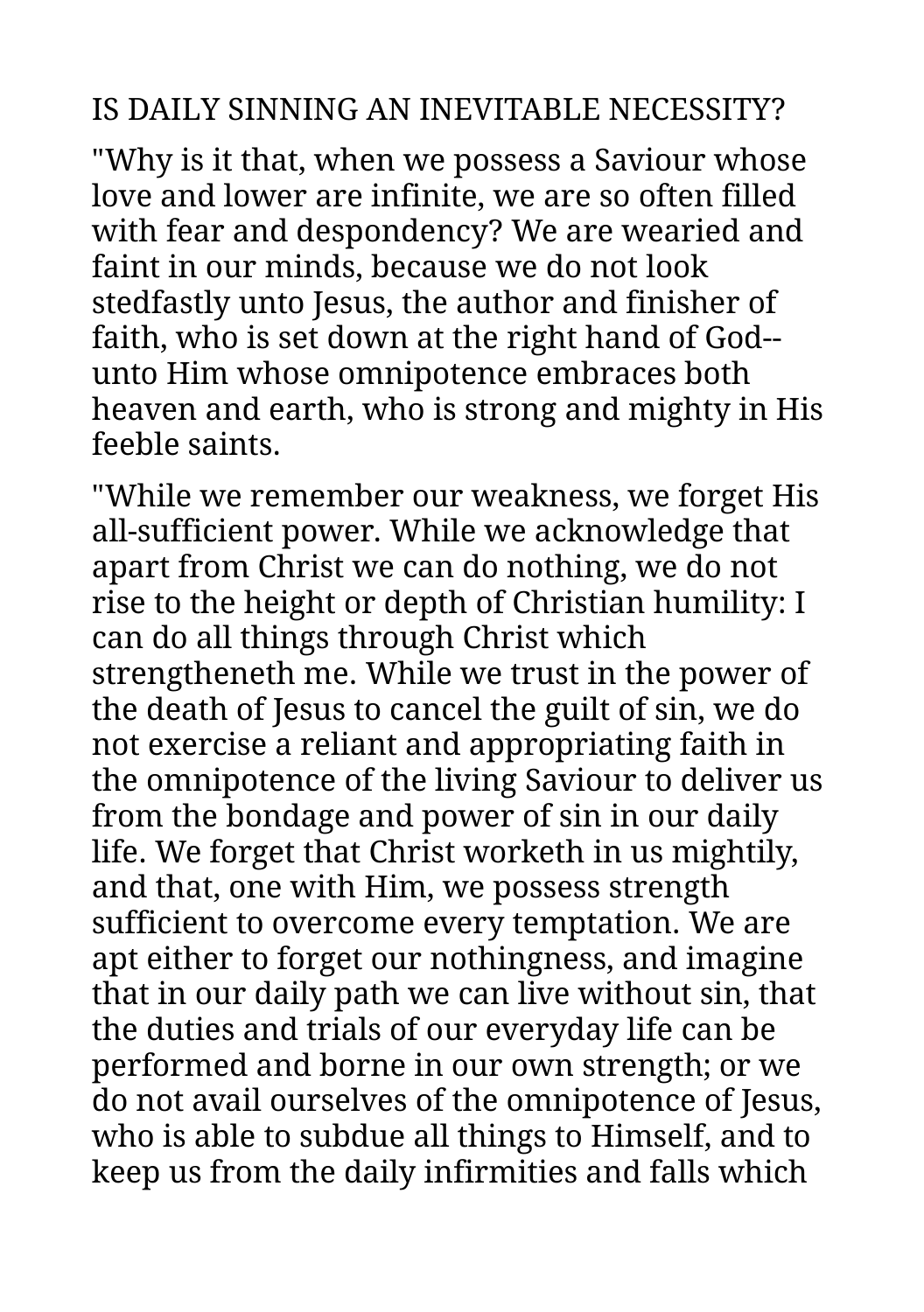IS DAILY SINNING AN INEVITABLE NECESSITY?

"Why is it that, when we possess a Saviour whose love and lower are infinite, we are so often filled with fear and despondency? We are wearied and faint in our minds, because we do not look stedfastly unto Jesus, the author and finisher of faith, who is set down at the right hand of God--unto Him whose omnipotence embraces both heaven and earth, who is strong and mighty in His feeble saints.

"While we remember our weakness, we forget His all-sufficient power. While we acknowledge that apart from Christ we can do nothing, we do not rise to the height or depth of Christian humility: I can do all things through Christ which strengtheneth me. While we trust in the power of the death of Jesus to cancel the guilt of sin, we do not exercise a reliant and appropriating faith in the omnipotence of the living Saviour to deliver us from the bondage and power of sin in our daily life. We forget that Christ worketh in us mightily, and that, one with Him, we possess strength sufficient to overcome every temptation. We are apt either to forget our nothingness, and imagine that in our daily path we can live without sin, that the duties and trials of our everyday life can be performed and borne in our own strength; or we do not avail ourselves of the omnipotence of Jesus, who is able to subdue all things to Himself, and to keep us from the daily infirmities and falls which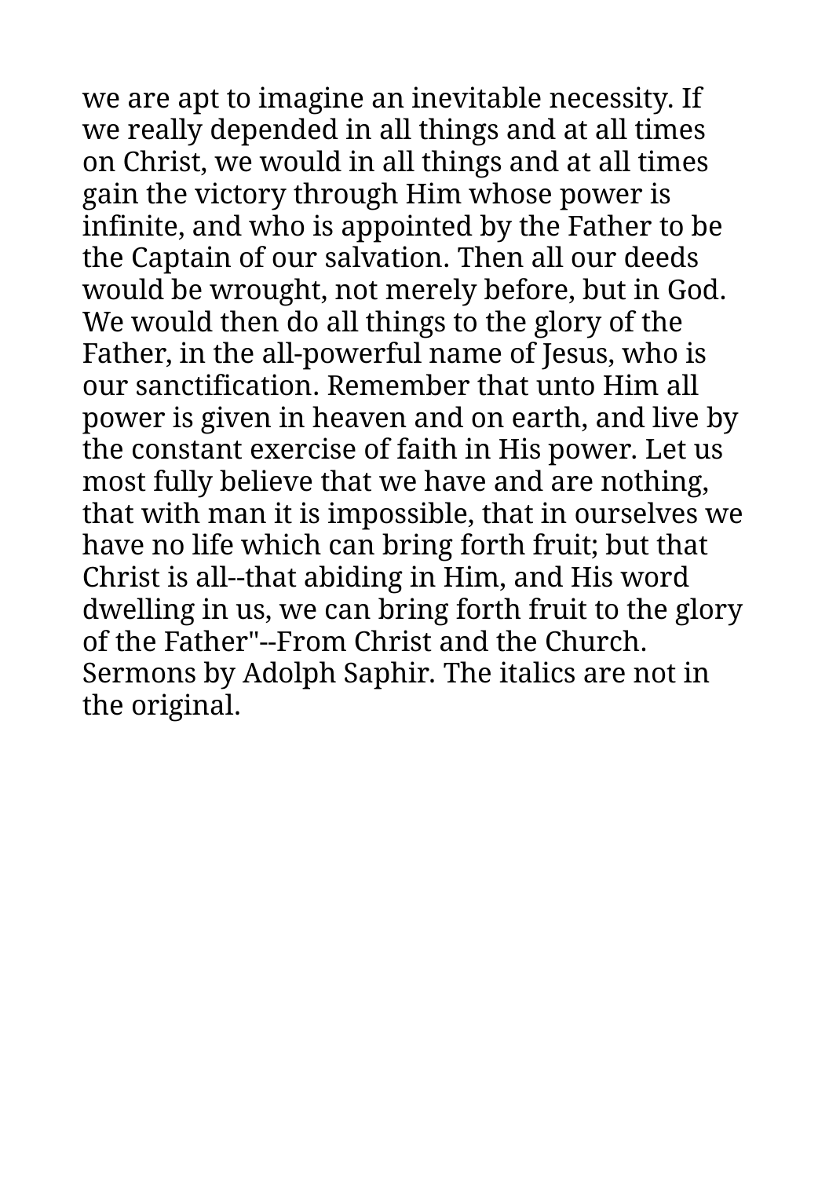we are apt to imagine an inevitable necessity. If we really depended in all things and at all times on Christ, we would in all things and at all times gain the victory through Him whose power is infinite, and who is appointed by the Father to be the Captain of our salvation. Then all our deeds would be wrought, not merely before, but in God. We would then do all things to the glory of the Father, in the all-powerful name of Jesus, who is our sanctification. Remember that unto Him all power is given in heaven and on earth, and live by the constant exercise of faith in His power. Let us most fully believe that we have and are nothing, that with man it is impossible, that in ourselves we have no life which can bring forth fruit; but that Christ is all--that abiding in Him, and His word dwelling in us, we can bring forth fruit to the glory of the Father"--From Christ and the Church. Sermons by Adolph Saphir. The italics are not in the original.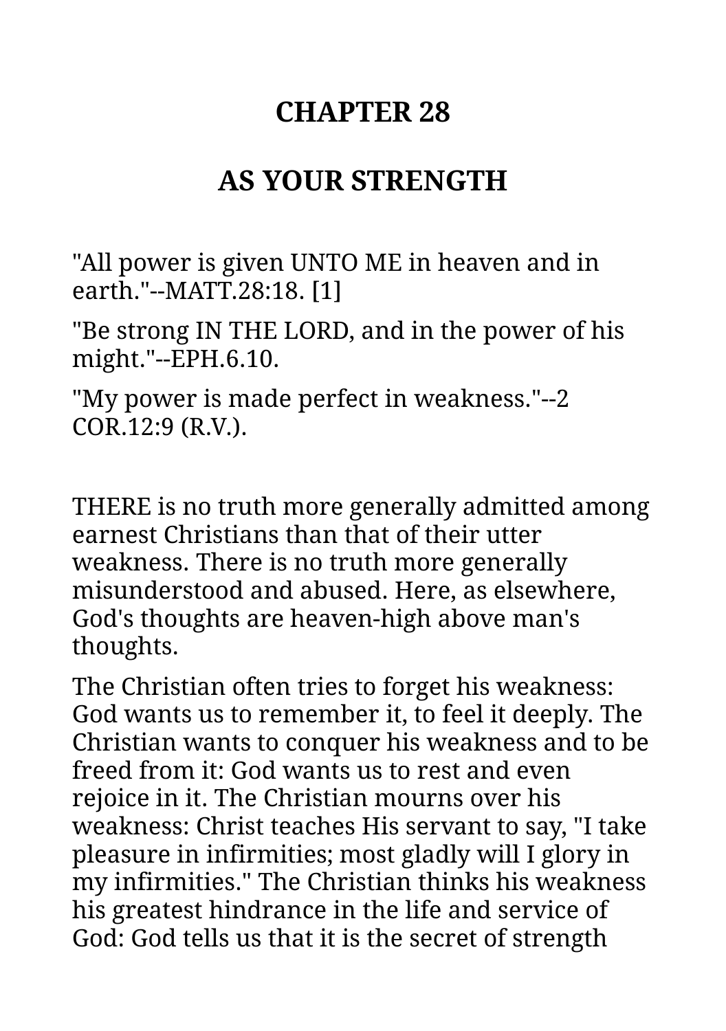# CHAPTER 28

# AS YOUR STRENGTH

"All power is given UNTO ME in heaven and in earth."--MATT.28:18. [1]

"Be strong IN THE LORD, and in the power of his might."--EPH.6.10.

"My power is made perfect in weakness."--2 COR.12:9 (R.V.).

THERE is no truth more generally admitted among earnest Christians than that of their utter weakness. There is no truth more generally misunderstood and abused. Here, as elsewhere, God's thoughts are heaven-high above man's thoughts.

The Christian often tries to forget his weakness: God wants us to remember it, to feel it deeply. The Christian wants to conquer his weakness and to be freed from it: God wants us to rest and even rejoice in it. The Christian mourns over his weakness: Christ teaches His servant to say, "I take pleasure in infirmities; most gladly will I glory in my infirmities." The Christian thinks his weakness his greatest hindrance in the life and service of God: God tells us that it is the secret of strength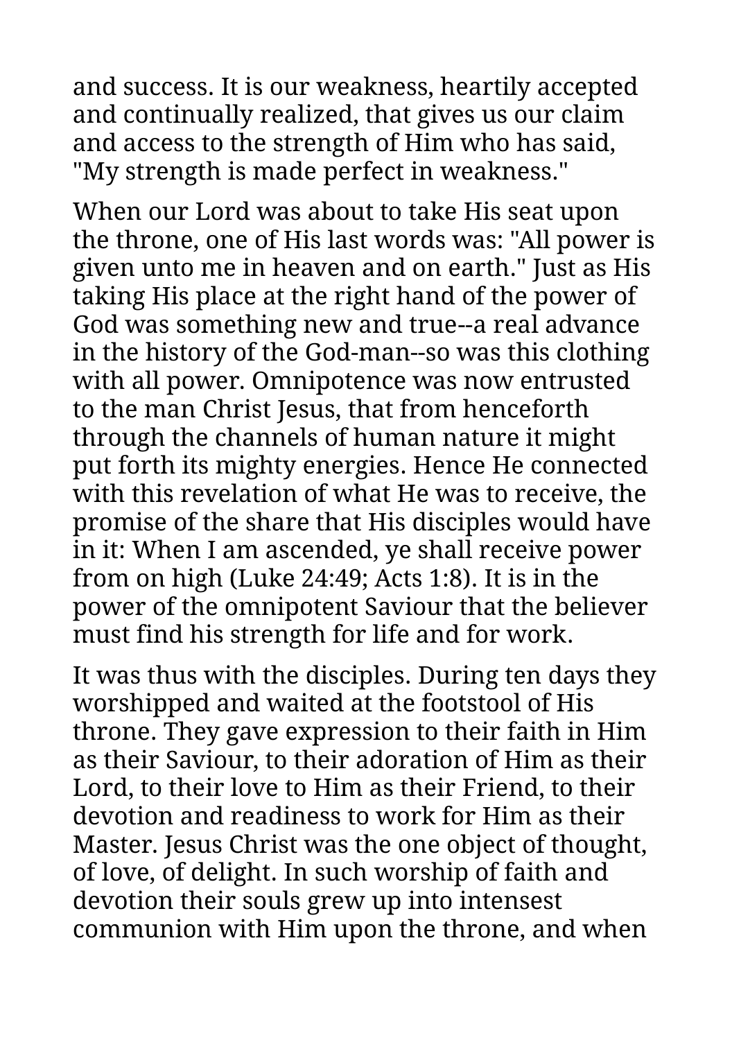and success. It is our weakness, heartily accepted and continually realized, that gives us our claim and access to the strength of Him who has said, "My strength is made perfect in weakness."

When our Lord was about to take His seat upon the throne, one of His last words was: "All power is given unto me in heaven and on earth." Just as His taking His place at the right hand of the power of God was something new and true--a real advance in the history of the God-man--so was this clothing with all power. Omnipotence was now entrusted to the man Christ Jesus, that from henceforth through the channels of human nature it might put forth its mighty energies. Hence He connected with this revelation of what He was to receive, the promise of the share that His disciples would have in it: When I am ascended, ye shall receive power from on high (Luke 24:49; Acts 1:8). It is in the power of the omnipotent Saviour that the believer must find his strength for life and for work.

It was thus with the disciples. During ten days they worshipped and waited at the footstool of His throne. They gave expression to their faith in Him as their Saviour, to their adoration of Him as their Lord, to their love to Him as their Friend, to their devotion and readiness to work for Him as their Master. Jesus Christ was the one object of thought, of love, of delight. In such worship of faith and devotion their souls grew up into intensest communion with Him upon the throne, and when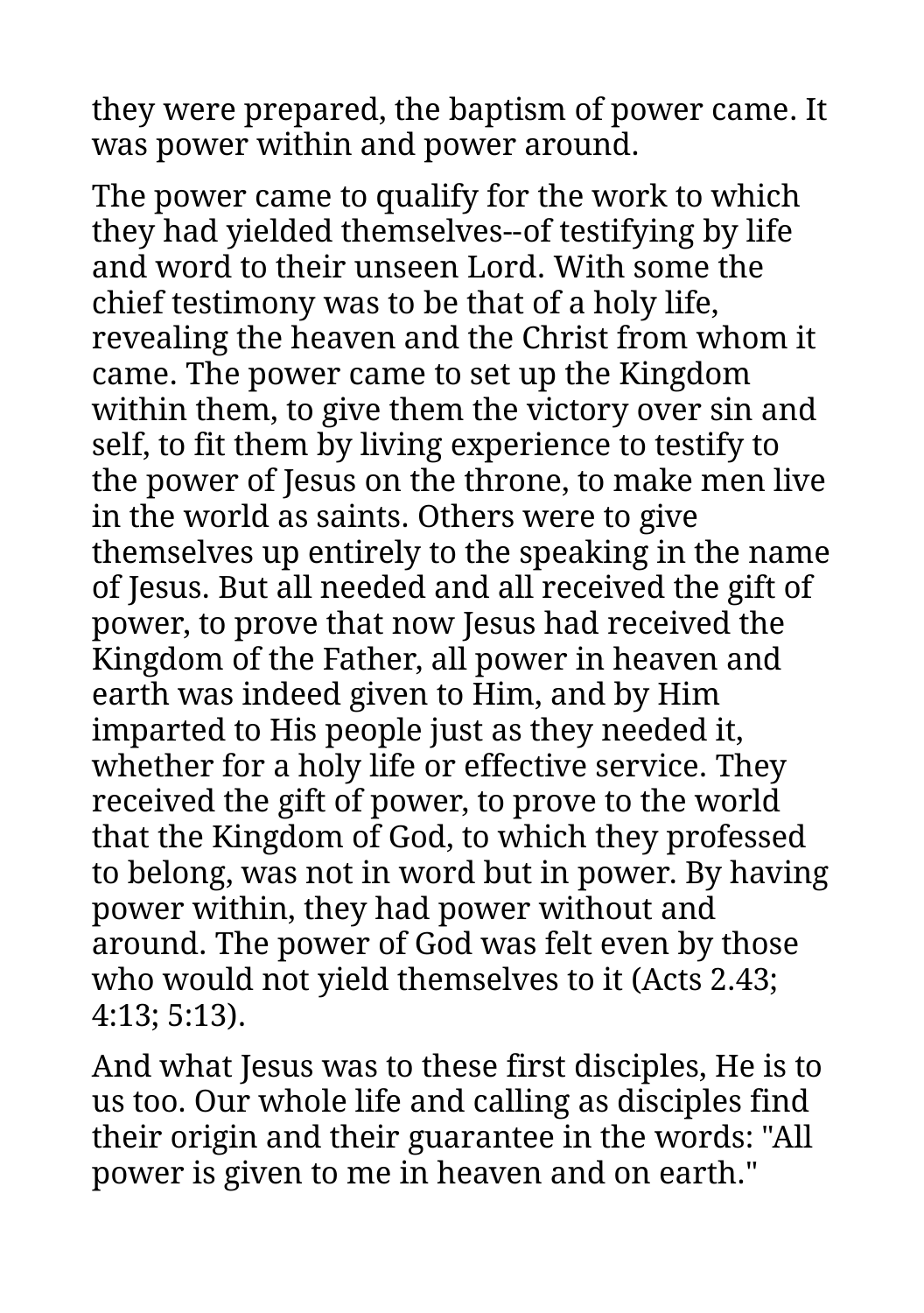they were prepared, the baptism of power came. It was power within and power around.

The power came to qualify for the work to which they had yielded themselves--of testifying by life and word to their unseen Lord. With some the chief testimony was to be that of a holy life, revealing the heaven and the Christ from whom it came. The power came to set up the Kingdom within them, to give them the victory over sin and self, to fit them by living experience to testify to the power of Jesus on the throne, to make men live in the world as saints. Others were to give themselves up entirely to the speaking in the name of Jesus. But all needed and all received the gift of power, to prove that now Jesus had received the Kingdom of the Father, all power in heaven and earth was indeed given to Him, and by Him imparted to His people just as they needed it, whether for a holy life or effective service. They received the gift of power, to prove to the world that the Kingdom of God, to which they professed to belong, was not in word but in power. By having power within, they had power without and around. The power of God was felt even by those who would not yield themselves to it (Acts 2.43; 4:13; 5:13).

And what Jesus was to these first disciples, He is to us too. Our whole life and calling as disciples find their origin and their guarantee in the words: "All power is given to me in heaven and on earth."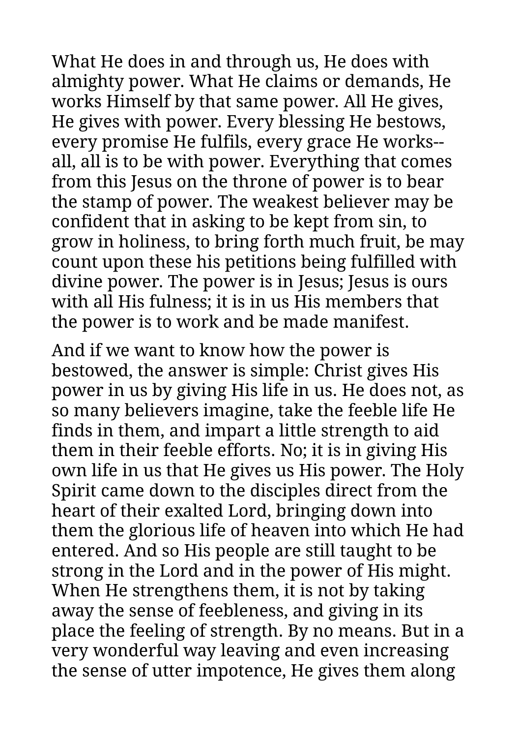What He does in and through us, He does with almighty power. What He claims or demands, He works Himself by that same power. All He gives, He gives with power. Every blessing He bestows, every promise He fulfils, every grace He works--all, all is to be with power. Everything that comes from this Jesus on the throne of power is to bear the stamp of power. The weakest believer may be confident that in asking to be kept from sin, to grow in holiness, to bring forth much fruit, be may count upon these his petitions being fulfilled with divine power. The power is in Jesus; Jesus is ours with all His fulness; it is in us His members that the power is to work and be made manifest.

And if we want to know how the power is bestowed, the answer is simple: Christ gives His power in us by giving His life in us. He does not, as so many believers imagine, take the feeble life He finds in them, and impart a little strength to aid them in their feeble efforts. No; it is in giving His own life in us that He gives us His power. The Holy Spirit came down to the disciples direct from the heart of their exalted Lord, bringing down into them the glorious life of heaven into which He had entered. And so His people are still taught to be strong in the Lord and in the power of His might. When He strengthens them, it is not by taking away the sense of feebleness, and giving in its place the feeling of strength. By no means. But in a very wonderful way leaving and even increasing the sense of utter impotence, He gives them along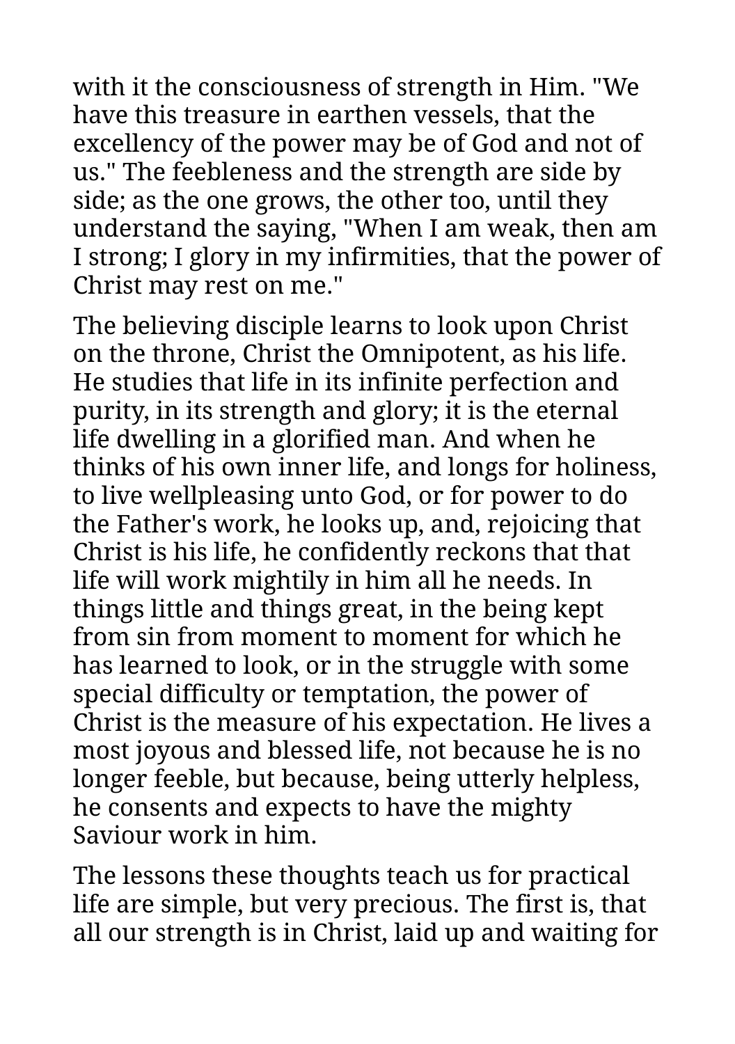with it the consciousness of strength in Him. "We have this treasure in earthen vessels, that the excellency of the power may be of God and not of us." The feebleness and the strength are side by side; as the one grows, the other too, until they understand the saying, "When I am weak, then am I strong; I glory in my infirmities, that the power of Christ may rest on me."

The believing disciple learns to look upon Christ on the throne, Christ the Omnipotent, as his life. He studies that life in its infinite perfection and purity, in its strength and glory; it is the eternal life dwelling in a glorified man. And when he thinks of his own inner life, and longs for holiness, to live wellpleasing unto God, or for power to do the Father's work, he looks up, and, rejoicing that Christ is his life, he confidently reckons that that life will work mightily in him all he needs. In things little and things great, in the being kept from sin from moment to moment for which he has learned to look, or in the struggle with some special difficulty or temptation, the power of Christ is the measure of his expectation. He lives a most joyous and blessed life, not because he is no longer feeble, but because, being utterly helpless, he consents and expects to have the mighty Saviour work in him.

The lessons these thoughts teach us for practical life are simple, but very precious. The first is, that all our strength is in Christ, laid up and waiting for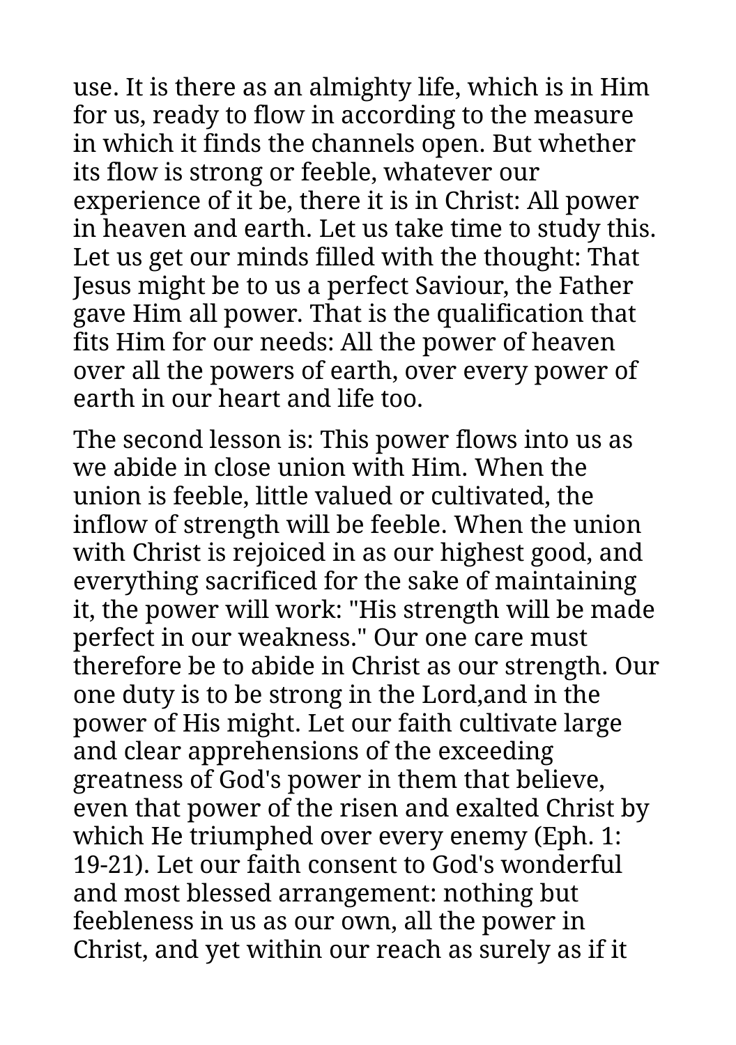use. It is there as an almighty life, which is in Him for us, ready to flow in according to the measure in which it finds the channels open. But whether its flow is strong or feeble, whatever our experience of it be, there it is in Christ: All power in heaven and earth. Let us take time to study this. Let us get our minds filled with the thought: That Jesus might be to us a perfect Saviour, the Father gave Him all power. That is the qualification that fits Him for our needs: All the power of heaven over all the powers of earth, over every power of earth in our heart and life too.

The second lesson is: This power flows into us as we abide in close union with Him. When the union is feeble, little valued or cultivated, the inflow of strength will be feeble. When the union with Christ is rejoiced in as our highest good, and everything sacrificed for the sake of maintaining it, the power will work: "His strength will be made perfect in our weakness." Our one care must therefore be to abide in Christ as our strength. Our one duty is to be strong in the Lord,and in the power of His might. Let our faith cultivate large and clear apprehensions of the exceeding greatness of God's power in them that believe, even that power of the risen and exalted Christ by which He triumphed over every enemy (Eph. 1: 19-21). Let our faith consent to God's wonderful and most blessed arrangement: nothing but feebleness in us as our own, all the power in Christ, and yet within our reach as surely as if it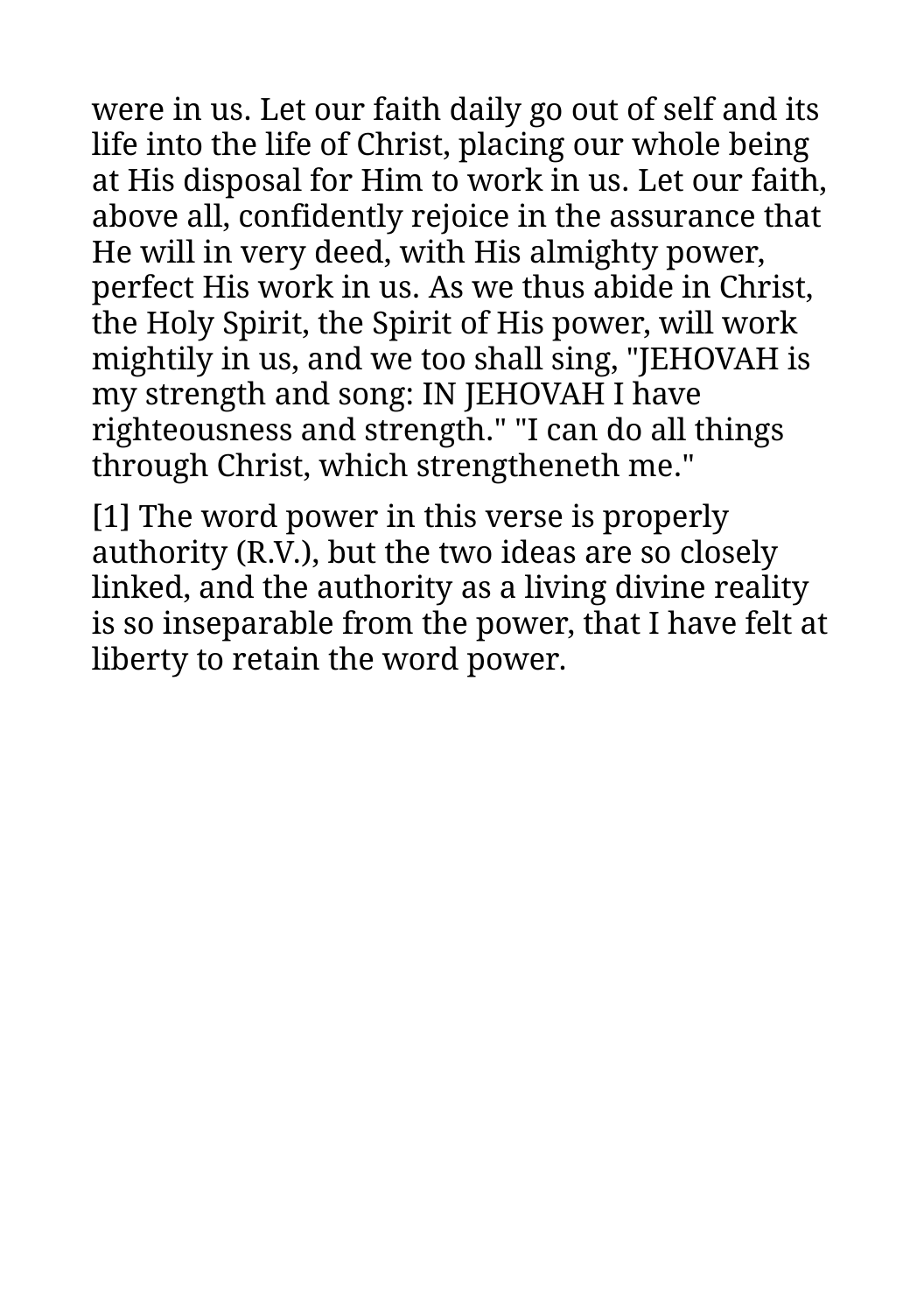were in us. Let our faith daily go out of self and its life into the life of Christ, placing our whole being at His disposal for Him to work in us. Let our faith, above all, confidently rejoice in the assurance that He will in very deed, with His almighty power, perfect His work in us. As we thus abide in Christ, the Holy Spirit, the Spirit of His power, will work mightily in us, and we too shall sing, "JEHOVAH is my strength and song: IN JEHOVAH I have righteousness and strength." "I can do all things through Christ, which strengtheneth me."

[1] The word power in this verse is properly authority (R.V.), but the two ideas are so closely linked, and the authority as a living divine reality is so inseparable from the power, that I have felt at liberty to retain the word power.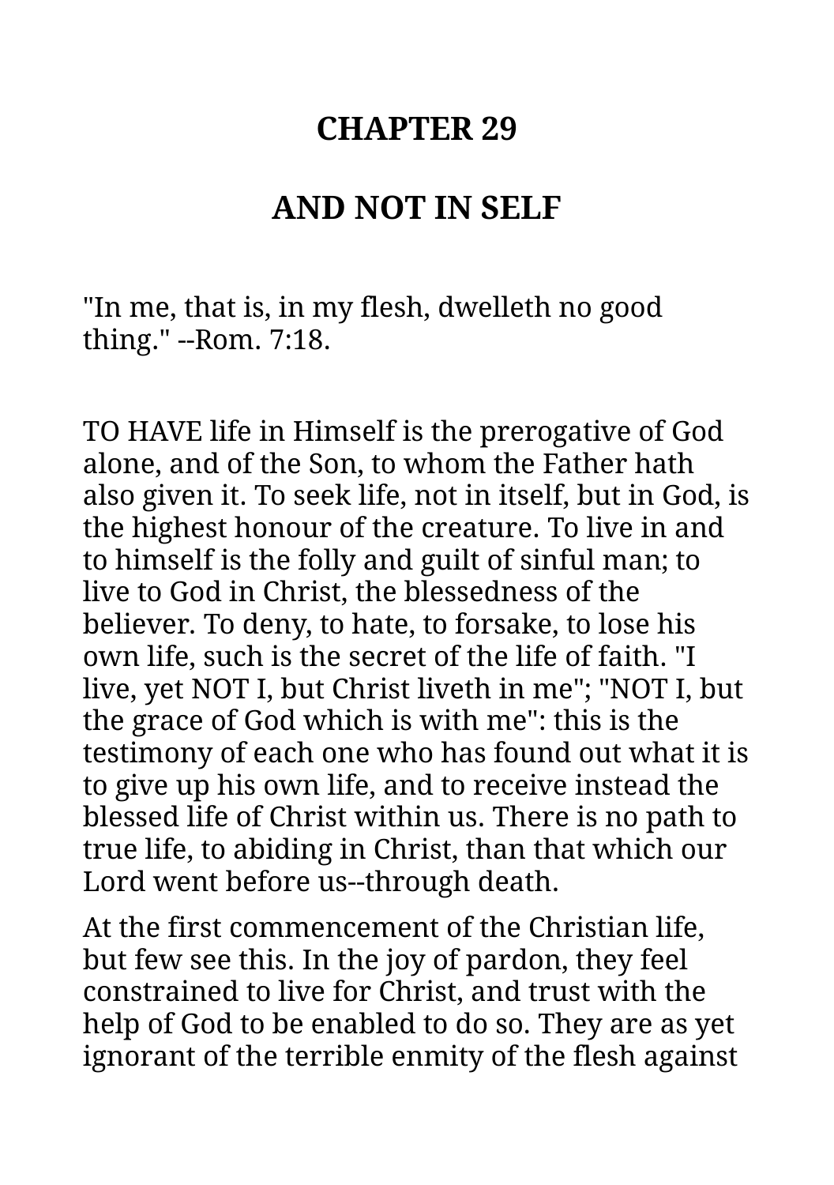# CHAPTER 29

# AND NOT IN SELF

"In me, that is, in my flesh, dwelleth no good thing." --Rom. 7:18.

TO HAVE life in Himself is the prerogative of God alone, and of the Son, to whom the Father hath also given it. To seek life, not in itself, but in God, is the highest honour of the creature. To live in and to himself is the folly and guilt of sinful man; to live to God in Christ, the blessedness of the believer. To deny, to hate, to forsake, to lose his own life, such is the secret of the life of faith. "I live, yet NOT I, but Christ liveth in me"; "NOT I, but the grace of God which is with me": this is the testimony of each one who has found out what it is to give up his own life, and to receive instead the blessed life of Christ within us. There is no path to true life, to abiding in Christ, than that which our Lord went before us--through death.

At the first commencement of the Christian life, but few see this. In the joy of pardon, they feel constrained to live for Christ, and trust with the help of God to be enabled to do so. They are as yet ignorant of the terrible enmity of the flesh against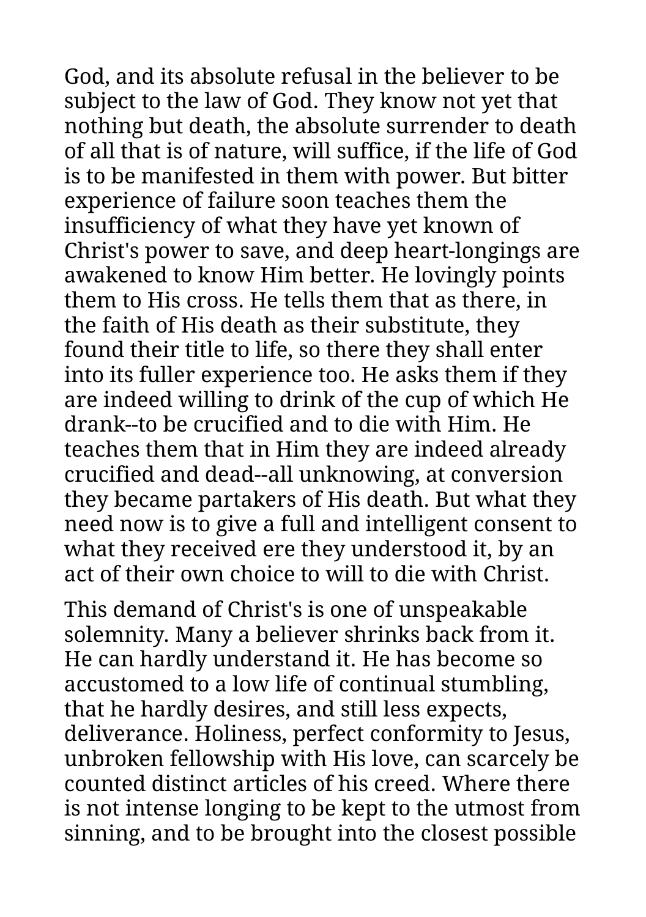God, and its absolute refusal in the believer to be subject to the law of God. They know not yet that nothing but death, the absolute surrender to death of all that is of nature, will suffice, if the life of God is to be manifested in them with power. But bitter experience of failure soon teaches them the insufficiency of what they have yet known of Christ's power to save, and deep heart-longings are awakened to know Him better. He lovingly points them to His cross. He tells them that as there, in the faith of His death as their substitute, they found their title to life, so there they shall enter into its fuller experience too. He asks them if they are indeed willing to drink of the cup of which He drank--to be crucified and to die with Him. He teaches them that in Him they are indeed already crucified and dead--all unknowing, at conversion they became partakers of His death. But what they need now is to give a full and intelligent consent to what they received ere they understood it, by an act of their own choice to will to die with Christ.

This demand of Christ's is one of unspeakable solemnity. Many a believer shrinks back from it. He can hardly understand it. He has become so accustomed to a low life of continual stumbling, that he hardly desires, and still less expects, deliverance. Holiness, perfect conformity to Jesus, unbroken fellowship with His love, can scarcely be counted distinct articles of his creed. Where there is not intense longing to be kept to the utmost from sinning, and to be brought into the closest possible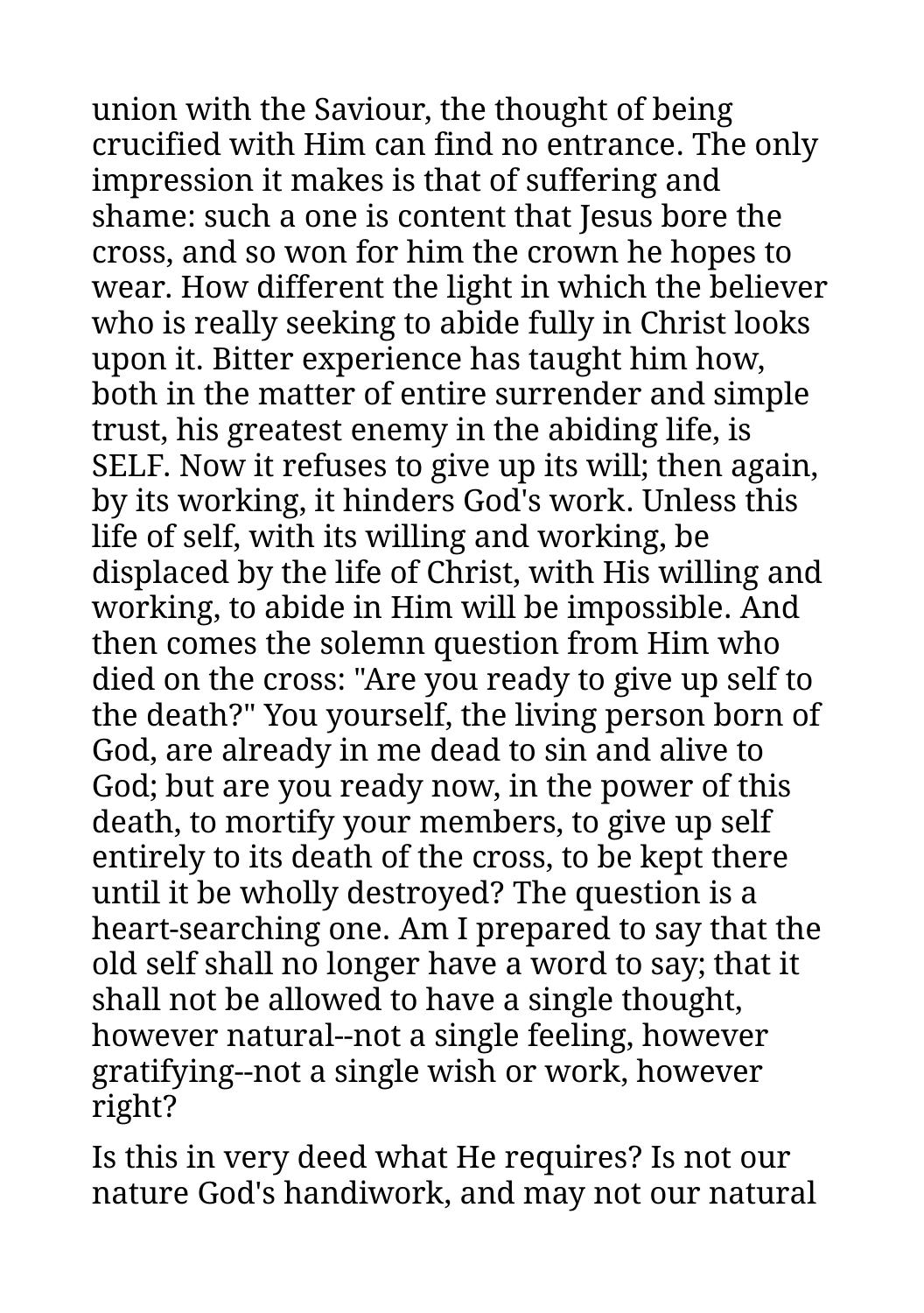union with the Saviour, the thought of being crucified with Him can find no entrance. The only impression it makes is that of suffering and shame: such a one is content that Jesus bore the cross, and so won for him the crown he hopes to wear. How different the light in which the believer who is really seeking to abide fully in Christ looks upon it. Bitter experience has taught him how, both in the matter of entire surrender and simple trust, his greatest enemy in the abiding life, is SELF. Now it refuses to give up its will; then again, by its working, it hinders God's work. Unless this life of self, with its willing and working, be displaced by the life of Christ, with His willing and working, to abide in Him will be impossible. And then comes the solemn question from Him who died on the cross: "Are you ready to give up self to the death?" You yourself, the living person born of God, are already in me dead to sin and alive to God; but are you ready now, in the power of this death, to mortify your members, to give up self entirely to its death of the cross, to be kept there until it be wholly destroyed? The question is a heart-searching one. Am I prepared to say that the old self shall no longer have a word to say; that it shall not be allowed to have a single thought, however natural--not a single feeling, however gratifying--not a single wish or work, however right?

Is this in very deed what He requires? Is not our nature God's handiwork, and may not our natural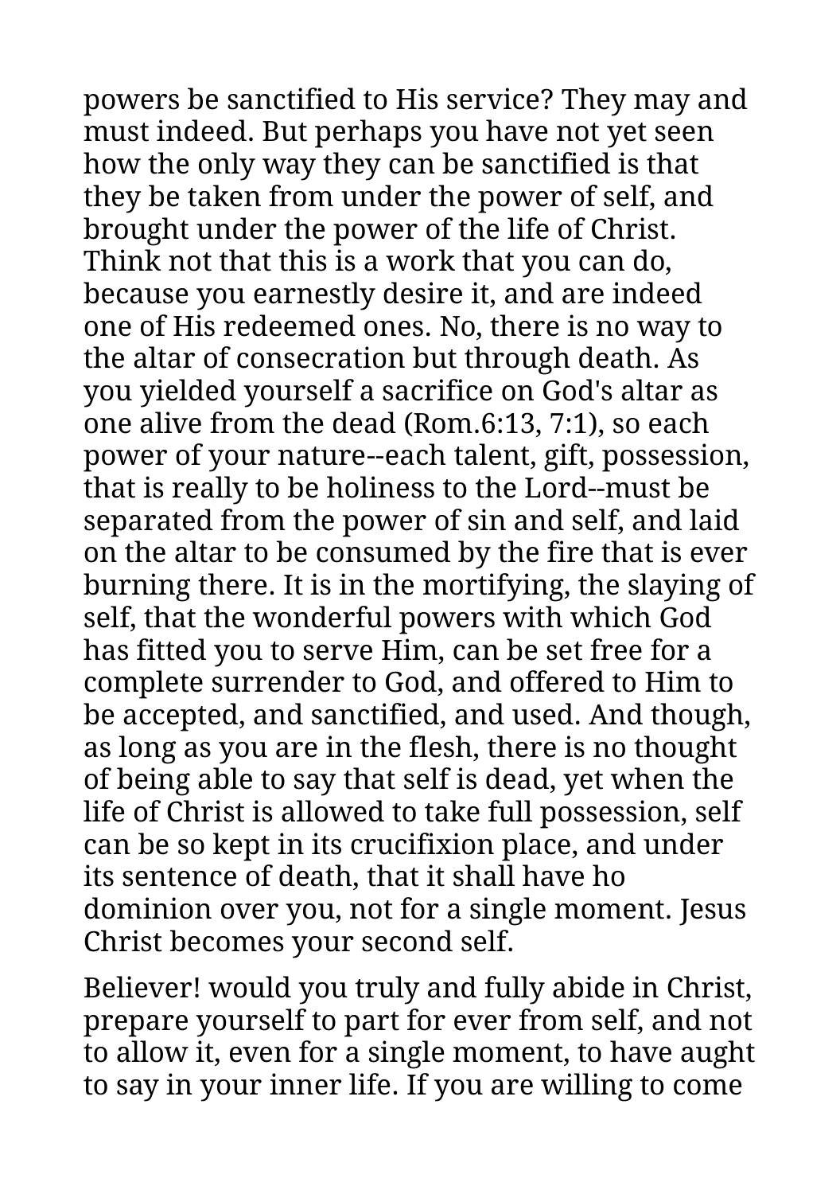powers be sanctified to His service? They may and must indeed. But perhaps you have not yet seen how the only way they can be sanctified is that they be taken from under the power of self, and brought under the power of the life of Christ. Think not that this is a work that you can do, because you earnestly desire it, and are indeed one of His redeemed ones. No, there is no way to the altar of consecration but through death. As you yielded yourself a sacrifice on God's altar as one alive from the dead (Rom.6:13, 7:1), so each power of your nature--each talent, gift, possession, that is really to be holiness to the Lord--must be separated from the power of sin and self, and laid on the altar to be consumed by the fire that is ever burning there. It is in the mortifying, the slaying of self, that the wonderful powers with which God has fitted you to serve Him, can be set free for a complete surrender to God, and offered to Him to be accepted, and sanctified, and used. And though, as long as you are in the flesh, there is no thought of being able to say that self is dead, yet when the life of Christ is allowed to take full possession, self can be so kept in its crucifixion place, and under its sentence of death, that it shall have ho dominion over you, not for a single moment. Jesus Christ becomes your second self.

Believer! would you truly and fully abide in Christ, prepare yourself to part for ever from self, and not to allow it, even for a single moment, to have aught to say in your inner life. If you are willing to come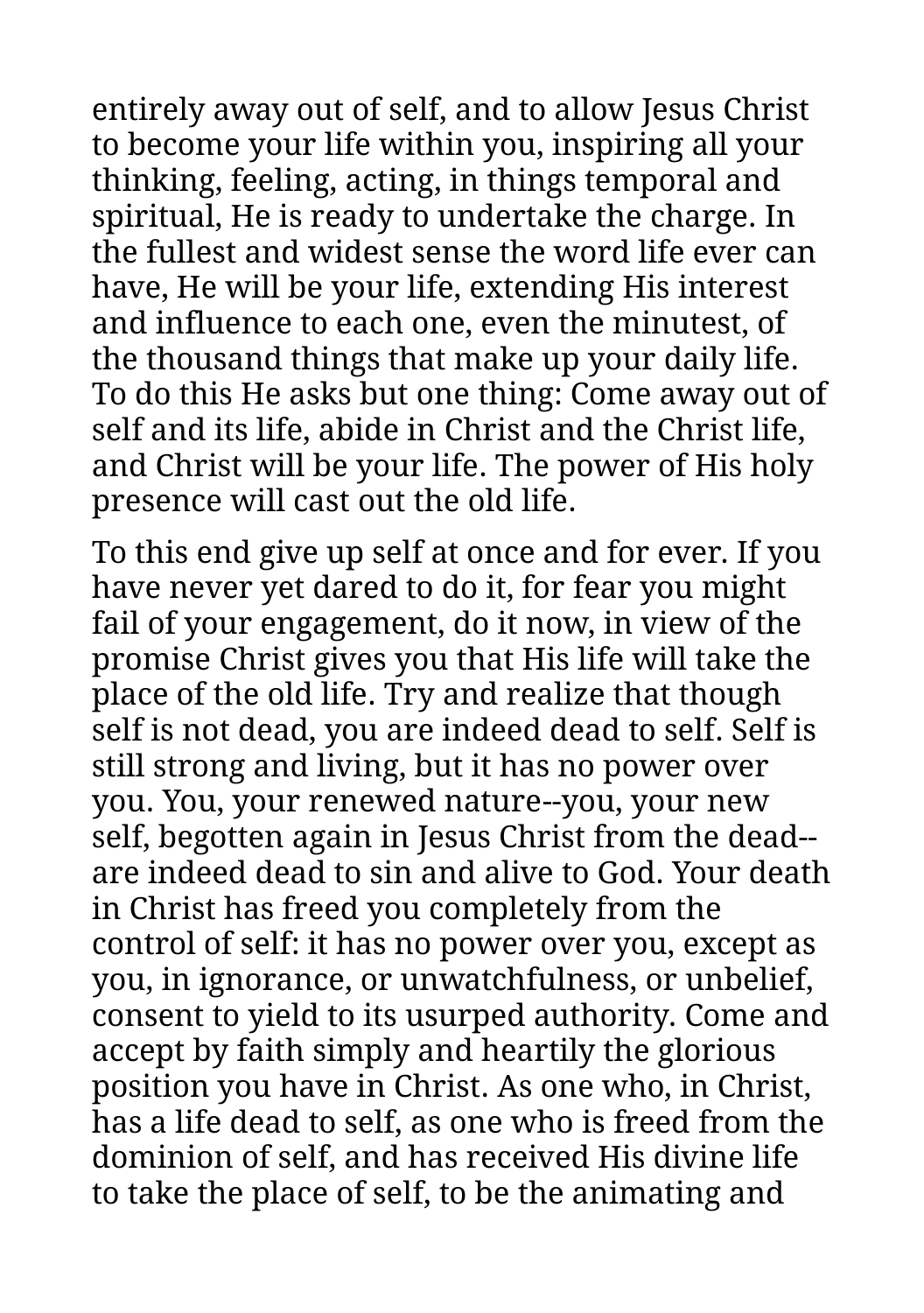entirely away out of self, and to allow Jesus Christ to become your life within you, inspiring all your thinking, feeling, acting, in things temporal and spiritual, He is ready to undertake the charge. In the fullest and widest sense the word life ever can have, He will be your life, extending His interest and influence to each one, even the minutest, of the thousand things that make up your daily life. To do this He asks but one thing: Come away out of self and its life, abide in Christ and the Christ life, and Christ will be your life. The power of His holy presence will cast out the old life.

To this end give up self at once and for ever. If you have never yet dared to do it, for fear you might fail of your engagement, do it now, in view of the promise Christ gives you that His life will take the place of the old life. Try and realize that though self is not dead, you are indeed dead to self. Self is still strong and living, but it has no power over you. You, your renewed nature--you, your new self, begotten again in Jesus Christ from the dead--are indeed dead to sin and alive to God. Your death in Christ has freed you completely from the control of self: it has no power over you, except as you, in ignorance, or unwatchfulness, or unbelief, consent to yield to its usurped authority. Come and accept by faith simply and heartily the glorious position you have in Christ. As one who, in Christ, has a life dead to self, as one who is freed from the dominion of self, and has received His divine life to take the place of self, to be the animating and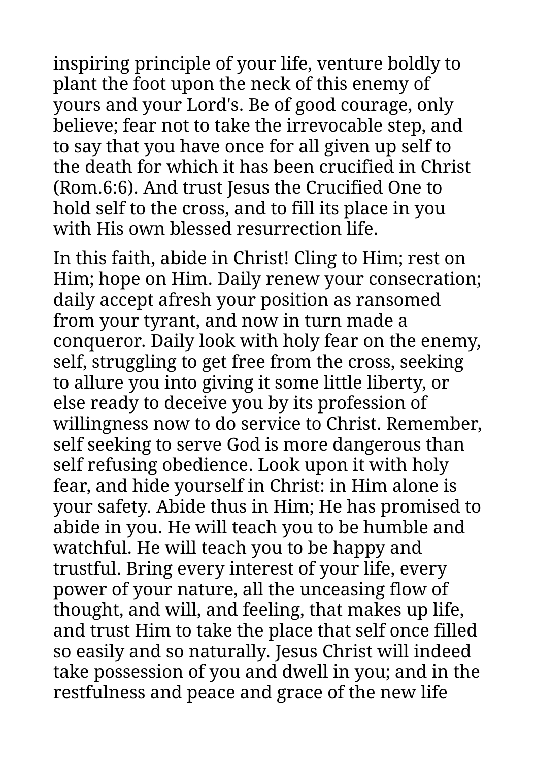inspiring principle of your life, venture boldly to plant the foot upon the neck of this enemy of yours and your Lord's. Be of good courage, only believe; fear not to take the irrevocable step, and to say that you have once for all given up self to the death for which it has been crucified in Christ (Rom.6:6). And trust Jesus the Crucified One to hold self to the cross, and to fill its place in you with His own blessed resurrection life.

In this faith, abide in Christ! Cling to Him; rest on Him; hope on Him. Daily renew your consecration; daily accept afresh your position as ransomed from your tyrant, and now in turn made a conqueror. Daily look with holy fear on the enemy, self, struggling to get free from the cross, seeking to allure you into giving it some little liberty, or else ready to deceive you by its profession of willingness now to do service to Christ. Remember, self seeking to serve God is more dangerous than self refusing obedience. Look upon it with holy fear, and hide yourself in Christ: in Him alone is your safety. Abide thus in Him; He has promised to abide in you. He will teach you to be humble and watchful. He will teach you to be happy and trustful. Bring every interest of your life, every power of your nature, all the unceasing flow of thought, and will, and feeling, that makes up life, and trust Him to take the place that self once filled so easily and so naturally. Jesus Christ will indeed take possession of you and dwell in you; and in the restfulness and peace and grace of the new life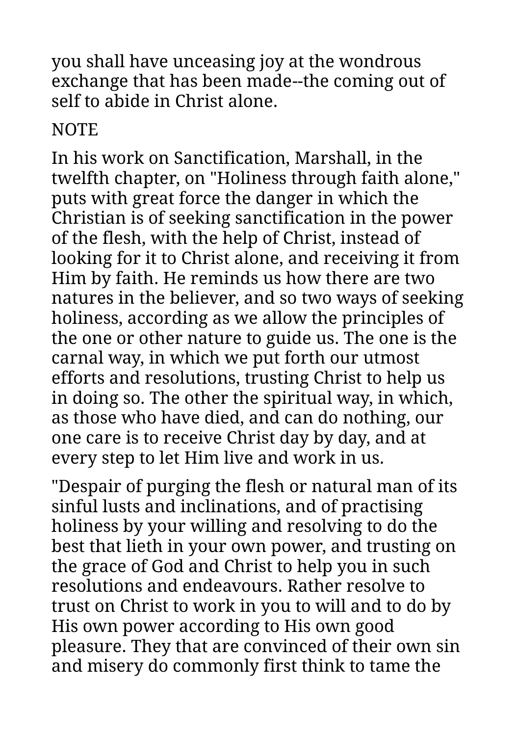you shall have unceasing joy at the wondrous exchange that has been made--the coming out of self to abide in Christ alone.

NOTE

In his work on Sanctification, Marshall, in the twelfth chapter, on "Holiness through faith alone," puts with great force the danger in which the Christian is of seeking sanctification in the power of the flesh, with the help of Christ, instead of looking for it to Christ alone, and receiving it from Him by faith. He reminds us how there are two natures in the believer, and so two ways of seeking holiness, according as we allow the principles of the one or other nature to guide us. The one is the carnal way, in which we put forth our utmost efforts and resolutions, trusting Christ to help us in doing so. The other the spiritual way, in which, as those who have died, and can do nothing, our one care is to receive Christ day by day, and at every step to let Him live and work in us.

"Despair of purging the flesh or natural man of its sinful lusts and inclinations, and of practising holiness by your willing and resolving to do the best that lieth in your own power, and trusting on the grace of God and Christ to help you in such resolutions and endeavours. Rather resolve to trust on Christ to work in you to will and to do by His own power according to His own good pleasure. They that are convinced of their own sin and misery do commonly first think to tame the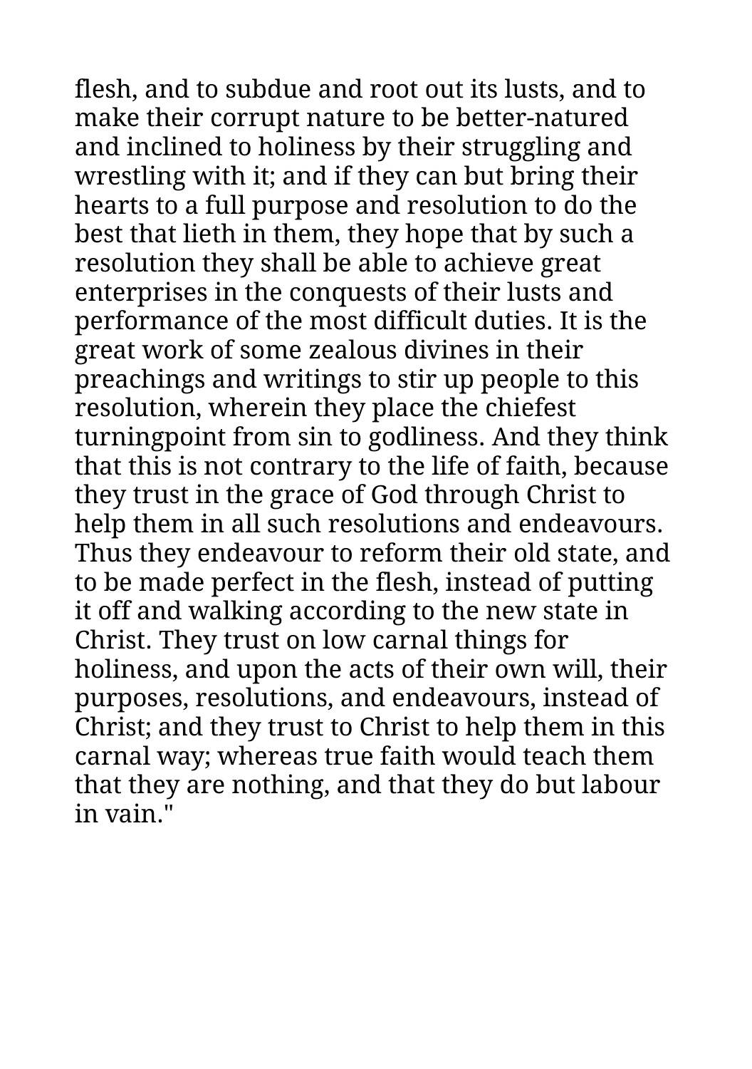flesh, and to subdue and root out its lusts, and to make their corrupt nature to be better-natured and inclined to holiness by their struggling and wrestling with it; and if they can but bring their hearts to a full purpose and resolution to do the best that lieth in them, they hope that by such a resolution they shall be able to achieve great enterprises in the conquests of their lusts and performance of the most difficult duties. It is the great work of some zealous divines in their preachings and writings to stir up people to this resolution, wherein they place the chiefest turningpoint from sin to godliness. And they think that this is not contrary to the life of faith, because they trust in the grace of God through Christ to help them in all such resolutions and endeavours. Thus they endeavour to reform their old state, and to be made perfect in the flesh, instead of putting it off and walking according to the new state in Christ. They trust on low carnal things for holiness, and upon the acts of their own will, their purposes, resolutions, and endeavours, instead of Christ; and they trust to Christ to help them in this carnal way; whereas true faith would teach them that they are nothing, and that they do but labour in vain."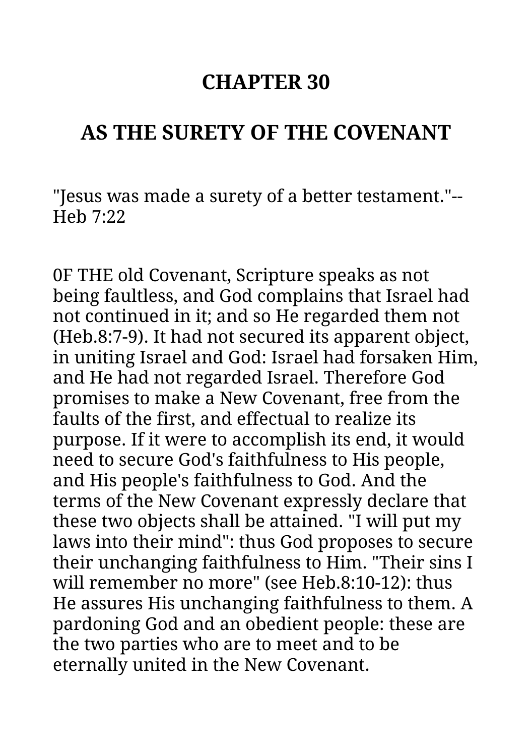# CHAPTER 30

## AS THE SURETY OF THE COVENANT

"Jesus was made a surety of a better testament."--Heb 7:22

0F THE old Covenant, Scripture speaks as not being faultless, and God complains that Israel had not continued in it; and so He regarded them not (Heb.8:7-9). It had not secured its apparent object, in uniting Israel and God: Israel had forsaken Him, and He had not regarded Israel. Therefore God promises to make a New Covenant, free from the faults of the first, and effectual to realize its purpose. If it were to accomplish its end, it would need to secure God's faithfulness to His people, and His people's faithfulness to God. And the terms of the New Covenant expressly declare that these two objects shall be attained. "I will put my laws into their mind": thus God proposes to secure their unchanging faithfulness to Him. "Their sins I will remember no more" (see Heb.8:10-12): thus He assures His unchanging faithfulness to them. A pardoning God and an obedient people: these are the two parties who are to meet and to be eternally united in the New Covenant.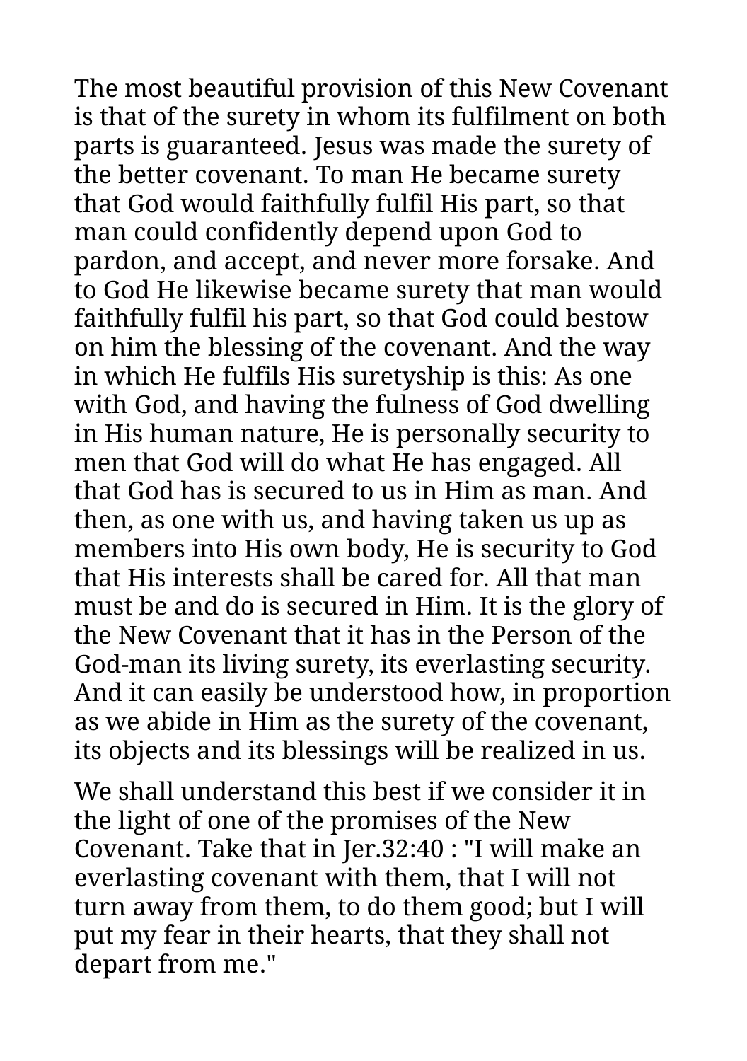The most beautiful provision of this New Covenant is that of the surety in whom its fulfilment on both parts is guaranteed. Jesus was made the surety of the better covenant. To man He became surety that God would faithfully fulfil His part, so that man could confidently depend upon God to pardon, and accept, and never more forsake. And to God He likewise became surety that man would faithfully fulfil his part, so that God could bestow on him the blessing of the covenant. And the way in which He fulfils His suretyship is this: As one with God, and having the fulness of God dwelling in His human nature, He is personally security to men that God will do what He has engaged. All that God has is secured to us in Him as man. And then, as one with us, and having taken us up as members into His own body, He is security to God that His interests shall be cared for. All that man must be and do is secured in Him. It is the glory of the New Covenant that it has in the Person of the God-man its living surety, its everlasting security. And it can easily be understood how, in proportion as we abide in Him as the surety of the covenant, its objects and its blessings will be realized in us.

We shall understand this best if we consider it in the light of one of the promises of the New Covenant. Take that in Jer.32:40 : "I will make an everlasting covenant with them, that I will not turn away from them, to do them good; but I will put my fear in their hearts, that they shall not depart from me."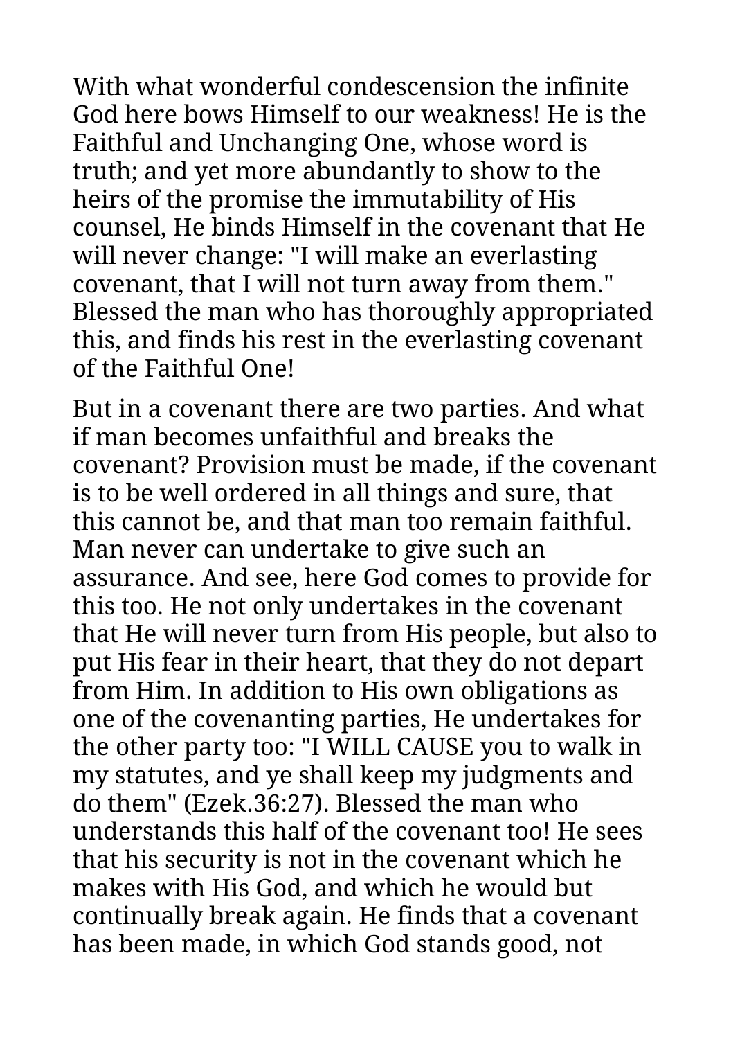With what wonderful condescension the infinite God here bows Himself to our weakness! He is the Faithful and Unchanging One, whose word is truth; and yet more abundantly to show to the heirs of the promise the immutability of His counsel, He binds Himself in the covenant that He will never change: "I will make an everlasting covenant, that I will not turn away from them." Blessed the man who has thoroughly appropriated this, and finds his rest in the everlasting covenant of the Faithful One!

But in a covenant there are two parties. And what if man becomes unfaithful and breaks the covenant? Provision must be made, if the covenant is to be well ordered in all things and sure, that this cannot be, and that man too remain faithful. Man never can undertake to give such an assurance. And see, here God comes to provide for this too. He not only undertakes in the covenant that He will never turn from His people, but also to put His fear in their heart, that they do not depart from Him. In addition to His own obligations as one of the covenanting parties, He undertakes for the other party too: "I WILL CAUSE you to walk in my statutes, and ye shall keep my judgments and do them" (Ezek.36:27). Blessed the man who understands this half of the covenant too! He sees that his security is not in the covenant which he makes with His God, and which he would but continually break again. He finds that a covenant has been made, in which God stands good, not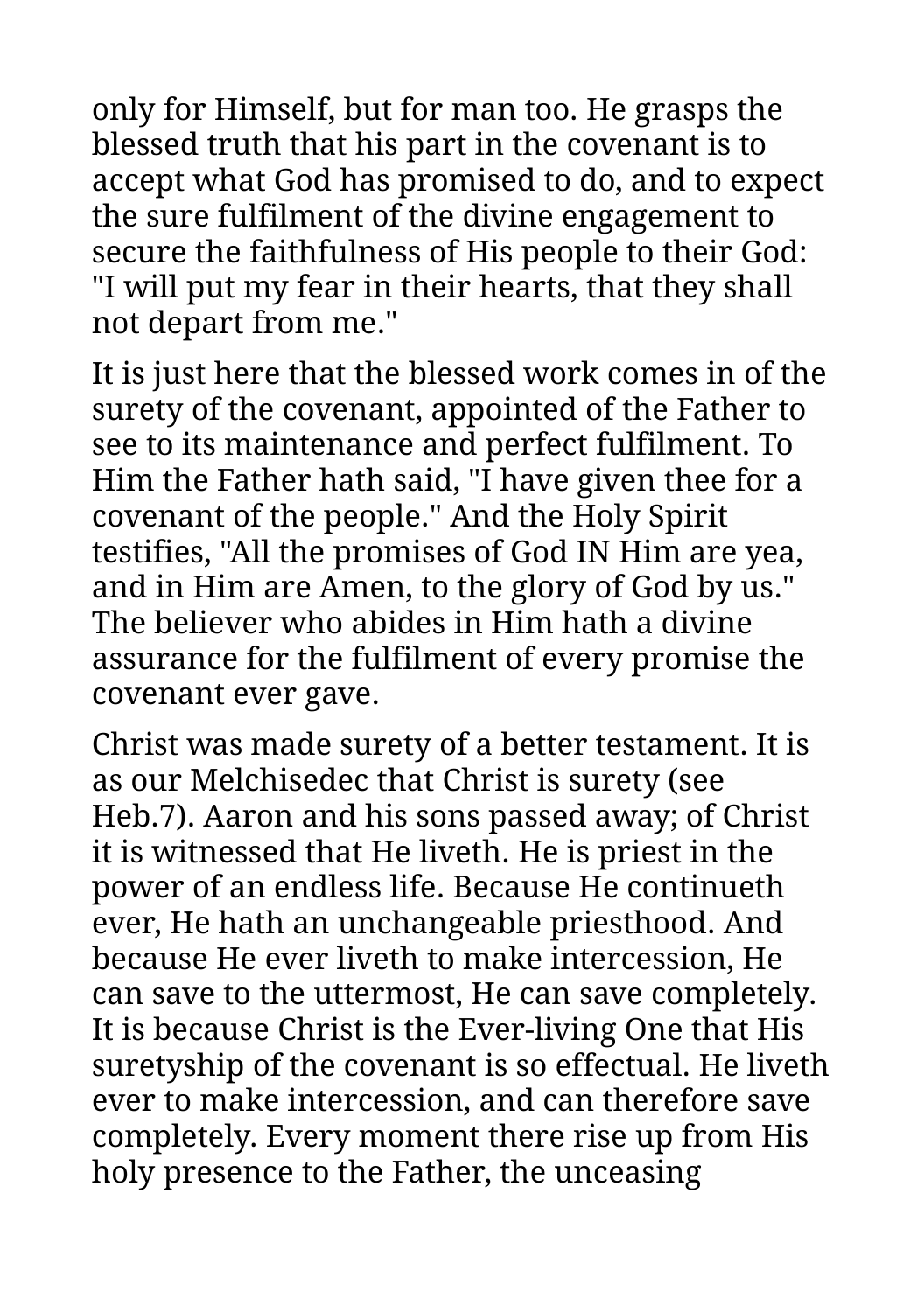only for Himself, but for man too. He grasps the blessed truth that his part in the covenant is to accept what God has promised to do, and to expect the sure fulfilment of the divine engagement to secure the faithfulness of His people to their God: "I will put my fear in their hearts, that they shall not depart from me."

It is just here that the blessed work comes in of the surety of the covenant, appointed of the Father to see to its maintenance and perfect fulfilment. To Him the Father hath said, "I have given thee for a covenant of the people." And the Holy Spirit testifies, "All the promises of God IN Him are yea, and in Him are Amen, to the glory of God by us." The believer who abides in Him hath a divine assurance for the fulfilment of every promise the covenant ever gave.

Christ was made surety of a better testament. It is as our Melchisedec that Christ is surety (see Heb.7). Aaron and his sons passed away; of Christ it is witnessed that He liveth. He is priest in the power of an endless life. Because He continueth ever, He hath an unchangeable priesthood. And because He ever liveth to make intercession, He can save to the uttermost, He can save completely. It is because Christ is the Ever-living One that His suretyship of the covenant is so effectual. He liveth ever to make intercession, and can therefore save completely. Every moment there rise up from His holy presence to the Father, the unceasing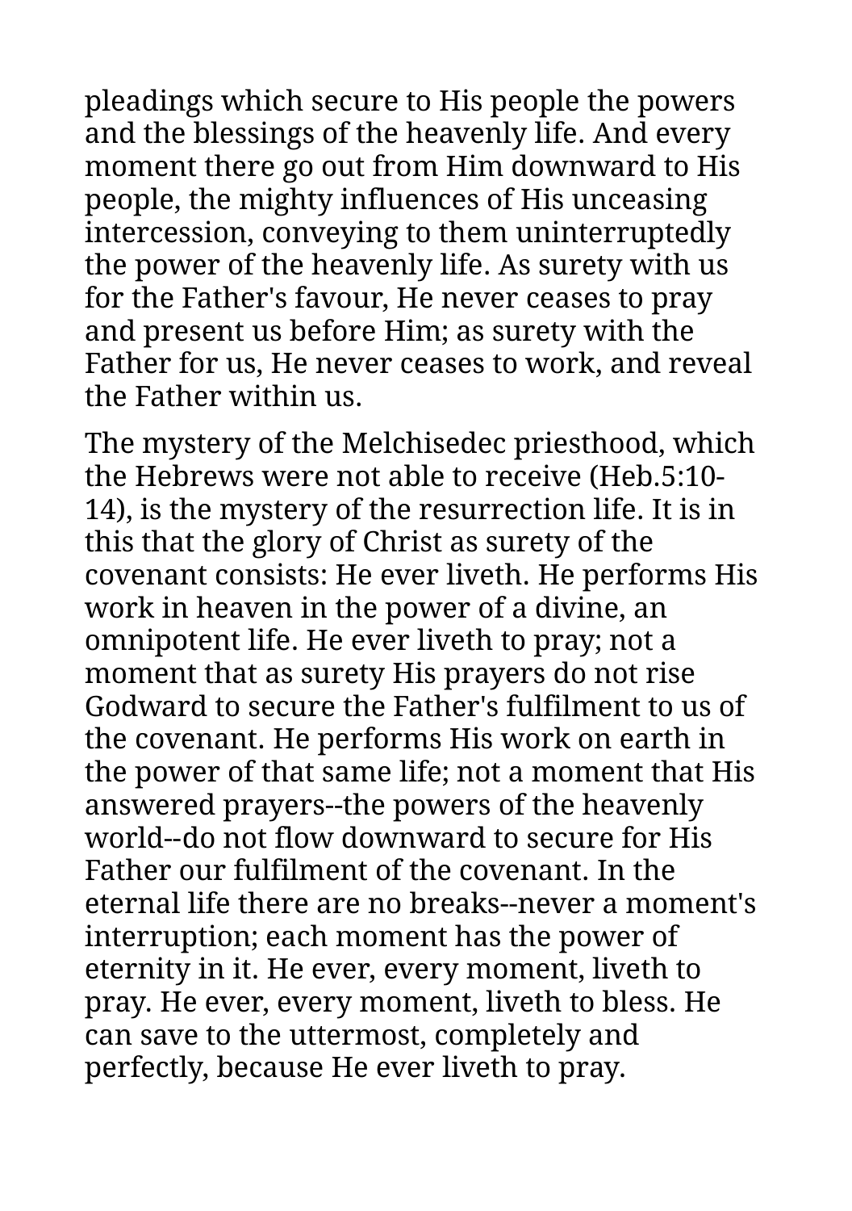pleadings which secure to His people the powers and the blessings of the heavenly life. And every moment there go out from Him downward to His people, the mighty influences of His unceasing intercession, conveying to them uninterruptedly the power of the heavenly life. As surety with us for the Father's favour, He never ceases to pray and present us before Him; as surety with the Father for us, He never ceases to work, and reveal the Father within us.

The mystery of the Melchisedec priesthood, which the Hebrews were not able to receive (Heb.5:10-14), is the mystery of the resurrection life. It is in this that the glory of Christ as surety of the covenant consists: He ever liveth. He performs His work in heaven in the power of a divine, an omnipotent life. He ever liveth to pray; not a moment that as surety His prayers do not rise Godward to secure the Father's fulfilment to us of the covenant. He performs His work on earth in the power of that same life; not a moment that His answered prayers--the powers of the heavenly world--do not flow downward to secure for His Father our fulfilment of the covenant. In the eternal life there are no breaks--never a moment's interruption; each moment has the power of eternity in it. He ever, every moment, liveth to pray. He ever, every moment, liveth to bless. He can save to the uttermost, completely and perfectly, because He ever liveth to pray.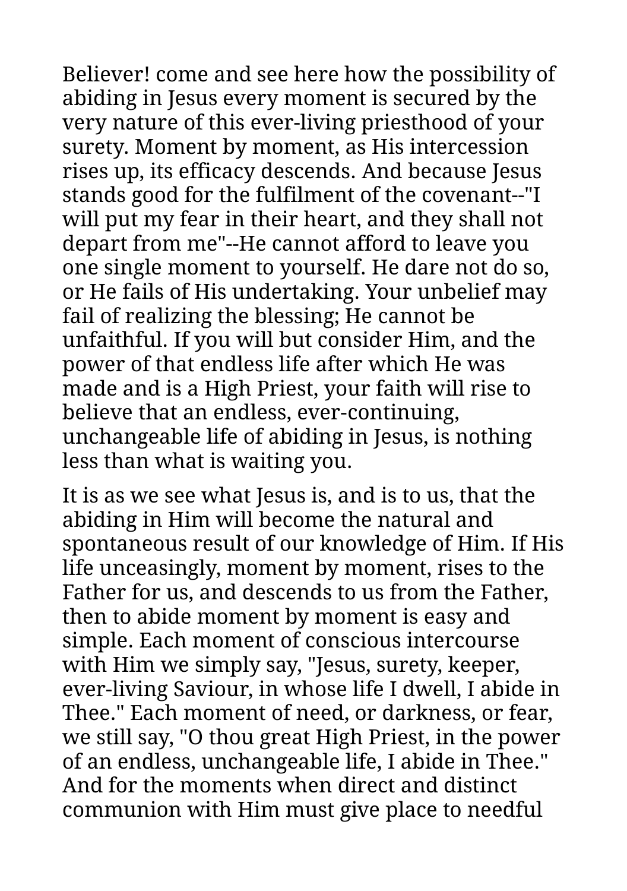Believer! come and see here how the possibility of abiding in Jesus every moment is secured by the very nature of this ever-living priesthood of your surety. Moment by moment, as His intercession rises up, its efficacy descends. And because Jesus stands good for the fulfilment of the covenant--"I will put my fear in their heart, and they shall not depart from me"--He cannot afford to leave you one single moment to yourself. He dare not do so, or He fails of His undertaking. Your unbelief may fail of realizing the blessing; He cannot be unfaithful. If you will but consider Him, and the power of that endless life after which He was made and is a High Priest, your faith will rise to believe that an endless, ever-continuing, unchangeable life of abiding in Jesus, is nothing less than what is waiting you.

It is as we see what Jesus is, and is to us, that the abiding in Him will become the natural and spontaneous result of our knowledge of Him. If His life unceasingly, moment by moment, rises to the Father for us, and descends to us from the Father, then to abide moment by moment is easy and simple. Each moment of conscious intercourse with Him we simply say, "Jesus, surety, keeper, ever-living Saviour, in whose life I dwell, I abide in Thee." Each moment of need, or darkness, or fear, we still say, "O thou great High Priest, in the power of an endless, unchangeable life, I abide in Thee." And for the moments when direct and distinct communion with Him must give place to needful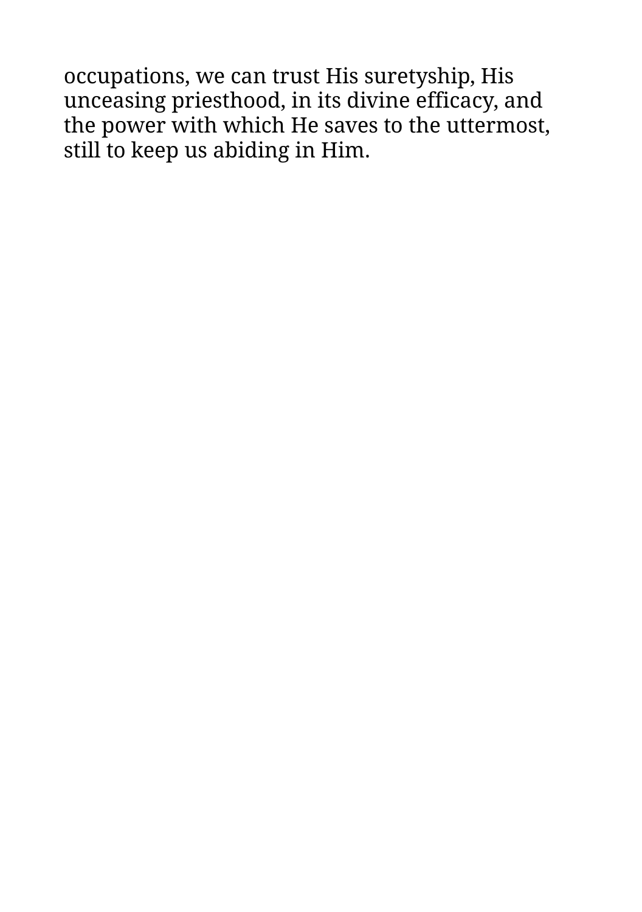occupations, we can trust His suretyship, His unceasing priesthood, in its divine efficacy, and the power with which He saves to the uttermost, still to keep us abiding in Him.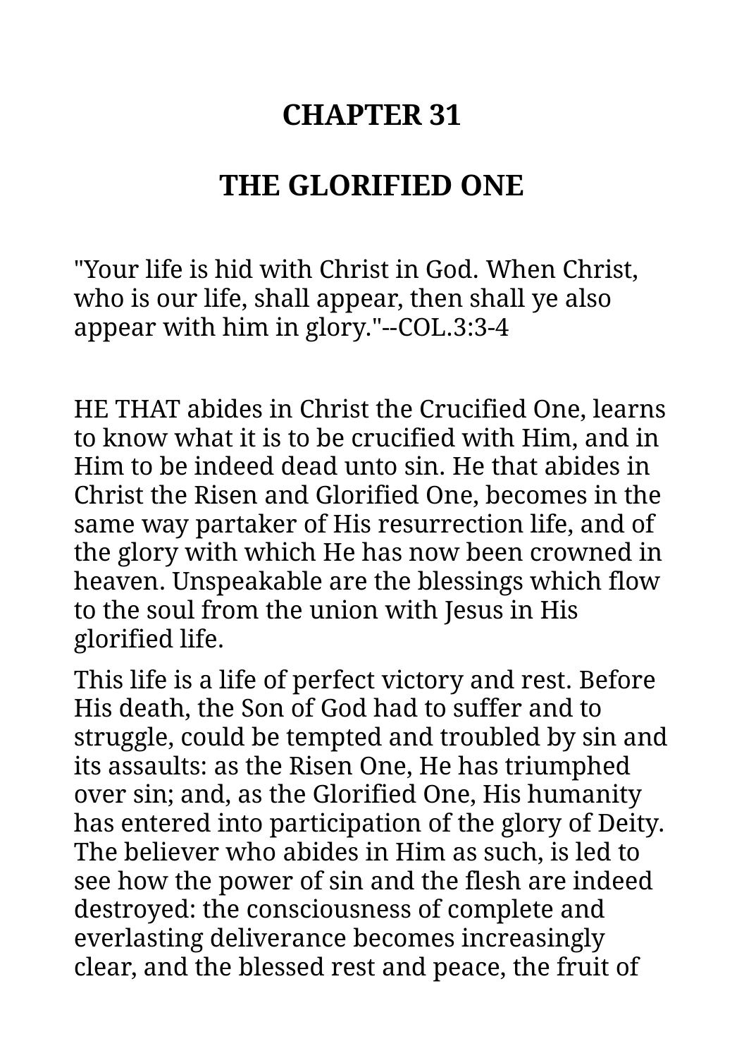# CHAPTER 31

## THE GLORIFIED ONE

"Your life is hid with Christ in God. When Christ, who is our life, shall appear, then shall ye also appear with him in glory."--COL.3:3-4

HE THAT abides in Christ the Crucified One, learns to know what it is to be crucified with Him, and in Him to be indeed dead unto sin. He that abides in Christ the Risen and Glorified One, becomes in the same way partaker of His resurrection life, and of the glory with which He has now been crowned in heaven. Unspeakable are the blessings which flow to the soul from the union with Jesus in His glorified life.

This life is a life of perfect victory and rest. Before His death, the Son of God had to suffer and to struggle, could be tempted and troubled by sin and its assaults: as the Risen One, He has triumphed over sin; and, as the Glorified One, His humanity has entered into participation of the glory of Deity. The believer who abides in Him as such, is led to see how the power of sin and the flesh are indeed destroyed: the consciousness of complete and everlasting deliverance becomes increasingly clear, and the blessed rest and peace, the fruit of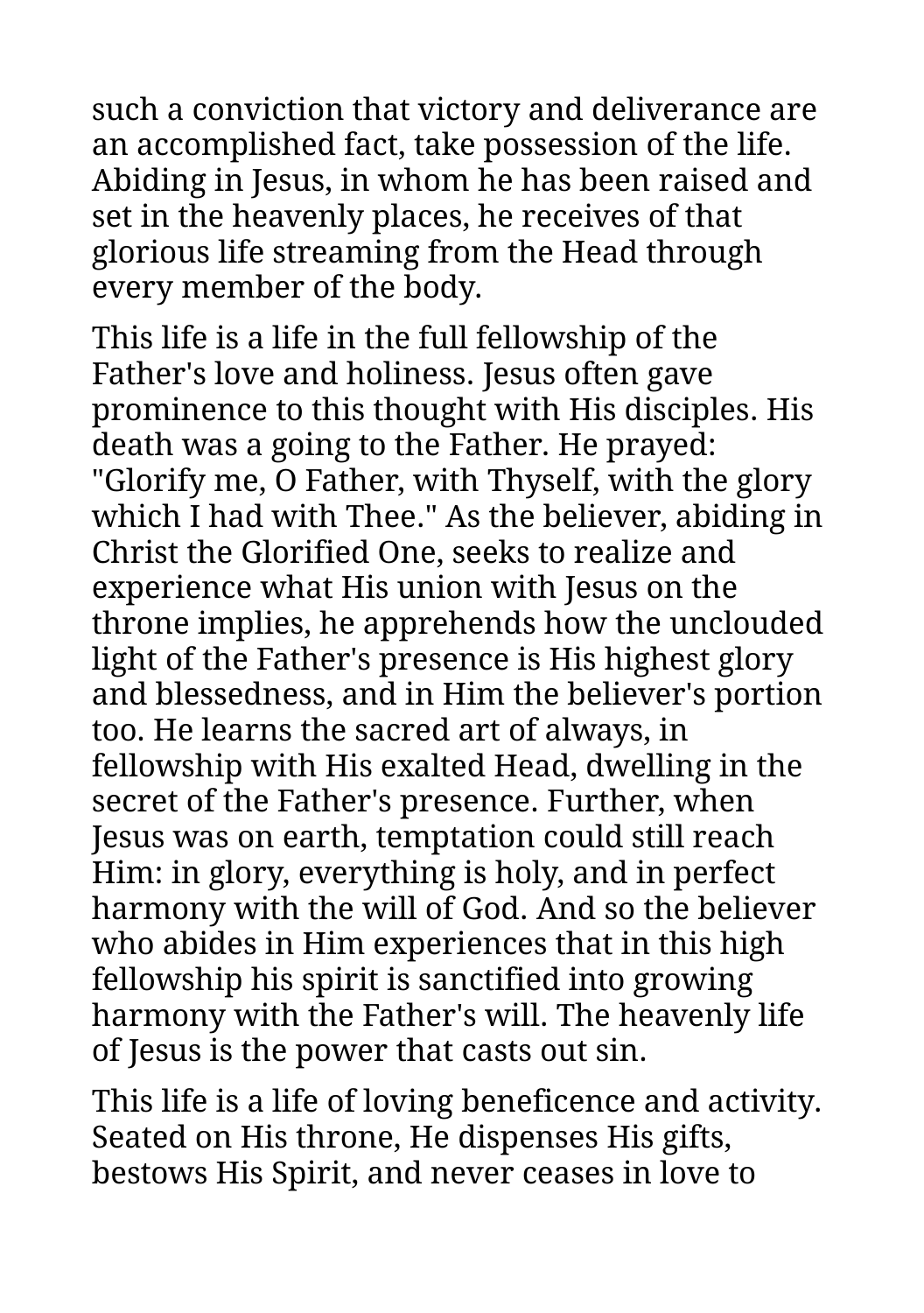such a conviction that victory and deliverance are an accomplished fact, take possession of the life. Abiding in Jesus, in whom he has been raised and set in the heavenly places, he receives of that glorious life streaming from the Head through every member of the body.

This life is a life in the full fellowship of the Father's love and holiness. Jesus often gave prominence to this thought with His disciples. His death was a going to the Father. He prayed: "Glorify me, O Father, with Thyself, with the glory which I had with Thee." As the believer, abiding in Christ the Glorified One, seeks to realize and experience what His union with Jesus on the throne implies, he apprehends how the unclouded light of the Father's presence is His highest glory and blessedness, and in Him the believer's portion too. He learns the sacred art of always, in fellowship with His exalted Head, dwelling in the secret of the Father's presence. Further, when Jesus was on earth, temptation could still reach Him: in glory, everything is holy, and in perfect harmony with the will of God. And so the believer who abides in Him experiences that in this high fellowship his spirit is sanctified into growing harmony with the Father's will. The heavenly life of Jesus is the power that casts out sin.

This life is a life of loving beneficence and activity. Seated on His throne, He dispenses His gifts, bestows His Spirit, and never ceases in love to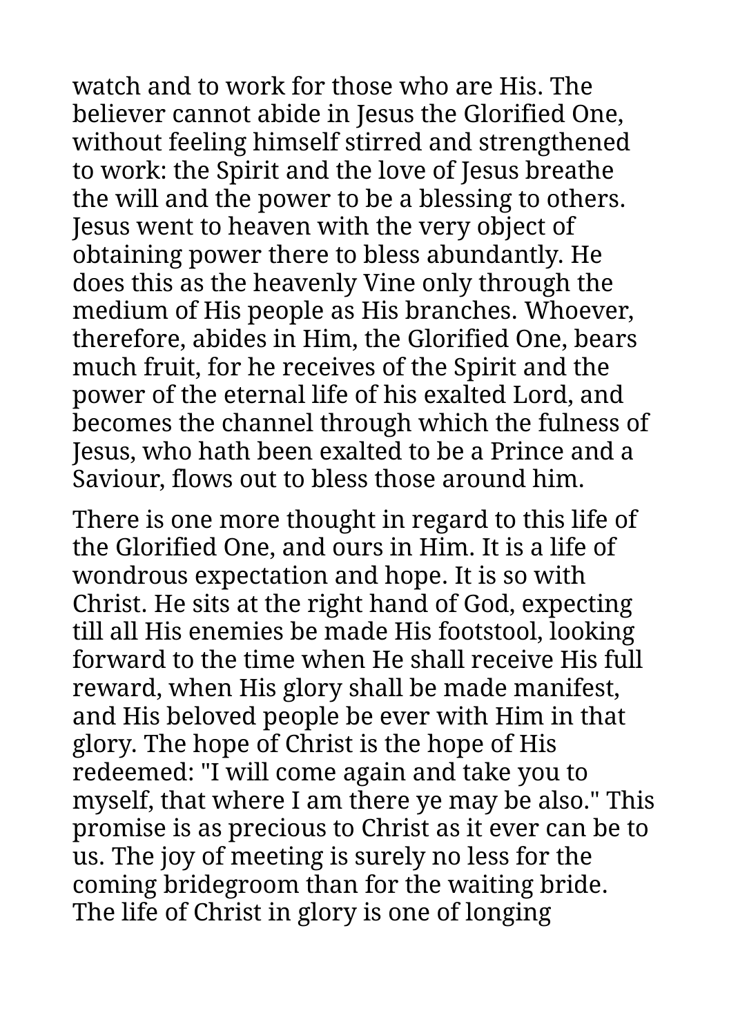watch and to work for those who are His. The believer cannot abide in Jesus the Glorified One, without feeling himself stirred and strengthened to work: the Spirit and the love of Jesus breathe the will and the power to be a blessing to others. Jesus went to heaven with the very object of obtaining power there to bless abundantly. He does this as the heavenly Vine only through the medium of His people as His branches. Whoever, therefore, abides in Him, the Glorified One, bears much fruit, for he receives of the Spirit and the power of the eternal life of his exalted Lord, and becomes the channel through which the fulness of Jesus, who hath been exalted to be a Prince and a Saviour, flows out to bless those around him.

There is one more thought in regard to this life of the Glorified One, and ours in Him. It is a life of wondrous expectation and hope. It is so with Christ. He sits at the right hand of God, expecting till all His enemies be made His footstool, looking forward to the time when He shall receive His full reward, when His glory shall be made manifest, and His beloved people be ever with Him in that glory. The hope of Christ is the hope of His redeemed: "I will come again and take you to myself, that where I am there ye may be also." This promise is as precious to Christ as it ever can be to us. The joy of meeting is surely no less for the coming bridegroom than for the waiting bride. The life of Christ in glory is one of longing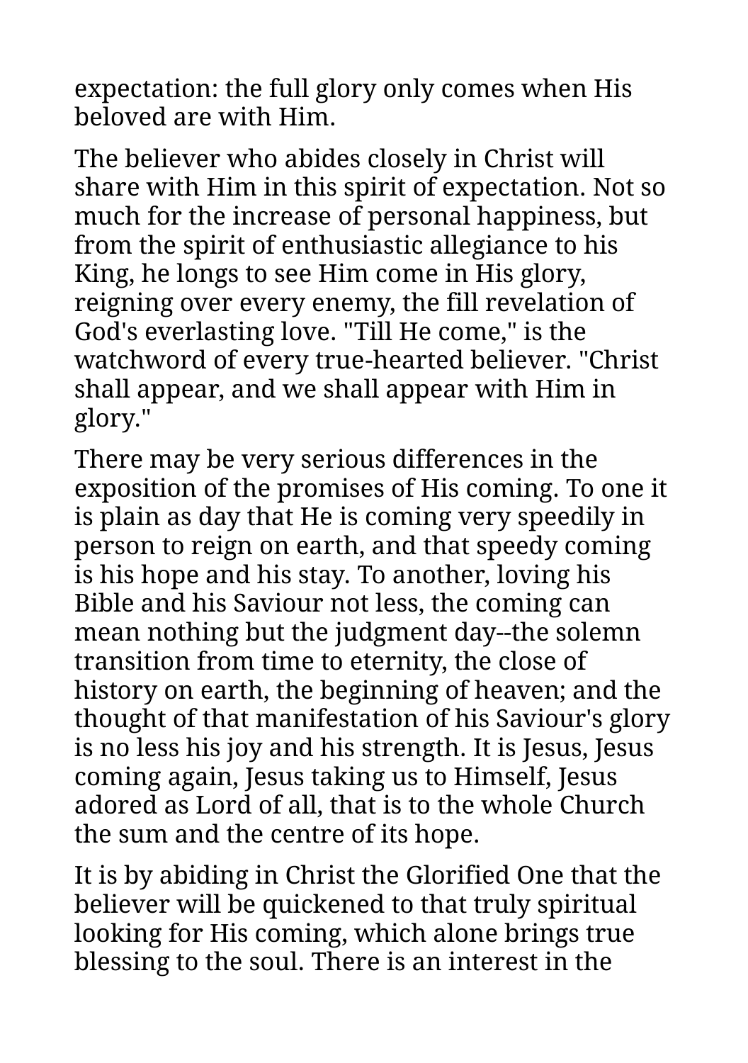expectation: the full glory only comes when His beloved are with Him.

The believer who abides closely in Christ will share with Him in this spirit of expectation. Not so much for the increase of personal happiness, but from the spirit of enthusiastic allegiance to his King, he longs to see Him come in His glory, reigning over every enemy, the fill revelation of God's everlasting love. "Till He come," is the watchword of every true-hearted believer. "Christ shall appear, and we shall appear with Him in glory."

There may be very serious differences in the exposition of the promises of His coming. To one it is plain as day that He is coming very speedily in person to reign on earth, and that speedy coming is his hope and his stay. To another, loving his Bible and his Saviour not less, the coming can mean nothing but the judgment day--the solemn transition from time to eternity, the close of history on earth, the beginning of heaven; and the thought of that manifestation of his Saviour's glory is no less his joy and his strength. It is Jesus, Jesus coming again, Jesus taking us to Himself, Jesus adored as Lord of all, that is to the whole Church the sum and the centre of its hope.

It is by abiding in Christ the Glorified One that the believer will be quickened to that truly spiritual looking for His coming, which alone brings true blessing to the soul. There is an interest in the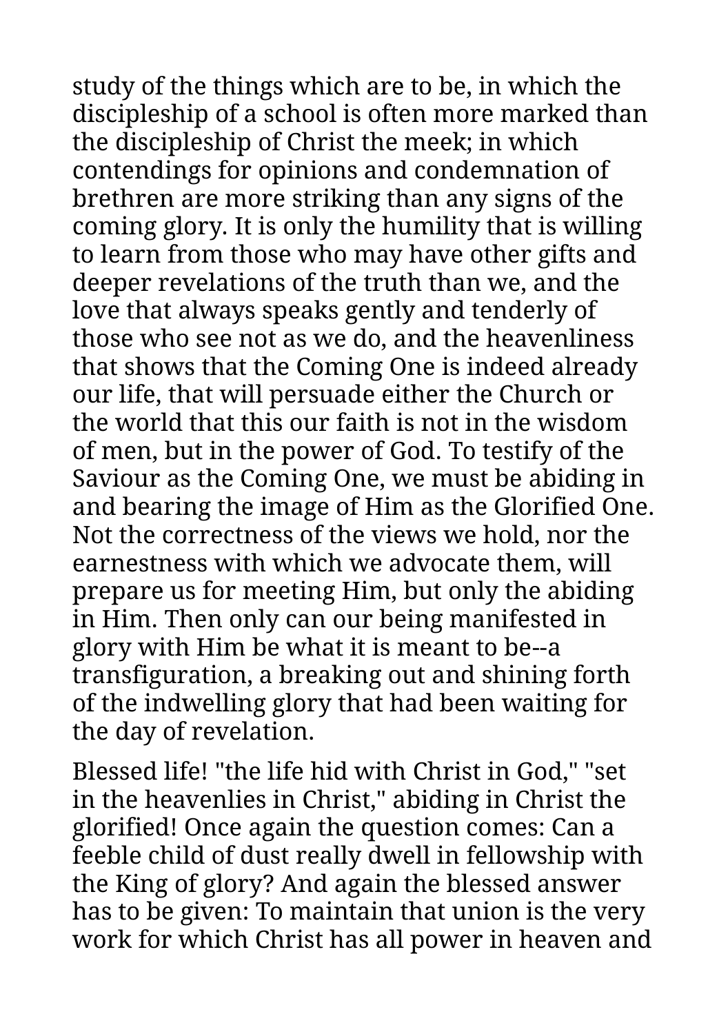study of the things which are to be, in which the discipleship of a school is often more marked than the discipleship of Christ the meek; in which contendings for opinions and condemnation of brethren are more striking than any signs of the coming glory. It is only the humility that is willing to learn from those who may have other gifts and deeper revelations of the truth than we, and the love that always speaks gently and tenderly of those who see not as we do, and the heavenliness that shows that the Coming One is indeed already our life, that will persuade either the Church or the world that this our faith is not in the wisdom of men, but in the power of God. To testify of the Saviour as the Coming One, we must be abiding in and bearing the image of Him as the Glorified One. Not the correctness of the views we hold, nor the earnestness with which we advocate them, will prepare us for meeting Him, but only the abiding in Him. Then only can our being manifested in glory with Him be what it is meant to be--a transfiguration, a breaking out and shining forth of the indwelling glory that had been waiting for the day of revelation.

Blessed life! "the life hid with Christ in God," "set in the heavenlies in Christ," abiding in Christ the glorified! Once again the question comes: Can a feeble child of dust really dwell in fellowship with the King of glory? And again the blessed answer has to be given: To maintain that union is the very work for which Christ has all power in heaven and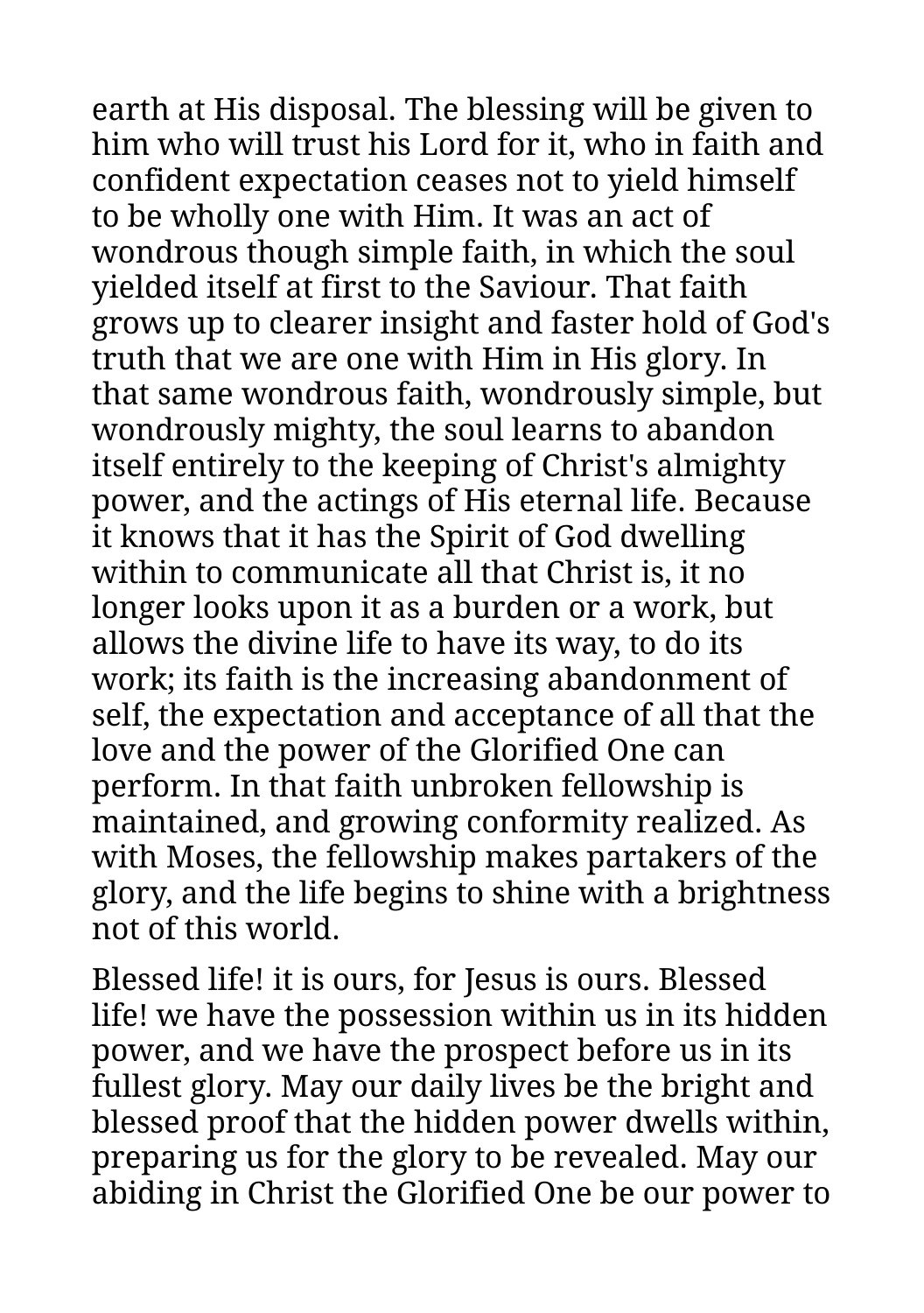earth at His disposal. The blessing will be given to him who will trust his Lord for it, who in faith and confident expectation ceases not to yield himself to be wholly one with Him. It was an act of wondrous though simple faith, in which the soul yielded itself at first to the Saviour. That faith grows up to clearer insight and faster hold of God's truth that we are one with Him in His glory. In that same wondrous faith, wondrously simple, but wondrously mighty, the soul learns to abandon itself entirely to the keeping of Christ's almighty power, and the actings of His eternal life. Because it knows that it has the Spirit of God dwelling within to communicate all that Christ is, it no longer looks upon it as a burden or a work, but allows the divine life to have its way, to do its work; its faith is the increasing abandonment of self, the expectation and acceptance of all that the love and the power of the Glorified One can perform. In that faith unbroken fellowship is maintained, and growing conformity realized. As with Moses, the fellowship makes partakers of the glory, and the life begins to shine with a brightness not of this world.

Blessed life! it is ours, for Jesus is ours. Blessed life! we have the possession within us in its hidden power, and we have the prospect before us in its fullest glory. May our daily lives be the bright and blessed proof that the hidden power dwells within, preparing us for the glory to be revealed. May our abiding in Christ the Glorified One be our power to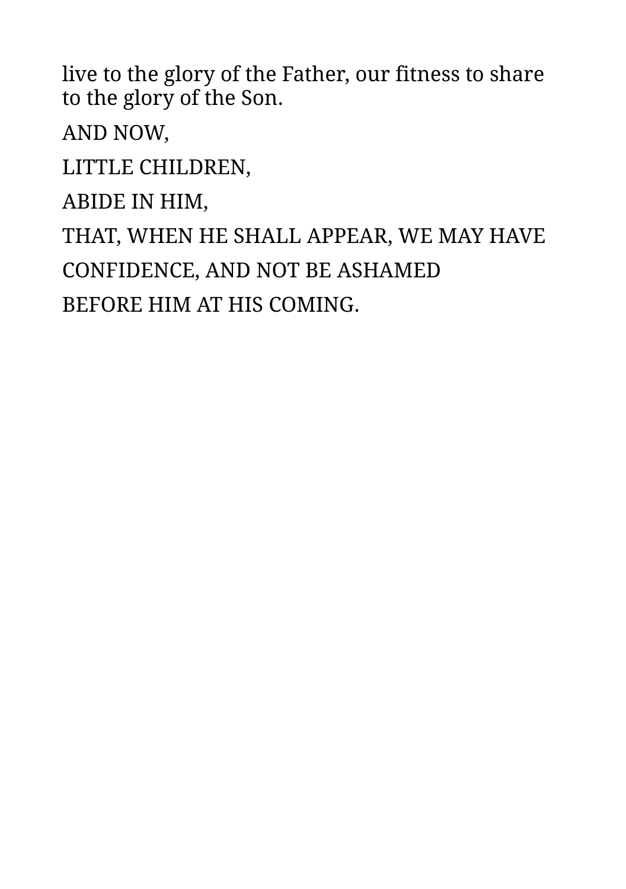live to the glory of the Father, our fitness to share to the glory of the Son.

AND NOW,

LITTLE CHILDREN,

ABIDE IN HIM,

THAT, WHEN HE SHALL APPEAR, WE MAY HAVE

CONFIDENCE, AND NOT BE ASHAMED

BEFORE HIM AT HIS COMING.